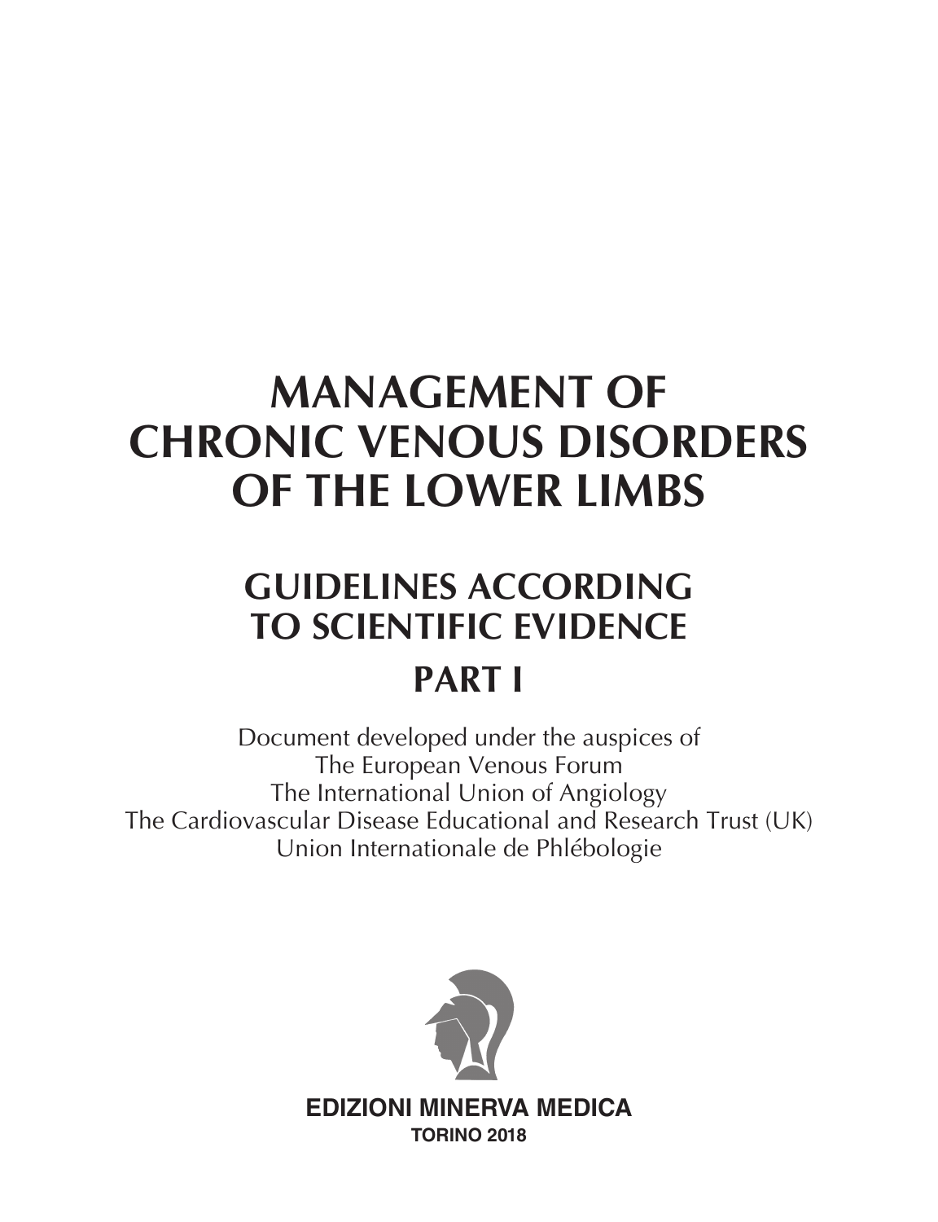# MANAGEMENT OF CHRONIC VENOUS DISORDERS OF THE LOWER LIMBS

## GUIDELINES ACCORDING TO SCIENTIFIC EVIDENCE

## PART I

Document developed under the auspices of
The European Venous Forum
The International Union of Angiology
The Cardiovascular Disease Educational and Research Trust (UK)
Union Internationale de Phlébologie

**EDIZIONI MINERVA MEDICA**
**TORINO 2018**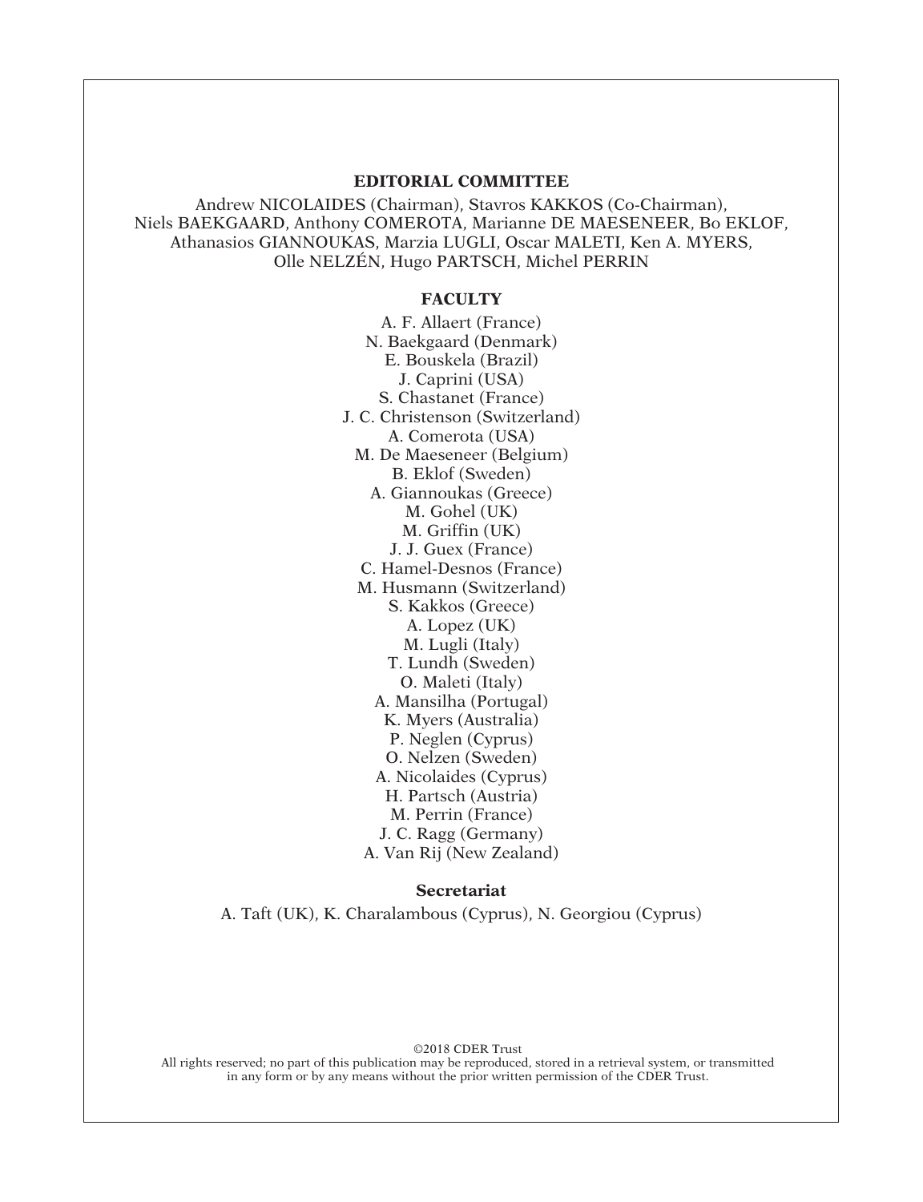## EDITORIAL COMMITTEE

Andrew NICOLAIDES (Chairman), Stavros KAKKOS (Co-Chairman), Niels BAEKGAARD, Anthony COMEROTA, Marianne DE MAESENEER, Bo EKLOF, Athanasios GIANNOUKAS, Marzia LUGLI, Oscar MALETI, Ken A. MYERS, Olle NELZÉN, Hugo PARTSCH, Michel PERRIN

## FACULTY

A. F. Allaert (France)
N. Baekgaard (Denmark)
E. Bouskela (Brazil)
J. Caprini (USA)
S. Chastanet (France)
J. C. Christenson (Switzerland)
A. Comerota (USA)
M. De Maeseneer (Belgium)
B. Eklof (Sweden)
A. Giannoukas (Greece)
M. Gohel (UK)
M. Griffin (UK)
J. J. Guex (France)
C. Hamel-Desnos (France)
M. Husmann (Switzerland)
S. Kakkos (Greece)
A. Lopez (UK)
M. Lugli (Italy)
T. Lundh (Sweden)
O. Maleti (Italy)
A. Mansilha (Portugal)
K. Myers (Australia)
P. Neglen (Cyprus)
O. Nelzen (Sweden)
A. Nicolaides (Cyprus)
H. Partsch (Austria)
M. Perrin (France)
J. C. Ragg (Germany)
A. Van Rij (New Zealand)

## Secretariat

A. Taft (UK), K. Charalambous (Cyprus), N. Georgiou (Cyprus)

©2018 CDER Trust
All rights reserved; no part of this publication may be reproduced, stored in a retrieval system, or transmitted in any form or by any means without the prior written permission of the CDER Trust.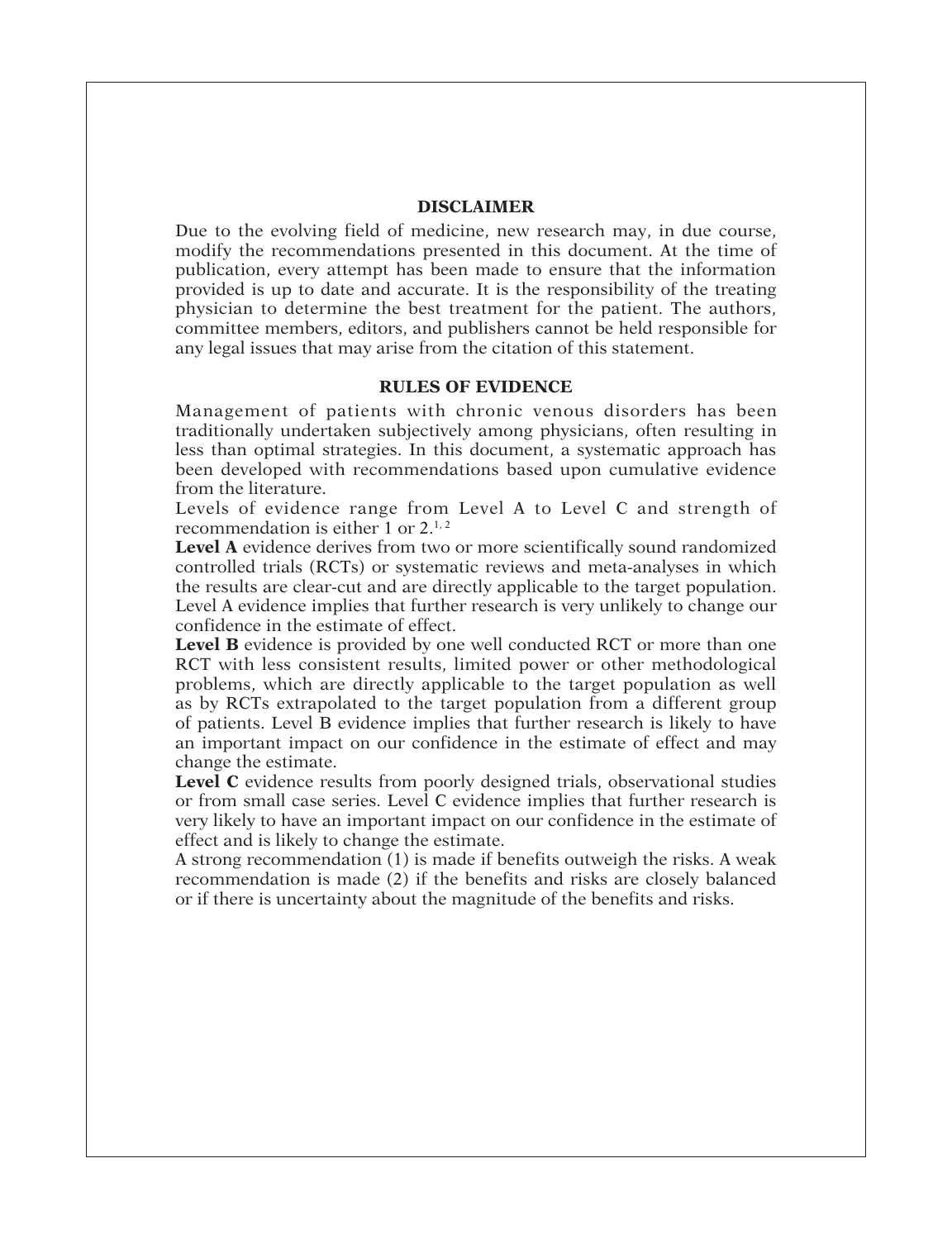## DISCLAIMER

Due to the evolving field of medicine, new research may, in due course, modify the recommendations presented in this document. At the time of publication, every attempt has been made to ensure that the information provided is up to date and accurate. It is the responsibility of the treating physician to determine the best treatment for the patient. The authors, committee members, editors, and publishers cannot be held responsible for any legal issues that may arise from the citation of this statement.

## RULES OF EVIDENCE

Management of patients with chronic venous disorders has been traditionally undertaken subjectively among physicians, often resulting in less than optimal strategies. In this document, a systematic approach has been developed with recommendations based upon cumulative evidence from the literature.

Levels of evidence range from Level A to Level C and strength of recommendation is either 1 or 2.[1, 2]

**Level A** evidence derives from two or more scientifically sound randomized controlled trials (RCTs) or systematic reviews and meta-analyses in which the results are clear-cut and are directly applicable to the target population. Level A evidence implies that further research is very unlikely to change our confidence in the estimate of effect.

**Level B** evidence is provided by one well conducted RCT or more than one RCT with less consistent results, limited power or other methodological problems, which are directly applicable to the target population as well as by RCTs extrapolated to the target population from a different group of patients. Level B evidence implies that further research is likely to have an important impact on our confidence in the estimate of effect and may change the estimate.

**Level C** evidence results from poorly designed trials, observational studies or from small case series. Level C evidence implies that further research is very likely to have an important impact on our confidence in the estimate of effect and is likely to change the estimate.

A strong recommendation (1) is made if benefits outweigh the risks. A weak recommendation is made (2) if the benefits and risks are closely balanced or if there is uncertainty about the magnitude of the benefits and risks.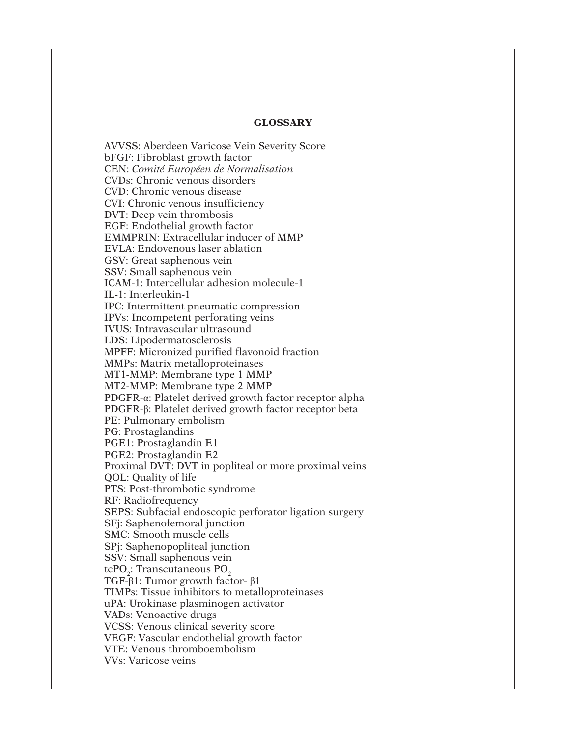## GLOSSARY

AVVSS: Aberdeen Varicose Vein Severity Score
bFGF: Fibroblast growth factor
CEN: *Comité Européen de Normalisation*
CVDs: Chronic venous disorders
CVD: Chronic venous disease
CVI: Chronic venous insufficiency
DVT: Deep vein thrombosis
EGF: Endothelial growth factor
EMMPRIN: Extracellular inducer of MMP
EVLA: Endovenous laser ablation
GSV: Great saphenous vein
SSV: Small saphenous vein
ICAM-1: Intercellular adhesion molecule-1
IL-1: Interleukin-1
IPC: Intermittent pneumatic compression
IPVs: Incompetent perforating veins
IVUS: Intravascular ultrasound
LDS: Lipodermatosclerosis
MPFF: Micronized purified flavonoid fraction
MMPs: Matrix metalloproteinases
MT1-MMP: Membrane type 1 MMP
MT2-MMP: Membrane type 2 MMP
PDGFR-α: Platelet derived growth factor receptor alpha
PDGFR-β: Platelet derived growth factor receptor beta
PE: Pulmonary embolism
PG: Prostaglandins
PGE1: Prostaglandin E1
PGE2: Prostaglandin E2
Proximal DVT: DVT in popliteal or more proximal veins
QOL: Quality of life
PTS: Post-thrombotic syndrome
RF: Radiofrequency
SEPS: Subfacial endoscopic perforator ligation surgery
SFj: Saphenofemoral junction
SMC: Smooth muscle cells
SPj: Saphenopopliteal junction
SSV: Small saphenous vein
$tcPO_2$: Transcutaneous $PO_2$
TGF-β1: Tumor growth factor- β1
TIMPs: Tissue inhibitors to metalloproteinases
uPA: Urokinase plasminogen activator
VADs: Venoactive drugs
VCSS: Venous clinical severity score
VEGF: Vascular endothelial growth factor
VTE: Venous thromboembolism
VVs: Varicose veins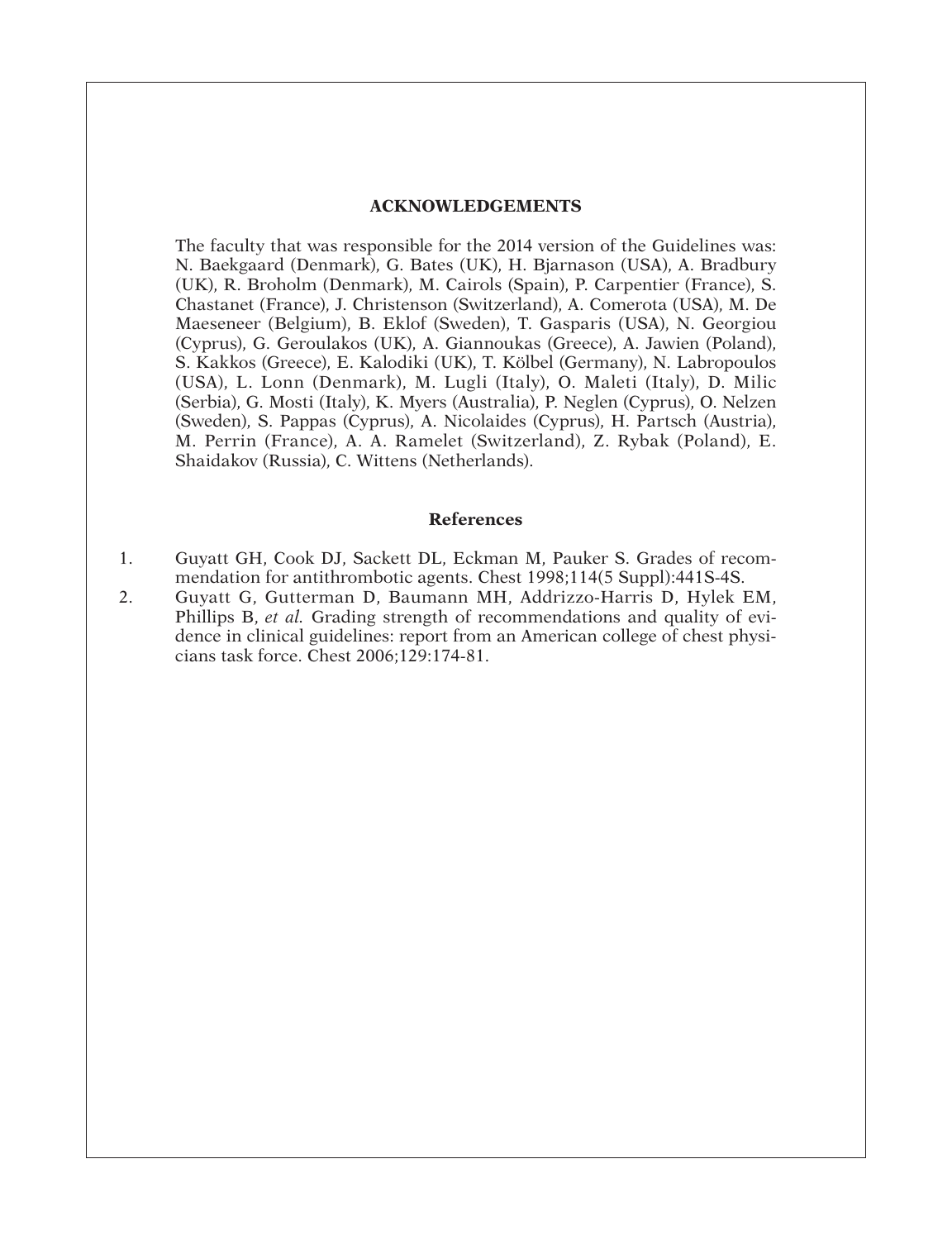## ACKNOWLEDGEMENTS

The faculty that was responsible for the 2014 version of the Guidelines was: N. Baekgaard (Denmark), G. Bates (UK), H. Bjarnason (USA), A. Bradbury (UK), R. Broholm (Denmark), M. Cairols (Spain), P. Carpentier (France), S. Chastanet (France), J. Christenson (Switzerland), A. Comerota (USA), M. De Maeseneer (Belgium), B. Eklof (Sweden), T. Gasparis (USA), N. Georgiou (Cyprus), G. Geroulakos (UK), A. Giannoukas (Greece), A. Jawien (Poland), S. Kakkos (Greece), E. Kalodiki (UK), T. Kölbel (Germany), N. Labropoulos (USA), L. Lonn (Denmark), M. Lugli (Italy), O. Maleti (Italy), D. Milic (Serbia), G. Mosti (Italy), K. Myers (Australia), P. Neglen (Cyprus), O. Nelzen (Sweden), S. Pappas (Cyprus), A. Nicolaides (Cyprus), H. Partsch (Austria), M. Perrin (France), A. A. Ramelet (Switzerland), Z. Rybak (Poland), E. Shaidakov (Russia), C. Wittens (Netherlands).

### References

1. Guyatt GH, Cook DJ, Sackett DL, Eckman M, Pauker S. Grades of recommendation for antithrombotic agents. Chest 1998;114(5 Suppl):441S-4S.
2. Guyatt G, Gutterman D, Baumann MH, Addrizzo-Harris D, Hylek EM, Phillips B, *et al.* Grading strength of recommendations and quality of evidence in clinical guidelines: report from an American college of chest physicians task force. Chest 2006;129:174-81.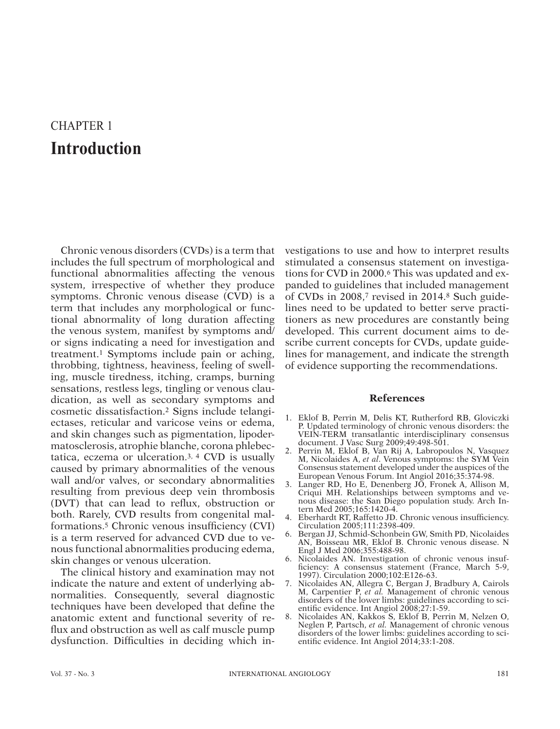# CHAPTER 1

# Introduction

Chronic venous disorders (CVDs) is a term that includes the full spectrum of morphological and functional abnormalities affecting the venous system, irrespective of whether they produce symptoms. Chronic venous disease (CVD) is a term that includes any morphological or functional abnormality of long duration affecting the venous system, manifest by symptoms and/ or signs indicating a need for investigation and treatment.[1] Symptoms include pain or aching, throbbing, tightness, heaviness, feeling of swelling, muscle tiredness, itching, cramps, burning sensations, restless legs, tingling or venous claudication, as well as secondary symptoms and cosmetic dissatisfaction.[2] Signs include telangiectases, reticular and varicose veins or edema, and skin changes such as pigmentation, lipodermatosclerosis, atrophie blanche, corona phlebectatica, eczema or ulceration.[3, 4] CVD is usually caused by primary abnormalities of the venous wall and/or valves, or secondary abnormalities resulting from previous deep vein thrombosis (DVT) that can lead to reflux, obstruction or both. Rarely, CVD results from congenital malformations.[5] Chronic venous insufficiency (CVI) is a term reserved for advanced CVD due to venous functional abnormalities producing edema, skin changes or venous ulceration.

The clinical history and examination may not indicate the nature and extent of underlying abnormalities. Consequently, several diagnostic techniques have been developed that define the anatomic extent and functional severity of reflux and obstruction as well as calf muscle pump dysfunction. Difficulties in deciding which investigations to use and how to interpret results stimulated a consensus statement on investigations for CVD in 2000.[6] This was updated and expanded to guidelines that included management of CVDs in 2008,[7] revised in 2014.[8] Such guidelines need to be updated to better serve practitioners as new procedures are constantly being developed. This current document aims to describe current concepts for CVDs, update guidelines for management, and indicate the strength of evidence supporting the recommendations.

### References

1. Eklof B, Perrin M, Delis KT, Rutherford RB, Gloviczki P. Updated terminology of chronic venous disorders: the VEIN-TERM transatlantic interdisciplinary consensus document. J Vasc Surg 2009;49:498-501.
2. Perrin M, Eklof B, Van Rij A, Labropoulos N, Vasquez M, Nicolaides A, *et al*. Venous symptoms: the SYM Vein Consensus statement developed under the auspices of the European Venous Forum. Int Angiol 2016;35:374-98.
3. Langer RD, Ho E, Denenberg JO, Fronek A, Allison M, Criqui MH. Relationships between symptoms and venous disease: the San Diego population study. Arch Intern Med 2005;165:1420-4.
4. Eberhardt RT, Raffetto JD. Chronic venous insufficiency. Circulation 2005;111:2398-409.
6. Bergan JJ, Schmid-Schonbein GW, Smith PD, Nicolaides AN, Boisseau MR, Eklof B. Chronic venous disease. N Engl J Med 2006;355:488-98.
6. Nicolaides AN. Investigation of chronic venous insufficiency: A consensus statement (France, March 5-9, 1997). Circulation 2000;102:E126-63.
7. Nicolaides AN, Allegra C, Bergan J, Bradbury A, Cairols M, Carpentier P, *et al.* Management of chronic venous disorders of the lower limbs: guidelines according to scientific evidence. Int Angiol 2008;27:1-59.
8. Nicolaides AN, Kakkos S, Eklof B, Perrin M, Nelzen O, Neglen P, Partsch, *et al.* Management of chronic venous disorders of the lower limbs: guidelines according to scientific evidence. Int Angiol 2014;33:1-208.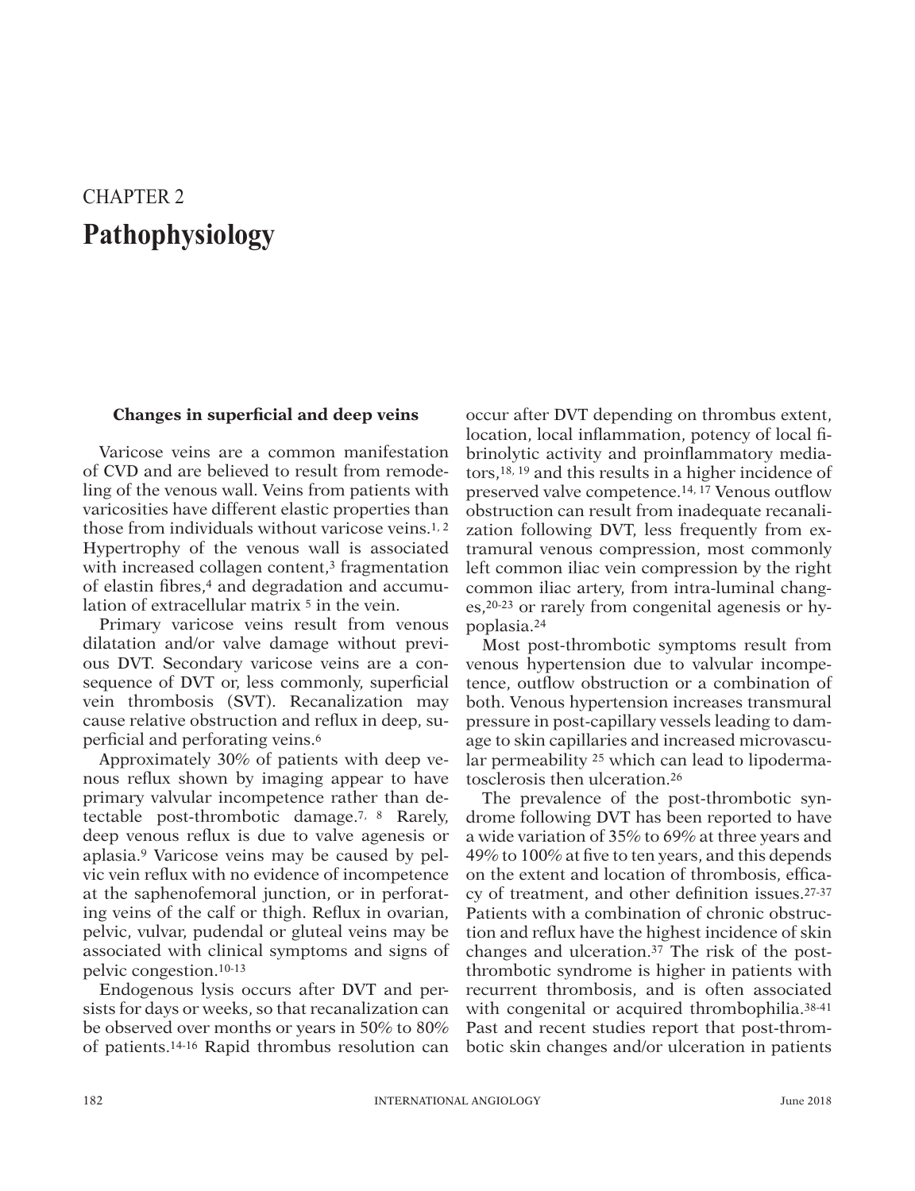# CHAPTER 2
# Pathophysiology

### Changes in superficial and deep veins

Varicose veins are a common manifestation of CVD and are believed to result from remodeling of the venous wall. Veins from patients with varicosities have different elastic properties than those from individuals without varicose veins.[1, 2] Hypertrophy of the venous wall is associated with increased collagen content,[3] fragmentation of elastin fibres,[4] and degradation and accumulation of extracellular matrix [5] in the vein.

Primary varicose veins result from venous dilatation and/or valve damage without previous DVT. Secondary varicose veins are a consequence of DVT or, less commonly, superficial vein thrombosis (SVT). Recanalization may cause relative obstruction and reflux in deep, superficial and perforating veins.[6]

Approximately 30% of patients with deep venous reflux shown by imaging appear to have primary valvular incompetence rather than detectable post-thrombotic damage.[7, 8] Rarely, deep venous reflux is due to valve agenesis or aplasia.[9] Varicose veins may be caused by pelvic vein reflux with no evidence of incompetence at the saphenofemoral junction, or in perforating veins of the calf or thigh. Reflux in ovarian, pelvic, vulvar, pudendal or gluteal veins may be associated with clinical symptoms and signs of pelvic congestion.[10-13]

Endogenous lysis occurs after DVT and persists for days or weeks, so that recanalization can be observed over months or years in 50% to 80% of patients.[14-16] Rapid thrombus resolution can occur after DVT depending on thrombus extent, location, local inflammation, potency of local fibrinolytic activity and proinflammatory mediators,[18, 19] and this results in a higher incidence of preserved valve competence.[14, 17] Venous outflow obstruction can result from inadequate recanalization following DVT, less frequently from extramural venous compression, most commonly left common iliac vein compression by the right common iliac artery, from intra-luminal changes,[20-23] or rarely from congenital agenesis or hypoplasia.[24]

Most post-thrombotic symptoms result from venous hypertension due to valvular incompetence, outflow obstruction or a combination of both. Venous hypertension increases transmural pressure in post-capillary vessels leading to damage to skin capillaries and increased microvascular permeability [25] which can lead to lipodermatosclerosis then ulceration.[26]

The prevalence of the post-thrombotic syndrome following DVT has been reported to have a wide variation of 35% to 69% at three years and 49% to 100% at five to ten years, and this depends on the extent and location of thrombosis, efficacy of treatment, and other definition issues.[27-37] Patients with a combination of chronic obstruction and reflux have the highest incidence of skin changes and ulceration.[37] The risk of the post-thrombotic syndrome is higher in patients with recurrent thrombosis, and is often associated with congenital or acquired thrombophilia.[38-41] Past and recent studies report that post-thrombotic skin changes and/or ulceration in patients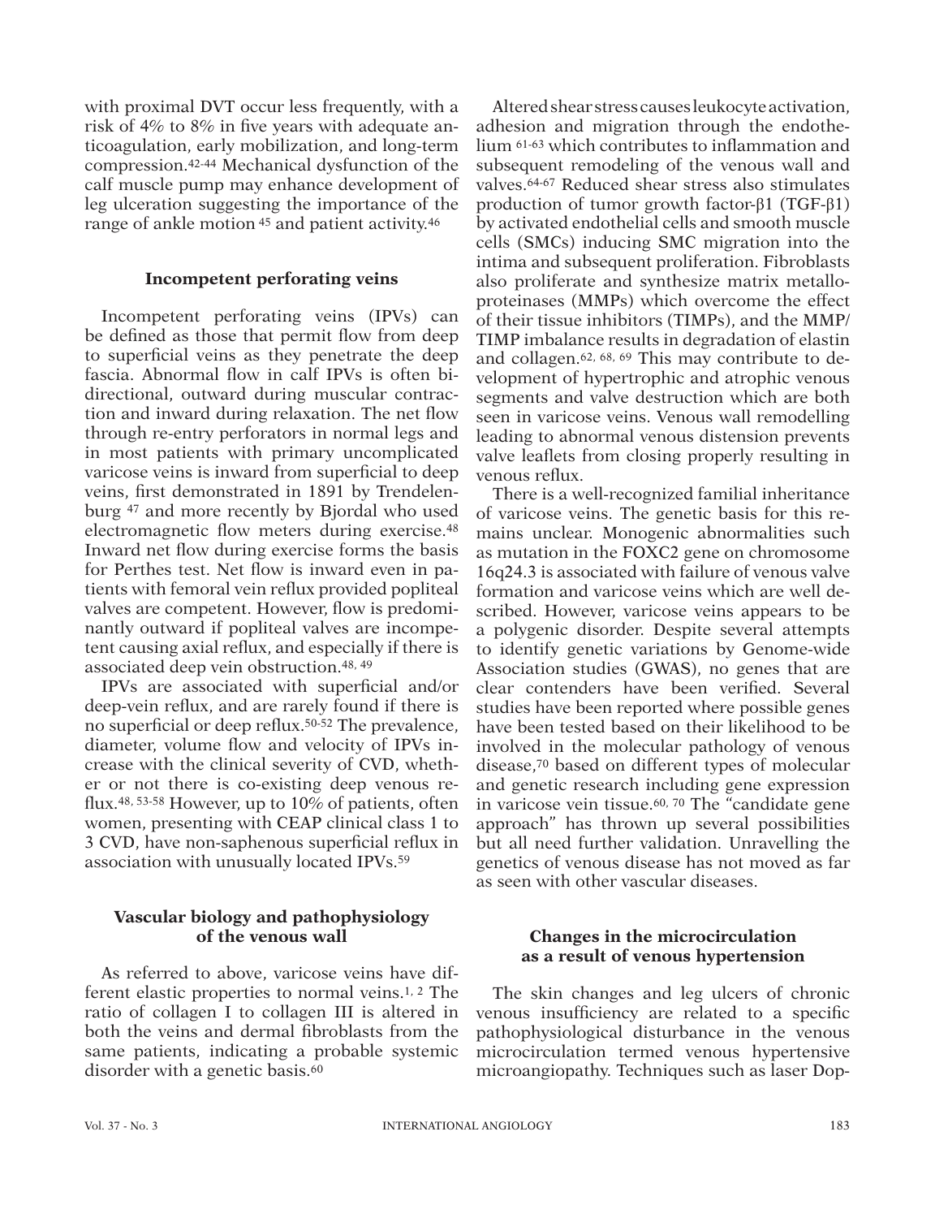with proximal DVT occur less frequently, with a risk of 4% to 8% in five years with adequate anticoagulation, early mobilization, and long-term compression.[42-44] Mechanical dysfunction of the calf muscle pump may enhance development of leg ulceration suggesting the importance of the range of ankle motion[45] and patient activity.[46]

### Incompetent perforating veins

Incompetent perforating veins (IPVs) can be defined as those that permit flow from deep to superficial veins as they penetrate the deep fascia. Abnormal flow in calf IPVs is often bidirectional, outward during muscular contraction and inward during relaxation. The net flow through re-entry perforators in normal legs and in most patients with primary uncomplicated varicose veins is inward from superficial to deep veins, first demonstrated in 1891 by Trendelenburg[47] and more recently by Bjordal who used electromagnetic flow meters during exercise.[48] Inward net flow during exercise forms the basis for Perthes test. Net flow is inward even in patients with femoral vein reflux provided popliteal valves are competent. However, flow is predominantly outward if popliteal valves are incompetent causing axial reflux, and especially if there is associated deep vein obstruction.[48, 49]

IPVs are associated with superficial and/or deep-vein reflux, and are rarely found if there is no superficial or deep reflux.[50-52] The prevalence, diameter, volume flow and velocity of IPVs increase with the clinical severity of CVD, whether or not there is co-existing deep venous reflux.[48, 53-58] However, up to 10% of patients, often women, presenting with CEAP clinical class 1 to 3 CVD, have non-saphenous superficial reflux in association with unusually located IPVs.[59]

### Vascular biology and pathophysiology of the venous wall

As referred to above, varicose veins have different elastic properties to normal veins.[1, 2] The ratio of collagen I to collagen III is altered in both the veins and dermal fibroblasts from the same patients, indicating a probable systemic disorder with a genetic basis.[60]

Altered shear stress causes leukocyte activation, adhesion and migration through the endothelium[61-63] which contributes to inflammation and subsequent remodeling of the venous wall and valves.[64-67] Reduced shear stress also stimulates production of tumor growth factor-β1 (TGF-β1) by activated endothelial cells and smooth muscle cells (SMCs) inducing SMC migration into the intima and subsequent proliferation. Fibroblasts also proliferate and synthesize matrix metalloproteinases (MMPs) which overcome the effect of their tissue inhibitors (TIMPs), and the MMP/TIMP imbalance results in degradation of elastin and collagen.[62, 68, 69] This may contribute to development of hypertrophic and atrophic venous segments and valve destruction which are both seen in varicose veins. Venous wall remodelling leading to abnormal venous distension prevents valve leaflets from closing properly resulting in venous reflux.

There is a well-recognized familial inheritance of varicose veins. The genetic basis for this remains unclear. Monogenic abnormalities such as mutation in the FOXC2 gene on chromosome 16q24.3 is associated with failure of venous valve formation and varicose veins which are well described. However, varicose veins appears to be a polygenic disorder. Despite several attempts to identify genetic variations by Genome-wide Association studies (GWAS), no genes that are clear contenders have been verified. Several studies have been reported where possible genes have been tested based on their likelihood to be involved in the molecular pathology of venous disease,[70] based on different types of molecular and genetic research including gene expression in varicose vein tissue.[60, 70] The "candidate gene approach" has thrown up several possibilities but all need further validation. Unravelling the genetics of venous disease has not moved as far as seen with other vascular diseases.

### Changes in the microcirculation as a result of venous hypertension

The skin changes and leg ulcers of chronic venous insufficiency are related to a specific pathophysiological disturbance in the venous microcirculation termed venous hypertensive microangiopathy. Techniques such as laser Dop-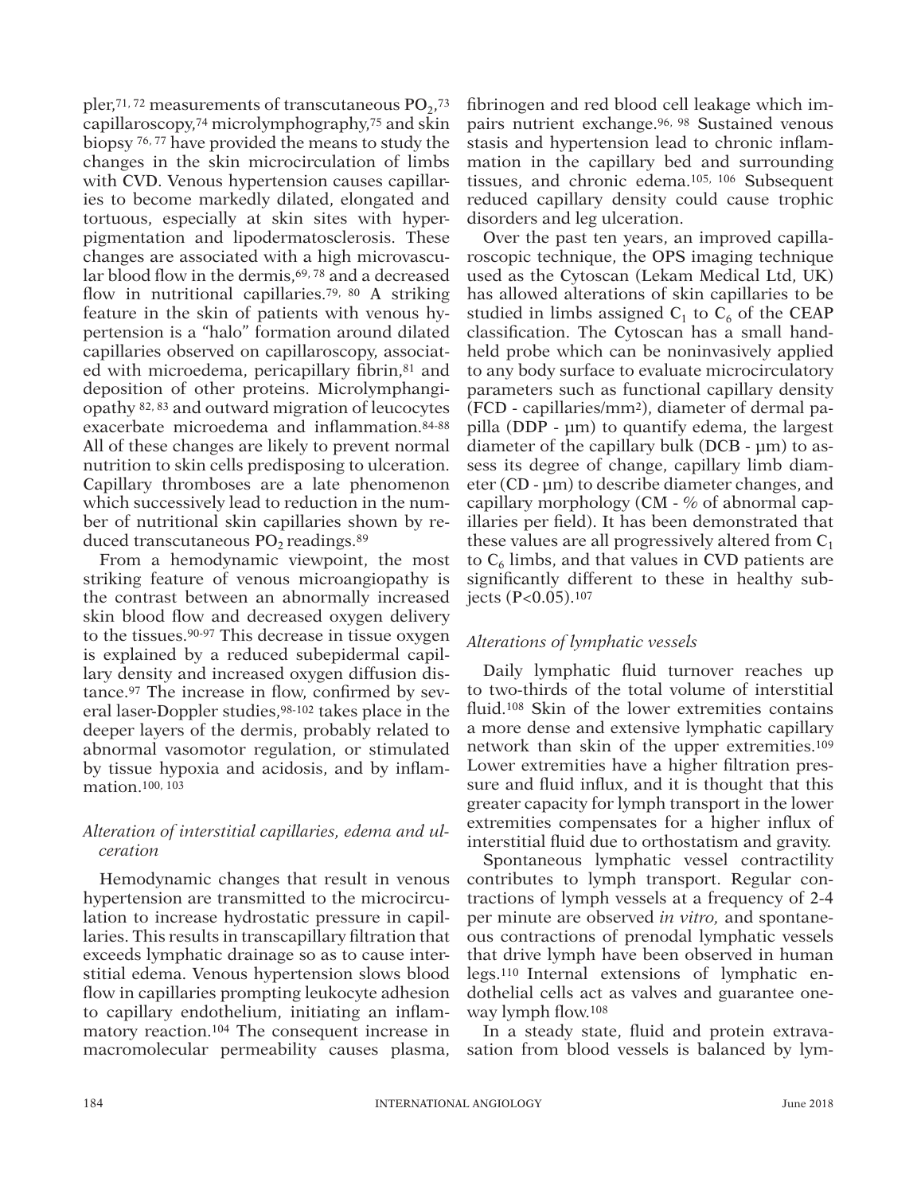pler,[71, 72] measurements of transcutaneous $PO_2$,[73] capillaroscopy,[74] microlymphography,[75] and skin biopsy [76, 77] have provided the means to study the changes in the skin microcirculation of limbs with CVD. Venous hypertension causes capillaries to become markedly dilated, elongated and tortuous, especially at skin sites with hyperpigmentation and lipodermatosclerosis. These changes are associated with a high microvascular blood flow in the dermis,[69, 78] and a decreased flow in nutritional capillaries.[79, 80] A striking feature in the skin of patients with venous hypertension is a "halo" formation around dilated capillaries observed on capillaroscopy, associated with microedema, pericapillary fibrin,[81] and deposition of other proteins. Microlymphangiopathy [82, 83] and outward migration of leucocytes exacerbate microedema and inflammation.[84-88] All of these changes are likely to prevent normal nutrition to skin cells predisposing to ulceration. Capillary thromboses are a late phenomenon which successively lead to reduction in the number of nutritional skin capillaries shown by reduced transcutaneous $PO_2$ readings.[89]

From a hemodynamic viewpoint, the most striking feature of venous microangiopathy is the contrast between an abnormally increased skin blood flow and decreased oxygen delivery to the tissues.[90-97] This decrease in tissue oxygen is explained by a reduced subepidermal capillary density and increased oxygen diffusion distance.[97] The increase in flow, confirmed by several laser-Doppler studies,[98-102] takes place in the deeper layers of the dermis, probably related to abnormal vasomotor regulation, or stimulated by tissue hypoxia and acidosis, and by inflammation.[100, 103]

### *Alteration of interstitial capillaries, edema and ulceration*

Hemodynamic changes that result in venous hypertension are transmitted to the microcirculation to increase hydrostatic pressure in capillaries. This results in transcapillary filtration that exceeds lymphatic drainage so as to cause interstitial edema. Venous hypertension slows blood flow in capillaries prompting leukocyte adhesion to capillary endothelium, initiating an inflammatory reaction.[104] The consequent increase in macromolecular permeability causes plasma, fibrinogen and red blood cell leakage which impairs nutrient exchange.[96, 98] Sustained venous stasis and hypertension lead to chronic inflammation in the capillary bed and surrounding tissues, and chronic edema.[105, 106] Subsequent reduced capillary density could cause trophic disorders and leg ulceration.

Over the past ten years, an improved capillaroscopic technique, the OPS imaging technique used as the Cytoscan (Lekam Medical Ltd, UK) has allowed alterations of skin capillaries to be studied in limbs assigned $C_1$ to $C_6$ of the CEAP classification. The Cytoscan has a small handheld probe which can be noninvasively applied to any body surface to evaluate microcirculatory parameters such as functional capillary density (FCD - capillaries/mm²), diameter of dermal papilla (DDP - µm) to quantify edema, the largest diameter of the capillary bulk (DCB - µm) to assess its degree of change, capillary limb diameter (CD - µm) to describe diameter changes, and capillary morphology (CM - % of abnormal capillaries per field). It has been demonstrated that these values are all progressively altered from $C_1$ to $C_6$ limbs, and that values in CVD patients are significantly different to these in healthy subjects ($P<0.05$).[107]

### *Alterations of lymphatic vessels*

Daily lymphatic fluid turnover reaches up to two-thirds of the total volume of interstitial fluid.[108] Skin of the lower extremities contains a more dense and extensive lymphatic capillary network than skin of the upper extremities.[109] Lower extremities have a higher filtration pressure and fluid influx, and it is thought that this greater capacity for lymph transport in the lower extremities compensates for a higher influx of interstitial fluid due to orthostatism and gravity.

Spontaneous lymphatic vessel contractility contributes to lymph transport. Regular contractions of lymph vessels at a frequency of 2-4 per minute are observed *in vitro,* and spontaneous contractions of prenodal lymphatic vessels that drive lymph have been observed in human legs.[110] Internal extensions of lymphatic endothelial cells act as valves and guarantee one-way lymph flow.[108]

In a steady state, fluid and protein extravasation from blood vessels is balanced by lym-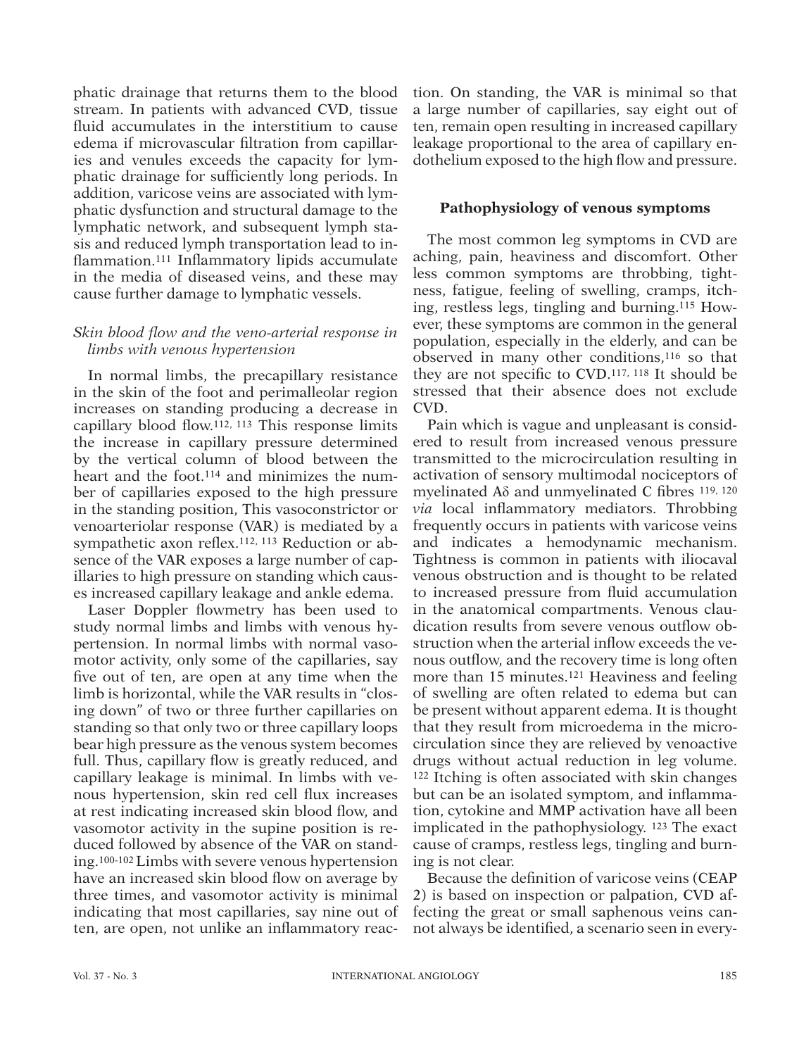phatic drainage that returns them to the blood stream. In patients with advanced CVD, tissue fluid accumulates in the interstitium to cause edema if microvascular filtration from capillaries and venules exceeds the capacity for lymphatic drainage for sufficiently long periods. In addition, varicose veins are associated with lymphatic dysfunction and structural damage to the lymphatic network, and subsequent lymph stasis and reduced lymph transportation lead to inflammation.[111] Inflammatory lipids accumulate in the media of diseased veins, and these may cause further damage to lymphatic vessels.

### *Skin blood flow and the veno-arterial response in limbs with venous hypertension*

In normal limbs, the precapillary resistance in the skin of the foot and perimalleolar region increases on standing producing a decrease in capillary blood flow.[112, 113] This response limits the increase in capillary pressure determined by the vertical column of blood between the heart and the foot.[114] and minimizes the number of capillaries exposed to the high pressure in the standing position, This vasoconstrictor or venoarteriolar response (VAR) is mediated by a sympathetic axon reflex.[112, 113] Reduction or absence of the VAR exposes a large number of capillaries to high pressure on standing which causes increased capillary leakage and ankle edema.

Laser Doppler flowmetry has been used to study normal limbs and limbs with venous hypertension. In normal limbs with normal vasomotor activity, only some of the capillaries, say five out of ten, are open at any time when the limb is horizontal, while the VAR results in "closing down" of two or three further capillaries on standing so that only two or three capillary loops bear high pressure as the venous system becomes full. Thus, capillary flow is greatly reduced, and capillary leakage is minimal. In limbs with venous hypertension, skin red cell flux increases at rest indicating increased skin blood flow, and vasomotor activity in the supine position is reduced followed by absence of the VAR on standing.[100-102] Limbs with severe venous hypertension have an increased skin blood flow on average by three times, and vasomotor activity is minimal indicating that most capillaries, say nine out of ten, are open, not unlike an inflammatory reaction. On standing, the VAR is minimal so that a large number of capillaries, say eight out of ten, remain open resulting in increased capillary leakage proportional to the area of capillary endothelium exposed to the high flow and pressure.

## Pathophysiology of venous symptoms

The most common leg symptoms in CVD are aching, pain, heaviness and discomfort. Other less common symptoms are throbbing, tightness, fatigue, feeling of swelling, cramps, itching, restless legs, tingling and burning.[115] However, these symptoms are common in the general population, especially in the elderly, and can be observed in many other conditions,[116] so that they are not specific to CVD.[117, 118] It should be stressed that their absence does not exclude CVD.

Pain which is vague and unpleasant is considered to result from increased venous pressure transmitted to the microcirculation resulting in activation of sensory multimodal nociceptors of myelinated Aδ and unmyelinated C fibres [119, 120] *via* local inflammatory mediators. Throbbing frequently occurs in patients with varicose veins and indicates a hemodynamic mechanism. Tightness is common in patients with iliocaval venous obstruction and is thought to be related to increased pressure from fluid accumulation in the anatomical compartments. Venous claudication results from severe venous outflow obstruction when the arterial inflow exceeds the venous outflow, and the recovery time is long often more than 15 minutes.[121] Heaviness and feeling of swelling are often related to edema but can be present without apparent edema. It is thought that they result from microedema in the microcirculation since they are relieved by venoactive drugs without actual reduction in leg volume. [122] Itching is often associated with skin changes but can be an isolated symptom, and inflammation, cytokine and MMP activation have all been implicated in the pathophysiology. [123] The exact cause of cramps, restless legs, tingling and burning is not clear.

Because the definition of varicose veins (CEAP 2) is based on inspection or palpation, CVD affecting the great or small saphenous veins cannot always be identified, a scenario seen in every-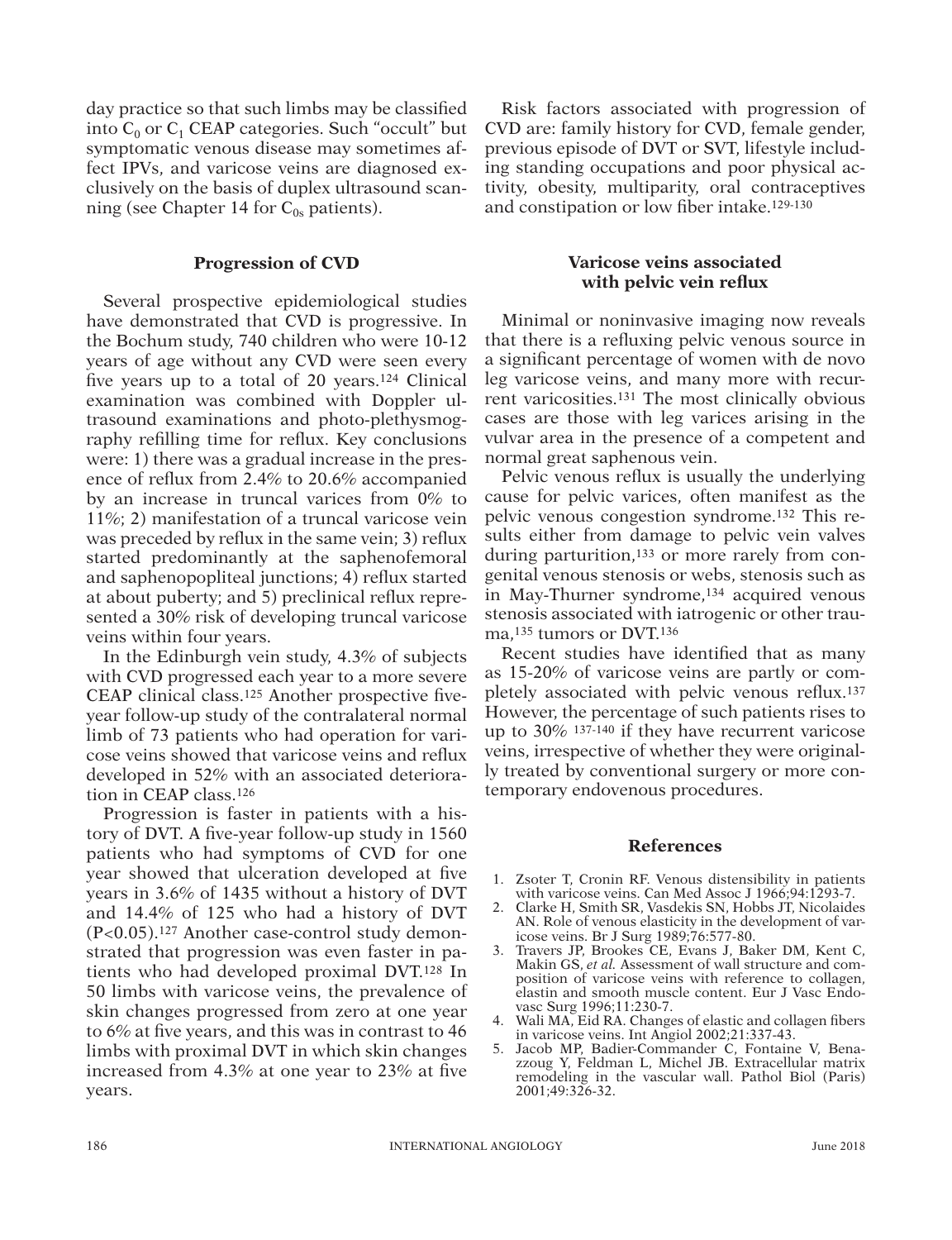day practice so that such limbs may be classified into $C_0$ or $C_1$ CEAP categories. Such "occult" but symptomatic venous disease may sometimes affect IPVs, and varicose veins are diagnosed exclusively on the basis of duplex ultrasound scanning (see Chapter 14 for $C_{0s}$ patients).

### Progression of CVD

Several prospective epidemiological studies have demonstrated that CVD is progressive. In the Bochum study, 740 children who were 10-12 years of age without any CVD were seen every five years up to a total of 20 years.[124] Clinical examination was combined with Doppler ultrasound examinations and photo-plethysmography refilling time for reflux. Key conclusions were: 1) there was a gradual increase in the presence of reflux from 2.4% to 20.6% accompanied by an increase in truncal varices from 0% to 11%; 2) manifestation of a truncal varicose vein was preceded by reflux in the same vein; 3) reflux started predominantly at the saphenofemoral and saphenopopliteal junctions; 4) reflux started at about puberty; and 5) preclinical reflux represented a 30% risk of developing truncal varicose veins within four years.

In the Edinburgh vein study, 4.3% of subjects with CVD progressed each year to a more severe CEAP clinical class.[125] Another prospective five-year follow-up study of the contralateral normal limb of 73 patients who had operation for varicose veins showed that varicose veins and reflux developed in 52% with an associated deterioration in CEAP class.[126]

Progression is faster in patients with a history of DVT. A five-year follow-up study in 1560 patients who had symptoms of CVD for one year showed that ulceration developed at five years in 3.6% of 1435 without a history of DVT and 14.4% of 125 who had a history of DVT ($P<0.05$).[127] Another case-control study demonstrated that progression was even faster in patients who had developed proximal DVT.[128] In 50 limbs with varicose veins, the prevalence of skin changes progressed from zero at one year to 6% at five years, and this was in contrast to 46 limbs with proximal DVT in which skin changes increased from 4.3% at one year to 23% at five years.

Risk factors associated with progression of CVD are: family history for CVD, female gender, previous episode of DVT or SVT, lifestyle including standing occupations and poor physical activity, obesity, multiparity, oral contraceptives and constipation or low fiber intake.[129-130]

### Varicose veins associated with pelvic vein reflux

Minimal or noninvasive imaging now reveals that there is a refluxing pelvic venous source in a significant percentage of women with de novo leg varicose veins, and many more with recurrent varicosities.[131] The most clinically obvious cases are those with leg varices arising in the vulvar area in the presence of a competent and normal great saphenous vein.

Pelvic venous reflux is usually the underlying cause for pelvic varices, often manifest as the pelvic venous congestion syndrome.[132] This results either from damage to pelvic vein valves during parturition,[133] or more rarely from congenital venous stenosis or webs, stenosis such as in May-Thurner syndrome,[134] acquired venous stenosis associated with iatrogenic or other trauma,[135] tumors or DVT.[136]

Recent studies have identified that as many as 15-20% of varicose veins are partly or completely associated with pelvic venous reflux.[137] However, the percentage of such patients rises to up to 30% [137-140] if they have recurrent varicose veins, irrespective of whether they were originally treated by conventional surgery or more contemporary endovenous procedures.

### References

1. Zsoter T, Cronin RF. Venous distensibility in patients with varicose veins. Can Med Assoc J 1966;94:1293-7.
2. Clarke H, Smith SR, Vasdekis SN, Hobbs JT, Nicolaides AN. Role of venous elasticity in the development of varicose veins. Br J Surg 1989;76:577-80.
3. Travers JP, Brookes CE, Evans J, Baker DM, Kent C, Makin GS, *et al.* Assessment of wall structure and composition of varicose veins with reference to collagen, elastin and smooth muscle content. Eur J Vasc Endovasc Surg 1996;11:230-7.
4. Wali MA, Eid RA. Changes of elastic and collagen fibers in varicose veins. Int Angiol 2002;21:337-43.
5. Jacob MP, Badier-Commander C, Fontaine V, Benazzoug Y, Feldman L, Michel JB. Extracellular matrix remodeling in the vascular wall. Pathol Biol (Paris) 2001;49:326-32.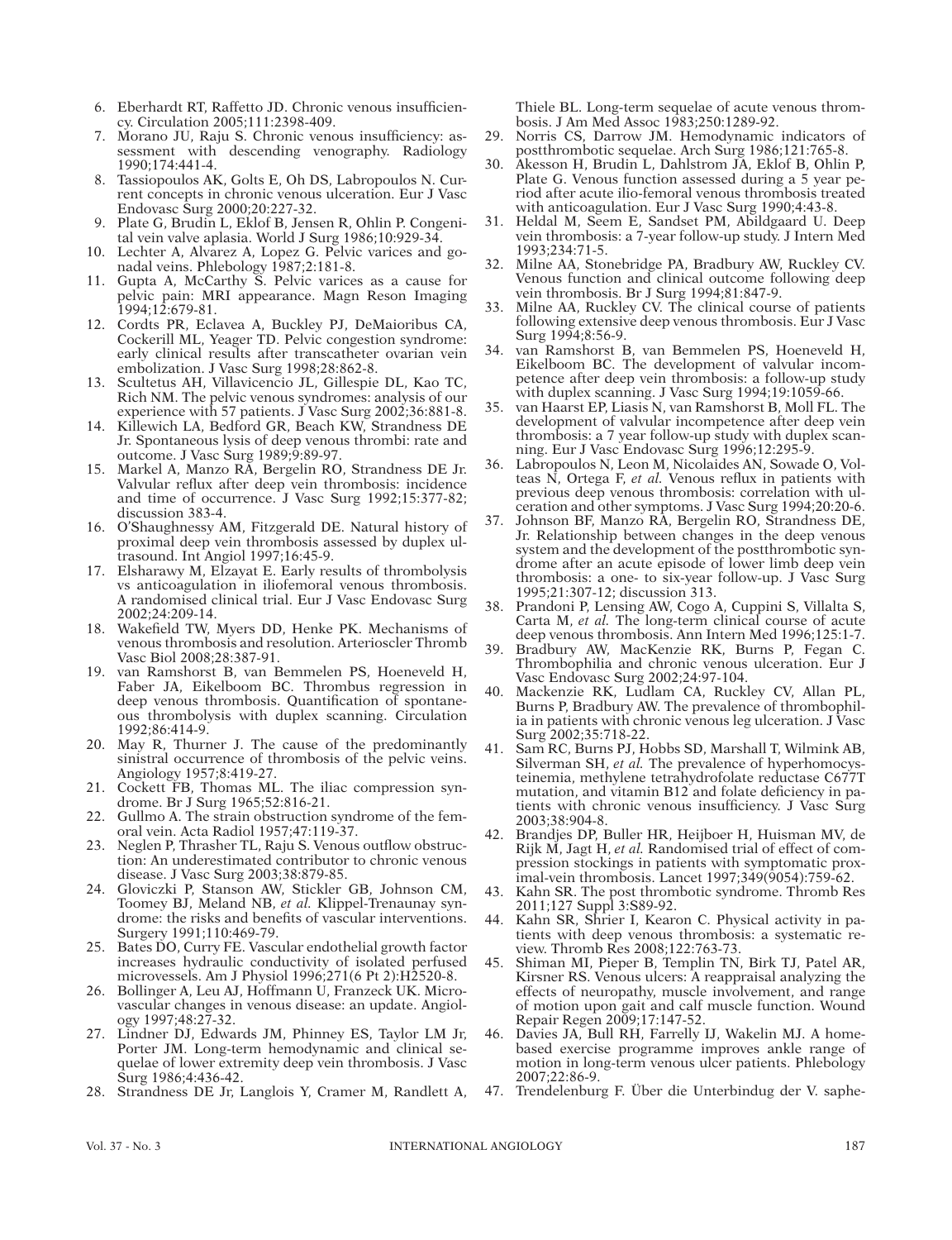6. Eberhardt RT, Raffetto JD. Chronic venous insufficiency. Circulation 2005;111:2398-409.
7. Morano JU, Raju S. Chronic venous insufficiency: assessment with descending venography. Radiology 1990;174:441-4.
8. Tassiopoulos AK, Golts E, Oh DS, Labropoulos N. Current concepts in chronic venous ulceration. Eur J Vasc Endovasc Surg 2000;20:227-32.
9. Plate G, Brudin L, Eklof B, Jensen R, Ohlin P. Congenital vein valve aplasia. World J Surg 1986;10:929-34.
10. Lechter A, Alvarez A, Lopez G. Pelvic varices and gonadal veins. Phlebology 1987;2:181-8.
11. Gupta A, McCarthy S. Pelvic varices as a cause for pelvic pain: MRI appearance. Magn Reson Imaging 1994;12:679-81.
12. Cordts PR, Eclavea A, Buckley PJ, DeMaioribus CA, Cockerill ML, Yeager TD. Pelvic congestion syndrome: early clinical results after transcatheter ovarian vein embolization. J Vasc Surg 1998;28:862-8.
13. Scultetus AH, Villavicencio JL, Gillespie DL, Kao TC, Rich NM. The pelvic venous syndromes: analysis of our experience with 57 patients. J Vasc Surg 2002;36:881-8.
14. Killewich LA, Bedford GR, Beach KW, Strandness DE Jr. Spontaneous lysis of deep venous thrombi: rate and outcome. J Vasc Surg 1989;9:89-97.
15. Markel A, Manzo RA, Bergelin RO, Strandness DE Jr. Valvular reflux after deep vein thrombosis: incidence and time of occurrence. J Vasc Surg 1992;15:377-82; discussion 383-4.
16. O'Shaughnessy AM, Fitzgerald DE. Natural history of proximal deep vein thrombosis assessed by duplex ultrasound. Int Angiol 1997;16:45-9.
17. Elsharawy M, Elzayat E. Early results of thrombolysis vs anticoagulation in iliofemoral venous thrombosis. A randomised clinical trial. Eur J Vasc Endovasc Surg 2002;24:209-14.
18. Wakefield TW, Myers DD, Henke PK. Mechanisms of venous thrombosis and resolution. Arterioscler Thromb Vasc Biol 2008;28:387-91.
19. van Ramshorst B, van Bemmelen PS, Hoeneveld H, Faber JA, Eikelboom BC. Thrombus regression in deep venous thrombosis. Quantification of spontaneous thrombolysis with duplex scanning. Circulation 1992;86:414-9.
20. May R, Thurner J. The cause of the predominantly sinistral occurrence of thrombosis of the pelvic veins. Angiology 1957;8:419-27.
21. Cockett FB, Thomas ML. The iliac compression syndrome. Br J Surg 1965;52:816-21.
22. Gullmo A. The strain obstruction syndrome of the femoral vein. Acta Radiol 1957;47:119-37.
23. Neglen P, Thrasher TL, Raju S. Venous outflow obstruction: An underestimated contributor to chronic venous disease. J Vasc Surg 2003;38:879-85.
24. Gloviczki P, Stanson AW, Stickler GB, Johnson CM, Toomey BJ, Meland NB, *et al.* Klippel-Trenaunay syndrome: the risks and benefits of vascular interventions. Surgery 1991;110:469-79.
25. Bates DO, Curry FE. Vascular endothelial growth factor increases hydraulic conductivity of isolated perfused microvessels. Am J Physiol 1996;271(6 Pt 2):H2520-8.
26. Bollinger A, Leu AJ, Hoffmann U, Franzeck UK. Microvascular changes in venous disease: an update. Angiology 1997;48:27-32.
27. Lindner DJ, Edwards JM, Phinney ES, Taylor LM Jr, Porter JM. Long-term hemodynamic and clinical sequelae of lower extremity deep vein thrombosis. J Vasc Surg 1986;4:436-42.
28. Strandness DE Jr, Langlois Y, Cramer M, Randlett A, Thiele BL. Long-term sequelae of acute venous thrombosis. J Am Med Assoc 1983;250:1289-92.
29. Norris CS, Darrow JM. Hemodynamic indicators of postthrombotic sequelae. Arch Surg 1986;121:765-8.
30. Akesson H, Brudin L, Dahlstrom JA, Eklof B, Ohlin P, Plate G. Venous function assessed during a 5 year period after acute ilio-femoral venous thrombosis treated with anticoagulation. Eur J Vasc Surg 1990;4:43-8.
31. Heldal M, Seem E, Sandset PM, Abildgaard U. Deep vein thrombosis: a 7-year follow-up study. J Intern Med 1993;234:71-5.
32. Milne AA, Stonebridge PA, Bradbury AW, Ruckley CV. Venous function and clinical outcome following deep vein thrombosis. Br J Surg 1994;81:847-9.
33. Milne AA, Ruckley CV. The clinical course of patients following extensive deep venous thrombosis. Eur J Vasc Surg 1994;8:56-9.
34. van Ramshorst B, van Bemmelen PS, Hoeneveld H, Eikelboom BC. The development of valvular incompetence after deep vein thrombosis: a follow-up study with duplex scanning. J Vasc Surg 1994;19:1059-66.
35. van Haarst EP, Liasis N, van Ramshorst B, Moll FL. The development of valvular incompetence after deep vein thrombosis: a 7 year follow-up study with duplex scanning. Eur J Vasc Endovasc Surg 1996;12:295-9.
36. Labropoulos N, Leon M, Nicolaides AN, Sowade O, Volteas N, Ortega F, *et al.* Venous reflux in patients with previous deep venous thrombosis: correlation with ulceration and other symptoms. J Vasc Surg 1994;20:20-6.
37. Johnson BF, Manzo RA, Bergelin RO, Strandness DE, Jr. Relationship between changes in the deep venous system and the development of the postthrombotic syndrome after an acute episode of lower limb deep vein thrombosis: a one- to six-year follow-up. J Vasc Surg 1995;21:307-12; discussion 313.
38. Prandoni P, Lensing AW, Cogo A, Cuppini S, Villalta S, Carta M, *et al.* The long-term clinical course of acute deep venous thrombosis. Ann Intern Med 1996;125:1-7.
39. Bradbury AW, MacKenzie RK, Burns P, Fegan C. Thrombophilia and chronic venous ulceration. Eur J Vasc Endovasc Surg 2002;24:97-104.
40. Mackenzie RK, Ludlam CA, Ruckley CV, Allan PL, Burns P, Bradbury AW. The prevalence of thrombophilia in patients with chronic venous leg ulceration. J Vasc Surg 2002;35:718-22.
41. Sam RC, Burns PJ, Hobbs SD, Marshall T, Wilmink AB, Silverman SH, *et al.* The prevalence of hyperhomocysteinemia, methylene tetrahydrofolate reductase C677T mutation, and vitamin B12 and folate deficiency in patients with chronic venous insufficiency. J Vasc Surg 2003;38:904-8.
42. Brandjes DP, Buller HR, Heijboer H, Huisman MV, de Rijk M, Jagt H, *et al.* Randomised trial of effect of compression stockings in patients with symptomatic proximal-vein thrombosis. Lancet 1997;349(9054):759-62.
43. Kahn SR. The post thrombotic syndrome. Thromb Res 2011;127 Suppl 3:S89-92.
44. Kahn SR, Shrier I, Kearon C. Physical activity in patients with deep venous thrombosis: a systematic review. Thromb Res 2008;122:763-73.
45. Shiman MI, Pieper B, Templin TN, Birk TJ, Patel AR, Kirsner RS. Venous ulcers: A reappraisal analyzing the effects of neuropathy, muscle involvement, and range of motion upon gait and calf muscle function. Wound Repair Regen 2009;17:147-52.
46. Davies JA, Bull RH, Farrelly IJ, Wakelin MJ. A home-based exercise programme improves ankle range of motion in long-term venous ulcer patients. Phlebology 2007;22:86-9.
47. Trendelenburg F. Über die Unterbindug der V. saphe-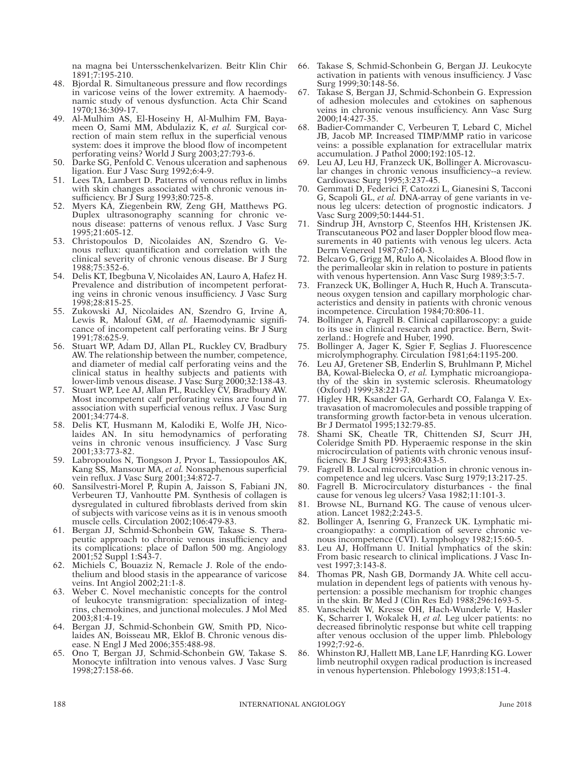na magna bei Untersschenkelvarizen. Beitr Klin Chir 1891;7:195-210.

48. Bjordal R. Simultaneous pressure and flow recordings in varicose veins of the lower extremity. A haemodynamic study of venous dysfunction. Acta Chir Scand 1970;136:309-17.
49. Al-Mulhim AS, El-Hoseiny H, Al-Mulhim FM, Bayameen O, Sami MM, Abdulaziz K, *et al.* Surgical correction of main stem reflux in the superficial venous system: does it improve the blood flow of incompetent perforating veins? World J Surg 2003;27:793-6.
50. Darke SG, Penfold C. Venous ulceration and saphenous ligation. Eur J Vasc Surg 1992;6:4-9.
51. Lees TA, Lambert D. Patterns of venous reflux in limbs with skin changes associated with chronic venous insufficiency. Br J Surg 1993;80:725-8.
52. Myers KA, Ziegenbein RW, Zeng GH, Matthews PG. Duplex ultrasonography scanning for chronic venous disease: patterns of venous reflux. J Vasc Surg 1995;21:605-12.
53. Christopoulos D, Nicolaides AN, Szendro G. Venous reflux: quantification and correlation with the clinical severity of chronic venous disease. Br J Surg 1988;75:352-6.
54. Delis KT, Ibegbuna V, Nicolaides AN, Lauro A, Hafez H. Prevalence and distribution of incompetent perforating veins in chronic venous insufficiency. J Vasc Surg 1998;28:815-25.
55. Zukowski AJ, Nicolaides AN, Szendro G, Irvine A, Lewis R, Malouf GM, *et al.* Haemodynamic significance of incompetent calf perforating veins. Br J Surg 1991;78:625-9.
56. Stuart WP, Adam DJ, Allan PL, Ruckley CV, Bradbury AW. The relationship between the number, competence, and diameter of medial calf perforating veins and the clinical status in healthy subjects and patients with lower-limb venous disease. J Vasc Surg 2000;32:138-43.
57. Stuart WP, Lee AJ, Allan PL, Ruckley CV, Bradbury AW. Most incompetent calf perforating veins are found in association with superficial venous reflux. J Vasc Surg 2001;34:774-8.
58. Delis KT, Husmann M, Kalodiki E, Wolfe JH, Nicolaides AN. In situ hemodynamics of perforating veins in chronic venous insufficiency. J Vasc Surg 2001;33:773-82.
59. Labropoulos N, Tiongson J, Pryor L, Tassiopoulos AK, Kang SS, Mansour MA, *et al.* Nonsaphenous superficial vein reflux. J Vasc Surg 2001;34:872-7.
60. Sansilvestri-Morel P, Rupin A, Jaisson S, Fabiani JN, Verbeuren TJ, Vanhoutte PM. Synthesis of collagen is dysregulated in cultured fibroblasts derived from skin of subjects with varicose veins as it is in venous smooth muscle cells. Circulation 2002;106:479-83.
61. Bergan JJ, Schmid-Schonbein GW, Takase S. Therapeutic approach to chronic venous insufficiency and its complications: place of Daflon 500 mg. Angiology 2001;52 Suppl 1:S43-7.
62. Michiels C, Bouaziz N, Remacle J. Role of the endothelium and blood stasis in the appearance of varicose veins. Int Angiol 2002;21:1-8.
63. Weber C. Novel mechanistic concepts for the control of leukocyte transmigration: specialization of integrins, chemokines, and junctional molecules. J Mol Med 2003;81:4-19.
64. Bergan JJ, Schmid-Schonbein GW, Smith PD, Nicolaides AN, Boisseau MR, Eklof B. Chronic venous disease. N Engl J Med 2006;355:488-98.
65. Ono T, Bergan JJ, Schmid-Schonbein GW, Takase S. Monocyte infiltration into venous valves. J Vasc Surg 1998;27:158-66.
66. Takase S, Schmid-Schonbein G, Bergan JJ. Leukocyte activation in patients with venous insufficiency. J Vasc Surg 1999;30:148-56.
67. Takase S, Bergan JJ, Schmid-Schonbein G. Expression of adhesion molecules and cytokines on saphenous veins in chronic venous insufficiency. Ann Vasc Surg 2000;14:427-35.
68. Badier-Commander C, Verbeuren T, Lebard C, Michel JB, Jacob MP. Increased TIMP/MMP ratio in varicose veins: a possible explanation for extracellular matrix accumulation. J Pathol 2000;192:105-12.
69. Leu AJ, Leu HJ, Franzeck UK, Bollinger A. Microvascular changes in chronic venous insufficiency--a review. Cardiovasc Surg 1995;3:237-45.
70. Gemmati D, Federici F, Catozzi L, Gianesini S, Tacconi G, Scapoli GL, *et al.* DNA-array of gene variants in venous leg ulcers: detection of prognostic indicators. J Vasc Surg 2009;50:1444-51.
71. Sindrup JH, Avnstorp C, Steenfos HH, Kristensen JK. Transcutaneous PO2 and laser Doppler blood flow measurements in 40 patients with venous leg ulcers. Acta Derm Venereol 1987;67:160-3.
72. Belcaro G, Grigg M, Rulo A, Nicolaides A. Blood flow in the perimalleolar skin in relation to posture in patients with venous hypertension. Ann Vasc Surg 1989;3:5-7.
73. Franzeck UK, Bollinger A, Huch R, Huch A. Transcutaneous oxygen tension and capillary morphologic characteristics and density in patients with chronic venous incompetence. Circulation 1984;70:806-11.
74. Bollinger A, Fagrell B. Clinical capillaroscopy: a guide to its use in clinical research and practice. Bern, Switzerland.: Hogrefe and Huber, 1990.
75. Bollinger A, Jager K, Sgier F, Seglias J. Fluorescence microlymphography. Circulation 1981;64:1195-200.
76. Leu AJ, Gretener SB, Enderlin S, Bruhlmann P, Michel BA, Kowal-Bielecka O, *et al.* Lymphatic microangiopathy of the skin in systemic sclerosis. Rheumatology (Oxford) 1999;38:221-7.
77. Higley HR, Ksander GA, Gerhardt CO, Falanga V. Extravasation of macromolecules and possible trapping of transforming growth factor-beta in venous ulceration. Br J Dermatol 1995;132:79-85.
78. Shami SK, Cheatle TR, Chittenden SJ, Scurr JH, Coleridge Smith PD. Hyperaemic response in the skin microcirculation of patients with chronic venous insufficiency. Br J Surg 1993;80:433-5.
79. Fagrell B. Local microcirculation in chronic venous incompetence and leg ulcers. Vasc Surg 1979;13:217-25.
80. Fagrell B. Microcirculatory disturbances - the final cause for venous leg ulcers? Vasa 1982;11:101-3.
81. Browse NL, Burnand KG. The cause of venous ulceration. Lancet 1982;2:243-5.
82. Bollinger A, Isenring G, Franzeck UK. Lymphatic microangiopathy: a complication of severe chronic venous incompetence (CVI). Lymphology 1982;15:60-5.
83. Leu AJ, Hoffmann U. Initial lymphatics of the skin: From basic research to clinical implications. J Vasc Invest 1997;3:143-8.
84. Thomas PR, Nash GB, Dormandy JA. White cell accumulation in dependent legs of patients with venous hypertension: a possible mechanism for trophic changes in the skin. Br Med J (Clin Res Ed) 1988;296:1693-5.
85. Vanscheidt W, Kresse OH, Hach-Wunderle V, Hasler K, Scharrer I, Wokalek H, *et al.* Leg ulcer patients: no decreased fibrinolytic response but white cell trapping after venous occlusion of the upper limb. Phlebology 1992;7:92-6.
86. Whinston RJ, Hallett MB, Lane LF, Hanrding KG. Lower limb neutrophil oxygen radical production is increased in venous hypertension. Phlebology 1993;8:151-4.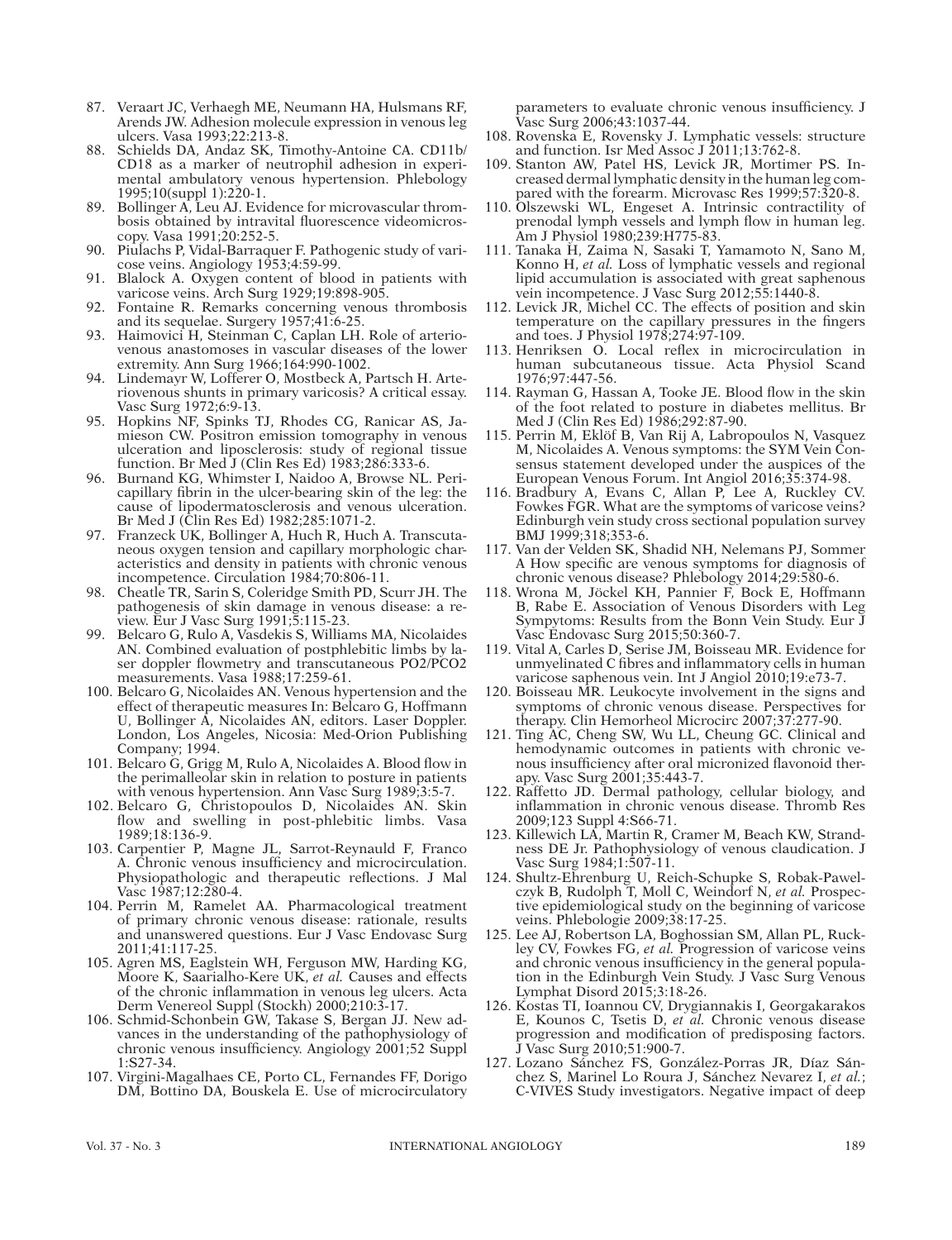87. Veraart JC, Verhaegh ME, Neumann HA, Hulsmans RF, Arends JW. Adhesion molecule expression in venous leg ulcers. Vasa 1993;22:213-8.
88. Schields DA, Andaz SK, Timothy-Antoine CA. CD11b/CD18 as a marker of neutrophil adhesion in experimental ambulatory venous hypertension. Phlebology 1995;10(suppl 1):220-1.
89. Bollinger A, Leu AJ. Evidence for microvascular thrombosis obtained by intravital fluorescence videomicroscopy. Vasa 1991;20:252-5.
90. Piulachs P, Vidal-Barraquer F. Pathogenic study of varicose veins. Angiology 1953;4:59-99.
91. Blalock A. Oxygen content of blood in patients with varicose veins. Arch Surg 1929;19:898-905.
92. Fontaine R. Remarks concerning venous thrombosis and its sequelae. Surgery 1957;41:6-25.
93. Haimovici H, Steinman C, Caplan LH. Role of arteriovenous anastomoses in vascular diseases of the lower extremity. Ann Surg 1966;164:990-1002.
94. Lindemayr W, Lofferer O, Mostbeck A, Partsch H. Arteriovenous shunts in primary varicosis? A critical essay. Vasc Surg 1972;6:9-13.
95. Hopkins NF, Spinks TJ, Rhodes CG, Ranicar AS, Jamieson CW. Positron emission tomography in venous ulceration and liposclerosis: study of regional tissue function. Br Med J (Clin Res Ed) 1983;286:333-6.
96. Burnand KG, Whimster I, Naidoo A, Browse NL. Pericapillary fibrin in the ulcer-bearing skin of the leg: the cause of lipodermatosclerosis and venous ulceration. Br Med J (Clin Res Ed) 1982;285:1071-2.
97. Franzeck UK, Bollinger A, Huch R, Huch A. Transcutaneous oxygen tension and capillary morphologic characteristics and density in patients with chronic venous incompetence. Circulation 1984;70:806-11.
98. Cheatle TR, Sarin S, Coleridge Smith PD, Scurr JH. The pathogenesis of skin damage in venous disease: a review. Eur J Vasc Surg 1991;5:115-23.
99. Belcaro G, Rulo A, Vasdekis S, Williams MA, Nicolaides AN. Combined evaluation of postphlebitic limbs by laser doppler flowmetry and transcutaneous PO2/PCO2 measurements. Vasa 1988;17:259-61.
100. Belcaro G, Nicolaides AN. Venous hypertension and the effect of therapeutic measures In: Belcaro G, Hoffmann U, Bollinger A, Nicolaides AN, editors. Laser Doppler. London, Los Angeles, Nicosia: Med-Orion Publishing Company; 1994.
101. Belcaro G, Grigg M, Rulo A, Nicolaides A. Blood flow in the perimalleolar skin in relation to posture in patients with venous hypertension. Ann Vasc Surg 1989;3:5-7.
102. Belcaro G, Christopoulos D, Nicolaides AN. Skin flow and swelling in post-phlebitic limbs. Vasa 1989;18:136-9.
103. Carpentier P, Magne JL, Sarrot-Reynauld F, Franco A. Chronic venous insufficiency and microcirculation. Physiopathologic and therapeutic reflections. J Mal Vasc 1987;12:280-4.
104. Perrin M, Ramelet AA. Pharmacological treatment of primary chronic venous disease: rationale, results and unanswered questions. Eur J Vasc Endovasc Surg 2011;41:117-25.
105. Agren MS, Eaglstein WH, Ferguson MW, Harding KG, Moore K, Saarialho-Kere UK, *et al.* Causes and effects of the chronic inflammation in venous leg ulcers. Acta Derm Venereol Suppl (Stockh) 2000;210:3-17.
106. Schmid-Schonbein GW, Takase S, Bergan JJ. New advances in the understanding of the pathophysiology of chronic venous insufficiency. Angiology 2001;52 Suppl 1:S27-34.
107. Virgini-Magalhaes CE, Porto CL, Fernandes FF, Dorigo DM, Bottino DA, Bouskela E. Use of microcirculatory parameters to evaluate chronic venous insufficiency. J Vasc Surg 2006;43:1037-44.
108. Rovenska E, Rovensky J. Lymphatic vessels: structure and function. Isr Med Assoc J 2011;13:762-8.
109. Stanton AW, Patel HS, Levick JR, Mortimer PS. Increased dermal lymphatic density in the human leg compared with the forearm. Microvasc Res 1999;57:320-8.
110. Olszewski WL, Engeset A. Intrinsic contractility of prenodal lymph vessels and lymph flow in human leg. Am J Physiol 1980;239:H775-83.
111. Tanaka H, Zaima N, Sasaki T, Yamamoto N, Sano M, Konno H, *et al.* Loss of lymphatic vessels and regional lipid accumulation is associated with great saphenous vein incompetence. J Vasc Surg 2012;55:1440-8.
112. Levick JR, Michel CC. The effects of position and skin temperature on the capillary pressures in the fingers and toes. J Physiol 1978;274:97-109.
113. Henriksen O. Local reflex in microcirculation in human subcutaneous tissue. Acta Physiol Scand 1976;97:447-56.
114. Rayman G, Hassan A, Tooke JE. Blood flow in the skin of the foot related to posture in diabetes mellitus. Br Med J (Clin Res Ed) 1986;292:87-90.
115. Perrin M, Eklöf B, Van Rij A, Labropoulos N, Vasquez M, Nicolaides A. Venous symptoms: the SYM Vein Consensus statement developed under the auspices of the European Venous Forum. Int Angiol 2016;35:374-98.
116. Bradbury A, Evans C, Allan P, Lee A, Ruckley CV. Fowkes FGR. What are the symptoms of varicose veins? Edinburgh vein study cross sectional population survey BMJ 1999;318;353-6.
117. Van der Velden SK, Shadid NH, Nelemans PJ, Sommer A How specific are venous symptoms for diagnosis of chronic venous disease? Phlebology 2014;29:580-6.
118. Wrona M, Jöckel KH, Pannier F, Bock E, Hoffmann B, Rabe E. Association of Venous Disorders with Leg Sympytoms: Results from the Bonn Vein Study. Eur J Vasc Endovasc Surg 2015;50:360-7.
119. Vital A, Carles D, Serise JM, Boisseau MR. Evidence for unmyelinated C fibres and inflammatory cells in human varicose saphenous vein. Int J Angiol 2010;19:e73-7.
120. Boisseau MR. Leukocyte involvement in the signs and symptoms of chronic venous disease. Perspectives for therapy. Clin Hemorheol Microcirc 2007;37:277-90.
121. Ting AC, Cheng SW, Wu LL, Cheung GC. Clinical and hemodynamic outcomes in patients with chronic venous insufficiency after oral micronized flavonoid therapy. Vasc Surg 2001;35:443-7.
122. Raffetto JD. Dermal pathology, cellular biology, and inflammation in chronic venous disease. Thromb Res 2009;123 Suppl 4:S66-71.
123. Killewich LA, Martin R, Cramer M, Beach KW, Strandness DE Jr. Pathophysiology of venous claudication. J Vasc Surg 1984;1:507-11.
124. Shultz-Ehrenburg U, Reich-Schupke S, Robak-Pawelczyk B, Rudolph T, Moll C, Weindorf N, *et al.* Prospective epidemiological study on the beginning of varicose veins. Phlebologie 2009;38:17-25.
125. Lee AJ, Robertson LA, Boghossian SM, Allan PL, Ruckley CV, Fowkes FG, *et al.* Progression of varicose veins and chronic venous insufficiency in the general population in the Edinburgh Vein Study. J Vasc Surg Venous Lymphat Disord 2015;3:18-26.
126. Kostas TI, Ioannou CV, Drygiannakis I, Georgakarakos E, Kounos C, Tsetis D, *et al.* Chronic venous disease progression and modification of predisposing factors. J Vasc Surg 2010;51:900-7.
127. Lozano Sánchez FS, González-Porras JR, Díaz Sánchez S, Marinel Lo Roura J, Sánchez Nevarez I, *et al.*; C-VIVES Study investigators. Negative impact of deep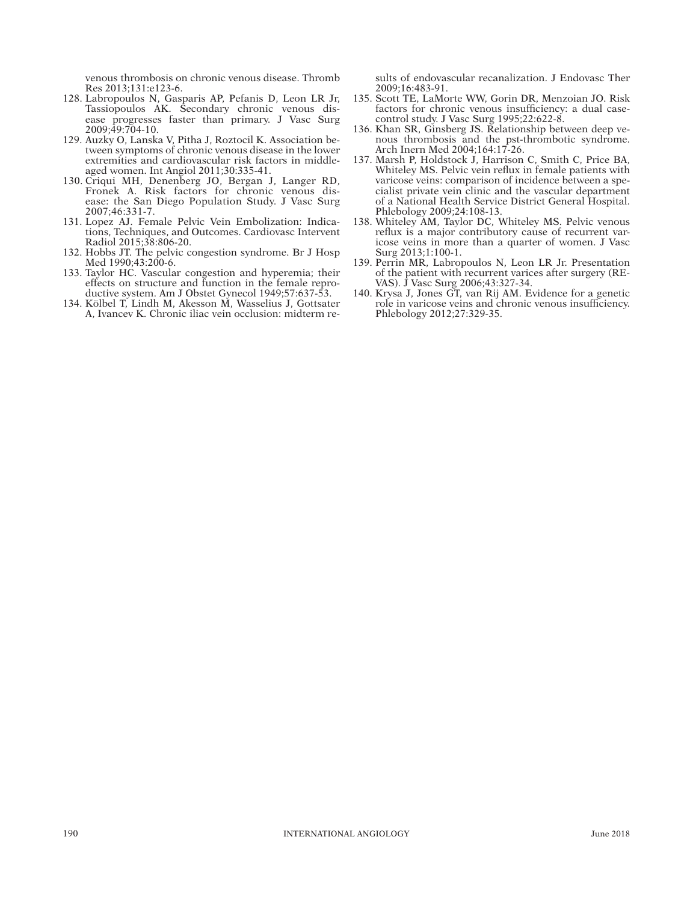venous thrombosis on chronic venous disease. Thromb Res 2013;131:e123-6.

128. Labropoulos N, Gasparis AP, Pefanis D, Leon LR Jr, Tassiopoulos AK. Secondary chronic venous disease progresses faster than primary. J Vasc Surg 2009;49:704-10.
129. Auzky O, Lanska V, Pitha J, Roztocil K. Association between symptoms of chronic venous disease in the lower extremities and cardiovascular risk factors in middle-aged women. Int Angiol 2011;30:335-41.
130. Criqui MH, Denenberg JO, Bergan J, Langer RD, Fronek A. Risk factors for chronic venous disease: the San Diego Population Study. J Vasc Surg 2007;46:331-7.
131. Lopez AJ. Female Pelvic Vein Embolization: Indications, Techniques, and Outcomes. Cardiovasc Intervent Radiol 2015;38:806-20.
132. Hobbs JT. The pelvic congestion syndrome. Br J Hosp Med 1990;43:200-6.
133. Taylor HC. Vascular congestion and hyperemia; their effects on structure and function in the female reproductive system. Am J Obstet Gynecol 1949;57:637-53.
134. Kölbel T, Lindh M, Akesson M, Wasselius J, Gottsater A, Ivancev K. Chronic iliac vein occlusion: midterm results of endovascular recanalization. J Endovasc Ther 2009;16:483-91.
135. Scott TE, LaMorte WW, Gorin DR, Menzoian JO. Risk factors for chronic venous insufficiency: a dual case-control study. J Vasc Surg 1995;22:622-8.
136. Khan SR, Ginsberg JS. Relationship between deep venous thrombosis and the pst-thrombotic syndrome. Arch Inern Med 2004;164:17-26.
137. Marsh P, Holdstock J, Harrison C, Smith C, Price BA, Whiteley MS. Pelvic vein reflux in female patients with varicose veins: comparison of incidence between a specialist private vein clinic and the vascular department of a National Health Service District General Hospital. Phlebology 2009;24:108-13.
138. Whiteley AM, Taylor DC, Whiteley MS. Pelvic venous reflux is a major contributory cause of recurrent varicose veins in more than a quarter of women. J Vasc Surg 2013;1:100-1.
139. Perrin MR, Labropoulos N, Leon LR Jr. Presentation of the patient with recurrent varices after surgery (REVAS). J Vasc Surg 2006;43:327-34.
140. Krysa J, Jones GT, van Rij AM. Evidence for a genetic role in varicose veins and chronic venous insufficiency. Phlebology 2012;27:329-35.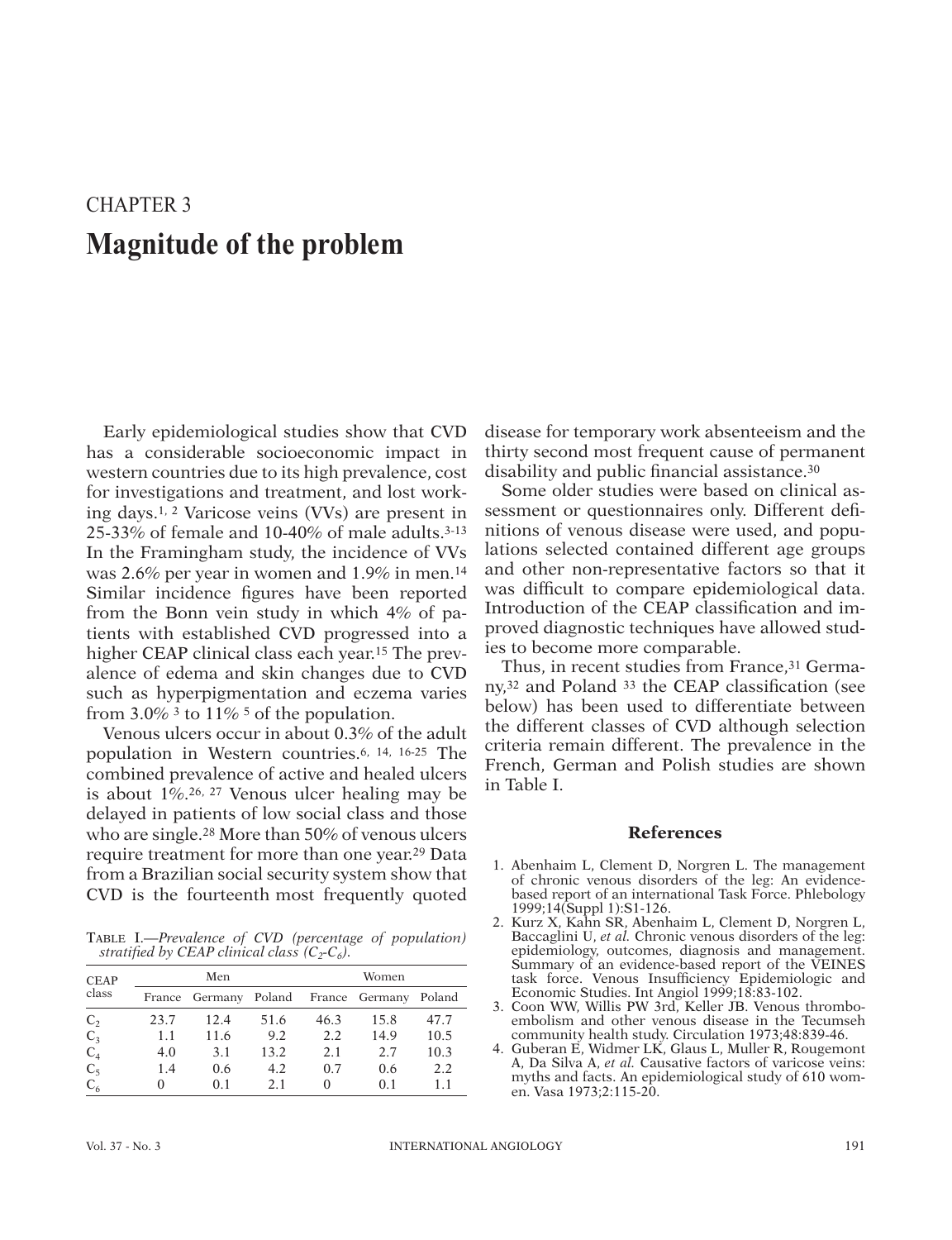# CHAPTER 3

# Magnitude of the problem

Early epidemiological studies show that CVD has a considerable socioeconomic impact in western countries due to its high prevalence, cost for investigations and treatment, and lost working days.[1, 2] Varicose veins (VVs) are present in 25-33% of female and 10-40% of male adults.[3-13] In the Framingham study, the incidence of VVs was 2.6% per year in women and 1.9% in men.[14] Similar incidence figures have been reported from the Bonn vein study in which 4% of patients with established CVD progressed into a higher CEAP clinical class each year.[15] The prevalence of edema and skin changes due to CVD such as hyperpigmentation and eczema varies from 3.0% [3] to 11% [5] of the population.

Venous ulcers occur in about 0.3% of the adult population in Western countries.[6, 14, 16-25] The combined prevalence of active and healed ulcers is about 1%.[26, 27] Venous ulcer healing may be delayed in patients of low social class and those who are single.[28] More than 50% of venous ulcers require treatment for more than one year.[29] Data from a Brazilian social security system show that CVD is the fourteenth most frequently quoted disease for temporary work absenteeism and the thirty second most frequent cause of permanent disability and public financial assistance.[30]

Some older studies were based on clinical assessment or questionnaires only. Different definitions of venous disease were used, and populations selected contained different age groups and other non-representative factors so that it was difficult to compare epidemiological data. Introduction of the CEAP classification and improved diagnostic techniques have allowed studies to become more comparable.

Thus, in recent studies from France,[31] Germany,[32] and Poland [33] the CEAP classification (see below) has been used to differentiate between the different classes of CVD although selection criteria remain different. The prevalence in the French, German and Polish studies are shown in Table I.

TABLE I.—*Prevalence of CVD (percentage of population) stratified by CEAP clinical class ($C_2$-$C_6$).*

| CEAP class | Men | | | Women | | |
|---|---|---|---|---|---|---|
| | France | Germany | Poland | France | Germany | Poland |
| $C_2$ | 23.7 | 12.4 | 51.6 | 46.3 | 15.8 | 47.7 |
| $C_3$ | 1.1 | 11.6 | 9.2 | 2.2 | 14.9 | 10.5 |
| $C_4$ | 4.0 | 3.1 | 13.2 | 2.1 | 2.7 | 10.3 |
| $C_5$ | 1.4 | 0.6 | 4.2 | 0.7 | 0.6 | 2.2 |
| $C_6$ | 0 | 0.1 | 2.1 | 0 | 0.1 | 1.1 |

## References

1. Abenhaim L, Clement D, Norgren L. The management of chronic venous disorders of the leg: An evidence-based report of an international Task Force. Phlebology 1999;14(Suppl 1):S1-126.
2. Kurz X, Kahn SR, Abenhaim L, Clement D, Norgren L, Baccaglini U, *et al.* Chronic venous disorders of the leg: epidemiology, outcomes, diagnosis and management. Summary of an evidence-based report of the VEINES task force. Venous Insufficiency Epidemiologic and Economic Studies. Int Angiol 1999;18:83-102.
3. Coon WW, Willis PW 3rd, Keller JB. Venous thromboembolism and other venous disease in the Tecumseh community health study. Circulation 1973;48:839-46.
4. Guberan E, Widmer LK, Glaus L, Muller R, Rougemont A, Da Silva A, *et al.* Causative factors of varicose veins: myths and facts. An epidemiological study of 610 women. Vasa 1973;2:115-20.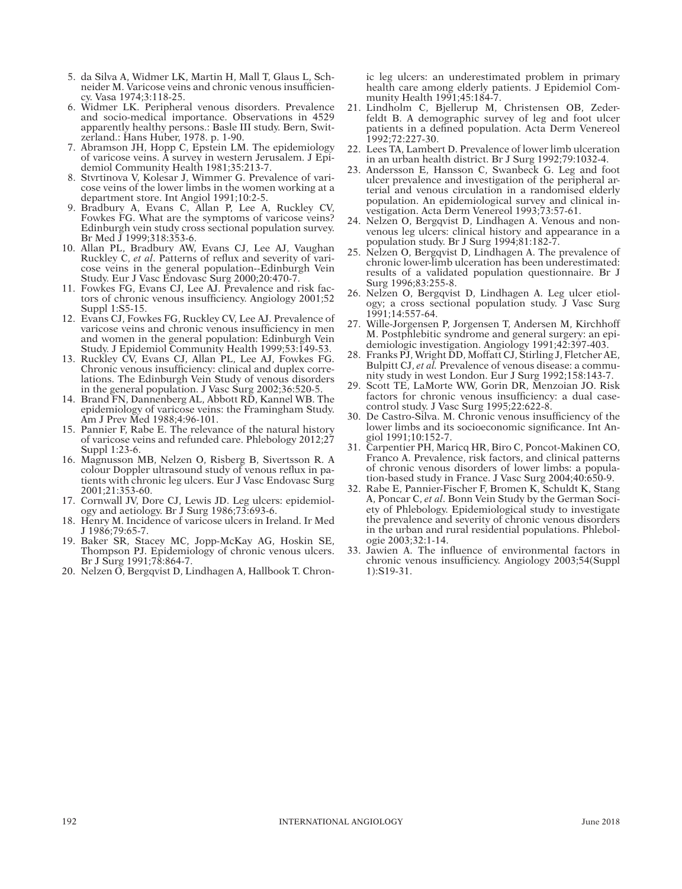5. da Silva A, Widmer LK, Martin H, Mall T, Glaus L, Schneider M. Varicose veins and chronic venous insufficiency. Vasa 1974;3:118-25.
6. Widmer LK. Peripheral venous disorders. Prevalence and socio-medical importance. Observations in 4529 apparently healthy persons.: Basle III study. Bern, Switzerland.: Hans Huber, 1978. p. 1-90.
7. Abramson JH, Hopp C, Epstein LM. The epidemiology of varicose veins. A survey in western Jerusalem. J Epidemiol Community Health 1981;35:213-7.
8. Stvrtinova V, Kolesar J, Wimmer G. Prevalence of varicose veins of the lower limbs in the women working at a department store. Int Angiol 1991;10:2-5.
9. Bradbury A, Evans C, Allan P, Lee A, Ruckley CV, Fowkes FG. What are the symptoms of varicose veins? Edinburgh vein study cross sectional population survey. Br Med J 1999;318:353-6.
10. Allan PL, Bradbury AW, Evans CJ, Lee AJ, Vaughan Ruckley C, *et al*. Patterns of reflux and severity of varicose veins in the general population--Edinburgh Vein Study. Eur J Vasc Endovasc Surg 2000;20:470-7.
11. Fowkes FG, Evans CJ, Lee AJ. Prevalence and risk factors of chronic venous insufficiency. Angiology 2001;52 Suppl 1:S5-15.
12. Evans CJ, Fowkes FG, Ruckley CV, Lee AJ. Prevalence of varicose veins and chronic venous insufficiency in men and women in the general population: Edinburgh Vein Study. J Epidemiol Community Health 1999;53:149-53.
13. Ruckley CV, Evans CJ, Allan PL, Lee AJ, Fowkes FG. Chronic venous insufficiency: clinical and duplex correlations. The Edinburgh Vein Study of venous disorders in the general population. J Vasc Surg 2002;36:520-5.
14. Brand FN, Dannenberg AL, Abbott RD, Kannel WB. The epidemiology of varicose veins: the Framingham Study. Am J Prev Med 1988;4:96-101.
15. Pannier F, Rabe E. The relevance of the natural history of varicose veins and refunded care. Phlebology 2012;27 Suppl 1:23-6.
16. Magnusson MB, Nelzen O, Risberg B, Sivertsson R. A colour Doppler ultrasound study of venous reflux in patients with chronic leg ulcers. Eur J Vasc Endovasc Surg 2001;21:353-60.
17. Cornwall JV, Dore CJ, Lewis JD. Leg ulcers: epidemiology and aetiology. Br J Surg 1986;73:693-6.
18. Henry M. Incidence of varicose ulcers in Ireland. Ir Med J 1986;79:65-7.
19. Baker SR, Stacey MC, Jopp-McKay AG, Hoskin SE, Thompson PJ. Epidemiology of chronic venous ulcers. Br J Surg 1991;78:864-7.
20. Nelzen O, Bergqvist D, Lindhagen A, Hallbook T. Chronic leg ulcers: an underestimated problem in primary health care among elderly patients. J Epidemiol Community Health 1991;45:184-7.
21. Lindholm C, Bjellerup M, Christensen OB, Zederfeldt B. A demographic survey of leg and foot ulcer patients in a defined population. Acta Derm Venereol 1992;72:227-30.
22. Lees TA, Lambert D. Prevalence of lower limb ulceration in an urban health district. Br J Surg 1992;79:1032-4.
23. Andersson E, Hansson C, Swanbeck G. Leg and foot ulcer prevalence and investigation of the peripheral arterial and venous circulation in a randomised elderly population. An epidemiological survey and clinical investigation. Acta Derm Venereol 1993;73:57-61.
24. Nelzen O, Bergqvist D, Lindhagen A. Venous and non-venous leg ulcers: clinical history and appearance in a population study. Br J Surg 1994;81:182-7.
25. Nelzen O, Bergqvist D, Lindhagen A. The prevalence of chronic lower-limb ulceration has been underestimated: results of a validated population questionnaire. Br J Surg 1996;83:255-8.
26. Nelzen O, Bergqvist D, Lindhagen A. Leg ulcer etiology; a cross sectional population study. J Vasc Surg 1991;14:557-64.
27. Wille-Jorgensen P, Jorgensen T, Andersen M, Kirchhoff M. Postphlebitic syndrome and general surgery: an epidemiologic investigation. Angiology 1991;42:397-403.
28. Franks PJ, Wright DD, Moffatt CJ, Stirling J, Fletcher AE, Bulpitt CJ, *et al.* Prevalence of venous disease: a community study in west London. Eur J Surg 1992;158:143-7.
29. Scott TE, LaMorte WW, Gorin DR, Menzoian JO. Risk factors for chronic venous insufficiency: a dual case-control study. J Vasc Surg 1995;22:622-8.
30. De Castro-Silva. M. Chronic venous insufficiency of the lower limbs and its socioeconomic significance. Int Angiol 1991;10:152-7.
31. Carpentier PH, Maricq HR, Biro C, Poncot-Makinen CO, Franco A. Prevalence, risk factors, and clinical patterns of chronic venous disorders of lower limbs: a population-based study in France. J Vasc Surg 2004;40:650-9.
32. Rabe E, Pannier-Fischer F, Bromen K, Schuldt K, Stang A, Poncar C, *et al*. Bonn Vein Study by the German Society of Phlebology. Epidemiological study to investigate the prevalence and severity of chronic venous disorders in the urban and rural residential populations. Phlebologie 2003;32:1-14.
33. Jawien A. The influence of environmental factors in chronic venous insufficiency. Angiology 2003;54(Suppl 1):S19-31.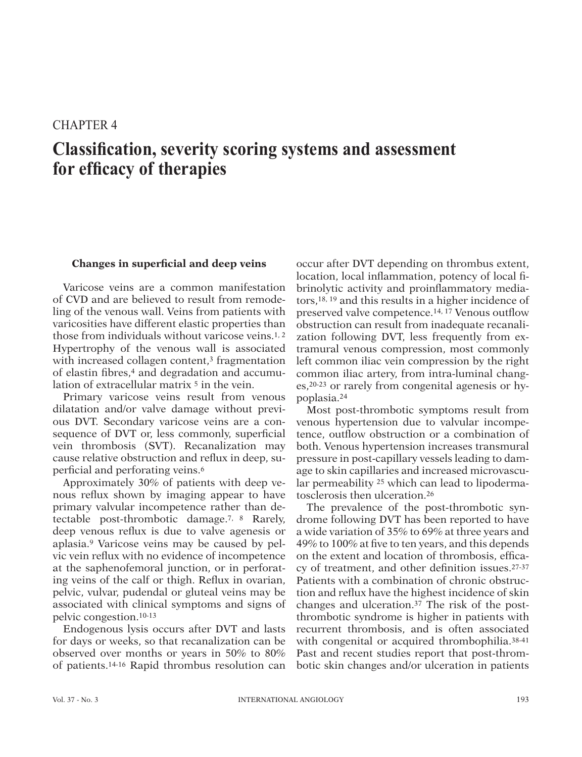# CHAPTER 4

# Classification, severity scoring systems and assessment for efficacy of therapies

### Changes in superficial and deep veins

Varicose veins are a common manifestation of CVD and are believed to result from remodeling of the venous wall. Veins from patients with varicosities have different elastic properties than those from individuals without varicose veins.[1, 2] Hypertrophy of the venous wall is associated with increased collagen content,[3] fragmentation of elastin fibres,[4] and degradation and accumulation of extracellular matrix [5] in the vein.

Primary varicose veins result from venous dilatation and/or valve damage without previous DVT. Secondary varicose veins are a consequence of DVT or, less commonly, superficial vein thrombosis (SVT). Recanalization may cause relative obstruction and reflux in deep, superficial and perforating veins.[6]

Approximately 30% of patients with deep venous reflux shown by imaging appear to have primary valvular incompetence rather than detectable post-thrombotic damage.[7, 8] Rarely, deep venous reflux is due to valve agenesis or aplasia.[9] Varicose veins may be caused by pelvic vein reflux with no evidence of incompetence at the saphenofemoral junction, or in perforating veins of the calf or thigh. Reflux in ovarian, pelvic, vulvar, pudendal or gluteal veins may be associated with clinical symptoms and signs of pelvic congestion.[10-13]

Endogenous lysis occurs after DVT and lasts for days or weeks, so that recanalization can be observed over months or years in 50% to 80% of patients.[14-16] Rapid thrombus resolution can occur after DVT depending on thrombus extent, location, local inflammation, potency of local fibrinolytic activity and proinflammatory mediators,[18, 19] and this results in a higher incidence of preserved valve competence.[14, 17] Venous outflow obstruction can result from inadequate recanalization following DVT, less frequently from extramural venous compression, most commonly left common iliac vein compression by the right common iliac artery, from intra-luminal changes,[20-23] or rarely from congenital agenesis or hypoplasia.[24]

Most post-thrombotic symptoms result from venous hypertension due to valvular incompetence, outflow obstruction or a combination of both. Venous hypertension increases transmural pressure in post-capillary vessels leading to damage to skin capillaries and increased microvascular permeability [25] which can lead to lipodermatosclerosis then ulceration.[26]

The prevalence of the post-thrombotic syndrome following DVT has been reported to have a wide variation of 35% to 69% at three years and 49% to 100% at five to ten years, and this depends on the extent and location of thrombosis, efficacy of treatment, and other definition issues.[27-37] Patients with a combination of chronic obstruction and reflux have the highest incidence of skin changes and ulceration.[37] The risk of the post-thrombotic syndrome is higher in patients with recurrent thrombosis, and is often associated with congenital or acquired thrombophilia.[38-41] Past and recent studies report that post-thrombotic skin changes and/or ulceration in patients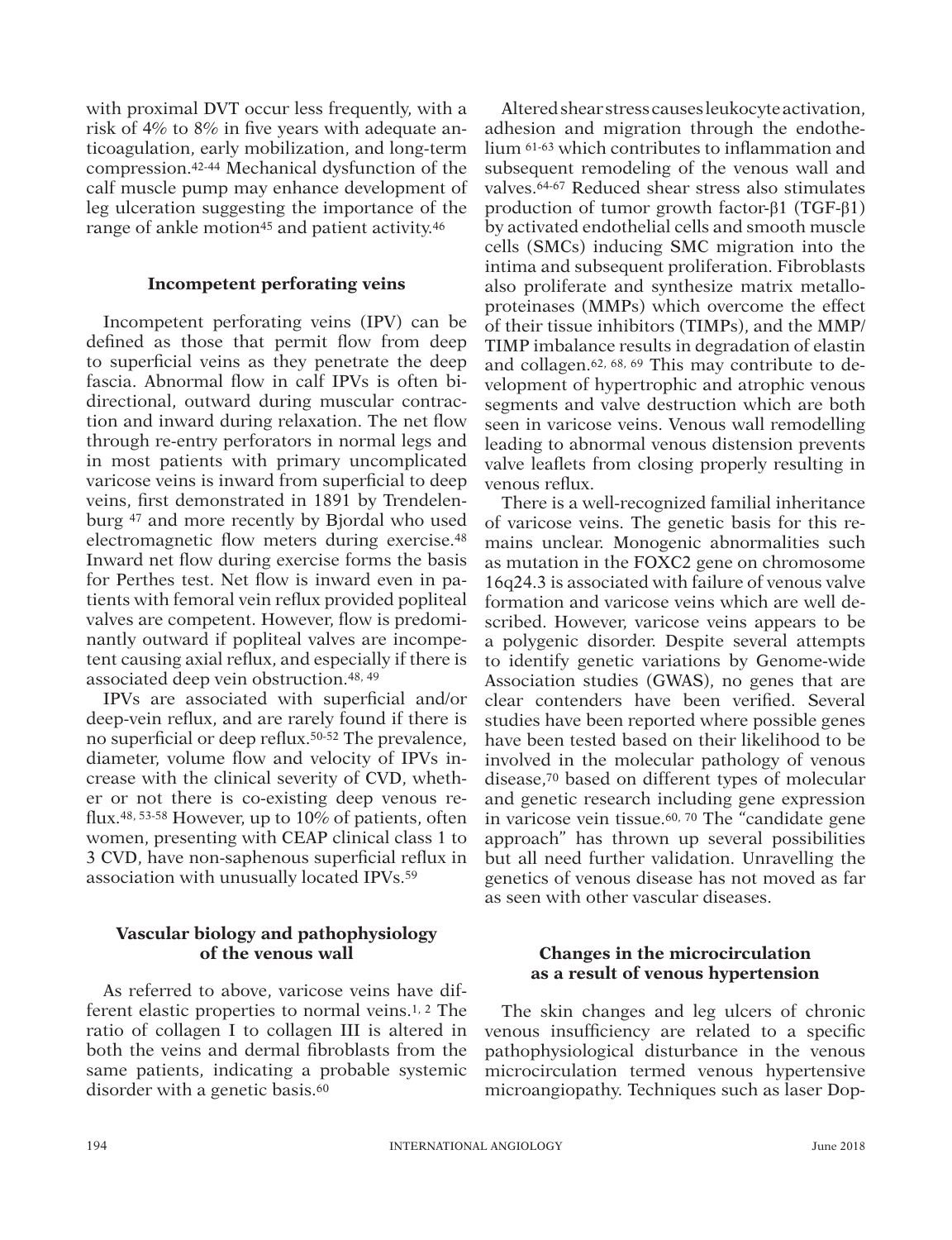with proximal DVT occur less frequently, with a risk of 4% to 8% in five years with adequate anticoagulation, early mobilization, and long-term compression.[42-44] Mechanical dysfunction of the calf muscle pump may enhance development of leg ulceration suggesting the importance of the range of ankle motion[45] and patient activity.[46]

### Incompetent perforating veins

Incompetent perforating veins (IPV) can be defined as those that permit flow from deep to superficial veins as they penetrate the deep fascia. Abnormal flow in calf IPVs is often bidirectional, outward during muscular contraction and inward during relaxation. The net flow through re-entry perforators in normal legs and in most patients with primary uncomplicated varicose veins is inward from superficial to deep veins, first demonstrated in 1891 by Trendelenburg [47] and more recently by Bjordal who used electromagnetic flow meters during exercise.[48] Inward net flow during exercise forms the basis for Perthes test. Net flow is inward even in patients with femoral vein reflux provided popliteal valves are competent. However, flow is predominantly outward if popliteal valves are incompetent causing axial reflux, and especially if there is associated deep vein obstruction.[48, 49]

IPVs are associated with superficial and/or deep-vein reflux, and are rarely found if there is no superficial or deep reflux.[50-52] The prevalence, diameter, volume flow and velocity of IPVs increase with the clinical severity of CVD, whether or not there is co-existing deep venous reflux.[48, 53-58] However, up to 10% of patients, often women, presenting with CEAP clinical class 1 to 3 CVD, have non-saphenous superficial reflux in association with unusually located IPVs.[59]

### Vascular biology and pathophysiology of the venous wall

As referred to above, varicose veins have different elastic properties to normal veins.[1, 2] The ratio of collagen I to collagen III is altered in both the veins and dermal fibroblasts from the same patients, indicating a probable systemic disorder with a genetic basis.[60]

Altered shear stress causes leukocyte activation, adhesion and migration through the endothelium [61-63] which contributes to inflammation and subsequent remodeling of the venous wall and valves.[64-67] Reduced shear stress also stimulates production of tumor growth factor-β1 (TGF-β1) by activated endothelial cells and smooth muscle cells (SMCs) inducing SMC migration into the intima and subsequent proliferation. Fibroblasts also proliferate and synthesize matrix metalloproteinases (MMPs) which overcome the effect of their tissue inhibitors (TIMPs), and the MMP/TIMP imbalance results in degradation of elastin and collagen.[62, 68, 69] This may contribute to development of hypertrophic and atrophic venous segments and valve destruction which are both seen in varicose veins. Venous wall remodelling leading to abnormal venous distension prevents valve leaflets from closing properly resulting in venous reflux.

There is a well-recognized familial inheritance of varicose veins. The genetic basis for this remains unclear. Monogenic abnormalities such as mutation in the FOXC2 gene on chromosome 16q24.3 is associated with failure of venous valve formation and varicose veins which are well described. However, varicose veins appears to be a polygenic disorder. Despite several attempts to identify genetic variations by Genome-wide Association studies (GWAS), no genes that are clear contenders have been verified. Several studies have been reported where possible genes have been tested based on their likelihood to be involved in the molecular pathology of venous disease,[70] based on different types of molecular and genetic research including gene expression in varicose vein tissue.[60, 70] The "candidate gene approach" has thrown up several possibilities but all need further validation. Unravelling the genetics of venous disease has not moved as far as seen with other vascular diseases.

### Changes in the microcirculation as a result of venous hypertension

The skin changes and leg ulcers of chronic venous insufficiency are related to a specific pathophysiological disturbance in the venous microcirculation termed venous hypertensive microangiopathy. Techniques such as laser Dop-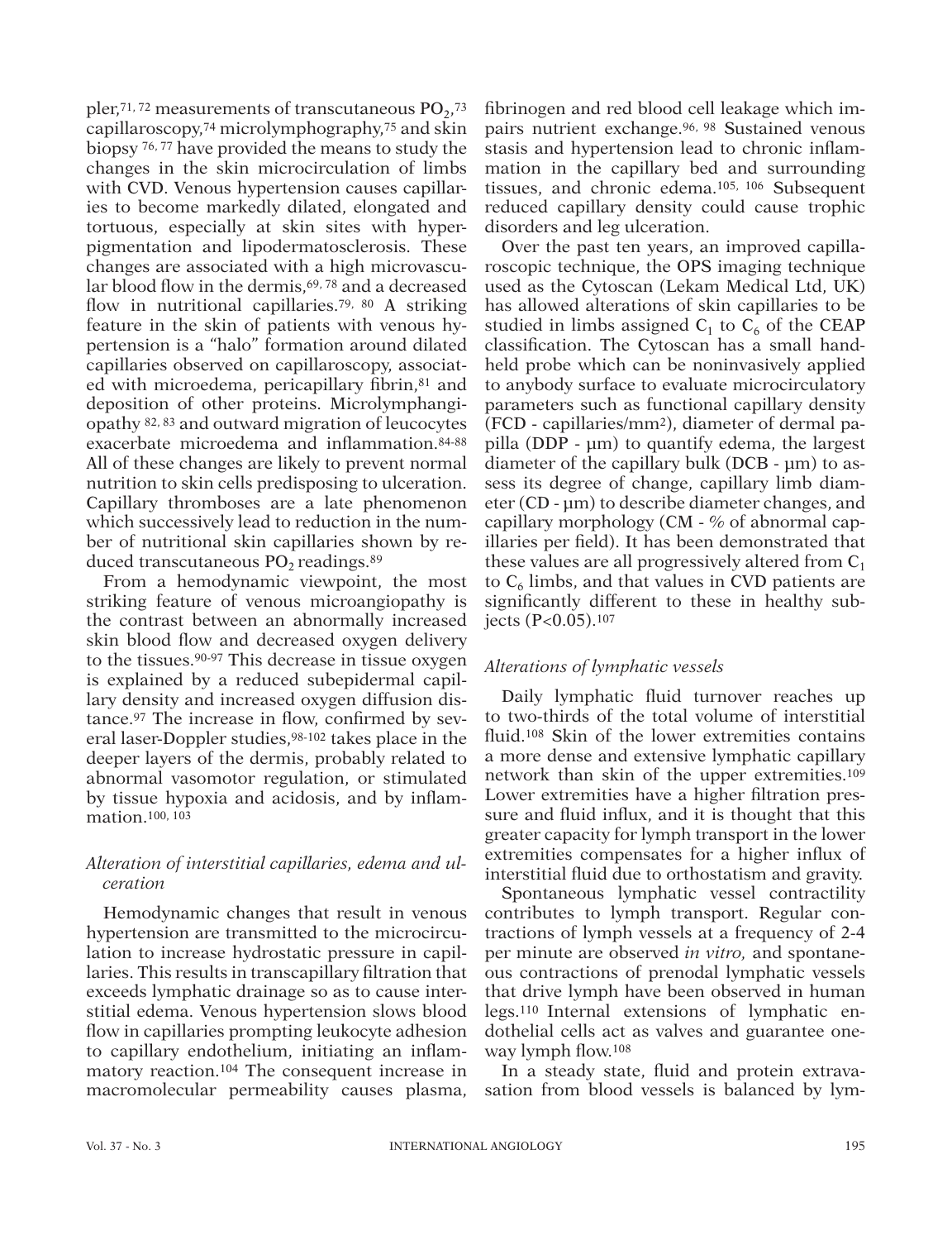pler,[71,72] measurements of transcutaneous $PO_2$,[73] capillaroscopy,[74] microlymphography,[75] and skin biopsy [76,77] have provided the means to study the changes in the skin microcirculation of limbs with CVD. Venous hypertension causes capillaries to become markedly dilated, elongated and tortuous, especially at skin sites with hyperpigmentation and lipodermatosclerosis. These changes are associated with a high microvascular blood flow in the dermis,[69,78] and a decreased flow in nutritional capillaries.[79,80] A striking feature in the skin of patients with venous hypertension is a "halo" formation around dilated capillaries observed on capillaroscopy, associated with microedema, pericapillary fibrin,[81] and deposition of other proteins. Microlymphangiopathy [82,83] and outward migration of leucocytes exacerbate microedema and inflammation.[84-88] All of these changes are likely to prevent normal nutrition to skin cells predisposing to ulceration. Capillary thromboses are a late phenomenon which successively lead to reduction in the number of nutritional skin capillaries shown by reduced transcutaneous $PO_2$ readings.[89]

From a hemodynamic viewpoint, the most striking feature of venous microangiopathy is the contrast between an abnormally increased skin blood flow and decreased oxygen delivery to the tissues.[90-97] This decrease in tissue oxygen is explained by a reduced subepidermal capillary density and increased oxygen diffusion distance.[97] The increase in flow, confirmed by several laser-Doppler studies,[98-102] takes place in the deeper layers of the dermis, probably related to abnormal vasomotor regulation, or stimulated by tissue hypoxia and acidosis, and by inflammation.[100,103]

### *Alteration of interstitial capillaries, edema and ulceration*

Hemodynamic changes that result in venous hypertension are transmitted to the microcirculation to increase hydrostatic pressure in capillaries. This results in transcapillary filtration that exceeds lymphatic drainage so as to cause interstitial edema. Venous hypertension slows blood flow in capillaries prompting leukocyte adhesion to capillary endothelium, initiating an inflammatory reaction.[104] The consequent increase in macromolecular permeability causes plasma, fibrinogen and red blood cell leakage which impairs nutrient exchange.[96,98] Sustained venous stasis and hypertension lead to chronic inflammation in the capillary bed and surrounding tissues, and chronic edema.[105,106] Subsequent reduced capillary density could cause trophic disorders and leg ulceration.

Over the past ten years, an improved capillaroscopic technique, the OPS imaging technique used as the Cytoscan (Lekam Medical Ltd, UK) has allowed alterations of skin capillaries to be studied in limbs assigned $C_1$ to $C_6$ of the CEAP classification. The Cytoscan has a small handheld probe which can be noninvasively applied to anybody surface to evaluate microcirculatory parameters such as functional capillary density (FCD - capillaries/mm²), diameter of dermal papilla (DDP - µm) to quantify edema, the largest diameter of the capillary bulk (DCB - µm) to assess its degree of change, capillary limb diameter (CD - µm) to describe diameter changes, and capillary morphology (CM - % of abnormal capillaries per field). It has been demonstrated that these values are all progressively altered from $C_1$ to $C_6$ limbs, and that values in CVD patients are significantly different to these in healthy subjects ($P<0.05$).[107]

### *Alterations of lymphatic vessels*

Daily lymphatic fluid turnover reaches up to two-thirds of the total volume of interstitial fluid.[108] Skin of the lower extremities contains a more dense and extensive lymphatic capillary network than skin of the upper extremities.[109] Lower extremities have a higher filtration pressure and fluid influx, and it is thought that this greater capacity for lymph transport in the lower extremities compensates for a higher influx of interstitial fluid due to orthostatism and gravity.

Spontaneous lymphatic vessel contractility contributes to lymph transport. Regular contractions of lymph vessels at a frequency of 2-4 per minute are observed *in vitro*, and spontaneous contractions of prenodal lymphatic vessels that drive lymph have been observed in human legs.[110] Internal extensions of lymphatic endothelial cells act as valves and guarantee one-way lymph flow.[108]

In a steady state, fluid and protein extravasation from blood vessels is balanced by lym-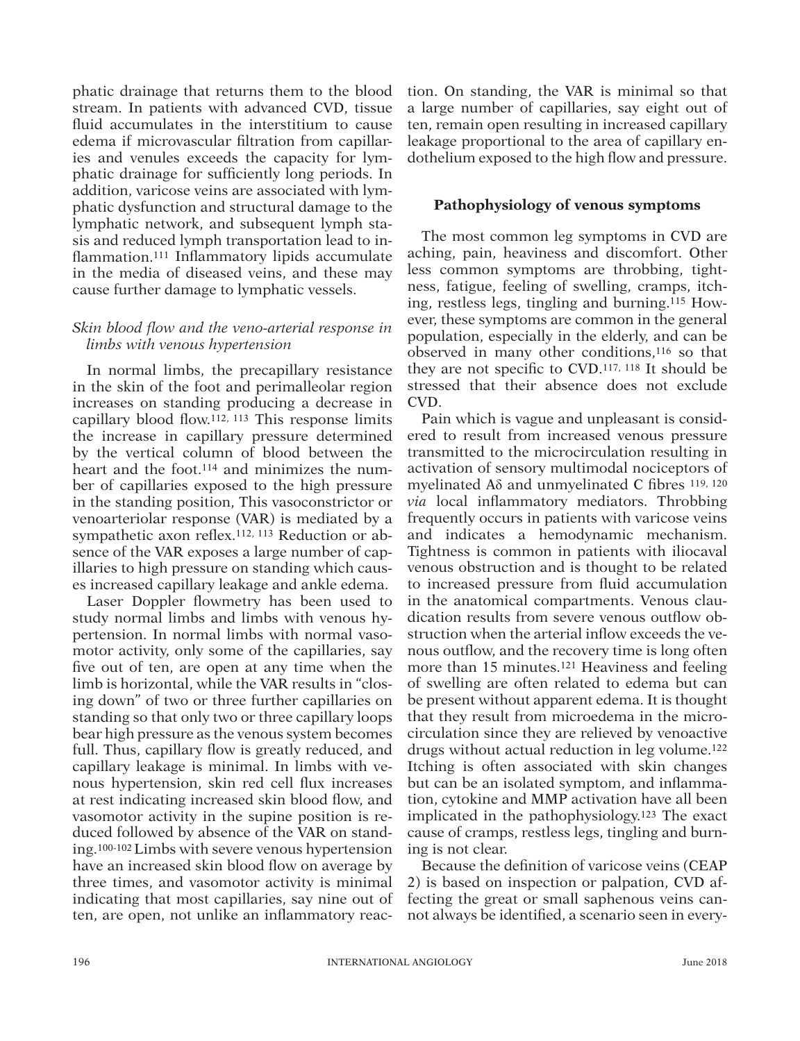phatic drainage that returns them to the blood stream. In patients with advanced CVD, tissue fluid accumulates in the interstitium to cause edema if microvascular filtration from capillaries and venules exceeds the capacity for lymphatic drainage for sufficiently long periods. In addition, varicose veins are associated with lymphatic dysfunction and structural damage to the lymphatic network, and subsequent lymph stasis and reduced lymph transportation lead to inflammation.[111] Inflammatory lipids accumulate in the media of diseased veins, and these may cause further damage to lymphatic vessels.

### *Skin blood flow and the veno-arterial response in limbs with venous hypertension*

In normal limbs, the precapillary resistance in the skin of the foot and perimalleolar region increases on standing producing a decrease in capillary blood flow.[112, 113] This response limits the increase in capillary pressure determined by the vertical column of blood between the heart and the foot.[114] and minimizes the number of capillaries exposed to the high pressure in the standing position, This vasoconstrictor or venoarteriolar response (VAR) is mediated by a sympathetic axon reflex.[112, 113] Reduction or absence of the VAR exposes a large number of capillaries to high pressure on standing which causes increased capillary leakage and ankle edema.

Laser Doppler flowmetry has been used to study normal limbs and limbs with venous hypertension. In normal limbs with normal vasomotor activity, only some of the capillaries, say five out of ten, are open at any time when the limb is horizontal, while the VAR results in "closing down" of two or three further capillaries on standing so that only two or three capillary loops bear high pressure as the venous system becomes full. Thus, capillary flow is greatly reduced, and capillary leakage is minimal. In limbs with venous hypertension, skin red cell flux increases at rest indicating increased skin blood flow, and vasomotor activity in the supine position is reduced followed by absence of the VAR on standing.[100-102] Limbs with severe venous hypertension have an increased skin blood flow on average by three times, and vasomotor activity is minimal indicating that most capillaries, say nine out of ten, are open, not unlike an inflammatory reaction. On standing, the VAR is minimal so that a large number of capillaries, say eight out of ten, remain open resulting in increased capillary leakage proportional to the area of capillary endothelium exposed to the high flow and pressure.

## Pathophysiology of venous symptoms

The most common leg symptoms in CVD are aching, pain, heaviness and discomfort. Other less common symptoms are throbbing, tightness, fatigue, feeling of swelling, cramps, itching, restless legs, tingling and burning.[115] However, these symptoms are common in the general population, especially in the elderly, and can be observed in many other conditions,[116] so that they are not specific to CVD.[117, 118] It should be stressed that their absence does not exclude CVD.

Pain which is vague and unpleasant is considered to result from increased venous pressure transmitted to the microcirculation resulting in activation of sensory multimodal nociceptors of myelinated Aδ and unmyelinated C fibres [119, 120] *via* local inflammatory mediators. Throbbing frequently occurs in patients with varicose veins and indicates a hemodynamic mechanism. Tightness is common in patients with iliocaval venous obstruction and is thought to be related to increased pressure from fluid accumulation in the anatomical compartments. Venous claudication results from severe venous outflow obstruction when the arterial inflow exceeds the venous outflow, and the recovery time is long often more than 15 minutes.[121] Heaviness and feeling of swelling are often related to edema but can be present without apparent edema. It is thought that they result from microedema in the microcirculation since they are relieved by venoactive drugs without actual reduction in leg volume.[122] Itching is often associated with skin changes but can be an isolated symptom, and inflammation, cytokine and MMP activation have all been implicated in the pathophysiology.[123] The exact cause of cramps, restless legs, tingling and burning is not clear.

Because the definition of varicose veins (CEAP 2) is based on inspection or palpation, CVD affecting the great or small saphenous veins cannot always be identified, a scenario seen in every-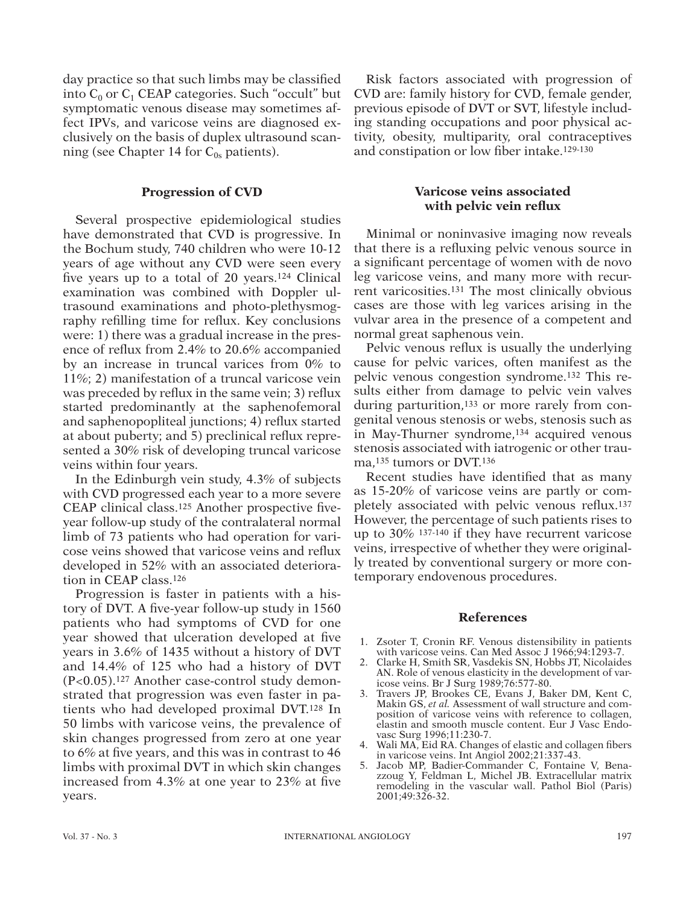day practice so that such limbs may be classified into $C_0$ or $C_1$ CEAP categories. Such "occult" but symptomatic venous disease may sometimes affect IPVs, and varicose veins are diagnosed exclusively on the basis of duplex ultrasound scanning (see Chapter 14 for $C_{0s}$ patients).

### Progression of CVD

Several prospective epidemiological studies have demonstrated that CVD is progressive. In the Bochum study, 740 children who were 10-12 years of age without any CVD were seen every five years up to a total of 20 years.[124] Clinical examination was combined with Doppler ultrasound examinations and photo-plethysmography refilling time for reflux. Key conclusions were: 1) there was a gradual increase in the presence of reflux from 2.4% to 20.6% accompanied by an increase in truncal varices from 0% to 11%; 2) manifestation of a truncal varicose vein was preceded by reflux in the same vein; 3) reflux started predominantly at the saphenofemoral and saphenopopliteal junctions; 4) reflux started at about puberty; and 5) preclinical reflux represented a 30% risk of developing truncal varicose veins within four years.

In the Edinburgh vein study, 4.3% of subjects with CVD progressed each year to a more severe CEAP clinical class.[125] Another prospective five-year follow-up study of the contralateral normal limb of 73 patients who had operation for varicose veins showed that varicose veins and reflux developed in 52% with an associated deterioration in CEAP class.[126]

Progression is faster in patients with a history of DVT. A five-year follow-up study in 1560 patients who had symptoms of CVD for one year showed that ulceration developed at five years in 3.6% of 1435 without a history of DVT and 14.4% of 125 who had a history of DVT ($P<0.05$).[127] Another case-control study demonstrated that progression was even faster in patients who had developed proximal DVT.[128] In 50 limbs with varicose veins, the prevalence of skin changes progressed from zero at one year to 6% at five years, and this was in contrast to 46 limbs with proximal DVT in which skin changes increased from 4.3% at one year to 23% at five years.

Risk factors associated with progression of CVD are: family history for CVD, female gender, previous episode of DVT or SVT, lifestyle including standing occupations and poor physical activity, obesity, multiparity, oral contraceptives and constipation or low fiber intake.[129-130]

### Varicose veins associated with pelvic vein reflux

Minimal or noninvasive imaging now reveals that there is a refluxing pelvic venous source in a significant percentage of women with de novo leg varicose veins, and many more with recurrent varicosities.[131] The most clinically obvious cases are those with leg varices arising in the vulvar area in the presence of a competent and normal great saphenous vein.

Pelvic venous reflux is usually the underlying cause for pelvic varices, often manifest as the pelvic venous congestion syndrome.[132] This results either from damage to pelvic vein valves during parturition,[133] or more rarely from congenital venous stenosis or webs, stenosis such as in May-Thurner syndrome,[134] acquired venous stenosis associated with iatrogenic or other trauma,[135] tumors or DVT.[136]

Recent studies have identified that as many as 15-20% of varicose veins are partly or completely associated with pelvic venous reflux.[137] However, the percentage of such patients rises to up to 30% [137-140] if they have recurrent varicose veins, irrespective of whether they were originally treated by conventional surgery or more contemporary endovenous procedures.

### References

1. Zsoter T, Cronin RF. Venous distensibility in patients with varicose veins. Can Med Assoc J 1966;94:1293-7.
2. Clarke H, Smith SR, Vasdekis SN, Hobbs JT, Nicolaides AN. Role of venous elasticity in the development of varicose veins. Br J Surg 1989;76:577-80.
3. Travers JP, Brookes CE, Evans J, Baker DM, Kent C, Makin GS, *et al.* Assessment of wall structure and composition of varicose veins with reference to collagen, elastin and smooth muscle content. Eur J Vasc Endovasc Surg 1996;11:230-7.
4. Wali MA, Eid RA. Changes of elastic and collagen fibers in varicose veins. Int Angiol 2002;21:337-43.
5. Jacob MP, Badier-Commander C, Fontaine V, Benazzoug Y, Feldman L, Michel JB. Extracellular matrix remodeling in the vascular wall. Pathol Biol (Paris) 2001;49:326-32.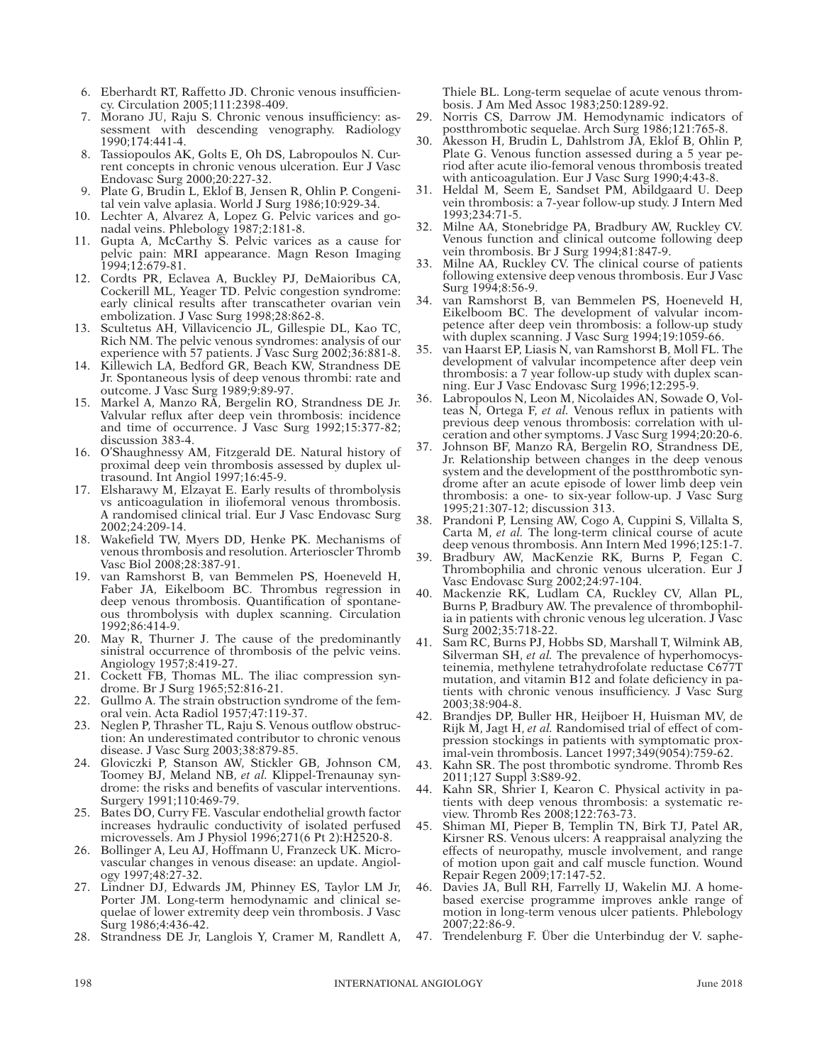6. Eberhardt RT, Raffetto JD. Chronic venous insufficiency. Circulation 2005;111:2398-409.
7. Morano JU, Raju S. Chronic venous insufficiency: assessment with descending venography. Radiology 1990;174:441-4.
8. Tassiopoulos AK, Golts E, Oh DS, Labropoulos N. Current concepts in chronic venous ulceration. Eur J Vasc Endovasc Surg 2000;20:227-32.
9. Plate G, Brudin L, Eklof B, Jensen R, Ohlin P. Congenital vein valve aplasia. World J Surg 1986;10:929-34.
10. Lechter A, Alvarez A, Lopez G. Pelvic varices and gonadal veins. Phlebology 1987;2:181-8.
11. Gupta A, McCarthy S. Pelvic varices as a cause for pelvic pain: MRI appearance. Magn Reson Imaging 1994;12:679-81.
12. Cordts PR, Eclavea A, Buckley PJ, DeMaioribus CA, Cockerill ML, Yeager TD. Pelvic congestion syndrome: early clinical results after transcatheter ovarian vein embolization. J Vasc Surg 1998;28:862-8.
13. Scultetus AH, Villavicencio JL, Gillespie DL, Kao TC, Rich NM. The pelvic venous syndromes: analysis of our experience with 57 patients. J Vasc Surg 2002;36:881-8.
14. Killewich LA, Bedford GR, Beach KW, Strandness DE Jr. Spontaneous lysis of deep venous thrombi: rate and outcome. J Vasc Surg 1989;9:89-97.
15. Markel A, Manzo RA, Bergelin RO, Strandness DE Jr. Valvular reflux after deep vein thrombosis: incidence and time of occurrence. J Vasc Surg 1992;15:377-82; discussion 383-4.
16. O'Shaughnessy AM, Fitzgerald DE. Natural history of proximal deep vein thrombosis assessed by duplex ultrasound. Int Angiol 1997;16:45-9.
17. Elsharawy M, Elzayat E. Early results of thrombolysis vs anticoagulation in iliofemoral venous thrombosis. A randomised clinical trial. Eur J Vasc Endovasc Surg 2002;24:209-14.
18. Wakefield TW, Myers DD, Henke PK. Mechanisms of venous thrombosis and resolution. Arterioscler Thromb Vasc Biol 2008;28:387-91.
19. van Ramshorst B, van Bemmelen PS, Hoeneveld H, Faber JA, Eikelboom BC. Thrombus regression in deep venous thrombosis. Quantification of spontaneous thrombolysis with duplex scanning. Circulation 1992;86:414-9.
20. May R, Thurner J. The cause of the predominantly sinistral occurrence of thrombosis of the pelvic veins. Angiology 1957;8:419-27.
21. Cockett FB, Thomas ML. The iliac compression syndrome. Br J Surg 1965;52:816-21.
22. Gullmo A. The strain obstruction syndrome of the femoral vein. Acta Radiol 1957;47:119-37.
23. Neglen P, Thrasher TL, Raju S. Venous outflow obstruction: An underestimated contributor to chronic venous disease. J Vasc Surg 2003;38:879-85.
24. Gloviczki P, Stanson AW, Stickler GB, Johnson CM, Toomey BJ, Meland NB, *et al.* Klippel-Trenaunay syndrome: the risks and benefits of vascular interventions. Surgery 1991;110:469-79.
25. Bates DO, Curry FE. Vascular endothelial growth factor increases hydraulic conductivity of isolated perfused microvessels. Am J Physiol 1996;271(6 Pt 2):H2520-8.
26. Bollinger A, Leu AJ, Hoffmann U, Franzeck UK. Microvascular changes in venous disease: an update. Angiology 1997;48:27-32.
27. Lindner DJ, Edwards JM, Phinney ES, Taylor LM Jr, Porter JM. Long-term hemodynamic and clinical sequelae of lower extremity deep vein thrombosis. J Vasc Surg 1986;4:436-42.
28. Strandness DE Jr, Langlois Y, Cramer M, Randlett A, Thiele BL. Long-term sequelae of acute venous thrombosis. J Am Med Assoc 1983;250:1289-92.
29. Norris CS, Darrow JM. Hemodynamic indicators of postthrombotic sequelae. Arch Surg 1986;121:765-8.
30. Akesson H, Brudin L, Dahlstrom JA, Eklof B, Ohlin P, Plate G. Venous function assessed during a 5 year period after acute ilio-femoral venous thrombosis treated with anticoagulation. Eur J Vasc Surg 1990;4:43-8.
31. Heldal M, Seem E, Sandset PM, Abildgaard U. Deep vein thrombosis: a 7-year follow-up study. J Intern Med 1993;234:71-5.
32. Milne AA, Stonebridge PA, Bradbury AW, Ruckley CV. Venous function and clinical outcome following deep vein thrombosis. Br J Surg 1994;81:847-9.
33. Milne AA, Ruckley CV. The clinical course of patients following extensive deep venous thrombosis. Eur J Vasc Surg 1994;8:56-9.
34. van Ramshorst B, van Bemmelen PS, Hoeneveld H, Eikelboom BC. The development of valvular incompetence after deep vein thrombosis: a follow-up study with duplex scanning. J Vasc Surg 1994;19:1059-66.
35. van Haarst EP, Liasis N, van Ramshorst B, Moll FL. The development of valvular incompetence after deep vein thrombosis: a 7 year follow-up study with duplex scanning. Eur J Vasc Endovasc Surg 1996;12:295-9.
36. Labropoulos N, Leon M, Nicolaides AN, Sowade O, Volteas N, Ortega F, *et al.* Venous reflux in patients with previous deep venous thrombosis: correlation with ulceration and other symptoms. J Vasc Surg 1994;20:20-6.
37. Johnson BF, Manzo RA, Bergelin RO, Strandness DE, Jr. Relationship between changes in the deep venous system and the development of the postthrombotic syndrome after an acute episode of lower limb deep vein thrombosis: a one- to six-year follow-up. J Vasc Surg 1995;21:307-12; discussion 313.
38. Prandoni P, Lensing AW, Cogo A, Cuppini S, Villalta S, Carta M, *et al.* The long-term clinical course of acute deep venous thrombosis. Ann Intern Med 1996;125:1-7.
39. Bradbury AW, MacKenzie RK, Burns P, Fegan C. Thrombophilia and chronic venous ulceration. Eur J Vasc Endovasc Surg 2002;24:97-104.
40. Mackenzie RK, Ludlam CA, Ruckley CV, Allan PL, Burns P, Bradbury AW. The prevalence of thrombophilia in patients with chronic venous leg ulceration. J Vasc Surg 2002;35:718-22.
41. Sam RC, Burns PJ, Hobbs SD, Marshall T, Wilmink AB, Silverman SH, *et al.* The prevalence of hyperhomocysteinemia, methylene tetrahydrofolate reductase C677T mutation, and vitamin B12 and folate deficiency in patients with chronic venous insufficiency. J Vasc Surg 2003;38:904-8.
42. Brandjes DP, Buller HR, Heijboer H, Huisman MV, de Rijk M, Jagt H, *et al.* Randomised trial of effect of compression stockings in patients with symptomatic proximal-vein thrombosis. Lancet 1997;349(9054):759-62.
43. Kahn SR. The post thrombotic syndrome. Thromb Res 2011;127 Suppl 3:S89-92.
44. Kahn SR, Shrier I, Kearon C. Physical activity in patients with deep venous thrombosis: a systematic review. Thromb Res 2008;122:763-73.
45. Shiman MI, Pieper B, Templin TN, Birk TJ, Patel AR, Kirsner RS. Venous ulcers: A reappraisal analyzing the effects of neuropathy, muscle involvement, and range of motion upon gait and calf muscle function. Wound Repair Regen 2009;17:147-52.
46. Davies JA, Bull RH, Farrelly IJ, Wakelin MJ. A home-based exercise programme improves ankle range of motion in long-term venous ulcer patients. Phlebology 2007;22:86-9.
47. Trendelenburg F. Über die Unterbindug der V. saphe-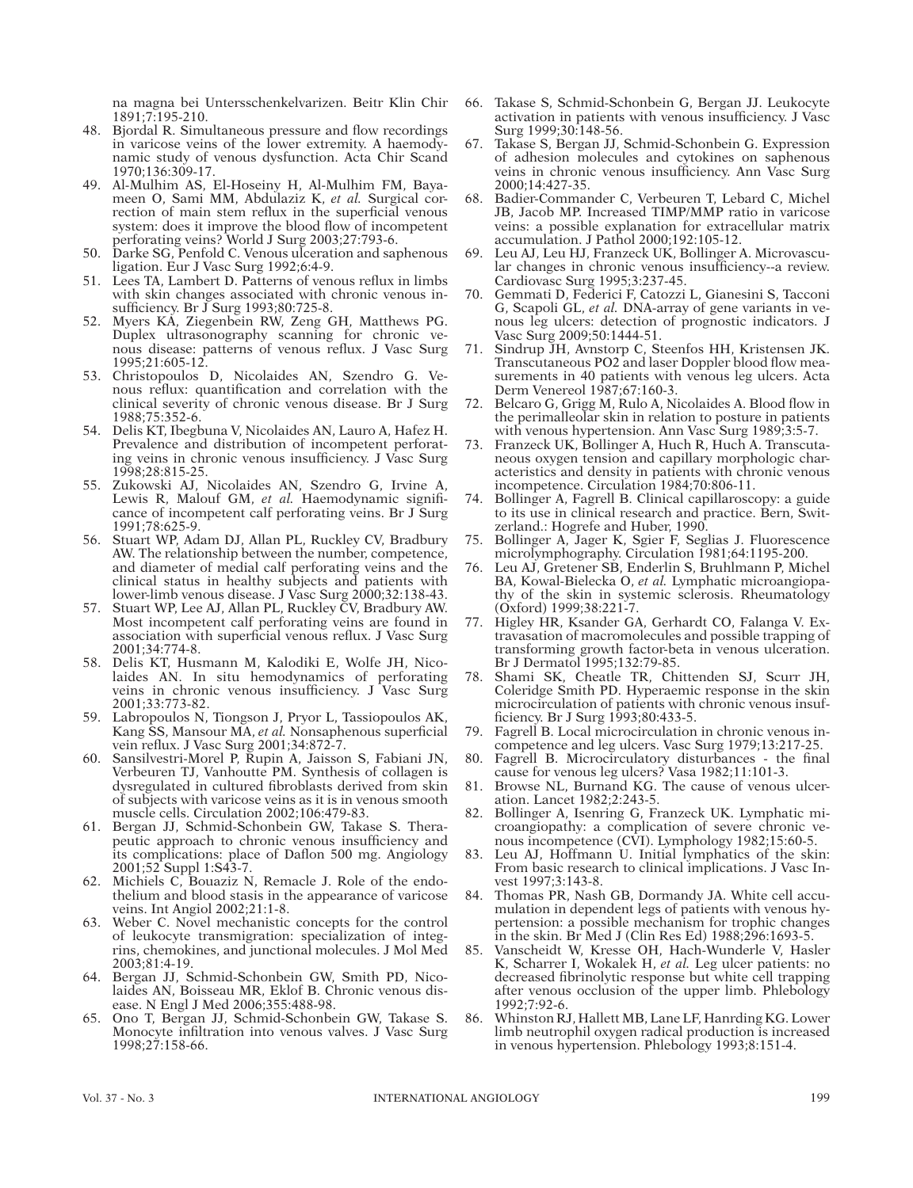na magna bei Untersschenkelvarizen. Beitr Klin Chir 1891;7:195-210.

48. Bjordal R. Simultaneous pressure and flow recordings in varicose veins of the lower extremity. A haemodynamic study of venous dysfunction. Acta Chir Scand 1970;136:309-17.
49. Al-Mulhim AS, El-Hoseiny H, Al-Mulhim FM, Bayameen O, Sami MM, Abdulaziz K, *et al.* Surgical correction of main stem reflux in the superficial venous system: does it improve the blood flow of incompetent perforating veins? World J Surg 2003;27:793-6.
50. Darke SG, Penfold C. Venous ulceration and saphenous ligation. Eur J Vasc Surg 1992;6:4-9.
51. Lees TA, Lambert D. Patterns of venous reflux in limbs with skin changes associated with chronic venous insufficiency. Br J Surg 1993;80:725-8.
52. Myers KA, Ziegenbein RW, Zeng GH, Matthews PG. Duplex ultrasonography scanning for chronic venous disease: patterns of venous reflux. J Vasc Surg 1995;21:605-12.
53. Christopoulos D, Nicolaides AN, Szendro G. Venous reflux: quantification and correlation with the clinical severity of chronic venous disease. Br J Surg 1988;75:352-6.
54. Delis KT, Ibegbuna V, Nicolaides AN, Lauro A, Hafez H. Prevalence and distribution of incompetent perforating veins in chronic venous insufficiency. J Vasc Surg 1998;28:815-25.
55. Zukowski AJ, Nicolaides AN, Szendro G, Irvine A, Lewis R, Malouf GM, *et al.* Haemodynamic significance of incompetent calf perforating veins. Br J Surg 1991;78:625-9.
56. Stuart WP, Adam DJ, Allan PL, Ruckley CV, Bradbury AW. The relationship between the number, competence, and diameter of medial calf perforating veins and the clinical status in healthy subjects and patients with lower-limb venous disease. J Vasc Surg 2000;32:138-43.
57. Stuart WP, Lee AJ, Allan PL, Ruckley CV, Bradbury AW. Most incompetent calf perforating veins are found in association with superficial venous reflux. J Vasc Surg 2001;34:774-8.
58. Delis KT, Husmann M, Kalodiki E, Wolfe JH, Nicolaides AN. In situ hemodynamics of perforating veins in chronic venous insufficiency. J Vasc Surg 2001;33:773-82.
59. Labropoulos N, Tiongson J, Pryor L, Tassiopoulos AK, Kang SS, Mansour MA, *et al.* Nonsaphenous superficial vein reflux. J Vasc Surg 2001;34:872-7.
60. Sansilvestri-Morel P, Rupin A, Jaisson S, Fabiani JN, Verbeuren TJ, Vanhoutte PM. Synthesis of collagen is dysregulated in cultured fibroblasts derived from skin of subjects with varicose veins as it is in venous smooth muscle cells. Circulation 2002;106:479-83.
61. Bergan JJ, Schmid-Schonbein GW, Takase S. Therapeutic approach to chronic venous insufficiency and its complications: place of Daflon 500 mg. Angiology 2001;52 Suppl 1:S43-7.
62. Michiels C, Bouaziz N, Remacle J. Role of the endothelium and blood stasis in the appearance of varicose veins. Int Angiol 2002;21:1-8.
63. Weber C. Novel mechanistic concepts for the control of leukocyte transmigration: specialization of integrins, chemokines, and junctional molecules. J Mol Med 2003;81:4-19.
64. Bergan JJ, Schmid-Schonbein GW, Smith PD, Nicolaides AN, Boisseau MR, Eklof B. Chronic venous disease. N Engl J Med 2006;355:488-98.
65. Ono T, Bergan JJ, Schmid-Schonbein GW, Takase S. Monocyte infiltration into venous valves. J Vasc Surg 1998;27:158-66.
66. Takase S, Schmid-Schonbein G, Bergan JJ. Leukocyte activation in patients with venous insufficiency. J Vasc Surg 1999;30:148-56.
67. Takase S, Bergan JJ, Schmid-Schonbein G. Expression of adhesion molecules and cytokines on saphenous veins in chronic venous insufficiency. Ann Vasc Surg 2000;14:427-35.
68. Badier-Commander C, Verbeuren T, Lebard C, Michel JB, Jacob MP. Increased TIMP/MMP ratio in varicose veins: a possible explanation for extracellular matrix accumulation. J Pathol 2000;192:105-12.
69. Leu AJ, Leu HJ, Franzeck UK, Bollinger A. Microvascular changes in chronic venous insufficiency--a review. Cardiovasc Surg 1995;3:237-45.
70. Gemmati D, Federici F, Catozzi L, Gianesini S, Tacconi G, Scapoli GL, *et al.* DNA-array of gene variants in venous leg ulcers: detection of prognostic indicators. J Vasc Surg 2009;50:1444-51.
71. Sindrup JH, Avnstorp C, Steenfos HH, Kristensen JK. Transcutaneous PO2 and laser Doppler blood flow measurements in 40 patients with venous leg ulcers. Acta Derm Venereol 1987;67:160-3.
72. Belcaro G, Grigg M, Rulo A, Nicolaides A. Blood flow in the perimalleolar skin in relation to posture in patients with venous hypertension. Ann Vasc Surg 1989;3:5-7.
73. Franzeck UK, Bollinger A, Huch R, Huch A. Transcutaneous oxygen tension and capillary morphologic characteristics and density in patients with chronic venous incompetence. Circulation 1984;70:806-11.
74. Bollinger A, Fagrell B. Clinical capillaroscopy: a guide to its use in clinical research and practice. Bern, Switzerland.: Hogrefe and Huber, 1990.
75. Bollinger A, Jager K, Sgier F, Seglias J. Fluorescence microlymphography. Circulation 1981;64:1195-200.
76. Leu AJ, Gretener SB, Enderlin S, Bruhlmann P, Michel BA, Kowal-Bielecka O, *et al.* Lymphatic microangiopathy of the skin in systemic sclerosis. Rheumatology (Oxford) 1999;38:221-7.
77. Higley HR, Ksander GA, Gerhardt CO, Falanga V. Extravasation of macromolecules and possible trapping of transforming growth factor-beta in venous ulceration. Br J Dermatol 1995;132:79-85.
78. Shami SK, Cheatle TR, Chittenden SJ, Scurr JH, Coleridge Smith PD. Hyperaemic response in the skin microcirculation of patients with chronic venous insufficiency. Br J Surg 1993;80:433-5.
79. Fagrell B. Local microcirculation in chronic venous incompetence and leg ulcers. Vasc Surg 1979;13:217-25.
80. Fagrell B. Microcirculatory disturbances - the final cause for venous leg ulcers? Vasa 1982;11:101-3.
81. Browse NL, Burnand KG. The cause of venous ulceration. Lancet 1982;2:243-5.
82. Bollinger A, Isenring G, Franzeck UK. Lymphatic microangiopathy: a complication of severe chronic venous incompetence (CVI). Lymphology 1982;15:60-5.
83. Leu AJ, Hoffmann U. Initial lymphatics of the skin: From basic research to clinical implications. J Vasc Invest 1997;3:143-8.
84. Thomas PR, Nash GB, Dormandy JA. White cell accumulation in dependent legs of patients with venous hypertension: a possible mechanism for trophic changes in the skin. Br Med J (Clin Res Ed) 1988;296:1693-5.
85. Vanscheidt W, Kresse OH, Hach-Wunderle V, Hasler K, Scharrer I, Wokalek H, *et al.* Leg ulcer patients: no decreased fibrinolytic response but white cell trapping after venous occlusion of the upper limb. Phlebology 1992;7:92-6.
86. Whinston RJ, Hallett MB, Lane LF, Hanrding KG. Lower limb neutrophil oxygen radical production is increased in venous hypertension. Phlebology 1993;8:151-4.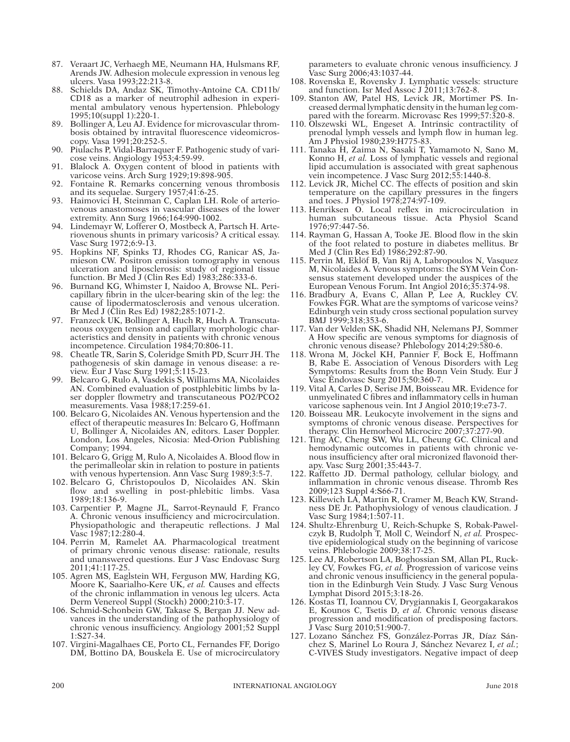87. Veraart JC, Verhaegh ME, Neumann HA, Hulsmans RF, Arends JW. Adhesion molecule expression in venous leg ulcers. Vasa 1993;22:213-8.
88. Schields DA, Andaz SK, Timothy-Antoine CA. CD11b/CD18 as a marker of neutrophil adhesion in experimental ambulatory venous hypertension. Phlebology 1995;10(suppl 1):220-1.
89. Bollinger A, Leu AJ. Evidence for microvascular thrombosis obtained by intravital fluorescence videomicroscopy. Vasa 1991;20:252-5.
90. Piulachs P, Vidal-Barraquer F. Pathogenic study of varicose veins. Angiology 1953;4:59-99.
91. Blalock A. Oxygen content of blood in patients with varicose veins. Arch Surg 1929;19:898-905.
92. Fontaine R. Remarks concerning venous thrombosis and its sequelae. Surgery 1957;41:6-25.
93. Haimovici H, Steinman C, Caplan LH. Role of arteriovenous anastomoses in vascular diseases of the lower extremity. Ann Surg 1966;164:990-1002.
94. Lindemayr W, Lofferer O, Mostbeck A, Partsch H. Arteriovenous shunts in primary varicosis? A critical essay. Vasc Surg 1972;6:9-13.
95. Hopkins NF, Spinks TJ, Rhodes CG, Ranicar AS, Jamieson CW. Positron emission tomography in venous ulceration and liposclerosis: study of regional tissue function. Br Med J (Clin Res Ed) 1983;286:333-6.
96. Burnand KG, Whimster I, Naidoo A, Browse NL. Pericapillary fibrin in the ulcer-bearing skin of the leg: the cause of lipodermatosclerosis and venous ulceration. Br Med J (Clin Res Ed) 1982;285:1071-2.
97. Franzeck UK, Bollinger A, Huch R, Huch A. Transcutaneous oxygen tension and capillary morphologic characteristics and density in patients with chronic venous incompetence. Circulation 1984;70:806-11.
98. Cheatle TR, Sarin S, Coleridge Smith PD, Scurr JH. The pathogenesis of skin damage in venous disease: a review. Eur J Vasc Surg 1991;5:115-23.
99. Belcaro G, Rulo A, Vasdekis S, Williams MA, Nicolaides AN. Combined evaluation of postphlebitic limbs by laser doppler flowmetry and transcutaneous PO2/PCO2 measurements. Vasa 1988;17:259-61.
100. Belcaro G, Nicolaides AN. Venous hypertension and the effect of therapeutic measures In: Belcaro G, Hoffmann U, Bollinger A, Nicolaides AN, editors. Laser Doppler. London, Los Angeles, Nicosia: Med-Orion Publishing Company; 1994.
101. Belcaro G, Grigg M, Rulo A, Nicolaides A. Blood flow in the perimalleolar skin in relation to posture in patients with venous hypertension. Ann Vasc Surg 1989;3:5-7.
102. Belcaro G, Christopoulos D, Nicolaides AN. Skin flow and swelling in post-phlebitic limbs. Vasa 1989;18:136-9.
103. Carpentier P, Magne JL, Sarrot-Reynauld F, Franco A. Chronic venous insufficiency and microcirculation. Physiopathologic and therapeutic reflections. J Mal Vasc 1987;12:280-4.
104. Perrin M, Ramelet AA. Pharmacological treatment of primary chronic venous disease: rationale, results and unanswered questions. Eur J Vasc Endovasc Surg 2011;41:117-25.
105. Agren MS, Eaglstein WH, Ferguson MW, Harding KG, Moore K, Saarialho-Kere UK, *et al.* Causes and effects of the chronic inflammation in venous leg ulcers. Acta Derm Venereol Suppl (Stockh) 2000;210:3-17.
106. Schmid-Schonbein GW, Takase S, Bergan JJ. New advances in the understanding of the pathophysiology of chronic venous insufficiency. Angiology 2001;52 Suppl 1:S27-34.
107. Virgini-Magalhaes CE, Porto CL, Fernandes FF, Dorigo DM, Bottino DA, Bouskela E. Use of microcirculatory parameters to evaluate chronic venous insufficiency. J Vasc Surg 2006;43:1037-44.
108. Rovenska E, Rovensky J. Lymphatic vessels: structure and function. Isr Med Assoc J 2011;13:762-8.
109. Stanton AW, Patel HS, Levick JR, Mortimer PS. Increased dermal lymphatic density in the human leg compared with the forearm. Microvasc Res 1999;57:320-8.
110. Olszewski WL, Engeset A. Intrinsic contractility of prenodal lymph vessels and lymph flow in human leg. Am J Physiol 1980;239:H775-83.
111. Tanaka H, Zaima N, Sasaki T, Yamamoto N, Sano M, Konno H, *et al.* Loss of lymphatic vessels and regional lipid accumulation is associated with great saphenous vein incompetence. J Vasc Surg 2012;55:1440-8.
112. Levick JR, Michel CC. The effects of position and skin temperature on the capillary pressures in the fingers and toes. J Physiol 1978;274:97-109.
113. Henriksen O. Local reflex in microcirculation in human subcutaneous tissue. Acta Physiol Scand 1976;97:447-56.
114. Rayman G, Hassan A, Tooke JE. Blood flow in the skin of the foot related to posture in diabetes mellitus. Br Med J (Clin Res Ed) 1986;292:87-90.
115. Perrin M, Eklöf B, Van Rij A, Labropoulos N, Vasquez M, Nicolaides A. Venous symptoms: the SYM Vein Consensus statement developed under the auspices of the European Venous Forum. Int Angiol 2016;35:374-98.
116. Bradbury A, Evans C, Allan P, Lee A, Ruckley CV. Fowkes FGR. What are the symptoms of varicose veins? Edinburgh vein study cross sectional population survey BMJ 1999;318;353-6.
117. Van der Velden SK, Shadid NH, Nelemans PJ, Sommer A How specific are venous symptoms for diagnosis of chronic venous disease? Phlebology 2014;29:580-6.
118. Wrona M, Jöckel KH, Pannier F, Bock E, Hoffmann B, Rabe E. Association of Venous Disorders with Leg Sympytoms: Results from the Bonn Vein Study. Eur J Vasc Endovasc Surg 2015;50:360-7.
119. Vital A, Carles D, Serise JM, Boisseau MR. Evidence for unmyelinated C fibres and inflammatory cells in human varicose saphenous vein. Int J Angiol 2010;19:e73-7.
120. Boisseau MR. Leukocyte involvement in the signs and symptoms of chronic venous disease. Perspectives for therapy. Clin Hemorheol Microcirc 2007;37:277-90.
121. Ting AC, Cheng SW, Wu LL, Cheung GC. Clinical and hemodynamic outcomes in patients with chronic venous insufficiency after oral micronized flavonoid therapy. Vasc Surg 2001;35:443-7.
122. Raffetto JD. Dermal pathology, cellular biology, and inflammation in chronic venous disease. Thromb Res 2009;123 Suppl 4:S66-71.
123. Killewich LA, Martin R, Cramer M, Beach KW, Strandness DE Jr. Pathophysiology of venous claudication. J Vasc Surg 1984;1:507-11.
124. Shultz-Ehrenburg U, Reich-Schupke S, Robak-Pawelczyk B, Rudolph T, Moll C, Weindorf N, *et al.* Prospective epidemiological study on the beginning of varicose veins. Phlebologie 2009;38:17-25.
125. Lee AJ, Robertson LA, Boghossian SM, Allan PL, Ruckley CV, Fowkes FG, *et al.* Progression of varicose veins and chronic venous insufficiency in the general population in the Edinburgh Vein Study. J Vasc Surg Venous Lymphat Disord 2015;3:18-26.
126. Kostas TI, Ioannou CV, Drygiannakis I, Georgakarakos E, Kounos C, Tsetis D, *et al.* Chronic venous disease progression and modification of predisposing factors. J Vasc Surg 2010;51:900-7.
127. Lozano Sánchez FS, González-Porras JR, Díaz Sánchez S, Marinel Lo Roura J, Sánchez Nevarez I, *et al.*; C-VIVES Study investigators. Negative impact of deep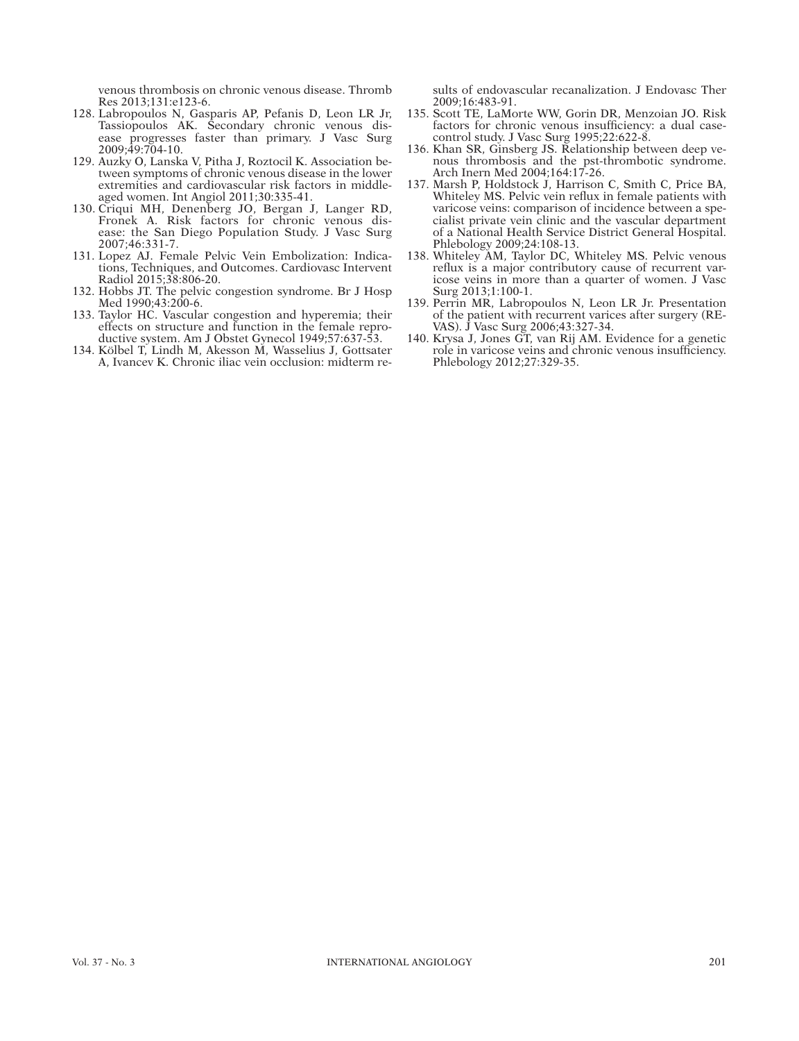venous thrombosis on chronic venous disease. Thromb Res 2013;131:e123-6.

128. Labropoulos N, Gasparis AP, Pefanis D, Leon LR Jr, Tassiopoulos AK. Secondary chronic venous disease progresses faster than primary. J Vasc Surg 2009;49:704-10.
129. Auzky O, Lanska V, Pitha J, Roztocil K. Association between symptoms of chronic venous disease in the lower extremities and cardiovascular risk factors in middle-aged women. Int Angiol 2011;30:335-41.
130. Criqui MH, Denenberg JO, Bergan J, Langer RD, Fronek A. Risk factors for chronic venous disease: the San Diego Population Study. J Vasc Surg 2007;46:331-7.
131. Lopez AJ. Female Pelvic Vein Embolization: Indications, Techniques, and Outcomes. Cardiovasc Intervent Radiol 2015;38:806-20.
132. Hobbs JT. The pelvic congestion syndrome. Br J Hosp Med 1990;43:200-6.
133. Taylor HC. Vascular congestion and hyperemia; their effects on structure and function in the female reproductive system. Am J Obstet Gynecol 1949;57:637-53.
134. Kölbel T, Lindh M, Akesson M, Wasselius J, Gottsater A, Ivancev K. Chronic iliac vein occlusion: midterm results of endovascular recanalization. J Endovasc Ther 2009;16:483-91.
135. Scott TE, LaMorte WW, Gorin DR, Menzoian JO. Risk factors for chronic venous insufficiency: a dual case-control study. J Vasc Surg 1995;22:622-8.
136. Khan SR, Ginsberg JS. Relationship between deep venous thrombosis and the pst-thrombotic syndrome. Arch Inern Med 2004;164:17-26.
137. Marsh P, Holdstock J, Harrison C, Smith C, Price BA, Whiteley MS. Pelvic vein reflux in female patients with varicose veins: comparison of incidence between a specialist private vein clinic and the vascular department of a National Health Service District General Hospital. Phlebology 2009;24:108-13.
138. Whiteley AM, Taylor DC, Whiteley MS. Pelvic venous reflux is a major contributory cause of recurrent varicose veins in more than a quarter of women. J Vasc Surg 2013;1:100-1.
139. Perrin MR, Labropoulos N, Leon LR Jr. Presentation of the patient with recurrent varices after surgery (REVAS). J Vasc Surg 2006;43:327-34.
140. Krysa J, Jones GT, van Rij AM. Evidence for a genetic role in varicose veins and chronic venous insufficiency. Phlebology 2012;27:329-35.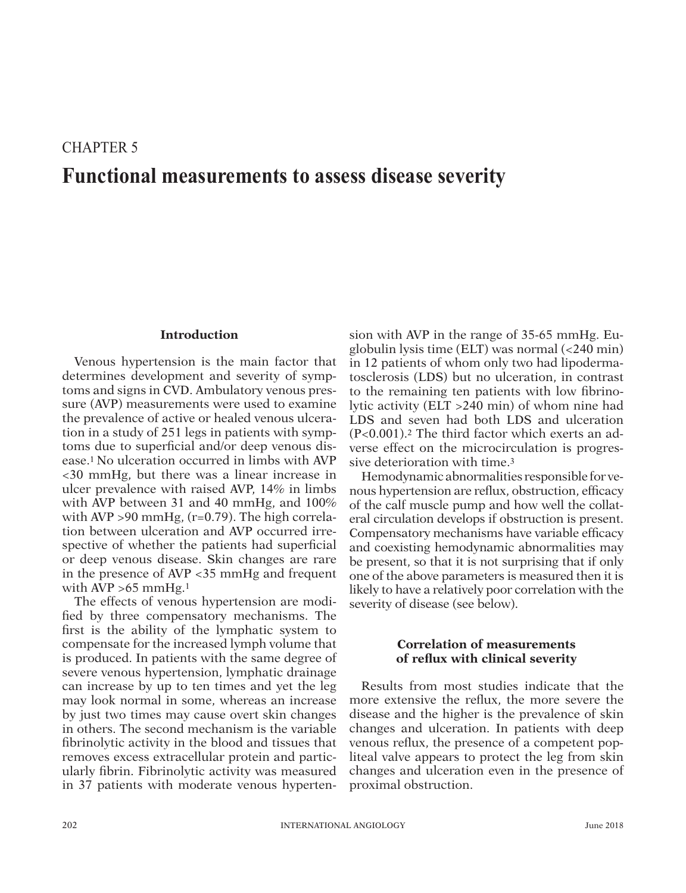CHAPTER 5

# Functional measurements to assess disease severity

### Introduction

Venous hypertension is the main factor that determines development and severity of symptoms and signs in CVD. Ambulatory venous pressure (AVP) measurements were used to examine the prevalence of active or healed venous ulceration in a study of 251 legs in patients with symptoms due to superficial and/or deep venous disease.[1] No ulceration occurred in limbs with AVP <30 mmHg, but there was a linear increase in ulcer prevalence with raised AVP, 14% in limbs with AVP between 31 and 40 mmHg, and 100% with AVP >90 mmHg, (r=0.79). The high correlation between ulceration and AVP occurred irrespective of whether the patients had superficial or deep venous disease. Skin changes are rare in the presence of AVP <35 mmHg and frequent with AVP >65 mmHg.[1]

The effects of venous hypertension are modified by three compensatory mechanisms. The first is the ability of the lymphatic system to compensate for the increased lymph volume that is produced. In patients with the same degree of severe venous hypertension, lymphatic drainage can increase by up to ten times and yet the leg may look normal in some, whereas an increase by just two times may cause overt skin changes in others. The second mechanism is the variable fibrinolytic activity in the blood and tissues that removes excess extracellular protein and particularly fibrin. Fibrinolytic activity was measured in 37 patients with moderate venous hypertension with AVP in the range of 35-65 mmHg. Euglobulin lysis time (ELT) was normal (<240 min) in 12 patients of whom only two had lipodermatosclerosis (LDS) but no ulceration, in contrast to the remaining ten patients with low fibrinolytic activity (ELT >240 min) of whom nine had LDS and seven had both LDS and ulceration (P<0.001).[2] The third factor which exerts an adverse effect on the microcirculation is progressive deterioration with time.[3]

Hemodynamic abnormalities responsible for venous hypertension are reflux, obstruction, efficacy of the calf muscle pump and how well the collateral circulation develops if obstruction is present. Compensatory mechanisms have variable efficacy and coexisting hemodynamic abnormalities may be present, so that it is not surprising that if only one of the above parameters is measured then it is likely to have a relatively poor correlation with the severity of disease (see below).

### Correlation of measurements of reflux with clinical severity

Results from most studies indicate that the more extensive the reflux, the more severe the disease and the higher is the prevalence of skin changes and ulceration. In patients with deep venous reflux, the presence of a competent popliteal valve appears to protect the leg from skin changes and ulceration even in the presence of proximal obstruction.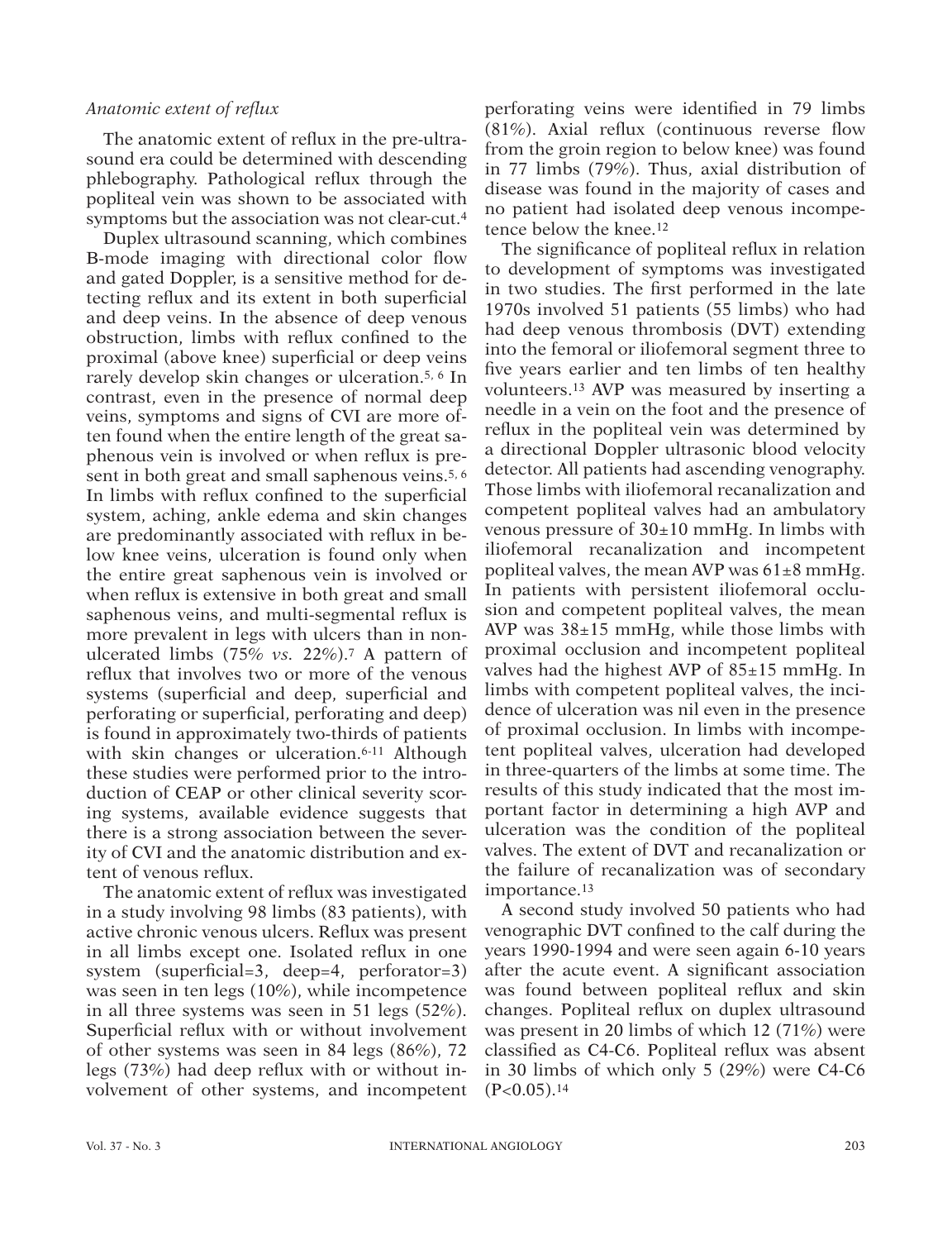*Anatomic extent of reflux*

The anatomic extent of reflux in the pre-ultrasound era could be determined with descending phlebography. Pathological reflux through the popliteal vein was shown to be associated with symptoms but the association was not clear-cut.[4]

Duplex ultrasound scanning, which combines B-mode imaging with directional color flow and gated Doppler, is a sensitive method for detecting reflux and its extent in both superficial and deep veins. In the absence of deep venous obstruction, limbs with reflux confined to the proximal (above knee) superficial or deep veins rarely develop skin changes or ulceration.[5, 6] In contrast, even in the presence of normal deep veins, symptoms and signs of CVI are more often found when the entire length of the great saphenous vein is involved or when reflux is present in both great and small saphenous veins.[5, 6] In limbs with reflux confined to the superficial system, aching, ankle edema and skin changes are predominantly associated with reflux in below knee veins, ulceration is found only when the entire great saphenous vein is involved or when reflux is extensive in both great and small saphenous veins, and multi-segmental reflux is more prevalent in legs with ulcers than in non-ulcerated limbs (75% *vs.* 22%).[7] A pattern of reflux that involves two or more of the venous systems (superficial and deep, superficial and perforating or superficial, perforating and deep) is found in approximately two-thirds of patients with skin changes or ulceration.[6-11] Although these studies were performed prior to the introduction of CEAP or other clinical severity scoring systems, available evidence suggests that there is a strong association between the severity of CVI and the anatomic distribution and extent of venous reflux.

The anatomic extent of reflux was investigated in a study involving 98 limbs (83 patients), with active chronic venous ulcers. Reflux was present in all limbs except one. Isolated reflux in one system (superficial=3, deep=4, perforator=3) was seen in ten legs (10%), while incompetence in all three systems was seen in 51 legs (52%). Superficial reflux with or without involvement of other systems was seen in 84 legs (86%), 72 legs (73%) had deep reflux with or without involvement of other systems, and incompetent perforating veins were identified in 79 limbs (81%). Axial reflux (continuous reverse flow from the groin region to below knee) was found in 77 limbs (79%). Thus, axial distribution of disease was found in the majority of cases and no patient had isolated deep venous incompetence below the knee.[12]

The significance of popliteal reflux in relation to development of symptoms was investigated in two studies. The first performed in the late 1970s involved 51 patients (55 limbs) who had had deep venous thrombosis (DVT) extending into the femoral or iliofemoral segment three to five years earlier and ten limbs of ten healthy volunteers.[13] AVP was measured by inserting a needle in a vein on the foot and the presence of reflux in the popliteal vein was determined by a directional Doppler ultrasonic blood velocity detector. All patients had ascending venography. Those limbs with iliofemoral recanalization and competent popliteal valves had an ambulatory venous pressure of 30±10 mmHg. In limbs with iliofemoral recanalization and incompetent popliteal valves, the mean AVP was 61±8 mmHg. In patients with persistent iliofemoral occlusion and competent popliteal valves, the mean AVP was 38±15 mmHg, while those limbs with proximal occlusion and incompetent popliteal valves had the highest AVP of 85±15 mmHg. In limbs with competent popliteal valves, the incidence of ulceration was nil even in the presence of proximal occlusion. In limbs with incompetent popliteal valves, ulceration had developed in three-quarters of the limbs at some time. The results of this study indicated that the most important factor in determining a high AVP and ulceration was the condition of the popliteal valves. The extent of DVT and recanalization or the failure of recanalization was of secondary importance.[13]

A second study involved 50 patients who had venographic DVT confined to the calf during the years 1990-1994 and were seen again 6-10 years after the acute event. A significant association was found between popliteal reflux and skin changes. Popliteal reflux on duplex ultrasound was present in 20 limbs of which 12 (71%) were classified as C4-C6. Popliteal reflux was absent in 30 limbs of which only 5 (29%) were C4-C6 ($P<0.05$).[14]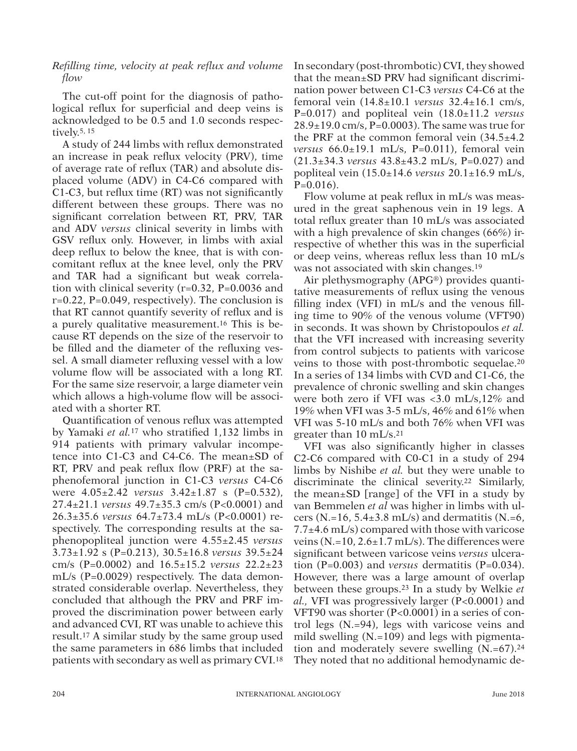*Refilling time, velocity at peak reflux and volume flow*

The cut-off point for the diagnosis of pathological reflux for superficial and deep veins is acknowledged to be 0.5 and 1.0 seconds respectively.[5, 15]

A study of 244 limbs with reflux demonstrated an increase in peak reflux velocity (PRV), time of average rate of reflux (TAR) and absolute displaced volume (ADV) in C4-C6 compared with C1-C3, but reflux time (RT) was not significantly different between these groups. There was no significant correlation between RT, PRV, TAR and ADV *versus* clinical severity in limbs with GSV reflux only. However, in limbs with axial deep reflux to below the knee, that is with concomitant reflux at the knee level, only the PRV and TAR had a significant but weak correlation with clinical severity (r=0.32, P=0.0036 and r=0.22, P=0.049, respectively). The conclusion is that RT cannot quantify severity of reflux and is a purely qualitative measurement.[16] This is because RT depends on the size of the reservoir to be filled and the diameter of the refluxing vessel. A small diameter refluxing vessel with a low volume flow will be associated with a long RT. For the same size reservoir, a large diameter vein which allows a high-volume flow will be associated with a shorter RT.

Quantification of venous reflux was attempted by Yamaki *et al.*[17] who stratified 1,132 limbs in 914 patients with primary valvular incompetence into C1-C3 and C4-C6. The mean±SD of RT, PRV and peak reflux flow (PRF) at the saphenofemoral junction in C1-C3 *versus* C4-C6 were 4.05±2.42 *versus* 3.42±1.87 s (P=0.532), 27.4±21.1 *versus* 49.7±35.3 cm/s (P<0.0001) and 26.3±35.6 *versus* 64.7±73.4 mL/s (P<0.0001) respectively. The corresponding results at the saphenopopliteal junction were 4.55±2.45 *versus* 3.73±1.92 s (P=0.213), 30.5±16.8 *versus* 39.5±24 cm/s (P=0.0002) and 16.5±15.2 *versus* 22.2±23 mL/s (P=0.0029) respectively. The data demonstrated considerable overlap. Nevertheless, they concluded that although the PRV and PRF improved the discrimination power between early and advanced CVI, RT was unable to achieve this result.[17] A similar study by the same group used the same parameters in 686 limbs that included patients with secondary as well as primary CVI.[18] In secondary (post-thrombotic) CVI, they showed that the mean±SD PRV had significant discrimination power between C1-C3 *versus* C4-C6 at the femoral vein (14.8±10.1 *versus* 32.4±16.1 cm/s, P=0.017) and popliteal vein (18.0±11.2 *versus* 28.9±19.0 cm/s, P=0.0003). The same was true for the PRF at the common femoral vein (34.5±4.2 *versus* 66.0±19.1 mL/s, P=0.011), femoral vein (21.3±34.3 *versus* 43.8±43.2 mL/s, P=0.027) and popliteal vein (15.0±14.6 *versus* 20.1±16.9 mL/s, P=0.016).

Flow volume at peak reflux in mL/s was measured in the great saphenous vein in 19 legs. A total reflux greater than 10 mL/s was associated with a high prevalence of skin changes (66%) irrespective of whether this was in the superficial or deep veins, whereas reflux less than 10 mL/s was not associated with skin changes.[19]

Air plethysmography (APG®) provides quantitative measurements of reflux using the venous filling index (VFI) in mL/s and the venous filling time to 90% of the venous volume (VFT90) in seconds. It was shown by Christopoulos *et al.* that the VFI increased with increasing severity from control subjects to patients with varicose veins to those with post-thrombotic sequelae.[20] In a series of 134 limbs with CVD and C1-C6, the prevalence of chronic swelling and skin changes were both zero if VFI was <3.0 mL/s,12% and 19% when VFI was 3-5 mL/s, 46% and 61% when VFI was 5-10 mL/s and both 76% when VFI was greater than 10 mL/s.[21]

VFI was also significantly higher in classes C2-C6 compared with C0-C1 in a study of 294 limbs by Nishibe *et al.* but they were unable to discriminate the clinical severity.[22] Similarly, the mean±SD [range] of the VFI in a study by van Bemmelen *et al* was higher in limbs with ulcers (N.=16, 5.4±3.8 mL/s) and dermatitis (N.=6, 7.7±4.6 mL/s) compared with those with varicose veins (N.=10, 2.6±1.7 mL/s). The differences were significant between varicose veins *versus* ulceration (P=0.003) and *versus* dermatitis (P=0.034). However, there was a large amount of overlap between these groups.[23] In a study by Welkie *et al.,* VFI was progressively larger (P<0.0001) and VFT90 was shorter (P<0.0001) in a series of control legs (N.=94), legs with varicose veins and mild swelling (N.=109) and legs with pigmentation and moderately severe swelling (N.=67).[24] They noted that no additional hemodynamic de-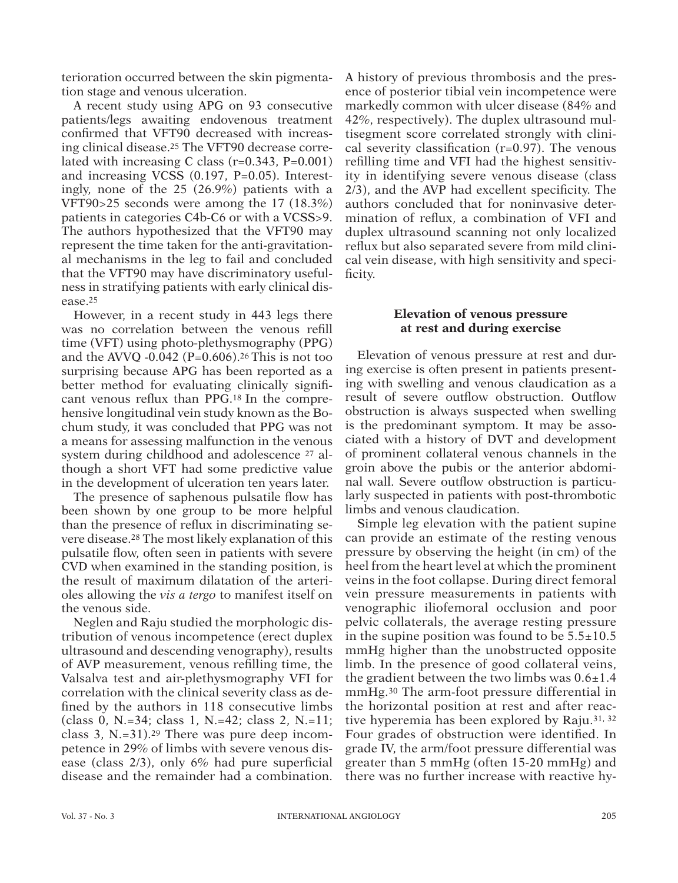terioration occurred between the skin pigmentation stage and venous ulceration.

A recent study using APG on 93 consecutive patients/legs awaiting endovenous treatment confirmed that VFT90 decreased with increasing clinical disease.[25] The VFT90 decrease correlated with increasing C class (r=0.343, P=0.001) and increasing VCSS (0.197, P=0.05). Interestingly, none of the 25 (26.9%) patients with a VFT90>25 seconds were among the 17 (18.3%) patients in categories C4b-C6 or with a VCSS>9. The authors hypothesized that the VFT90 may represent the time taken for the anti-gravitational mechanisms in the leg to fail and concluded that the VFT90 may have discriminatory usefulness in stratifying patients with early clinical disease.[25]

However, in a recent study in 443 legs there was no correlation between the venous refill time (VFT) using photo-plethysmography (PPG) and the AVVQ -0.042 (P=0.606).[26] This is not too surprising because APG has been reported as a better method for evaluating clinically significant venous reflux than PPG.[18] In the comprehensive longitudinal vein study known as the Bochum study, it was concluded that PPG was not a means for assessing malfunction in the venous system during childhood and adolescence [27] although a short VFT had some predictive value in the development of ulceration ten years later.

The presence of saphenous pulsatile flow has been shown by one group to be more helpful than the presence of reflux in discriminating severe disease.[28] The most likely explanation of this pulsatile flow, often seen in patients with severe CVD when examined in the standing position, is the result of maximum dilatation of the arterioles allowing the *vis a tergo* to manifest itself on the venous side.

Neglen and Raju studied the morphologic distribution of venous incompetence (erect duplex ultrasound and descending venography), results of AVP measurement, venous refilling time, the Valsalva test and air-plethysmography VFI for correlation with the clinical severity class as defined by the authors in 118 consecutive limbs (class 0, N.=34; class 1, N.=42; class 2, N.=11; class 3, N.=31).[29] There was pure deep incompetence in 29% of limbs with severe venous disease (class 2/3), only 6% had pure superficial disease and the remainder had a combination. A history of previous thrombosis and the presence of posterior tibial vein incompetence were markedly common with ulcer disease (84% and 42%, respectively). The duplex ultrasound multisegment score correlated strongly with clinical severity classification (r=0.97). The venous refilling time and VFI had the highest sensitivity in identifying severe venous disease (class 2/3), and the AVP had excellent specificity. The authors concluded that for noninvasive determination of reflux, a combination of VFI and duplex ultrasound scanning not only localized reflux but also separated severe from mild clinical vein disease, with high sensitivity and specificity.

## Elevation of venous pressure at rest and during exercise

Elevation of venous pressure at rest and during exercise is often present in patients presenting with swelling and venous claudication as a result of severe outflow obstruction. Outflow obstruction is always suspected when swelling is the predominant symptom. It may be associated with a history of DVT and development of prominent collateral venous channels in the groin above the pubis or the anterior abdominal wall. Severe outflow obstruction is particularly suspected in patients with post-thrombotic limbs and venous claudication.

Simple leg elevation with the patient supine can provide an estimate of the resting venous pressure by observing the height (in cm) of the heel from the heart level at which the prominent veins in the foot collapse. During direct femoral vein pressure measurements in patients with venographic iliofemoral occlusion and poor pelvic collaterals, the average resting pressure in the supine position was found to be 5.5±10.5 mmHg higher than the unobstructed opposite limb. In the presence of good collateral veins, the gradient between the two limbs was 0.6±1.4 mmHg.[30] The arm-foot pressure differential in the horizontal position at rest and after reactive hyperemia has been explored by Raju.[31, 32] Four grades of obstruction were identified. In grade IV, the arm/foot pressure differential was greater than 5 mmHg (often 15-20 mmHg) and there was no further increase with reactive hy-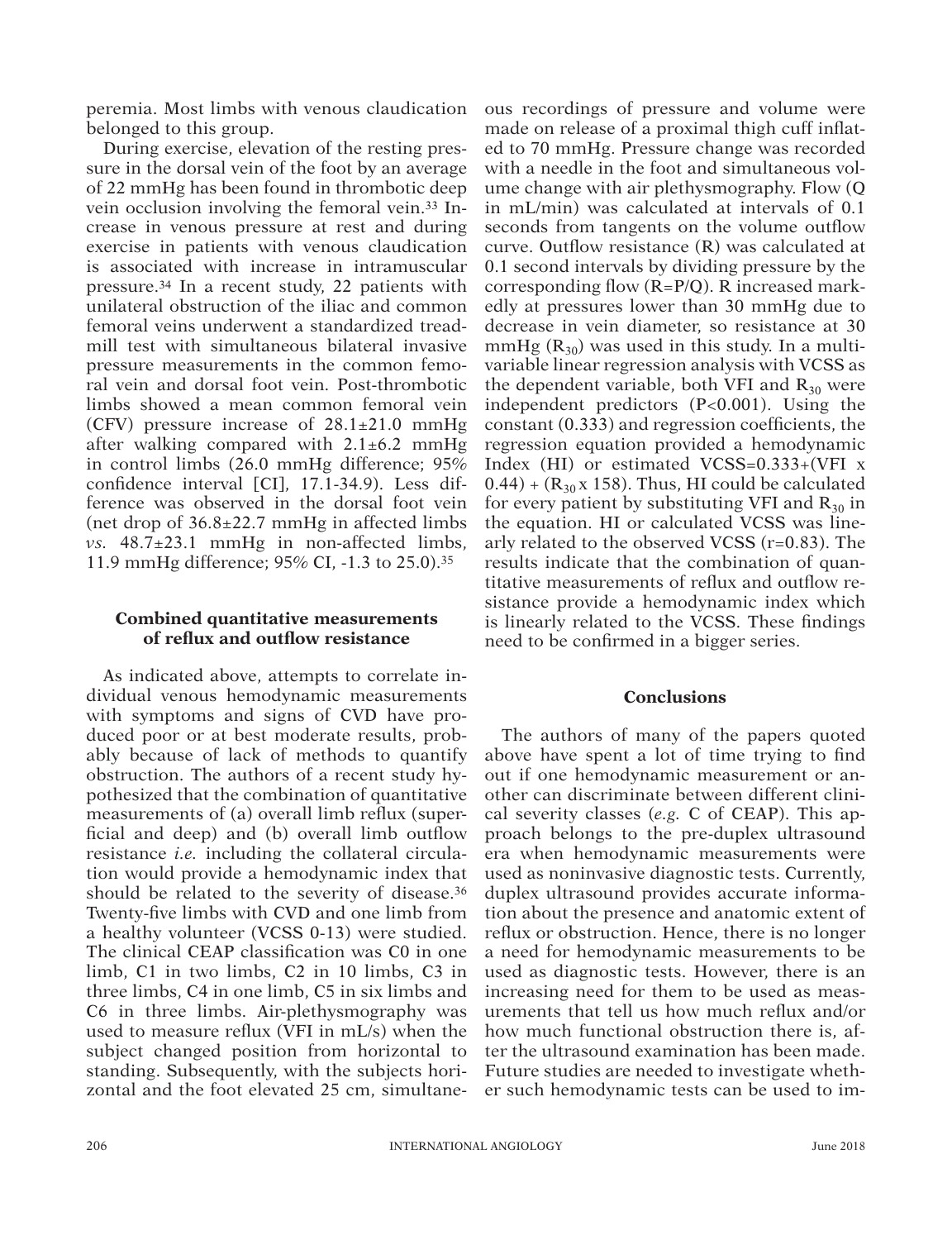peremia. Most limbs with venous claudication belonged to this group.

During exercise, elevation of the resting pressure in the dorsal vein of the foot by an average of 22 mmHg has been found in thrombotic deep vein occlusion involving the femoral vein.[33] Increase in venous pressure at rest and during exercise in patients with venous claudication is associated with increase in intramuscular pressure.[34] In a recent study, 22 patients with unilateral obstruction of the iliac and common femoral veins underwent a standardized treadmill test with simultaneous bilateral invasive pressure measurements in the common femoral vein and dorsal foot vein. Post-thrombotic limbs showed a mean common femoral vein (CFV) pressure increase of 28.1±21.0 mmHg after walking compared with 2.1±6.2 mmHg in control limbs (26.0 mmHg difference; 95% confidence interval [CI], 17.1-34.9). Less difference was observed in the dorsal foot vein (net drop of 36.8±22.7 mmHg in affected limbs *vs.* 48.7±23.1 mmHg in non-affected limbs, 11.9 mmHg difference; 95% CI, -1.3 to 25.0).[35]

### Combined quantitative measurements of reflux and outflow resistance

As indicated above, attempts to correlate individual venous hemodynamic measurements with symptoms and signs of CVD have produced poor or at best moderate results, probably because of lack of methods to quantify obstruction. The authors of a recent study hypothesized that the combination of quantitative measurements of (a) overall limb reflux (superficial and deep) and (b) overall limb outflow resistance *i.e.* including the collateral circulation would provide a hemodynamic index that should be related to the severity of disease.[36] Twenty-five limbs with CVD and one limb from a healthy volunteer (VCSS 0-13) were studied. The clinical CEAP classification was C0 in one limb, C1 in two limbs, C2 in 10 limbs, C3 in three limbs, C4 in one limb, C5 in six limbs and C6 in three limbs. Air-plethysmography was used to measure reflux (VFI in mL/s) when the subject changed position from horizontal to standing. Subsequently, with the subjects horizontal and the foot elevated 25 cm, simultaneous recordings of pressure and volume were made on release of a proximal thigh cuff inflated to 70 mmHg. Pressure change was recorded with a needle in the foot and simultaneous volume change with air plethysmography. Flow (Q in mL/min) was calculated at intervals of 0.1 seconds from tangents on the volume outflow curve. Outflow resistance (R) was calculated at 0.1 second intervals by dividing pressure by the corresponding flow (R=P/Q). R increased markedly at pressures lower than 30 mmHg due to decrease in vein diameter, so resistance at 30 mmHg ($R_{30}$) was used in this study. In a multivariable linear regression analysis with VCSS as the dependent variable, both VFI and $R_{30}$ were independent predictors (P<0.001). Using the constant (0.333) and regression coefficients, the regression equation provided a hemodynamic Index (HI) or estimated VCSS=0.333+(VFI x 0.44) + ($R_{30}$ x 158). Thus, HI could be calculated for every patient by substituting VFI and $R_{30}$ in the equation. HI or calculated VCSS was linearly related to the observed VCSS (r=0.83). The results indicate that the combination of quantitative measurements of reflux and outflow resistance provide a hemodynamic index which is linearly related to the VCSS. These findings need to be confirmed in a bigger series.

### Conclusions

The authors of many of the papers quoted above have spent a lot of time trying to find out if one hemodynamic measurement or another can discriminate between different clinical severity classes (*e.g.* C of CEAP). This approach belongs to the pre-duplex ultrasound era when hemodynamic measurements were used as noninvasive diagnostic tests. Currently, duplex ultrasound provides accurate information about the presence and anatomic extent of reflux or obstruction. Hence, there is no longer a need for hemodynamic measurements to be used as diagnostic tests. However, there is an increasing need for them to be used as measurements that tell us how much reflux and/or how much functional obstruction there is, after the ultrasound examination has been made. Future studies are needed to investigate whether such hemodynamic tests can be used to im-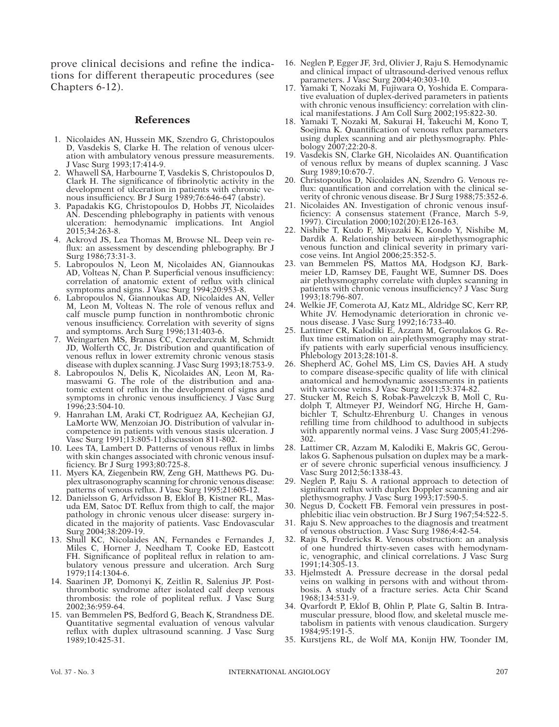prove clinical decisions and refine the indications for different therapeutic procedures (see Chapters 6-12).

## References

1. Nicolaides AN, Hussein MK, Szendro G, Christopoulos D, Vasdekis S, Clarke H. The relation of venous ulceration with ambulatory venous pressure measurements. J Vasc Surg 1993;17:414-9.
2. Whawell SA, Harbourne T, Vasdekis S, Christopoulos D, Clark H. The significance of fibrinolytic activity in the development of ulceration in patients with chronic venous insufficiency. Br J Surg 1989;76:646-647 (abstr).
3. Papadakis KG, Christopoulos D, Hobbs JT, Nicolaides AN. Descending phlebography in patients with venous ulceration: hemodynamic implications. Int Angiol 2015;34:263-8.
4. Ackroyd JS, Lea Thomas M, Browse NL. Deep vein reflux: an assessment by descending phlebography. Br J Surg 1986;73:31-3.
5. Labropoulos N, Leon M, Nicolaides AN, Giannoukas AD, Volteas N, Chan P. Superficial venous insufficiency: correlation of anatomic extent of reflux with clinical symptoms and signs. J Vasc Surg 1994;20:953-8.
6. Labropoulos N, Giannoukas AD, Nicolaides AN, Veller M, Leon M, Volteas N. The role of venous reflux and calf muscle pump function in nonthrombotic chronic venous insufficiency. Correlation with severity of signs and symptoms. Arch Surg 1996;131:403-6.
7. Weingarten MS, Branas CC, Czeredarczuk M, Schmidt JD, Wolferth CC, Jr. Distribution and quantification of venous reflux in lower extremity chronic venous stasis disease with duplex scanning. J Vasc Surg 1993;18:753-9.
8. Labropoulos N, Delis K, Nicolaides AN, Leon M, Ramaswami G. The role of the distribution and anatomic extent of reflux in the development of signs and symptoms in chronic venous insufficiency. J Vasc Surg 1996;23:504-10.
9. Hanrahan LM, Araki CT, Rodriguez AA, Kechejian GJ, LaMorte WW, Menzoian JO. Distribution of valvular incompetence in patients with venous stasis ulceration. J Vasc Surg 1991;13:805-11;discussion 811-802.
10. Lees TA, Lambert D. Patterns of venous reflux in limbs with skin changes associated with chronic venous insufficiency. Br J Surg 1993;80:725-8.
11. Myers KA, Ziegenbein RW, Zeng GH, Matthews PG. Duplex ultrasonography scanning for chronic venous disease: patterns of venous reflux. J Vasc Surg 1995;21:605-12.
12. Danielsson G, Arfvidsson B, Eklof B, Kistner RL, Masuda EM, Satoc DT. Reflux from thigh to calf, the major pathology in chronic venous ulcer disease: surgery indicated in the majority of patients. Vasc Endovascular Surg 2004;38:209-19.
13. Shull KC, Nicolaides AN, Fernandes e Fernandes J, Miles C, Horner J, Needham T, Cooke ED, Eastcott FH. Significance of popliteal reflux in relation to ambulatory venous pressure and ulceration. Arch Surg 1979;114:1304-6.
14. Saarinen JP, Domonyi K, Zeitlin R, Salenius JP. Postthrombotic syndrome after isolated calf deep venous thrombosis: the role of popliteal reflux. J Vasc Surg 2002;36:959-64.
15. van Bemmelen PS, Bedford G, Beach K, Strandness DE. Quantitative segmental evaluation of venous valvular reflux with duplex ultrasound scanning. J Vasc Surg 1989;10:425-31.
16. Neglen P, Egger JF, 3rd, Olivier J, Raju S. Hemodynamic and clinical impact of ultrasound-derived venous reflux parameters. J Vasc Surg 2004;40:303-10.
17. Yamaki T, Nozaki M, Fujiwara O, Yoshida E. Comparative evaluation of duplex-derived parameters in patients with chronic venous insufficiency: correlation with clinical manifestations. J Am Coll Surg 2002;195:822-30.
18. Yamaki T, Nozaki M, Sakurai H, Takeuchi M, Kono T, Soejima K. Quantification of venous reflux parameters using duplex scanning and air plethysmography. Phlebology 2007;22:20-8.
19. Vasdekis SN, Clarke GH, Nicolaides AN. Quantification of venous reflux by means of duplex scanning. J Vasc Surg 1989;10:670-7.
20. Christopoulos D, Nicolaides AN, Szendro G. Venous reflux: quantification and correlation with the clinical severity of chronic venous disease. Br J Surg 1988;75:352-6.
21. Nicolaides AN. Investigation of chronic venous insufficiency: A consensus statement (France, March 5-9, 1997). Circulation 2000;102(20):E126-163.
22. Nishibe T, Kudo F, Miyazaki K, Kondo Y, Nishibe M, Dardik A. Relationship between air-plethysmographic venous function and clinical severity in primary varicose veins. Int Angiol 2006;25:352-5.
23. van Bemmelen PS, Mattos MA, Hodgson KJ, Barkmeier LD, Ramsey DE, Faught WE, Sumner DS. Does air plethysmography correlate with duplex scanning in patients with chronic venous insufficiency? J Vasc Surg 1993;18:796-807.
24. Welkie JF, Comerota AJ, Katz ML, Aldridge SC, Kerr RP, White JV. Hemodynamic deterioration in chronic venous disease. J Vasc Surg 1992;16:733-40.
25. Lattimer CR, Kalodiki E, Azzam M, Geroulakos G. Reflux time estimation on air-plethysmography may stratify patients with early superficial venous insufficiency. Phlebology 2013;28:101-8.
26. Shepherd AC, Gohel MS, Lim CS, Davies AH. A study to compare disease-specific quality of life with clinical anatomical and hemodynamic assessments in patients with varicose veins. J Vasc Surg 2011;53:374-82.
27. Stucker M, Reich S, Robak-Pawelczyk B, Moll C, Rudolph T, Altmeyer PJ, Weindorf NG, Hirche H, Gambichler T, Schultz-Ehrenburg U. Changes in venous refilling time from childhood to adulthood in subjects with apparently normal veins. J Vasc Surg 2005;41:296-302.
28. Lattimer CR, Azzam M, Kalodiki E, Makris GC, Geroulakos G. Saphenous pulsation on duplex may be a marker of severe chronic superficial venous insufficiency. J Vasc Surg 2012;56:1338-43.
29. Neglen P, Raju S. A rational approach to detection of significant reflux with duplex Doppler scanning and air plethysmography. J Vasc Surg 1993;17:590-5.
30. Negus D, Cockett FB. Femoral vein pressures in postphlebitic iliac vein obstruction. Br J Surg 1967;54:522-5.
31. Raju S. New approaches to the diagnosis and treatment of venous obstruction. J Vasc Surg 1986;4:42-54.
32. Raju S, Fredericks R. Venous obstruction: an analysis of one hundred thirty-seven cases with hemodynamic, venographic, and clinical correlations. J Vasc Surg 1991;14:305-13.
33. Hjelmstedt A. Pressure decrease in the dorsal pedal veins on walking in persons with and without thrombosis. A study of a fracture series. Acta Chir Scand 1968;134:531-9.
34. Qvarfordt P, Eklof B, Ohlin P, Plate G, Saltin B. Intramuscular pressure, blood flow, and skeletal muscle metabolism in patients with venous claudication. Surgery 1984;95:191-5.
35. Kurstjens RL, de Wolf MA, Konijn HW, Toonder IM,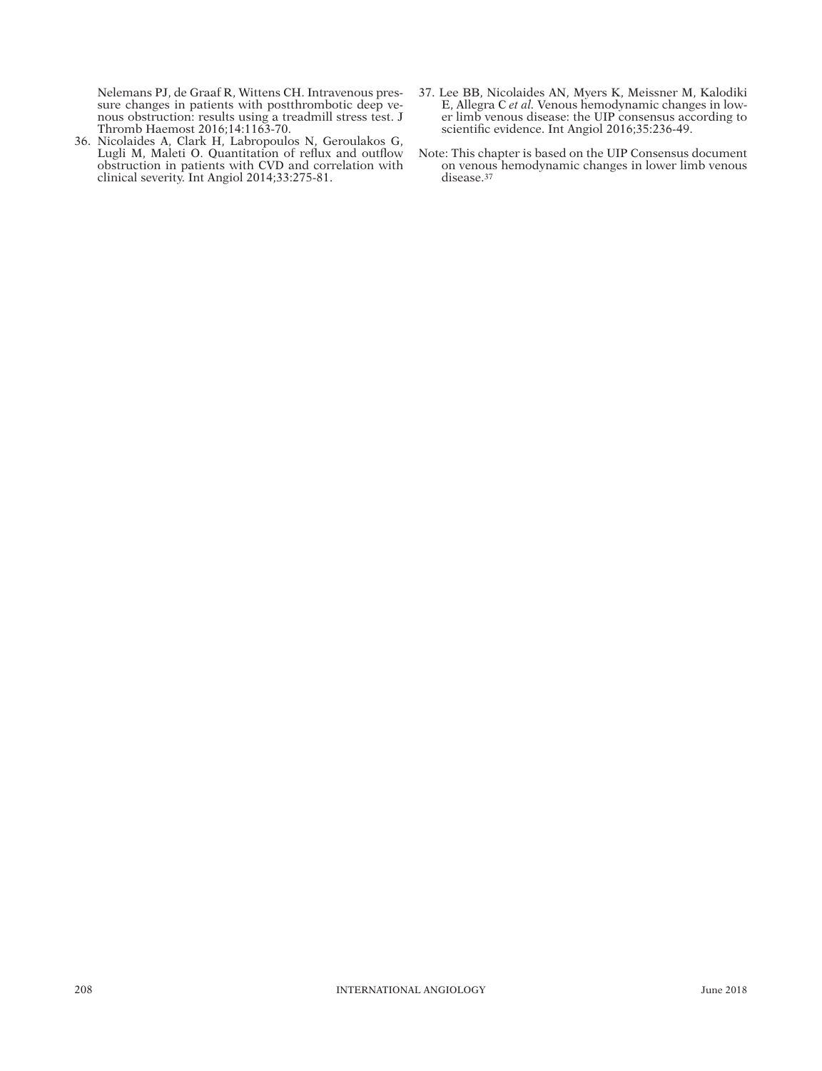Nelemans PJ, de Graaf R, Wittens CH. Intravenous pressure changes in patients with postthrombotic deep venous obstruction: results using a treadmill stress test. J Thromb Haemost 2016;14:1163-70.

36. Nicolaides A, Clark H, Labropoulos N, Geroulakos G, Lugli M, Maleti O. Quantitation of reflux and outflow obstruction in patients with CVD and correlation with clinical severity. Int Angiol 2014;33:275-81.

37. Lee BB, Nicolaides AN, Myers K, Meissner M, Kalodiki E, Allegra C *et al*. Venous hemodynamic changes in lower limb venous disease: the UIP consensus according to scientific evidence. Int Angiol 2016;35:236-49.

Note: This chapter is based on the UIP Consensus document on venous hemodynamic changes in lower limb venous disease.[37]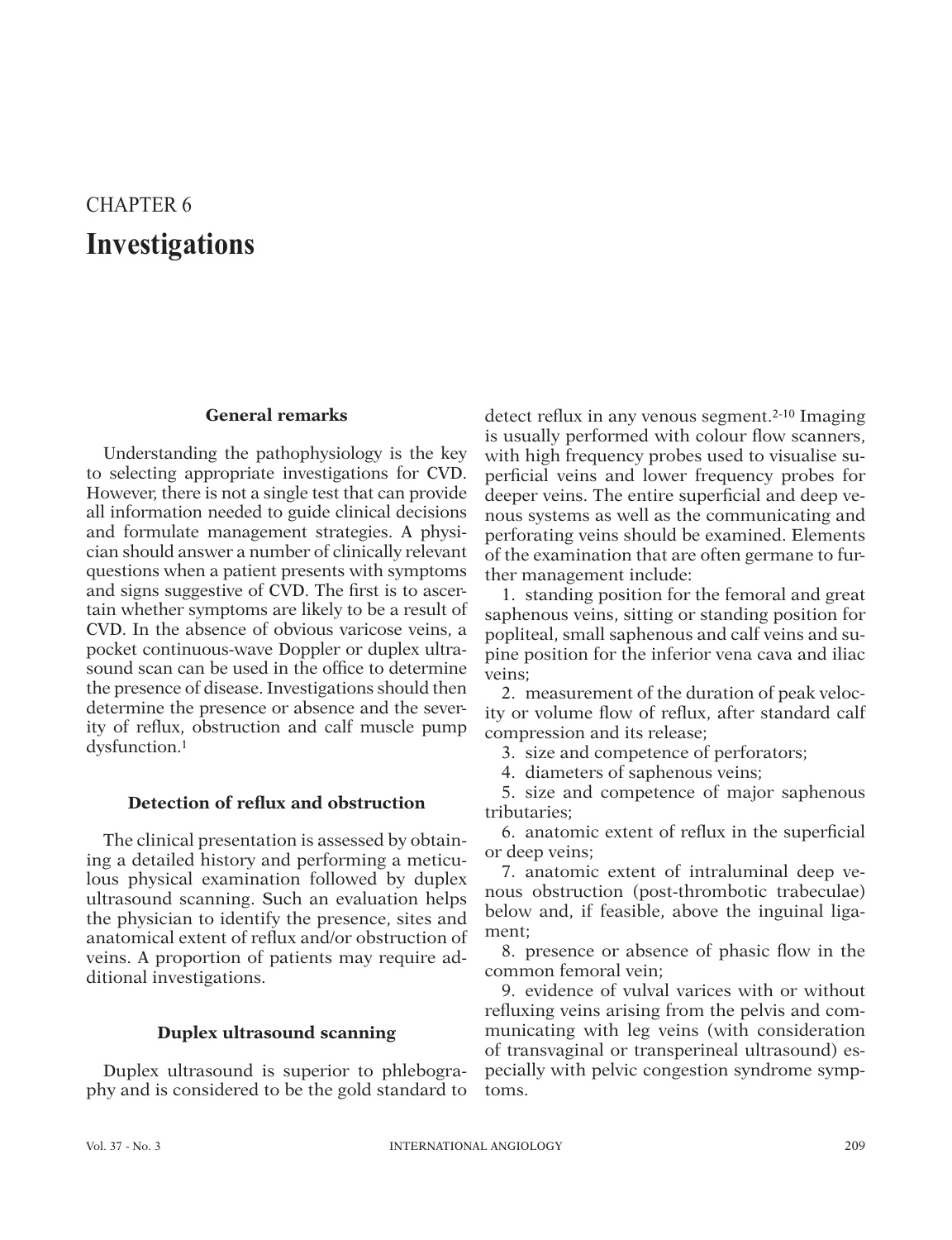# CHAPTER 6
# Investigations

### General remarks

Understanding the pathophysiology is the key to selecting appropriate investigations for CVD. However, there is not a single test that can provide all information needed to guide clinical decisions and formulate management strategies. A physician should answer a number of clinically relevant questions when a patient presents with symptoms and signs suggestive of CVD. The first is to ascertain whether symptoms are likely to be a result of CVD. In the absence of obvious varicose veins, a pocket continuous-wave Doppler or duplex ultrasound scan can be used in the office to determine the presence of disease. Investigations should then determine the presence or absence and the severity of reflux, obstruction and calf muscle pump dysfunction.[1]

### Detection of reflux and obstruction

The clinical presentation is assessed by obtaining a detailed history and performing a meticulous physical examination followed by duplex ultrasound scanning. Such an evaluation helps the physician to identify the presence, sites and anatomical extent of reflux and/or obstruction of veins. A proportion of patients may require additional investigations.

### Duplex ultrasound scanning

Duplex ultrasound is superior to phlebography and is considered to be the gold standard to detect reflux in any venous segment.[2-10] Imaging is usually performed with colour flow scanners, with high frequency probes used to visualise superficial veins and lower frequency probes for deeper veins. The entire superficial and deep venous systems as well as the communicating and perforating veins should be examined. Elements of the examination that are often germane to further management include:

1. standing position for the femoral and great saphenous veins, sitting or standing position for popliteal, small saphenous and calf veins and supine position for the inferior vena cava and iliac veins;
2. measurement of the duration of peak velocity or volume flow of reflux, after standard calf compression and its release;
3. size and competence of perforators;
4. diameters of saphenous veins;
5. size and competence of major saphenous tributaries;
6. anatomic extent of reflux in the superficial or deep veins;
7. anatomic extent of intraluminal deep venous obstruction (post-thrombotic trabeculae) below and, if feasible, above the inguinal ligament;
8. presence or absence of phasic flow in the common femoral vein;
9. evidence of vulval varices with or without refluxing veins arising from the pelvis and communicating with leg veins (with consideration of transvaginal or transperineal ultrasound) especially with pelvic congestion syndrome symptoms.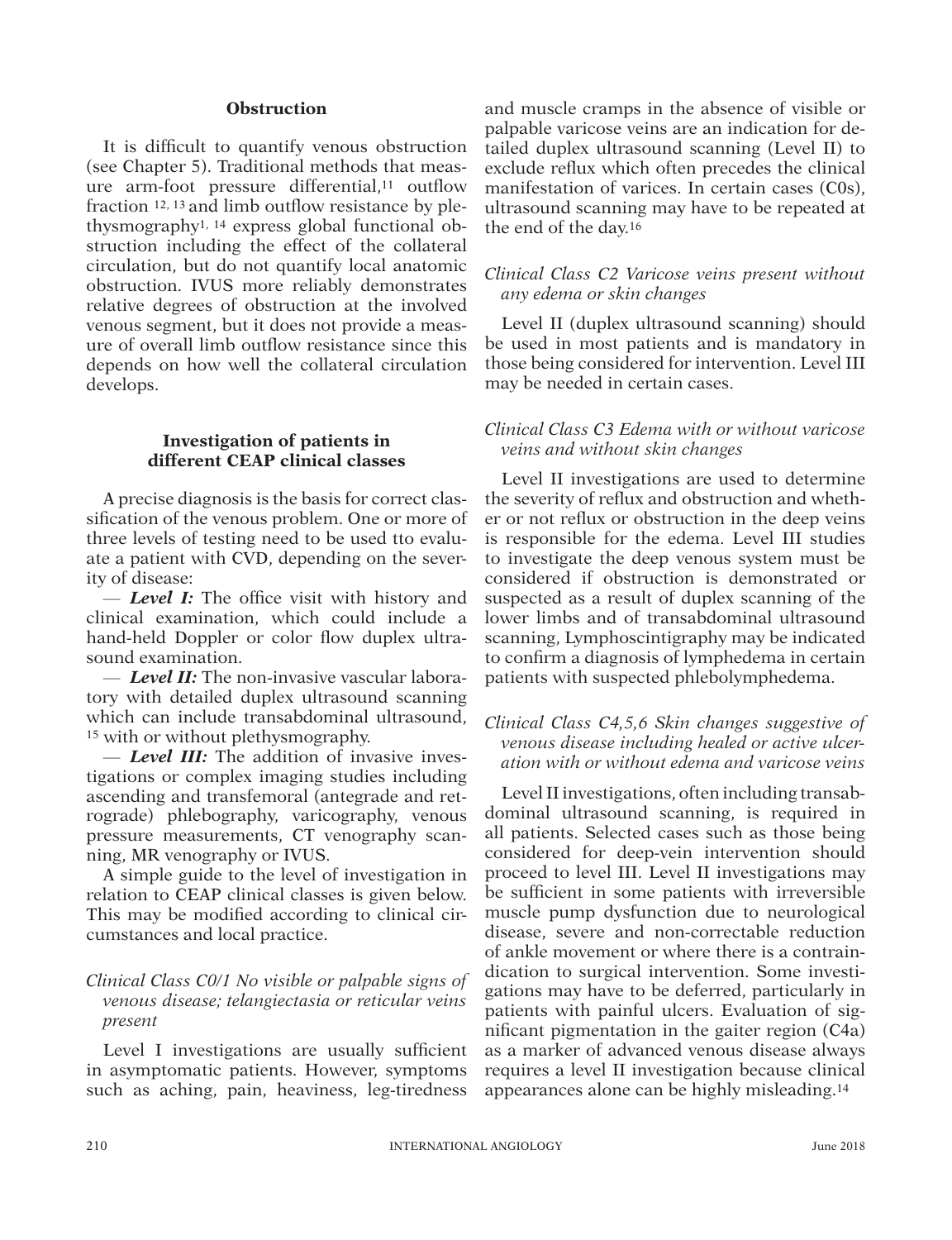### Obstruction

It is difficult to quantify venous obstruction (see Chapter 5). Traditional methods that measure arm-foot pressure differential,[11] outflow fraction [12, 13] and limb outflow resistance by plethysmography[1, 14] express global functional obstruction including the effect of the collateral circulation, but do not quantify local anatomic obstruction. IVUS more reliably demonstrates relative degrees of obstruction at the involved venous segment, but it does not provide a measure of overall limb outflow resistance since this depends on how well the collateral circulation develops.

### Investigation of patients in different CEAP clinical classes

A precise diagnosis is the basis for correct classification of the venous problem. One or more of three levels of testing need to be used tto evaluate a patient with CVD, depending on the severity of disease:

— ***Level I:*** The office visit with history and clinical examination, which could include a hand-held Doppler or color flow duplex ultrasound examination.

— ***Level II:*** The non-invasive vascular laboratory with detailed duplex ultrasound scanning which can include transabdominal ultrasound, [15] with or without plethysmography.

— ***Level III:*** The addition of invasive investigations or complex imaging studies including ascending and transfemoral (antegrade and retrograde) phlebography, varicography, venous pressure measurements, CT venography scanning, MR venography or IVUS.

A simple guide to the level of investigation in relation to CEAP clinical classes is given below. This may be modified according to clinical circumstances and local practice.

*Clinical Class C0/1 No visible or palpable signs of venous disease; telangiectasia or reticular veins present*

Level I investigations are usually sufficient in asymptomatic patients. However, symptoms such as aching, pain, heaviness, leg-tiredness and muscle cramps in the absence of visible or palpable varicose veins are an indication for detailed duplex ultrasound scanning (Level II) to exclude reflux which often precedes the clinical manifestation of varices. In certain cases (C0s), ultrasound scanning may have to be repeated at the end of the day.[16]

*Clinical Class C2 Varicose veins present without any edema or skin changes*

Level II (duplex ultrasound scanning) should be used in most patients and is mandatory in those being considered for intervention. Level III may be needed in certain cases.

*Clinical Class C3 Edema with or without varicose veins and without skin changes*

Level II investigations are used to determine the severity of reflux and obstruction and whether or not reflux or obstruction in the deep veins is responsible for the edema. Level III studies to investigate the deep venous system must be considered if obstruction is demonstrated or suspected as a result of duplex scanning of the lower limbs and of transabdominal ultrasound scanning, Lymphoscintigraphy may be indicated to confirm a diagnosis of lymphedema in certain patients with suspected phlebolymphedema.

*Clinical Class C4,5,6 Skin changes suggestive of venous disease including healed or active ulceration with or without edema and varicose veins*

Level II investigations, often including transabdominal ultrasound scanning, is required in all patients. Selected cases such as those being considered for deep-vein intervention should proceed to level III. Level II investigations may be sufficient in some patients with irreversible muscle pump dysfunction due to neurological disease, severe and non-correctable reduction of ankle movement or where there is a contraindication to surgical intervention. Some investigations may have to be deferred, particularly in patients with painful ulcers. Evaluation of significant pigmentation in the gaiter region (C4a) as a marker of advanced venous disease always requires a level II investigation because clinical appearances alone can be highly misleading.[14]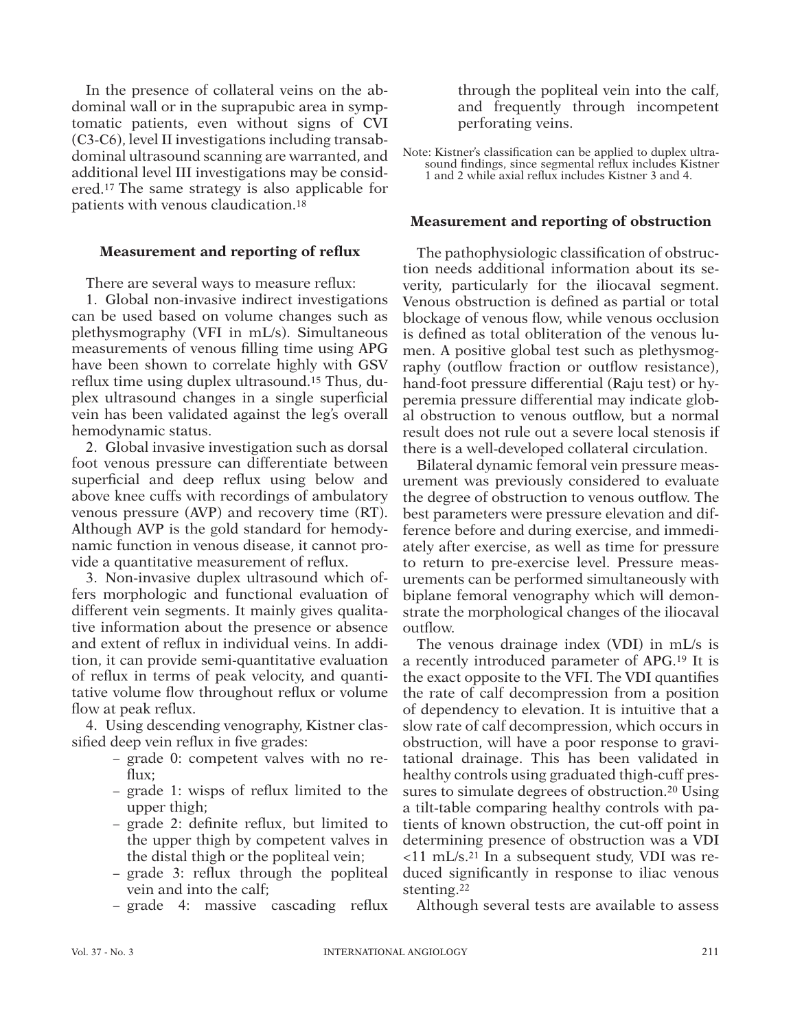In the presence of collateral veins on the abdominal wall or in the suprapubic area in symptomatic patients, even without signs of CVI (C3-C6), level II investigations including transabdominal ultrasound scanning are warranted, and additional level III investigations may be considered.[17] The same strategy is also applicable for patients with venous claudication.[18]

### Measurement and reporting of reflux

There are several ways to measure reflux:

1. Global non-invasive indirect investigations can be used based on volume changes such as plethysmography (VFI in mL/s). Simultaneous measurements of venous filling time using APG have been shown to correlate highly with GSV reflux time using duplex ultrasound.[15] Thus, duplex ultrasound changes in a single superficial vein has been validated against the leg's overall hemodynamic status.

2. Global invasive investigation such as dorsal foot venous pressure can differentiate between superficial and deep reflux using below and above knee cuffs with recordings of ambulatory venous pressure (AVP) and recovery time (RT). Although AVP is the gold standard for hemodynamic function in venous disease, it cannot provide a quantitative measurement of reflux.

3. Non-invasive duplex ultrasound which offers morphologic and functional evaluation of different vein segments. It mainly gives qualitative information about the presence or absence and extent of reflux in individual veins. In addition, it can provide semi-quantitative evaluation of reflux in terms of peak velocity, and quantitative volume flow throughout reflux or volume flow at peak reflux.

4. Using descending venography, Kistner classified deep vein reflux in five grades:
   - grade 0: competent valves with no reflux;
   - grade 1: wisps of reflux limited to the upper thigh;
   - grade 2: definite reflux, but limited to the upper thigh by competent valves in the distal thigh or the popliteal vein;
   - grade 3: reflux through the popliteal vein and into the calf;
   - grade 4: massive cascading reflux through the popliteal vein into the calf, and frequently through incompetent perforating veins.

Note: Kistner's classification can be applied to duplex ultrasound findings, since segmental reflux includes Kistner 1 and 2 while axial reflux includes Kistner 3 and 4.

### Measurement and reporting of obstruction

The pathophysiologic classification of obstruction needs additional information about its severity, particularly for the iliocaval segment. Venous obstruction is defined as partial or total blockage of venous flow, while venous occlusion is defined as total obliteration of the venous lumen. A positive global test such as plethysmography (outflow fraction or outflow resistance), hand-foot pressure differential (Raju test) or hyperemia pressure differential may indicate global obstruction to venous outflow, but a normal result does not rule out a severe local stenosis if there is a well-developed collateral circulation.

Bilateral dynamic femoral vein pressure measurement was previously considered to evaluate the degree of obstruction to venous outflow. The best parameters were pressure elevation and difference before and during exercise, and immediately after exercise, as well as time for pressure to return to pre-exercise level. Pressure measurements can be performed simultaneously with biplane femoral venography which will demonstrate the morphological changes of the iliocaval outflow.

The venous drainage index (VDI) in mL/s is a recently introduced parameter of APG.[19] It is the exact opposite to the VFI. The VDI quantifies the rate of calf decompression from a position of dependency to elevation. It is intuitive that a slow rate of calf decompression, which occurs in obstruction, will have a poor response to gravitational drainage. This has been validated in healthy controls using graduated thigh-cuff pressures to simulate degrees of obstruction.[20] Using a tilt-table comparing healthy controls with patients of known obstruction, the cut-off point in determining presence of obstruction was a VDI <11 mL/s.[21] In a subsequent study, VDI was reduced significantly in response to iliac venous stenting.[22]

Although several tests are available to assess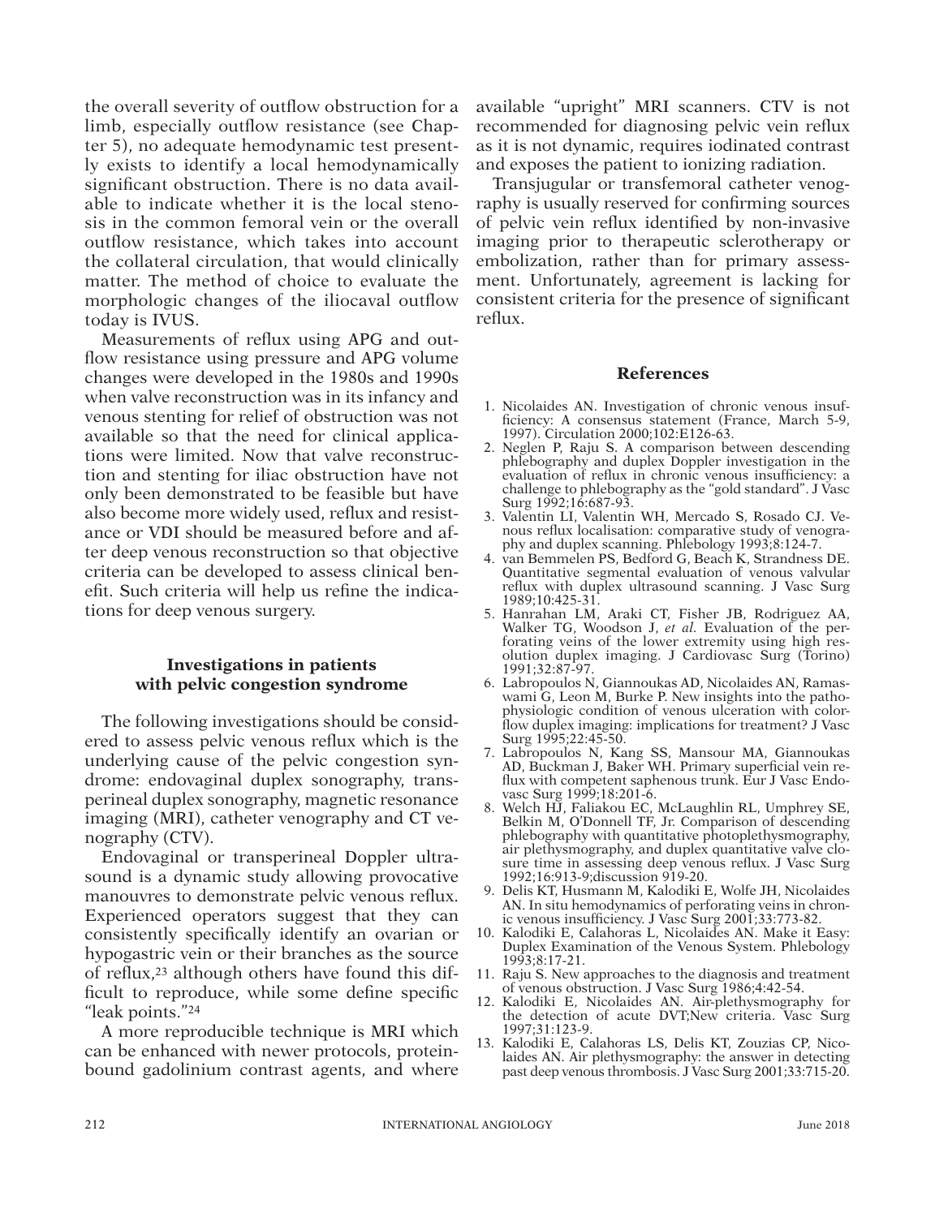the overall severity of outflow obstruction for a limb, especially outflow resistance (see Chapter 5), no adequate hemodynamic test presently exists to identify a local hemodynamically significant obstruction. There is no data available to indicate whether it is the local stenosis in the common femoral vein or the overall outflow resistance, which takes into account the collateral circulation, that would clinically matter. The method of choice to evaluate the morphologic changes of the iliocaval outflow today is IVUS.

Measurements of reflux using APG and outflow resistance using pressure and APG volume changes were developed in the 1980s and 1990s when valve reconstruction was in its infancy and venous stenting for relief of obstruction was not available so that the need for clinical applications were limited. Now that valve reconstruction and stenting for iliac obstruction have not only been demonstrated to be feasible but have also become more widely used, reflux and resistance or VDI should be measured before and after deep venous reconstruction so that objective criteria can be developed to assess clinical benefit. Such criteria will help us refine the indications for deep venous surgery.

### Investigations in patients with pelvic congestion syndrome

The following investigations should be considered to assess pelvic venous reflux which is the underlying cause of the pelvic congestion syndrome: endovaginal duplex sonography, transperineal duplex sonography, magnetic resonance imaging (MRI), catheter venography and CT venography (CTV).

Endovaginal or transperineal Doppler ultrasound is a dynamic study allowing provocative manouvres to demonstrate pelvic venous reflux. Experienced operators suggest that they can consistently specifically identify an ovarian or hypogastric vein or their branches as the source of reflux,[23] although others have found this difficult to reproduce, while some define specific "leak points."[24]

A more reproducible technique is MRI which can be enhanced with newer protocols, protein-bound gadolinium contrast agents, and where available "upright" MRI scanners. CTV is not recommended for diagnosing pelvic vein reflux as it is not dynamic, requires iodinated contrast and exposes the patient to ionizing radiation.

Transjugular or transfemoral catheter venography is usually reserved for confirming sources of pelvic vein reflux identified by non-invasive imaging prior to therapeutic sclerotherapy or embolization, rather than for primary assessment. Unfortunately, agreement is lacking for consistent criteria for the presence of significant reflux.

### References

1. Nicolaides AN. Investigation of chronic venous insufficiency: A consensus statement (France, March 5-9, 1997). Circulation 2000;102:E126-63.
2. Neglen P, Raju S. A comparison between descending phlebography and duplex Doppler investigation in the evaluation of reflux in chronic venous insufficiency: a challenge to phlebography as the "gold standard". J Vasc Surg 1992;16:687-93.
3. Valentin LI, Valentin WH, Mercado S, Rosado CJ. Venous reflux localisation: comparative study of venography and duplex scanning. Phlebology 1993;8:124-7.
4. van Bemmelen PS, Bedford G, Beach K, Strandness DE. Quantitative segmental evaluation of venous valvular reflux with duplex ultrasound scanning. J Vasc Surg 1989;10:425-31.
5. Hanrahan LM, Araki CT, Fisher JB, Rodriguez AA, Walker TG, Woodson J, *et al.* Evaluation of the perforating veins of the lower extremity using high resolution duplex imaging. J Cardiovasc Surg (Torino) 1991;32:87-97.
6. Labropoulos N, Giannoukas AD, Nicolaides AN, Ramaswami G, Leon M, Burke P. New insights into the pathophysiologic condition of venous ulceration with colorflow duplex imaging: implications for treatment? J Vasc Surg 1995;22:45-50.
7. Labropoulos N, Kang SS, Mansour MA, Giannoukas AD, Buckman J, Baker WH. Primary superficial vein reflux with competent saphenous trunk. Eur J Vasc Endovasc Surg 1999;18:201-6.
8. Welch HJ, Faliakou EC, McLaughlin RL, Umphrey SE, Belkin M, O'Donnell TF, Jr. Comparison of descending phlebography with quantitative photoplethysmography, air plethysmography, and duplex quantitative valve closure time in assessing deep venous reflux. J Vasc Surg 1992;16:913-9;discussion 919-20.
9. Delis KT, Husmann M, Kalodiki E, Wolfe JH, Nicolaides AN. In situ hemodynamics of perforating veins in chronic venous insufficiency. J Vasc Surg 2001;33:773-82.
10. Kalodiki E, Calahoras L, Nicolaides AN. Make it Easy: Duplex Examination of the Venous System. Phlebology 1993;8:17-21.
11. Raju S. New approaches to the diagnosis and treatment of venous obstruction. J Vasc Surg 1986;4:42-54.
12. Kalodiki E, Nicolaides AN. Air-plethysmography for the detection of acute DVT;New criteria. Vasc Surg 1997;31:123-9.
13. Kalodiki E, Calahoras LS, Delis KT, Zouzias CP, Nicolaides AN. Air plethysmography: the answer in detecting past deep venous thrombosis. J Vasc Surg 2001;33:715-20.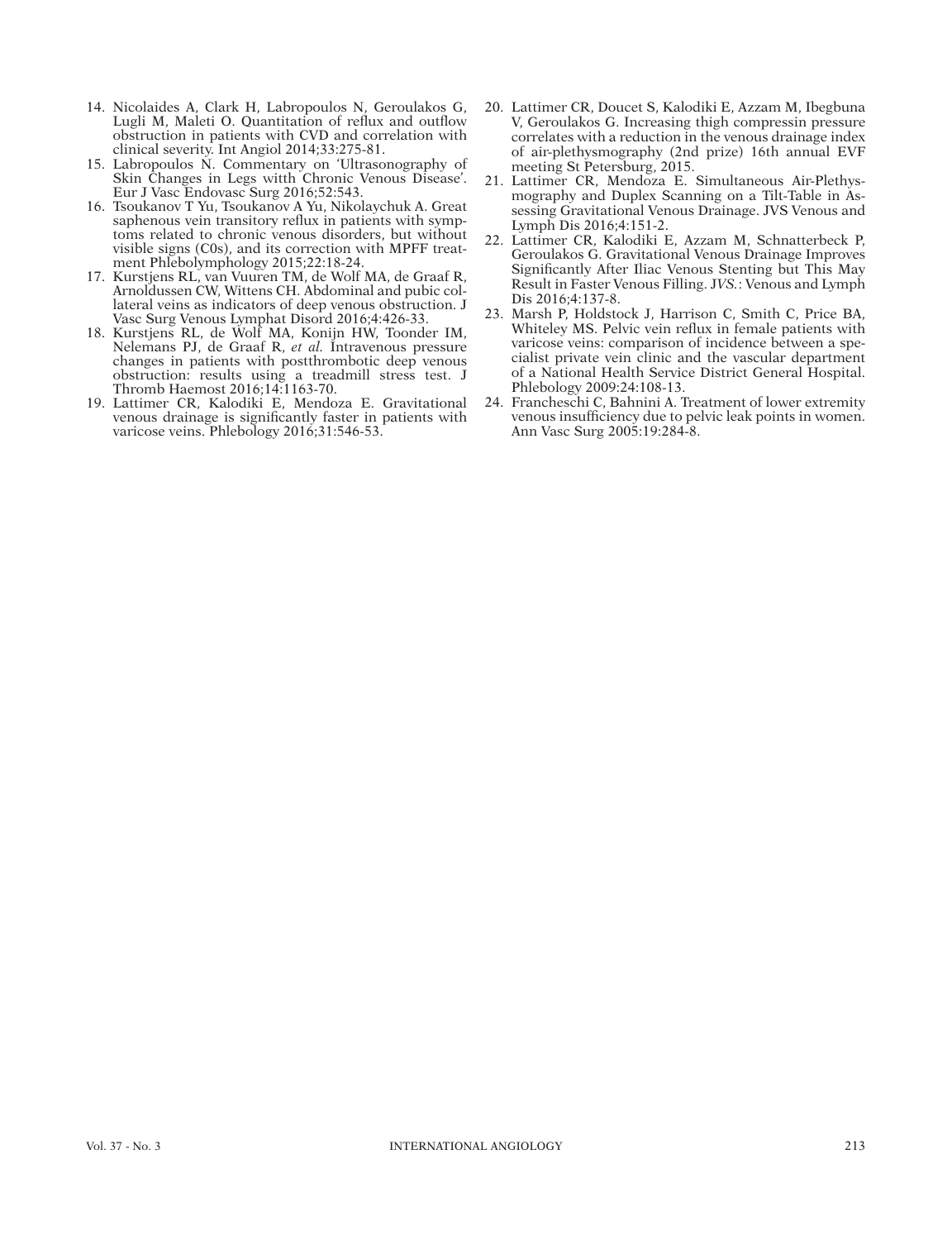14. Nicolaides A, Clark H, Labropoulos N, Geroulakos G, Lugli M, Maleti O. Quantitation of reflux and outflow obstruction in patients with CVD and correlation with clinical severity. Int Angiol 2014;33:275-81.
15. Labropoulos N. Commentary on 'Ultrasonography of Skin Changes in Legs witth Chronic Venous Disease'. Eur J Vasc Endovasc Surg 2016;52:543.
16. Tsoukanov T Yu, Tsoukanov A Yu, Nikolaychuk A. Great saphenous vein transitory reflux in patients with symptoms related to chronic venous disorders, but without visible signs (C0s), and its correction with MPFF treatment Phlebolymphology 2015;22:18-24.
17. Kurstjens RL, van Vuuren TM, de Wolf MA, de Graaf R, Arnoldussen CW, Wittens CH. Abdominal and pubic collateral veins as indicators of deep venous obstruction. J Vasc Surg Venous Lymphat Disord 2016;4:426-33.
18. Kurstjens RL, de Wolf MA, Konijn HW, Toonder IM, Nelemans PJ, de Graaf R, *et al.* Intravenous pressure changes in patients with postthrombotic deep venous obstruction: results using a treadmill stress test. J Thromb Haemost 2016;14:1163-70.
19. Lattimer CR, Kalodiki E, Mendoza E. Gravitational venous drainage is significantly faster in patients with varicose veins. Phlebology 2016;31:546-53.
20. Lattimer CR, Doucet S, Kalodiki E, Azzam M, Ibegbuna V, Geroulakos G. Increasing thigh compressin pressure correlates with a reduction in the venous drainage index of air-plethysmography (2nd prize) 16th annual EVF meeting St Petersburg, 2015.
21. Lattimer CR, Mendoza E. Simultaneous Air-Plethysmography and Duplex Scanning on a Tilt-Table in Assessing Gravitational Venous Drainage. JVS Venous and Lymph Dis 2016;4:151-2.
22. Lattimer CR, Kalodiki E, Azzam M, Schnatterbeck P, Geroulakos G. Gravitational Venous Drainage Improves Significantly After Iliac Venous Stenting but This May Result in Faster Venous Filling. *JVS.*: Venous and Lymph Dis 2016;4:137-8.
23. Marsh P, Holdstock J, Harrison C, Smith C, Price BA, Whiteley MS. Pelvic vein reflux in female patients with varicose veins: comparison of incidence between a specialist private vein clinic and the vascular department of a National Health Service District General Hospital. Phlebology 2009:24:108-13.
24. Franceschi C, Bahnini A. Treatment of lower extremity venous insufficiency due to pelvic leak points in women. Ann Vasc Surg 2005:19:284-8.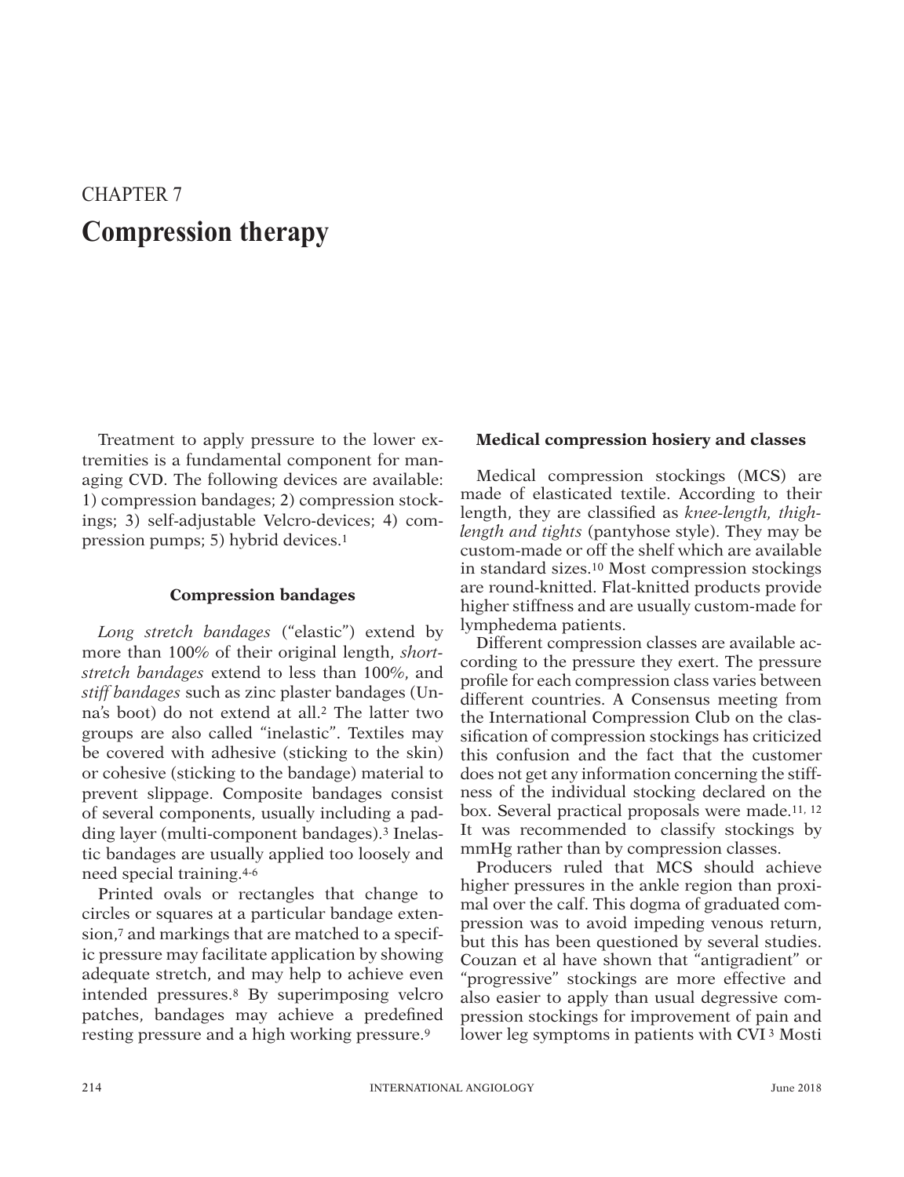CHAPTER 7

# Compression therapy

Treatment to apply pressure to the lower extremities is a fundamental component for managing CVD. The following devices are available: 1) compression bandages; 2) compression stockings; 3) self-adjustable Velcro-devices; 4) compression pumps; 5) hybrid devices.[1]

## Compression bandages

*Long stretch bandages* ("elastic") extend by more than 100% of their original length, *short-stretch bandages* extend to less than 100%, and *stiff bandages* such as zinc plaster bandages (Unna's boot) do not extend at all.[2] The latter two groups are also called "inelastic". Textiles may be covered with adhesive (sticking to the skin) or cohesive (sticking to the bandage) material to prevent slippage. Composite bandages consist of several components, usually including a padding layer (multi-component bandages).[3] Inelastic bandages are usually applied too loosely and need special training.[4-6]

Printed ovals or rectangles that change to circles or squares at a particular bandage extension,[7] and markings that are matched to a specific pressure may facilitate application by showing adequate stretch, and may help to achieve even intended pressures.[8] By superimposing velcro patches, bandages may achieve a predefined resting pressure and a high working pressure.[9]

## Medical compression hosiery and classes

Medical compression stockings (MCS) are made of elasticated textile. According to their length, they are classified as *knee-length, thigh-length and tights* (pantyhose style). They may be custom-made or off the shelf which are available in standard sizes.[10] Most compression stockings are round-knitted. Flat-knitted products provide higher stiffness and are usually custom-made for lymphedema patients.

Different compression classes are available according to the pressure they exert. The pressure profile for each compression class varies between different countries. A Consensus meeting from the International Compression Club on the classification of compression stockings has criticized this confusion and the fact that the customer does not get any information concerning the stiffness of the individual stocking declared on the box. Several practical proposals were made.[11, 12] It was recommended to classify stockings by mmHg rather than by compression classes.

Producers ruled that MCS should achieve higher pressures in the ankle region than proximal over the calf. This dogma of graduated compression was to avoid impeding venous return, but this has been questioned by several studies. Couzan et al have shown that "antigradient" or "progressive" stockings are more effective and also easier to apply than usual degressive compression stockings for improvement of pain and lower leg symptoms in patients with CVI [3] Mosti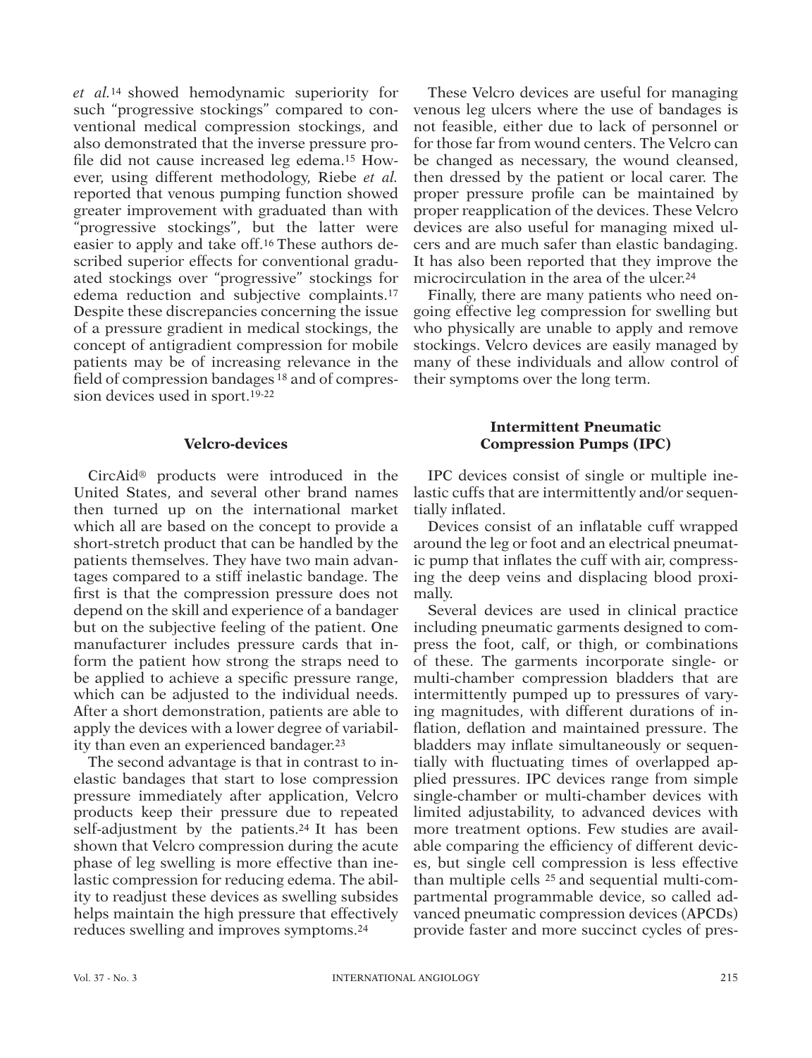*et al.*[14] showed hemodynamic superiority for such "progressive stockings" compared to conventional medical compression stockings, and also demonstrated that the inverse pressure profile did not cause increased leg edema.[15] However, using different methodology, Riebe *et al.* reported that venous pumping function showed greater improvement with graduated than with "progressive stockings", but the latter were easier to apply and take off.[16] These authors described superior effects for conventional graduated stockings over "progressive" stockings for edema reduction and subjective complaints.[17] Despite these discrepancies concerning the issue of a pressure gradient in medical stockings, the concept of antigradient compression for mobile patients may be of increasing relevance in the field of compression bandages [18] and of compression devices used in sport.[19-22]

## Velcro-devices

CircAid® products were introduced in the United States, and several other brand names then turned up on the international market which all are based on the concept to provide a short-stretch product that can be handled by the patients themselves. They have two main advantages compared to a stiff inelastic bandage. The first is that the compression pressure does not depend on the skill and experience of a bandager but on the subjective feeling of the patient. One manufacturer includes pressure cards that inform the patient how strong the straps need to be applied to achieve a specific pressure range, which can be adjusted to the individual needs. After a short demonstration, patients are able to apply the devices with a lower degree of variability than even an experienced bandager.[23]

The second advantage is that in contrast to inelastic bandages that start to lose compression pressure immediately after application, Velcro products keep their pressure due to repeated self-adjustment by the patients.[24] It has been shown that Velcro compression during the acute phase of leg swelling is more effective than inelastic compression for reducing edema. The ability to readjust these devices as swelling subsides helps maintain the high pressure that effectively reduces swelling and improves symptoms.[24]

These Velcro devices are useful for managing venous leg ulcers where the use of bandages is not feasible, either due to lack of personnel or for those far from wound centers. The Velcro can be changed as necessary, the wound cleansed, then dressed by the patient or local carer. The proper pressure profile can be maintained by proper reapplication of the devices. These Velcro devices are also useful for managing mixed ulcers and are much safer than elastic bandaging. It has also been reported that they improve the microcirculation in the area of the ulcer.[24]

Finally, there are many patients who need ongoing effective leg compression for swelling but who physically are unable to apply and remove stockings. Velcro devices are easily managed by many of these individuals and allow control of their symptoms over the long term.

## Intermittent Pneumatic Compression Pumps (IPC)

IPC devices consist of single or multiple inelastic cuffs that are intermittently and/or sequentially inflated.

Devices consist of an inflatable cuff wrapped around the leg or foot and an electrical pneumatic pump that inflates the cuff with air, compressing the deep veins and displacing blood proximally.

Several devices are used in clinical practice including pneumatic garments designed to compress the foot, calf, or thigh, or combinations of these. The garments incorporate single- or multi-chamber compression bladders that are intermittently pumped up to pressures of varying magnitudes, with different durations of inflation, deflation and maintained pressure. The bladders may inflate simultaneously or sequentially with fluctuating times of overlapped applied pressures. IPC devices range from simple single-chamber or multi-chamber devices with limited adjustability, to advanced devices with more treatment options. Few studies are available comparing the efficiency of different devices, but single cell compression is less effective than multiple cells [25] and sequential multi-compartmental programmable device, so called advanced pneumatic compression devices (APCDs) provide faster and more succinct cycles of pres-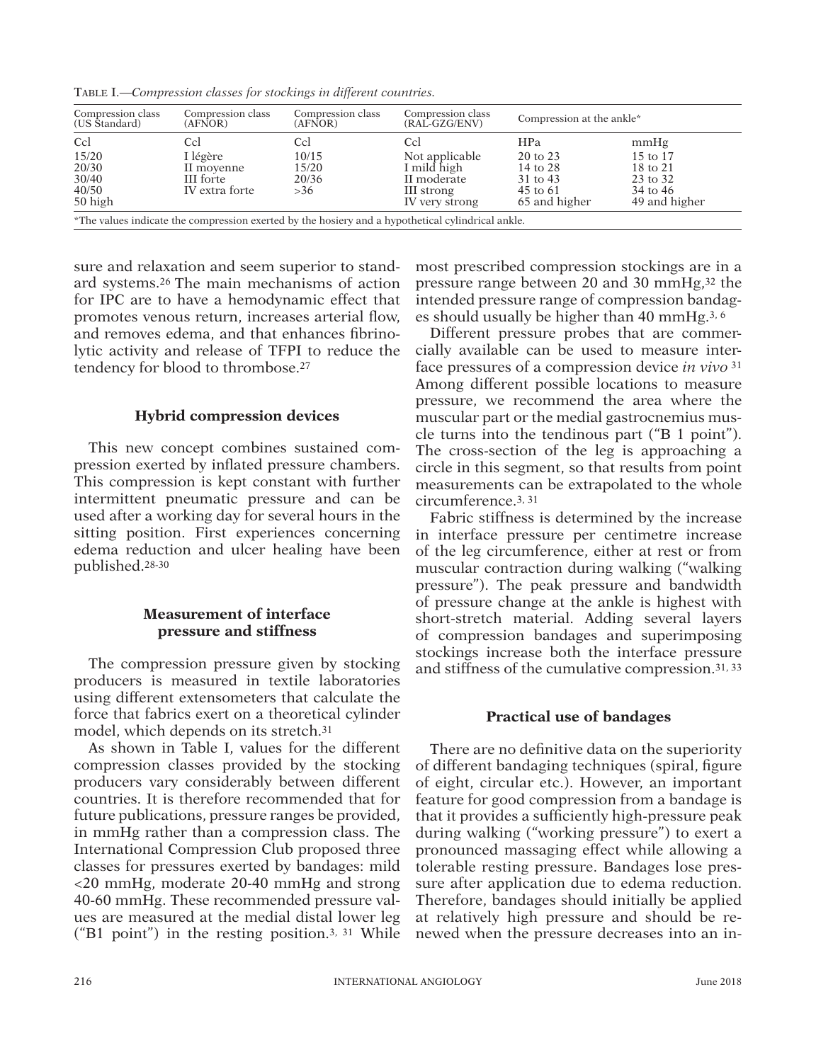Table I.—*Compression classes for stockings in different countries.*

| Compression class (US Standard) | Compression class (AFNOR) | Compression class (AFNOR) | Compression class (RAL-GZG/ENV) | Compression at the ankle* | |
|---|---|---|---|---|---|
| Ccl | Ccl | Ccl | Ccl | HPa | mmHg |
| 15/20 | I légère | 10/15 | Not applicable | 20 to 23 | 15 to 17 |
| 20/30 | II moyenne | 15/20 | I mild high | 14 to 28 | 18 to 21 |
| 30/40 | III forte | 20/36 | II moderate | 31 to 43 | 23 to 32 |
| 40/50 | IV extra forte | >36 | III strong | 45 to 61 | 34 to 46 |
| 50 high | | | IV very strong | 65 and higher | 49 and higher |

*The values indicate the compression exerted by the hosiery and a hypothetical cylindrical ankle.

sure and relaxation and seem superior to standard systems.[26] The main mechanisms of action for IPC are to have a hemodynamic effect that promotes venous return, increases arterial flow, and removes edema, and that enhances fibrinolytic activity and release of TFPI to reduce the tendency for blood to thrombose.[27]

### Hybrid compression devices

This new concept combines sustained compression exerted by inflated pressure chambers. This compression is kept constant with further intermittent pneumatic pressure and can be used after a working day for several hours in the sitting position. First experiences concerning edema reduction and ulcer healing have been published.[28-30]

### Measurement of interface pressure and stiffness

The compression pressure given by stocking producers is measured in textile laboratories using different extensometers that calculate the force that fabrics exert on a theoretical cylinder model, which depends on its stretch.[31]

As shown in Table I, values for the different compression classes provided by the stocking producers vary considerably between different countries. It is therefore recommended that for future publications, pressure ranges be provided, in mmHg rather than a compression class. The International Compression Club proposed three classes for pressures exerted by bandages: mild <20 mmHg, moderate 20-40 mmHg and strong 40-60 mmHg. These recommended pressure values are measured at the medial distal lower leg ("B1 point") in the resting position.[3, 31] While most prescribed compression stockings are in a pressure range between 20 and 30 mmHg,[32] the intended pressure range of compression bandages should usually be higher than 40 mmHg.[3, 6]

Different pressure probes that are commercially available can be used to measure interface pressures of a compression device *in vivo* [31] Among different possible locations to measure pressure, we recommend the area where the muscular part or the medial gastrocnemius muscle turns into the tendinous part ("B 1 point"). The cross-section of the leg is approaching a circle in this segment, so that results from point measurements can be extrapolated to the whole circumference.[3, 31]

Fabric stiffness is determined by the increase in interface pressure per centimetre increase of the leg circumference, either at rest or from muscular contraction during walking ("walking pressure"). The peak pressure and bandwidth of pressure change at the ankle is highest with short-stretch material. Adding several layers of compression bandages and superimposing stockings increase both the interface pressure and stiffness of the cumulative compression.[31, 33]

### Practical use of bandages

There are no definitive data on the superiority of different bandaging techniques (spiral, figure of eight, circular etc.). However, an important feature for good compression from a bandage is that it provides a sufficiently high-pressure peak during walking ("working pressure") to exert a pronounced massaging effect while allowing a tolerable resting pressure. Bandages lose pressure after application due to edema reduction. Therefore, bandages should initially be applied at relatively high pressure and should be renewed when the pressure decreases into an in-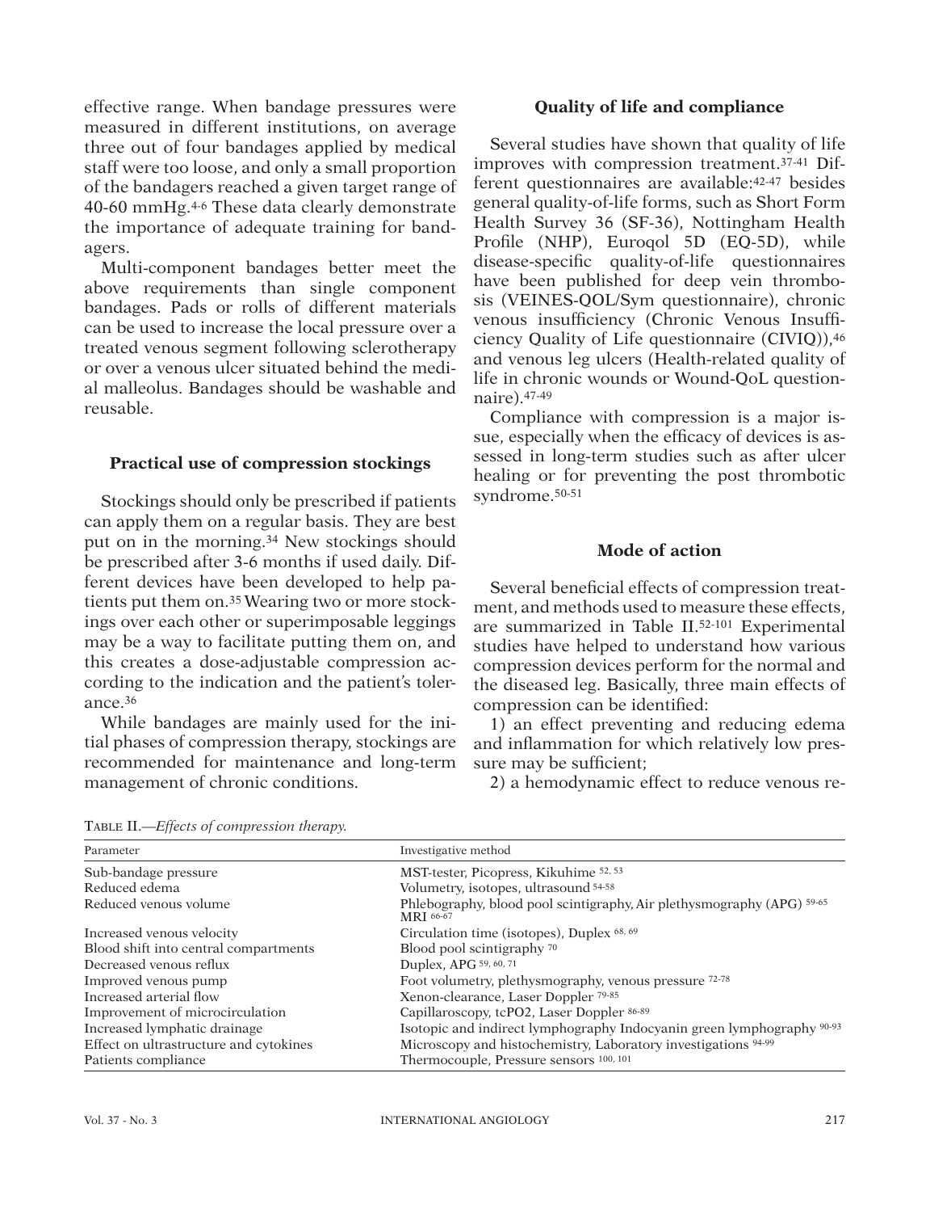effective range. When bandage pressures were measured in different institutions, on average three out of four bandages applied by medical staff were too loose, and only a small proportion of the bandagers reached a given target range of 40-60 mmHg.[4-6] These data clearly demonstrate the importance of adequate training for bandagers.

Multi-component bandages better meet the above requirements than single component bandages. Pads or rolls of different materials can be used to increase the local pressure over a treated venous segment following sclerotherapy or over a venous ulcer situated behind the medial malleolus. Bandages should be washable and reusable.

## Practical use of compression stockings

Stockings should only be prescribed if patients can apply them on a regular basis. They are best put on in the morning.[34] New stockings should be prescribed after 3-6 months if used daily. Different devices have been developed to help patients put them on.[35] Wearing two or more stockings over each other or superimposable leggings may be a way to facilitate putting them on, and this creates a dose-adjustable compression according to the indication and the patient's tolerance.[36]

While bandages are mainly used for the initial phases of compression therapy, stockings are recommended for maintenance and long-term management of chronic conditions.

## Quality of life and compliance

Several studies have shown that quality of life improves with compression treatment.[37-41] Different questionnaires are available:[42-47] besides general quality-of-life forms, such as Short Form Health Survey 36 (SF-36), Nottingham Health Profile (NHP), Euroqol 5D (EQ-5D), while disease-specific quality-of-life questionnaires have been published for deep vein thrombosis (VEINES-QOL/Sym questionnaire), chronic venous insufficiency (Chronic Venous Insufficiency Quality of Life questionnaire (CIVIQ)),[46] and venous leg ulcers (Health-related quality of life in chronic wounds or Wound-QoL questionnaire).[47-49]

Compliance with compression is a major issue, especially when the efficacy of devices is assessed in long-term studies such as after ulcer healing or for preventing the post thrombotic syndrome.[50-51]

## Mode of action

Several beneficial effects of compression treatment, and methods used to measure these effects, are summarized in Table II.[52-101] Experimental studies have helped to understand how various compression devices perform for the normal and the diseased leg. Basically, three main effects of compression can be identified:

1) an effect preventing and reducing edema and inflammation for which relatively low pressure may be sufficient;

2) a hemodynamic effect to reduce venous re-

TABLE II.—*Effects of compression therapy.*

| Parameter | Investigative method |
|---|---|
| Sub-bandage pressure | MST-tester, Picopress, Kikuhime [52, 53] |
| Reduced edema | Volumetry, isotopes, ultrasound [54-58] |
| Reduced venous volume | Phlebography, blood pool scintigraphy, Air plethysmography (APG) [59-65] MRI [66-67] |
| Increased venous velocity | Circulation time (isotopes), Duplex [68, 69] |
| Blood shift into central compartments | Blood pool scintigraphy [70] |
| Decreased venous reflux | Duplex, APG [59, 60, 71] |
| Improved venous pump | Foot volumetry, plethysmography, venous pressure [72-78] |
| Increased arterial flow | Xenon-clearance, Laser Doppler [79-85] |
| Improvement of microcirculation | Capillaroscopy, tcPO2, Laser Doppler [86-89] |
| Increased lymphatic drainage | Isotopic and indirect lymphography Indocyanin green lymphography [90-93] |
| Effect on ultrastructure and cytokines | Microscopy and histochemistry, Laboratory investigations [94-99] |
| Patients compliance | Thermocouple, Pressure sensors [100, 101] |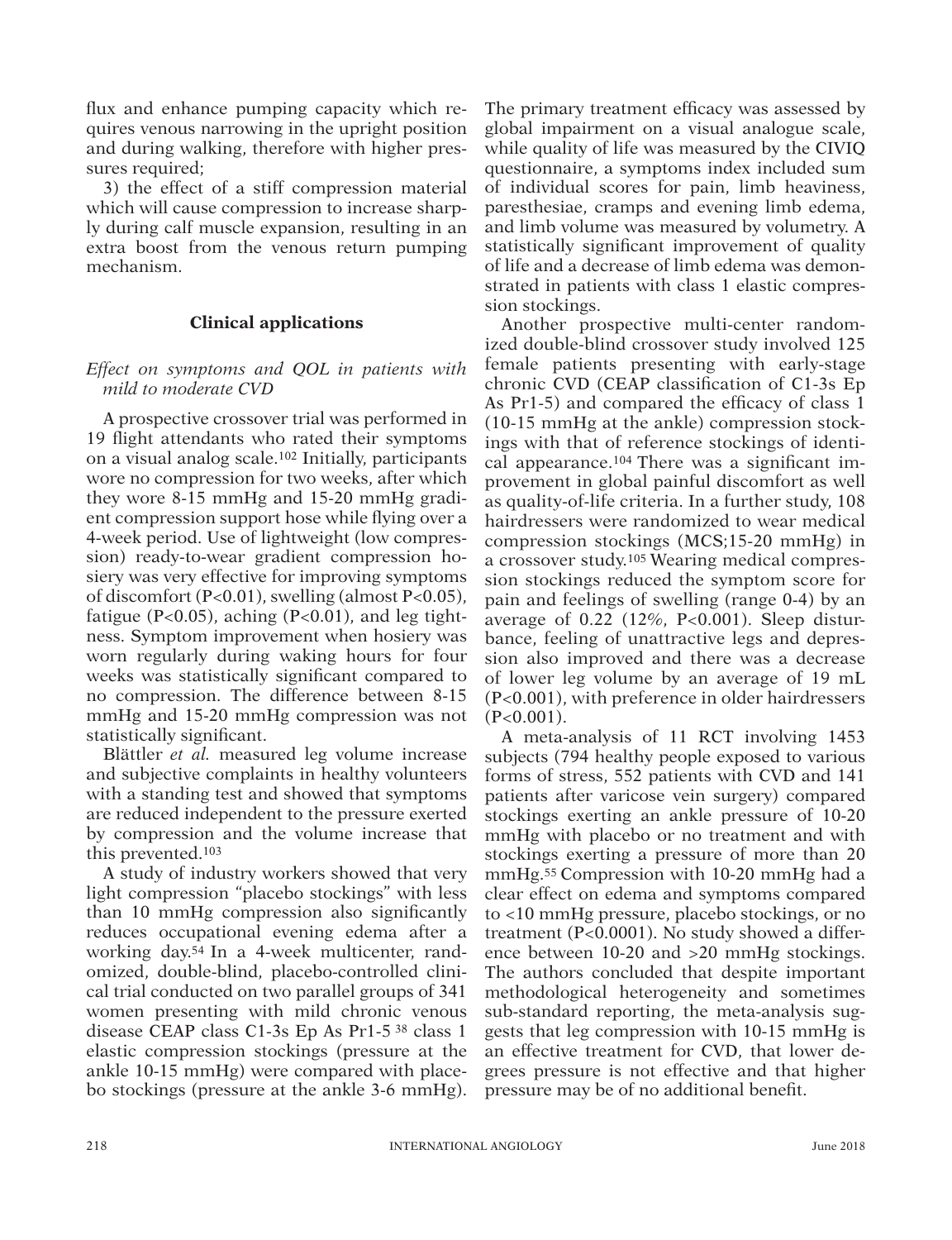flux and enhance pumping capacity which requires venous narrowing in the upright position and during walking, therefore with higher pressures required;

3) the effect of a stiff compression material which will cause compression to increase sharply during calf muscle expansion, resulting in an extra boost from the venous return pumping mechanism.

## Clinical applications

### *Effect on symptoms and QOL in patients with mild to moderate CVD*

A prospective crossover trial was performed in 19 flight attendants who rated their symptoms on a visual analog scale.[102] Initially, participants wore no compression for two weeks, after which they wore 8-15 mmHg and 15-20 mmHg gradient compression support hose while flying over a 4-week period. Use of lightweight (low compression) ready-to-wear gradient compression hosiery was very effective for improving symptoms of discomfort ($P<0.01$), swelling (almost $P<0.05$), fatigue ($P<0.05$), aching ($P<0.01$), and leg tightness. Symptom improvement when hosiery was worn regularly during waking hours for four weeks was statistically significant compared to no compression. The difference between 8-15 mmHg and 15-20 mmHg compression was not statistically significant.

Blättler *et al.* measured leg volume increase and subjective complaints in healthy volunteers with a standing test and showed that symptoms are reduced independent to the pressure exerted by compression and the volume increase that this prevented.[103]

A study of industry workers showed that very light compression "placebo stockings" with less than 10 mmHg compression also significantly reduces occupational evening edema after a working day.[54] In a 4-week multicenter, randomized, double-blind, placebo-controlled clinical trial conducted on two parallel groups of 341 women presenting with mild chronic venous disease CEAP class C1-3s Ep As Pr1-5 [38] class 1 elastic compression stockings (pressure at the ankle 10-15 mmHg) were compared with placebo stockings (pressure at the ankle 3-6 mmHg). The primary treatment efficacy was assessed by global impairment on a visual analogue scale, while quality of life was measured by the CIVIQ questionnaire, a symptoms index included sum of individual scores for pain, limb heaviness, paresthesiae, cramps and evening limb edema, and limb volume was measured by volumetry. A statistically significant improvement of quality of life and a decrease of limb edema was demonstrated in patients with class 1 elastic compression stockings.

Another prospective multi-center randomized double-blind crossover study involved 125 female patients presenting with early-stage chronic CVD (CEAP classification of C1-3s Ep As Pr1-5) and compared the efficacy of class 1 (10-15 mmHg at the ankle) compression stockings with that of reference stockings of identical appearance.[104] There was a significant improvement in global painful discomfort as well as quality-of-life criteria. In a further study, 108 hairdressers were randomized to wear medical compression stockings (MCS;15-20 mmHg) in a crossover study.[105] Wearing medical compression stockings reduced the symptom score for pain and feelings of swelling (range 0-4) by an average of 0.22 (12%, $P<0.001$). Sleep disturbance, feeling of unattractive legs and depression also improved and there was a decrease of lower leg volume by an average of 19 mL ($P<0.001$), with preference in older hairdressers ($P<0.001$).

A meta-analysis of 11 RCT involving 1453 subjects (794 healthy people exposed to various forms of stress, 552 patients with CVD and 141 patients after varicose vein surgery) compared stockings exerting an ankle pressure of 10-20 mmHg with placebo or no treatment and with stockings exerting a pressure of more than 20 mmHg.[55] Compression with 10-20 mmHg had a clear effect on edema and symptoms compared to <10 mmHg pressure, placebo stockings, or no treatment ($P<0.0001$). No study showed a difference between 10-20 and >20 mmHg stockings. The authors concluded that despite important methodological heterogeneity and sometimes sub-standard reporting, the meta-analysis suggests that leg compression with 10-15 mmHg is an effective treatment for CVD, that lower degrees pressure is not effective and that higher pressure may be of no additional benefit.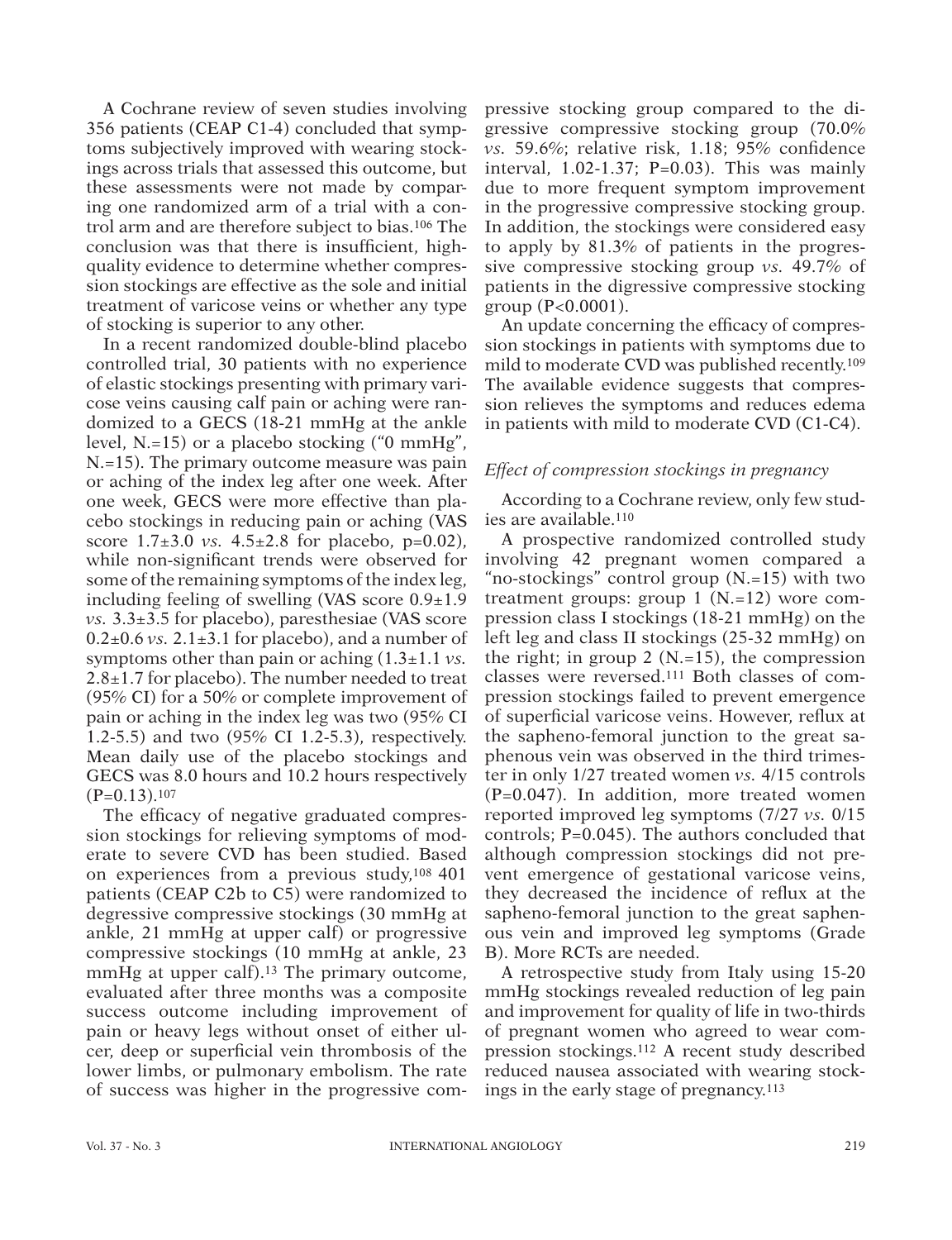A Cochrane review of seven studies involving 356 patients (CEAP C1-4) concluded that symptoms subjectively improved with wearing stockings across trials that assessed this outcome, but these assessments were not made by comparing one randomized arm of a trial with a control arm and are therefore subject to bias.[106] The conclusion was that there is insufficient, high-quality evidence to determine whether compression stockings are effective as the sole and initial treatment of varicose veins or whether any type of stocking is superior to any other.

In a recent randomized double-blind placebo controlled trial, 30 patients with no experience of elastic stockings presenting with primary varicose veins causing calf pain or aching were randomized to a GECS (18-21 mmHg at the ankle level, N.=15) or a placebo stocking ("0 mmHg", N.=15). The primary outcome measure was pain or aching of the index leg after one week. After one week, GECS were more effective than placebo stockings in reducing pain or aching (VAS score 1.7±3.0 *vs.* 4.5±2.8 for placebo, p=0.02), while non-significant trends were observed for some of the remaining symptoms of the index leg, including feeling of swelling (VAS score 0.9±1.9 *vs.* 3.3±3.5 for placebo), paresthesiae (VAS score 0.2±0.6 *vs.* 2.1±3.1 for placebo), and a number of symptoms other than pain or aching (1.3±1.1 *vs.* 2.8±1.7 for placebo). The number needed to treat (95% CI) for a 50% or complete improvement of pain or aching in the index leg was two (95% CI 1.2-5.5) and two (95% CI 1.2-5.3), respectively. Mean daily use of the placebo stockings and GECS was 8.0 hours and 10.2 hours respectively (P=0.13).[107]

The efficacy of negative graduated compression stockings for relieving symptoms of moderate to severe CVD has been studied. Based on experiences from a previous study,[108] 401 patients (CEAP C2b to C5) were randomized to degressive compressive stockings (30 mmHg at ankle, 21 mmHg at upper calf) or progressive compressive stockings (10 mmHg at ankle, 23 mmHg at upper calf).[13] The primary outcome, evaluated after three months was a composite success outcome including improvement of pain or heavy legs without onset of either ulcer, deep or superficial vein thrombosis of the lower limbs, or pulmonary embolism. The rate of success was higher in the progressive compressive stocking group compared to the digressive compressive stocking group (70.0% *vs.* 59.6%; relative risk, 1.18; 95% confidence interval, 1.02-1.37; P=0.03). This was mainly due to more frequent symptom improvement in the progressive compressive stocking group. In addition, the stockings were considered easy to apply by 81.3% of patients in the progressive compressive stocking group *vs.* 49.7% of patients in the digressive compressive stocking group (P<0.0001).

An update concerning the efficacy of compression stockings in patients with symptoms due to mild to moderate CVD was published recently.[109] The available evidence suggests that compression relieves the symptoms and reduces edema in patients with mild to moderate CVD (C1-C4).

*Effect of compression stockings in pregnancy*

According to a Cochrane review, only few studies are available.[110]

A prospective randomized controlled study involving 42 pregnant women compared a "no-stockings" control group (N.=15) with two treatment groups: group 1 (N.=12) wore compression class I stockings (18-21 mmHg) on the left leg and class II stockings (25-32 mmHg) on the right; in group 2 (N.=15), the compression classes were reversed.[111] Both classes of compression stockings failed to prevent emergence of superficial varicose veins. However, reflux at the sapheno-femoral junction to the great saphenous vein was observed in the third trimester in only 1/27 treated women *vs.* 4/15 controls (P=0.047). In addition, more treated women reported improved leg symptoms (7/27 *vs.* 0/15 controls; P=0.045). The authors concluded that although compression stockings did not prevent emergence of gestational varicose veins, they decreased the incidence of reflux at the sapheno-femoral junction to the great saphenous vein and improved leg symptoms (Grade B). More RCTs are needed.

A retrospective study from Italy using 15-20 mmHg stockings revealed reduction of leg pain and improvement for quality of life in two-thirds of pregnant women who agreed to wear compression stockings.[112] A recent study described reduced nausea associated with wearing stockings in the early stage of pregnancy.[113]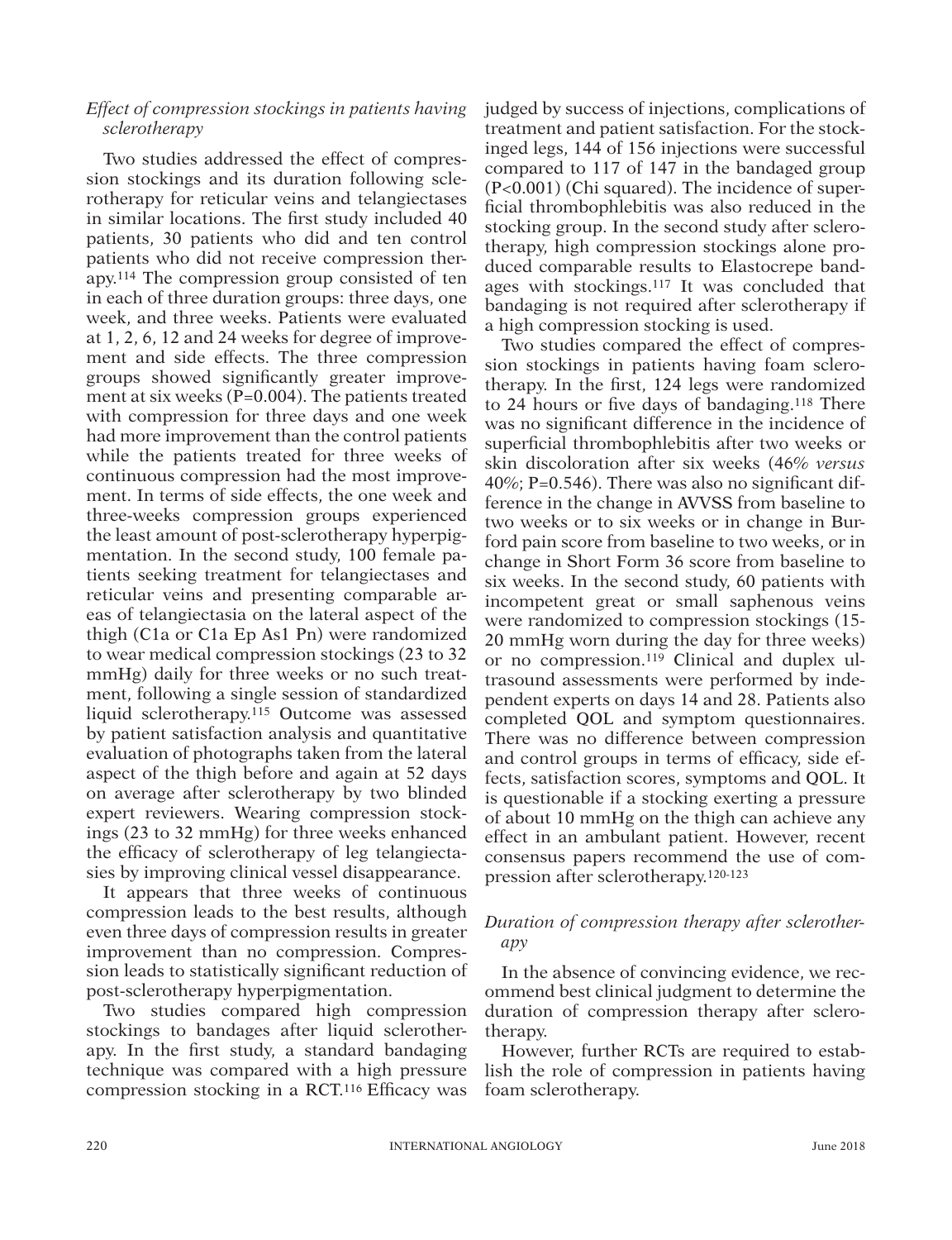### *Effect of compression stockings in patients having sclerotherapy*

Two studies addressed the effect of compression stockings and its duration following sclerotherapy for reticular veins and telangiectases in similar locations. The first study included 40 patients, 30 patients who did and ten control patients who did not receive compression therapy.[114] The compression group consisted of ten in each of three duration groups: three days, one week, and three weeks. Patients were evaluated at 1, 2, 6, 12 and 24 weeks for degree of improvement and side effects. The three compression groups showed significantly greater improvement at six weeks (P=0.004). The patients treated with compression for three days and one week had more improvement than the control patients while the patients treated for three weeks of continuous compression had the most improvement. In terms of side effects, the one week and three-weeks compression groups experienced the least amount of post-sclerotherapy hyperpigmentation. In the second study, 100 female patients seeking treatment for telangiectases and reticular veins and presenting comparable areas of telangiectasia on the lateral aspect of the thigh (C1a or C1a Ep As1 Pn) were randomized to wear medical compression stockings (23 to 32 mmHg) daily for three weeks or no such treatment, following a single session of standardized liquid sclerotherapy.[115] Outcome was assessed by patient satisfaction analysis and quantitative evaluation of photographs taken from the lateral aspect of the thigh before and again at 52 days on average after sclerotherapy by two blinded expert reviewers. Wearing compression stockings (23 to 32 mmHg) for three weeks enhanced the efficacy of sclerotherapy of leg telangiectasies by improving clinical vessel disappearance.

It appears that three weeks of continuous compression leads to the best results, although even three days of compression results in greater improvement than no compression. Compression leads to statistically significant reduction of post-sclerotherapy hyperpigmentation.

Two studies compared high compression stockings to bandages after liquid sclerotherapy. In the first study, a standard bandaging technique was compared with a high pressure compression stocking in a RCT.[116] Efficacy was judged by success of injections, complications of treatment and patient satisfaction. For the stockinged legs, 144 of 156 injections were successful compared to 117 of 147 in the bandaged group (P<0.001) (Chi squared). The incidence of superficial thrombophlebitis was also reduced in the stocking group. In the second study after sclerotherapy, high compression stockings alone produced comparable results to Elastocrepe bandages with stockings.[117] It was concluded that bandaging is not required after sclerotherapy if a high compression stocking is used.

Two studies compared the effect of compression stockings in patients having foam sclerotherapy. In the first, 124 legs were randomized to 24 hours or five days of bandaging.[118] There was no significant difference in the incidence of superficial thrombophlebitis after two weeks or skin discoloration after six weeks (46% *versus* 40%; P=0.546). There was also no significant difference in the change in AVVSS from baseline to two weeks or to six weeks or in change in Burford pain score from baseline to two weeks, or in change in Short Form 36 score from baseline to six weeks. In the second study, 60 patients with incompetent great or small saphenous veins were randomized to compression stockings (15-20 mmHg worn during the day for three weeks) or no compression.[119] Clinical and duplex ultrasound assessments were performed by independent experts on days 14 and 28. Patients also completed QOL and symptom questionnaires. There was no difference between compression and control groups in terms of efficacy, side effects, satisfaction scores, symptoms and QOL. It is questionable if a stocking exerting a pressure of about 10 mmHg on the thigh can achieve any effect in an ambulant patient. However, recent consensus papers recommend the use of compression after sclerotherapy.[120-123]

### *Duration of compression therapy after sclerotherapy*

In the absence of convincing evidence, we recommend best clinical judgment to determine the duration of compression therapy after sclerotherapy.

However, further RCTs are required to establish the role of compression in patients having foam sclerotherapy.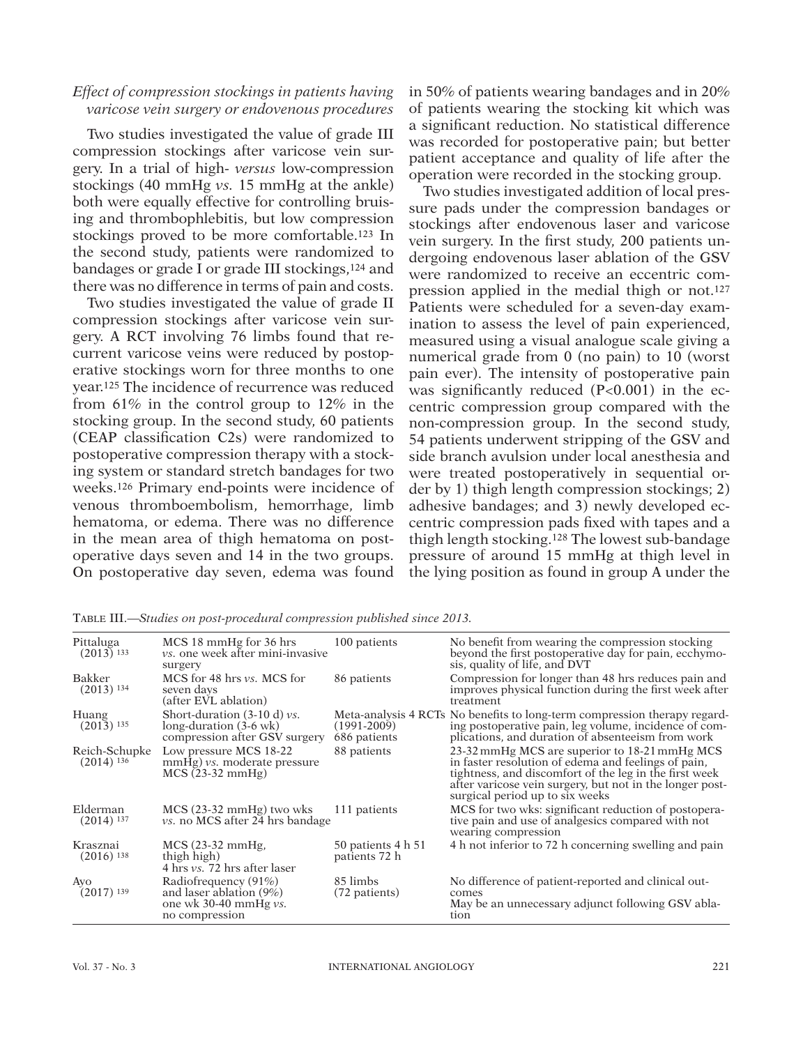*Effect of compression stockings in patients having varicose vein surgery or endovenous procedures*

Two studies investigated the value of grade III compression stockings after varicose vein surgery. In a trial of high- *versus* low-compression stockings (40 mmHg *vs.* 15 mmHg at the ankle) both were equally effective for controlling bruising and thrombophlebitis, but low compression stockings proved to be more comfortable.[123] In the second study, patients were randomized to bandages or grade I or grade III stockings,[124] and there was no difference in terms of pain and costs.

Two studies investigated the value of grade II compression stockings after varicose vein surgery. A RCT involving 76 limbs found that recurrent varicose veins were reduced by postoperative stockings worn for three months to one year.[125] The incidence of recurrence was reduced from 61% in the control group to 12% in the stocking group. In the second study, 60 patients (CEAP classification C2s) were randomized to postoperative compression therapy with a stocking system or standard stretch bandages for two weeks.[126] Primary end-points were incidence of venous thromboembolism, hemorrhage, limb hematoma, or edema. There was no difference in the mean area of thigh hematoma on postoperative days seven and 14 in the two groups. On postoperative day seven, edema was found in 50% of patients wearing bandages and in 20% of patients wearing the stocking kit which was a significant reduction. No statistical difference was recorded for postoperative pain; but better patient acceptance and quality of life after the operation were recorded in the stocking group.

Two studies investigated addition of local pressure pads under the compression bandages or stockings after endovenous laser and varicose vein surgery. In the first study, 200 patients undergoing endovenous laser ablation of the GSV were randomized to receive an eccentric compression applied in the medial thigh or not.[127] Patients were scheduled for a seven-day examination to assess the level of pain experienced, measured using a visual analogue scale giving a numerical grade from 0 (no pain) to 10 (worst pain ever). The intensity of postoperative pain was significantly reduced ($P<0.001$) in the eccentric compression group compared with the non-compression group. In the second study, 54 patients underwent stripping of the GSV and side branch avulsion under local anesthesia and were treated postoperatively in sequential order by 1) thigh length compression stockings; 2) adhesive bandages; and 3) newly developed eccentric compression pads fixed with tapes and a thigh length stocking.[128] The lowest sub-bandage pressure of around 15 mmHg at thigh level in the lying position as found in group A under the

Table III.—*Studies on post-procedural compression published since 2013.*

| | | | |
|---|---|---|---|
| Pittaluga (2013) [133] | MCS 18 mmHg for 36 hrs *vs.* one week after mini-invasive surgery | 100 patients | No benefit from wearing the compression stocking beyond the first postoperative day for pain, ecchymosis, quality of life, and DVT |
| Bakker (2013) [134] | MCS for 48 hrs *vs.* MCS for seven days (after EVL ablation) | 86 patients | Compression for longer than 48 hrs reduces pain and improves physical function during the first week after treatment |
| Huang (2013) [135] | Short-duration (3-10 d) *vs.* long-duration (3-6 wk) compression after GSV surgery | Meta-analysis 4 RCTs (1991-2009) 686 patients | No benefits to long-term compression therapy regarding postoperative pain, leg volume, incidence of complications, and duration of absenteeism from work |
| Reich-Schupke (2014) [136] | Low pressure MCS 18-22 mmHg) *vs.* moderate pressure MCS (23-32 mmHg) | 88 patients | 23-32 mmHg MCS are superior to 18-21 mmHg MCS in faster resolution of edema and feelings of pain, tightness, and discomfort of the leg in the first week after varicose vein surgery, but not in the longer post-surgical period up to six weeks |
| Elderman (2014) [137] | MCS (23-32 mmHg) two wks *vs.* no MCS after 24 hrs bandage | 111 patients | MCS for two wks: significant reduction of postoperative pain and use of analgesics compared with not wearing compression |
| Krasznai (2016) [138] | MCS (23-32 mmHg, thigh high) 4 hrs *vs.* 72 hrs after laser | 50 patients 4 h 51 patients 72 h | 4 h not inferior to 72 h concerning swelling and pain |
| Ayo (2017) [139] | Radiofrequency (91%) and laser ablation (9%) one wk 30-40 mmHg *vs.* no compression | 85 limbs (72 patients) | No difference of patient-reported and clinical outcomes May be an unnecessary adjunct following GSV ablation |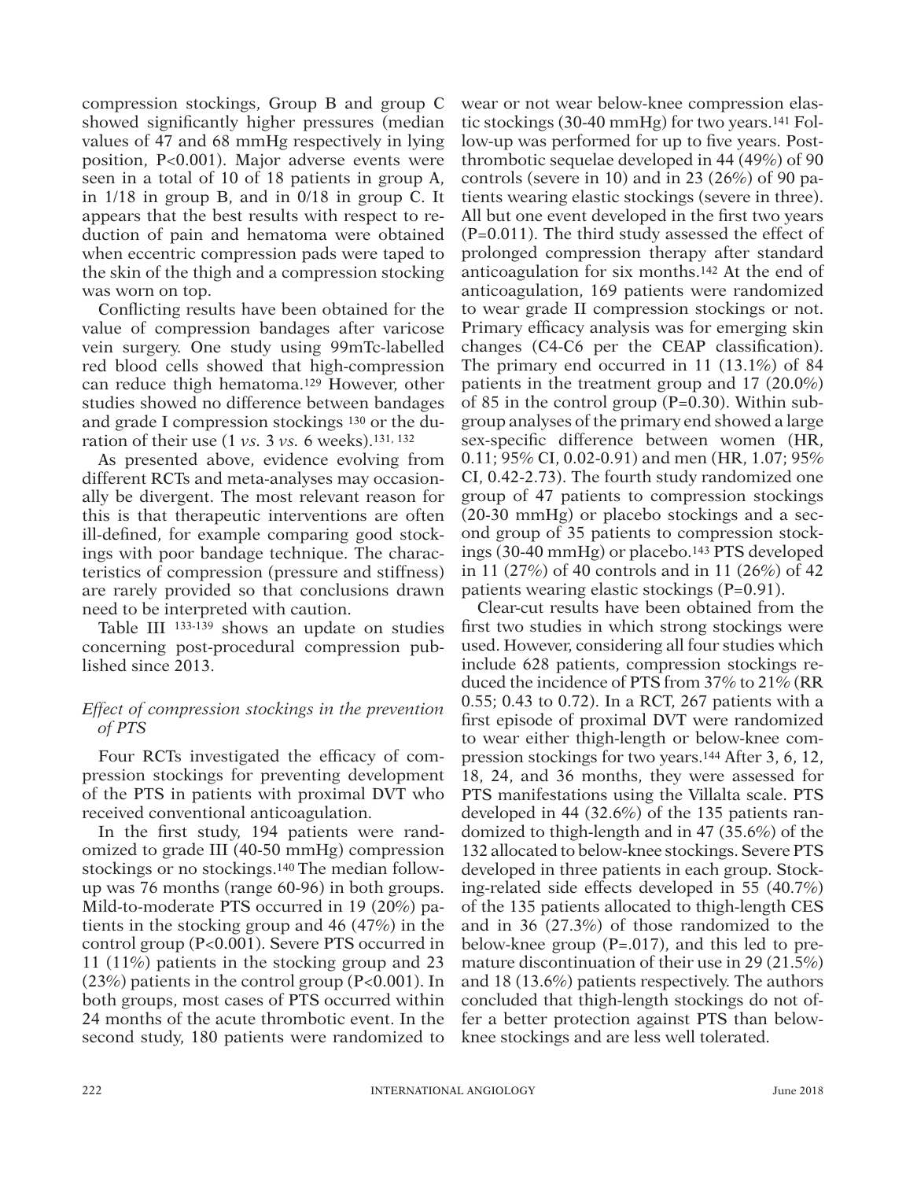compression stockings, Group B and group C showed significantly higher pressures (median values of 47 and 68 mmHg respectively in lying position, P<0.001). Major adverse events were seen in a total of 10 of 18 patients in group A, in 1/18 in group B, and in 0/18 in group C. It appears that the best results with respect to reduction of pain and hematoma were obtained when eccentric compression pads were taped to the skin of the thigh and a compression stocking was worn on top.

Conflicting results have been obtained for the value of compression bandages after varicose vein surgery. One study using 99mTc-labelled red blood cells showed that high-compression can reduce thigh hematoma.[129] However, other studies showed no difference between bandages and grade I compression stockings [130] or the duration of their use (1 *vs.* 3 *vs.* 6 weeks).[131, 132]

As presented above, evidence evolving from different RCTs and meta-analyses may occasionally be divergent. The most relevant reason for this is that therapeutic interventions are often ill-defined, for example comparing good stockings with poor bandage technique. The characteristics of compression (pressure and stiffness) are rarely provided so that conclusions drawn need to be interpreted with caution.

Table III [133-139] shows an update on studies concerning post-procedural compression published since 2013.

### *Effect of compression stockings in the prevention of PTS*

Four RCTs investigated the efficacy of compression stockings for preventing development of the PTS in patients with proximal DVT who received conventional anticoagulation.

In the first study, 194 patients were randomized to grade III (40-50 mmHg) compression stockings or no stockings.[140] The median follow-up was 76 months (range 60-96) in both groups. Mild-to-moderate PTS occurred in 19 (20%) patients in the stocking group and 46 (47%) in the control group (P<0.001). Severe PTS occurred in 11 (11%) patients in the stocking group and 23 (23%) patients in the control group (P<0.001). In both groups, most cases of PTS occurred within 24 months of the acute thrombotic event. In the second study, 180 patients were randomized to wear or not wear below-knee compression elastic stockings (30-40 mmHg) for two years.[141] Follow-up was performed for up to five years. Post-thrombotic sequelae developed in 44 (49%) of 90 controls (severe in 10) and in 23 (26%) of 90 patients wearing elastic stockings (severe in three). All but one event developed in the first two years (P=0.011). The third study assessed the effect of prolonged compression therapy after standard anticoagulation for six months.[142] At the end of anticoagulation, 169 patients were randomized to wear grade II compression stockings or not. Primary efficacy analysis was for emerging skin changes (C4-C6 per the CEAP classification). The primary end occurred in 11 (13.1%) of 84 patients in the treatment group and 17 (20.0%) of 85 in the control group (P=0.30). Within subgroup analyses of the primary end showed a large sex-specific difference between women (HR, 0.11; 95% CI, 0.02-0.91) and men (HR, 1.07; 95% CI, 0.42-2.73). The fourth study randomized one group of 47 patients to compression stockings (20-30 mmHg) or placebo stockings and a second group of 35 patients to compression stockings (30-40 mmHg) or placebo.[143] PTS developed in 11 (27%) of 40 controls and in 11 (26%) of 42 patients wearing elastic stockings (P=0.91).

Clear-cut results have been obtained from the first two studies in which strong stockings were used. However, considering all four studies which include 628 patients, compression stockings reduced the incidence of PTS from 37% to 21% (RR 0.55; 0.43 to 0.72). In a RCT, 267 patients with a first episode of proximal DVT were randomized to wear either thigh-length or below-knee compression stockings for two years.[144] After 3, 6, 12, 18, 24, and 36 months, they were assessed for PTS manifestations using the Villalta scale. PTS developed in 44 (32.6%) of the 135 patients randomized to thigh-length and in 47 (35.6%) of the 132 allocated to below-knee stockings. Severe PTS developed in three patients in each group. Stocking-related side effects developed in 55 (40.7%) of the 135 patients allocated to thigh-length CES and in 36 (27.3%) of those randomized to the below-knee group (P=.017), and this led to premature discontinuation of their use in 29 (21.5%) and 18 (13.6%) patients respectively. The authors concluded that thigh-length stockings do not offer a better protection against PTS than below-knee stockings and are less well tolerated.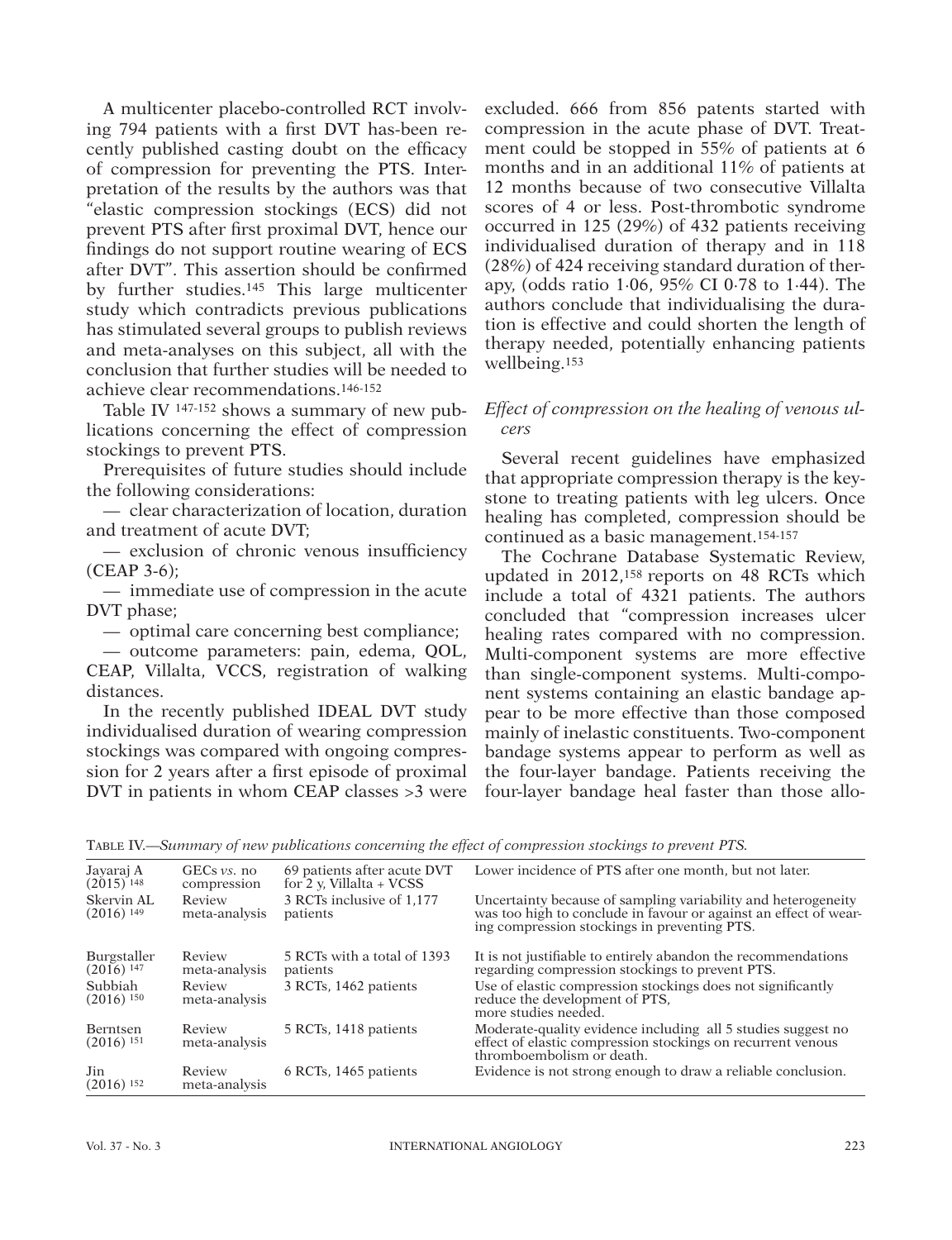A multicenter placebo-controlled RCT involving 794 patients with a first DVT has-been recently published casting doubt on the efficacy of compression for preventing the PTS. Interpretation of the results by the authors was that "elastic compression stockings (ECS) did not prevent PTS after first proximal DVT, hence our findings do not support routine wearing of ECS after DVT". This assertion should be confirmed by further studies.[145] This large multicenter study which contradicts previous publications has stimulated several groups to publish reviews and meta-analyses on this subject, all with the conclusion that further studies will be needed to achieve clear recommendations.[146-152]

Table IV [147-152] shows a summary of new publications concerning the effect of compression stockings to prevent PTS.

Prerequisites of future studies should include the following considerations:

— clear characterization of location, duration and treatment of acute DVT;

— exclusion of chronic venous insufficiency (CEAP 3-6);

— immediate use of compression in the acute DVT phase;

— optimal care concerning best compliance;

— outcome parameters: pain, edema, QOL, CEAP, Villalta, VCCS, registration of walking distances.

In the recently published IDEAL DVT study individualised duration of wearing compression stockings was compared with ongoing compression for 2 years after a first episode of proximal DVT in patients in whom CEAP classes >3 were excluded. 666 from 856 patents started with compression in the acute phase of DVT. Treatment could be stopped in 55% of patients at 6 months and in an additional 11% of patients at 12 months because of two consecutive Villalta scores of 4 or less. Post-thrombotic syndrome occurred in 125 (29%) of 432 patients receiving individualised duration of therapy and in 118 (28%) of 424 receiving standard duration of therapy, (odds ratio 1·06, 95% CI 0·78 to 1·44). The authors conclude that individualising the duration is effective and could shorten the length of therapy needed, potentially enhancing patients wellbeing.[153]

### *Effect of compression on the healing of venous ulcers*

Several recent guidelines have emphasized that appropriate compression therapy is the keystone to treating patients with leg ulcers. Once healing has completed, compression should be continued as a basic management.[154-157]

The Cochrane Database Systematic Review, updated in 2012,[158] reports on 48 RCTs which include a total of 4321 patients. The authors concluded that "compression increases ulcer healing rates compared with no compression. Multi-component systems are more effective than single-component systems. Multi-component systems containing an elastic bandage appear to be more effective than those composed mainly of inelastic constituents. Two-component bandage systems appear to perform as well as the four-layer bandage. Patients receiving the four-layer bandage heal faster than those allo-

Table IV.—*Summary of new publications concerning the effect of compression stockings to prevent PTS.*

| | | | |
|---|---|---|---|
| Jayaraj A (2015) [148] | GECs *vs.* no compression | 69 patients after acute DVT for 2 y, Villalta + VCSS | Lower incidence of PTS after one month, but not later. |
| Skervin AL (2016) [149] | Review meta-analysis | 3 RCTs inclusive of 1,177 patients | Uncertainty because of sampling variability and heterogeneity was too high to conclude in favour or against an effect of wearing compression stockings in preventing PTS. |
| Burgstaller (2016) [147] | Review meta-analysis | 5 RCTs with a total of 1393 patients | It is not justifiable to entirely abandon the recommendations regarding compression stockings to prevent PTS. |
| Subbiah (2016) [150] | Review meta-analysis | 3 RCTs, 1462 patients | Use of elastic compression stockings does not significantly reduce the development of PTS, more studies needed. |
| Berntsen (2016) [151] | Review meta-analysis | 5 RCTs, 1418 patients | Moderate-quality evidence including all 5 studies suggest no effect of elastic compression stockings on recurrent venous thromboembolism or death. |
| Jin (2016) [152] | Review meta-analysis | 6 RCTs, 1465 patients | Evidence is not strong enough to draw a reliable conclusion. |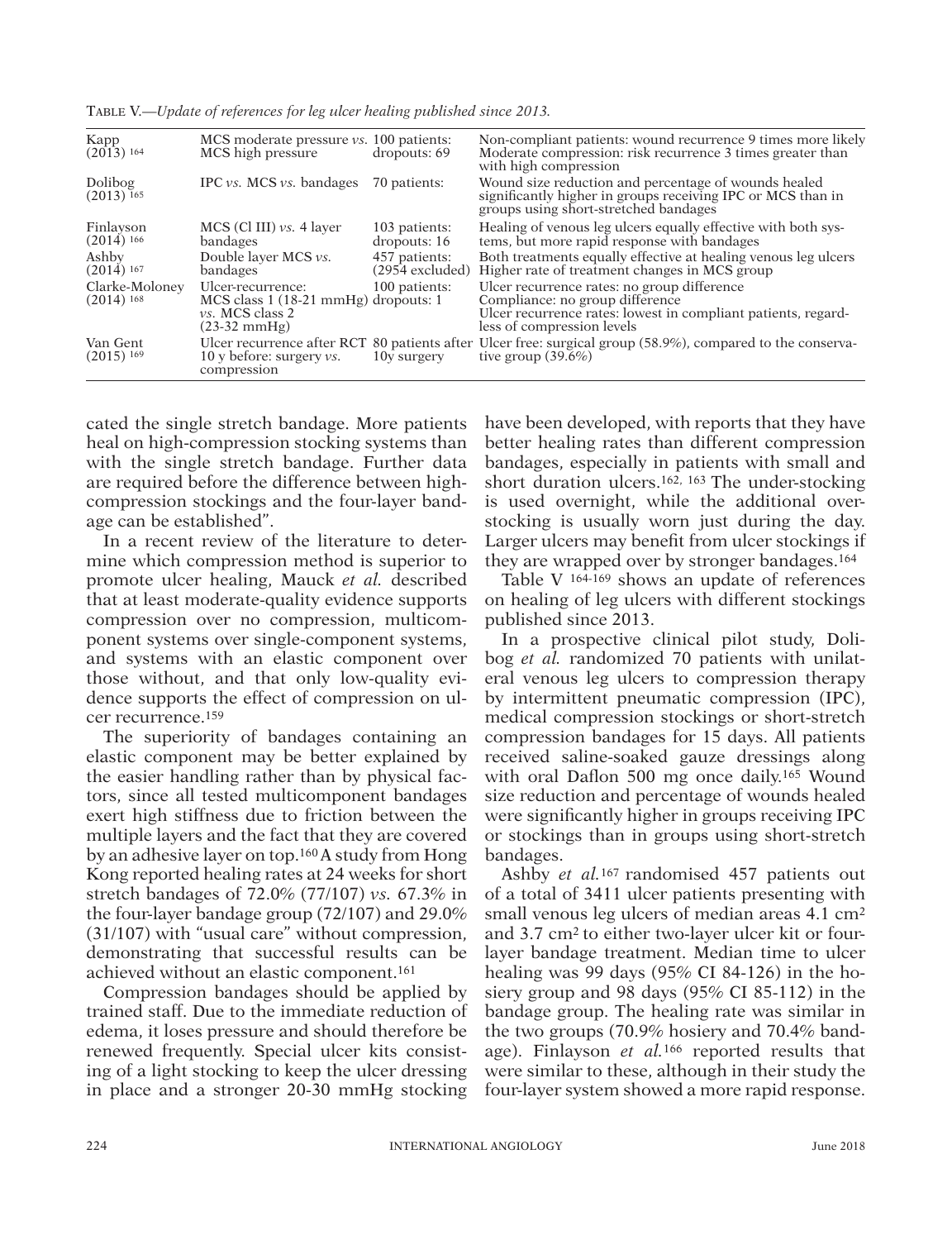Table V.—*Update of references for leg ulcer healing published since 2013.*

| | | | |
|---|---|---|---|
| Kapp (2013) [164] | MCS moderate pressure *vs.* MCS high pressure | 100 patients: dropouts: 69 | Non-compliant patients: wound recurrence 9 times more likely<br>Moderate compression: risk recurrence 3 times greater than with high compression |
| Dolibog (2013) [165] | IPC *vs.* MCS *vs.* bandages | 70 patients: | Wound size reduction and percentage of wounds healed significantly higher in groups receiving IPC or MCS than in groups using short-stretched bandages |
| Finlayson (2014) [166] | MCS (Cl III) *vs.* 4 layer bandages | 103 patients: dropouts: 16 | Healing of venous leg ulcers equally effective with both systems, but more rapid response with bandages |
| Ashby (2014) [167] | Double layer MCS *vs.* bandages | 457 patients: (2954 excluded) | Both treatments equally effective at healing venous leg ulcers<br>Higher rate of treatment changes in MCS group |
| Clarke-Moloney (2014) [168] | Ulcer-recurrence: MCS class 1 (18-21 mmHg) *vs.* MCS class 2 (23-32 mmHg) | 100 patients: dropouts: 1 | Ulcer recurrence rates: no group difference<br>Compliance: no group difference<br>Ulcer recurrence rates: lowest in compliant patients, regardless of compression levels |
| Van Gent (2015) [169] | Ulcer recurrence after RCT 10 y before: surgery *vs.* compression | 80 patients after 10y surgery | Ulcer free: surgical group (58.9%), compared to the conservative group (39.6%) |

cated the single stretch bandage. More patients heal on high-compression stocking systems than with the single stretch bandage. Further data are required before the difference between high-compression stockings and the four-layer bandage can be established".

In a recent review of the literature to determine which compression method is superior to promote ulcer healing, Mauck *et al.* described that at least moderate-quality evidence supports compression over no compression, multicomponent systems over single-component systems, and systems with an elastic component over those without, and that only low-quality evidence supports the effect of compression on ulcer recurrence.[159]

The superiority of bandages containing an elastic component may be better explained by the easier handling rather than by physical factors, since all tested multicomponent bandages exert high stiffness due to friction between the multiple layers and the fact that they are covered by an adhesive layer on top.[160] A study from Hong Kong reported healing rates at 24 weeks for short stretch bandages of 72.0% (77/107) *vs.* 67.3% in the four-layer bandage group (72/107) and 29.0% (31/107) with "usual care" without compression, demonstrating that successful results can be achieved without an elastic component.[161]

Compression bandages should be applied by trained staff. Due to the immediate reduction of edema, it loses pressure and should therefore be renewed frequently. Special ulcer kits consisting of a light stocking to keep the ulcer dressing in place and a stronger 20-30 mmHg stocking have been developed, with reports that they have better healing rates than different compression bandages, especially in patients with small and short duration ulcers.[162, 163] The under-stocking is used overnight, while the additional over-stocking is usually worn just during the day. Larger ulcers may benefit from ulcer stockings if they are wrapped over by stronger bandages.[164]

Table V [164-169] shows an update of references on healing of leg ulcers with different stockings published since 2013.

In a prospective clinical pilot study, Dolibog *et al.* randomized 70 patients with unilateral venous leg ulcers to compression therapy by intermittent pneumatic compression (IPC), medical compression stockings or short-stretch compression bandages for 15 days. All patients received saline-soaked gauze dressings along with oral Daflon 500 mg once daily.[165] Wound size reduction and percentage of wounds healed were significantly higher in groups receiving IPC or stockings than in groups using short-stretch bandages.

Ashby *et al.*[167] randomised 457 patients out of a total of 3411 ulcer patients presenting with small venous leg ulcers of median areas 4.1 $cm^2$ and 3.7 $cm^2$ to either two-layer ulcer kit or four-layer bandage treatment. Median time to ulcer healing was 99 days (95% CI 84-126) in the hosiery group and 98 days (95% CI 85-112) in the bandage group. The healing rate was similar in the two groups (70.9% hosiery and 70.4% bandage). Finlayson *et al.*[166] reported results that were similar to these, although in their study the four-layer system showed a more rapid response.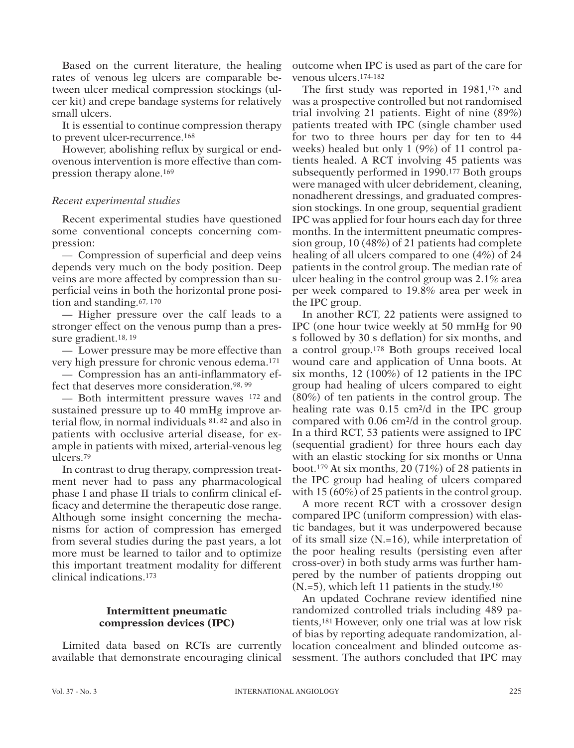Based on the current literature, the healing rates of venous leg ulcers are comparable between ulcer medical compression stockings (ulcer kit) and crepe bandage systems for relatively small ulcers.

It is essential to continue compression therapy to prevent ulcer-recurrence.[168]

However, abolishing reflux by surgical or endovenous intervention is more effective than compression therapy alone.[169]

*Recent experimental studies*

Recent experimental studies have questioned some conventional concepts concerning compression:

— Compression of superficial and deep veins depends very much on the body position. Deep veins are more affected by compression than superficial veins in both the horizontal prone position and standing.[67, 170]

— Higher pressure over the calf leads to a stronger effect on the venous pump than a pressure gradient.[18, 19]

— Lower pressure may be more effective than very high pressure for chronic venous edema.[171]

— Compression has an anti-inflammatory effect that deserves more consideration.[98, 99]

— Both intermittent pressure waves [172] and sustained pressure up to 40 mmHg improve arterial flow, in normal individuals [81, 82] and also in patients with occlusive arterial disease, for example in patients with mixed, arterial-venous leg ulcers.[79]

In contrast to drug therapy, compression treatment never had to pass any pharmacological phase I and phase II trials to confirm clinical efficacy and determine the therapeutic dose range. Although some insight concerning the mechanisms for action of compression has emerged from several studies during the past years, a lot more must be learned to tailor and to optimize this important treatment modality for different clinical indications.[173]

## Intermittent pneumatic compression devices (IPC)

Limited data based on RCTs are currently available that demonstrate encouraging clinical outcome when IPC is used as part of the care for venous ulcers.[174-182]

The first study was reported in 1981,[176] and was a prospective controlled but not randomised trial involving 21 patients. Eight of nine (89%) patients treated with IPC (single chamber used for two to three hours per day for ten to 44 weeks) healed but only 1 (9%) of 11 control patients healed. A RCT involving 45 patients was subsequently performed in 1990.[177] Both groups were managed with ulcer debridement, cleaning, nonadherent dressings, and graduated compression stockings. In one group, sequential gradient IPC was applied for four hours each day for three months. In the intermittent pneumatic compression group, 10 (48%) of 21 patients had complete healing of all ulcers compared to one (4%) of 24 patients in the control group. The median rate of ulcer healing in the control group was 2.1% area per week compared to 19.8% area per week in the IPC group.

In another RCT, 22 patients were assigned to IPC (one hour twice weekly at 50 mmHg for 90 s followed by 30 s deflation) for six months, and a control group.[178] Both groups received local wound care and application of Unna boots. At six months, 12 (100%) of 12 patients in the IPC group had healing of ulcers compared to eight (80%) of ten patients in the control group. The healing rate was 0.15 $cm^2$/d in the IPC group compared with 0.06 $cm^2$/d in the control group. In a third RCT, 53 patients were assigned to IPC (sequential gradient) for three hours each day with an elastic stocking for six months or Unna boot.[179] At six months, 20 (71%) of 28 patients in the IPC group had healing of ulcers compared with 15 (60%) of 25 patients in the control group.

A more recent RCT with a crossover design compared IPC (uniform compression) with elastic bandages, but it was underpowered because of its small size (N.=16), while interpretation of the poor healing results (persisting even after cross-over) in both study arms was further hampered by the number of patients dropping out (N.=5), which left 11 patients in the study.[180]

An updated Cochrane review identified nine randomized controlled trials including 489 patients,[181] However, only one trial was at low risk of bias by reporting adequate randomization, allocation concealment and blinded outcome assessment. The authors concluded that IPC may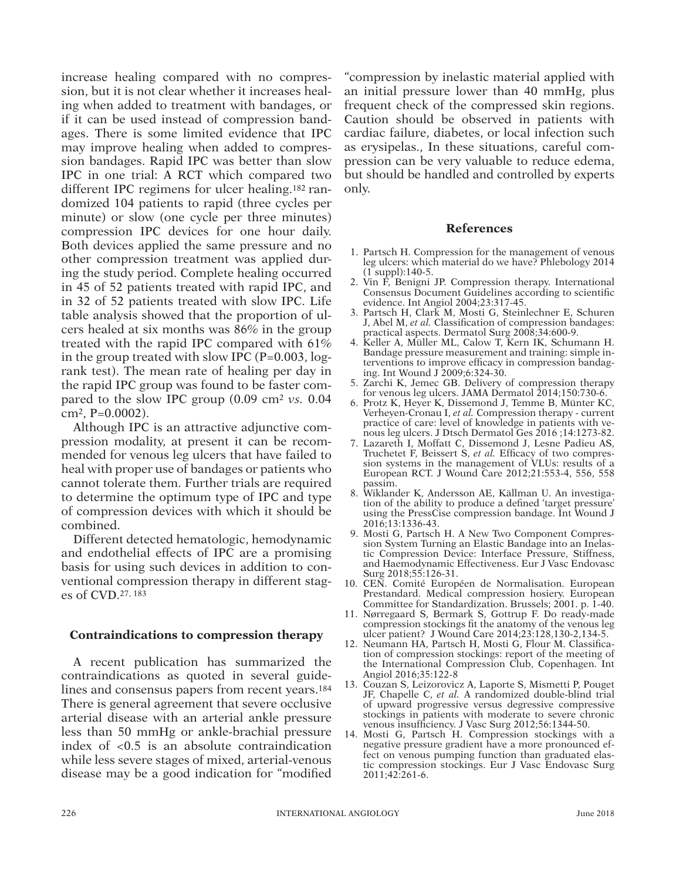increase healing compared with no compression, but it is not clear whether it increases healing when added to treatment with bandages, or if it can be used instead of compression bandages. There is some limited evidence that IPC may improve healing when added to compression bandages. Rapid IPC was better than slow IPC in one trial: A RCT which compared two different IPC regimens for ulcer healing.[182] randomized 104 patients to rapid (three cycles per minute) or slow (one cycle per three minutes) compression IPC devices for one hour daily. Both devices applied the same pressure and no other compression treatment was applied during the study period. Complete healing occurred in 45 of 52 patients treated with rapid IPC, and in 32 of 52 patients treated with slow IPC. Life table analysis showed that the proportion of ulcers healed at six months was 86% in the group treated with the rapid IPC compared with 61% in the group treated with slow IPC (P=0.003, log-rank test). The mean rate of healing per day in the rapid IPC group was found to be faster compared to the slow IPC group (0.09 $cm^2$ *vs.* 0.04 $cm^2$, P=0.0002).

Although IPC is an attractive adjunctive compression modality, at present it can be recommended for venous leg ulcers that have failed to heal with proper use of bandages or patients who cannot tolerate them. Further trials are required to determine the optimum type of IPC and type of compression devices with which it should be combined.

Different detected hematologic, hemodynamic and endothelial effects of IPC are a promising basis for using such devices in addition to conventional compression therapy in different stages of CVD.[27, 183]

### Contraindications to compression therapy

A recent publication has summarized the contraindications as quoted in several guidelines and consensus papers from recent years.[184] There is general agreement that severe occlusive arterial disease with an arterial ankle pressure less than 50 mmHg or ankle-brachial pressure index of <0.5 is an absolute contraindication while less severe stages of mixed, arterial-venous disease may be a good indication for "modified "compression by inelastic material applied with an initial pressure lower than 40 mmHg, plus frequent check of the compressed skin regions. Caution should be observed in patients with cardiac failure, diabetes, or local infection such as erysipelas., In these situations, careful compression can be very valuable to reduce edema, but should be handled and controlled by experts only.

## References

1. Partsch H. Compression for the management of venous leg ulcers: which material do we have? Phlebology 2014 (1 suppl):140-5.
2. Vin F, Benigni JP. Compression therapy. International Consensus Document Guidelines according to scientific evidence. Int Angiol 2004;23:317-45.
3. Partsch H, Clark M, Mosti G, Steinlechner E, Schuren J, Abel M, *et al.* Classification of compression bandages: practical aspects. Dermatol Surg 2008;34:600-9.
4. Keller A, Müller ML, Calow T, Kern IK, Schumann H. Bandage pressure measurement and training: simple interventions to improve efficacy in compression bandaging. Int Wound J 2009;6:324-30.
5. Zarchi K, Jemec GB. Delivery of compression therapy for venous leg ulcers. JAMA Dermatol 2014;150:730-6.
6. Protz K, Heyer K, Dissemond J, Temme B, Münter KC, Verheyen-Cronau I, *et al.* Compression therapy - current practice of care: level of knowledge in patients with venous leg ulcers. J Dtsch Dermatol Ges 2016 ;14:1273-82.
7. Lazareth I, Moffatt C, Dissemond J, Lesne Padieu AS, Truchetet F, Beissert S, *et al.* Efficacy of two compression systems in the management of VLUs: results of a European RCT. J Wound Care 2012;21:553-4, 556, 558 passim.
8. Wiklander K, Andersson AE, Källman U. An investigation of the ability to produce a defined 'target pressure' using the PressCise compression bandage. Int Wound J 2016;13:1336-43.
9. Mosti G, Partsch H. A New Two Component Compression System Turning an Elastic Bandage into an Inelastic Compression Device: Interface Pressure, Stiffness, and Haemodynamic Effectiveness. Eur J Vasc Endovasc Surg 2018;55:126-31.
10. CEN. Comité Européen de Normalisation. European Prestandard. Medical compression hosiery. European Committee for Standardization. Brussels; 2001. p. 1-40.
11. Nørregaard S, Bermark S, Gottrup F. Do ready-made compression stockings fit the anatomy of the venous leg ulcer patient? J Wound Care 2014;23:128,130-2,134-5.
12. Neumann HA, Partsch H, Mosti G, Flour M. Classification of compression stockings: report of the meeting of the International Compression Club, Copenhagen. Int Angiol 2016;35:122-8
13. Couzan S, Leizorovicz A, Laporte S, Mismetti P, Pouget JF, Chapelle C, *et al.* A randomized double-blind trial of upward progressive versus degressive compressive stockings in patients with moderate to severe chronic venous insufficiency. J Vasc Surg 2012;56:1344-50.
14. Mosti G, Partsch H. Compression stockings with a negative pressure gradient have a more pronounced effect on venous pumping function than graduated elastic compression stockings. Eur J Vasc Endovasc Surg 2011;42:261-6.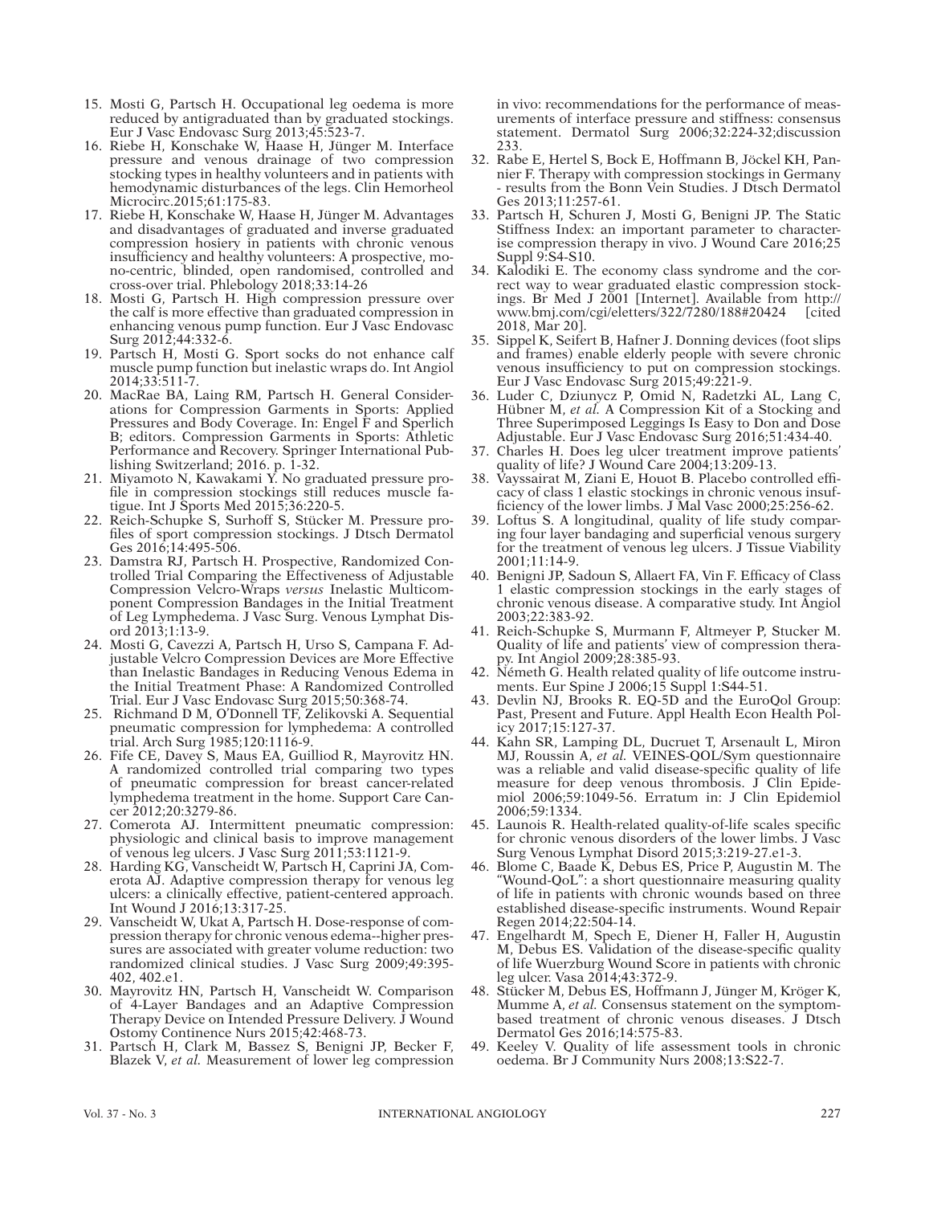15. Mosti G, Partsch H. Occupational leg oedema is more reduced by antigraduated than by graduated stockings. Eur J Vasc Endovasc Surg 2013;45:523-7.
16. Riebe H, Konschake W, Haase H, Jünger M. Interface pressure and venous drainage of two compression stocking types in healthy volunteers and in patients with hemodynamic disturbances of the legs. Clin Hemorheol Microcirc.2015;61:175-83.
17. Riebe H, Konschake W, Haase H, Jünger M. Advantages and disadvantages of graduated and inverse graduated compression hosiery in patients with chronic venous insufficiency and healthy volunteers: A prospective, mono-centric, blinded, open randomised, controlled and cross-over trial. Phlebology 2018;33:14-26
18. Mosti G, Partsch H. High compression pressure over the calf is more effective than graduated compression in enhancing venous pump function. Eur J Vasc Endovasc Surg 2012;44:332-6.
19. Partsch H, Mosti G. Sport socks do not enhance calf muscle pump function but inelastic wraps do. Int Angiol 2014;33:511-7.
20. MacRae BA, Laing RM, Partsch H. General Considerations for Compression Garments in Sports: Applied Pressures and Body Coverage. In: Engel F and Sperlich B; editors. Compression Garments in Sports: Athletic Performance and Recovery. Springer International Publishing Switzerland; 2016. p. 1-32.
21. Miyamoto N, Kawakami Y. No graduated pressure profile in compression stockings still reduces muscle fatigue. Int J Sports Med 2015;36:220-5.
22. Reich-Schupke S, Surhoff S, Stücker M. Pressure profiles of sport compression stockings. J Dtsch Dermatol Ges 2016;14:495-506.
23. Damstra RJ, Partsch H. Prospective, Randomized Controlled Trial Comparing the Effectiveness of Adjustable Compression Velcro-Wraps *versus* Inelastic Multicomponent Compression Bandages in the Initial Treatment of Leg Lymphedema. J Vasc Surg. Venous Lymphat Disord 2013;1:13-9.
24. Mosti G, Cavezzi A, Partsch H, Urso S, Campana F. Adjustable Velcro Compression Devices are More Effective than Inelastic Bandages in Reducing Venous Edema in the Initial Treatment Phase: A Randomized Controlled Trial. Eur J Vasc Endovasc Surg 2015;50:368-74.
25. Richmond D M, O'Donnell TF, Zelikovski A. Sequential pneumatic compression for lymphedema: A controlled trial. Arch Surg 1985;120:1116-9.
26. Fife CE, Davey S, Maus EA, Guilliod R, Mayrovitz HN. A randomized controlled trial comparing two types of pneumatic compression for breast cancer-related lymphedema treatment in the home. Support Care Cancer 2012;20:3279-86.
27. Comerota AJ. Intermittent pneumatic compression: physiologic and clinical basis to improve management of venous leg ulcers. J Vasc Surg 2011;53:1121-9.
28. Harding KG, Vanscheidt W, Partsch H, Caprini JA, Comerota AJ. Adaptive compression therapy for venous leg ulcers: a clinically effective, patient-centered approach. Int Wound J 2016;13:317-25.
29. Vanscheidt W, Ukat A, Partsch H. Dose-response of compression therapy for chronic venous edema--higher pressures are associated with greater volume reduction: two randomized clinical studies. J Vasc Surg 2009;49:395-402, 402.e1.
30. Mayrovitz HN, Partsch H, Vanscheidt W. Comparison of 4-Layer Bandages and an Adaptive Compression Therapy Device on Intended Pressure Delivery. J Wound Ostomy Continence Nurs 2015;42:468-73.
31. Partsch H, Clark M, Bassez S, Benigni JP, Becker F, Blazek V, *et al.* Measurement of lower leg compression in vivo: recommendations for the performance of measurements of interface pressure and stiffness: consensus statement. Dermatol Surg 2006;32:224-32;discussion 233.
32. Rabe E, Hertel S, Bock E, Hoffmann B, Jöckel KH, Pannier F. Therapy with compression stockings in Germany - results from the Bonn Vein Studies. J Dtsch Dermatol Ges 2013;11:257-61.
33. Partsch H, Schuren J, Mosti G, Benigni JP. The Static Stiffness Index: an important parameter to characterise compression therapy in vivo. J Wound Care 2016;25 Suppl 9:S4-S10.
34. Kalodiki E. The economy class syndrome and the correct way to wear graduated elastic compression stockings. Br Med J 2001 [Internet]. Available from http://www.bmj.com/cgi/eletters/322/7280/188#20424 [cited 2018, Mar 20].
35. Sippel K, Seifert B, Hafner J. Donning devices (foot slips and frames) enable elderly people with severe chronic venous insufficiency to put on compression stockings. Eur J Vasc Endovasc Surg 2015;49:221-9.
36. Luder C, Dziunycz P, Omid N, Radetzki AL, Lang C, Hübner M, *et al.* A Compression Kit of a Stocking and Three Superimposed Leggings Is Easy to Don and Dose Adjustable. Eur J Vasc Endovasc Surg 2016;51:434-40.
37. Charles H. Does leg ulcer treatment improve patients' quality of life? J Wound Care 2004;13:209-13.
38. Vayssairat M, Ziani E, Houot B. Placebo controlled efficacy of class 1 elastic stockings in chronic venous insufficiency of the lower limbs. J Mal Vasc 2000;25:256-62.
39. Loftus S. A longitudinal, quality of life study comparing four layer bandaging and superficial venous surgery for the treatment of venous leg ulcers. J Tissue Viability 2001;11:14-9.
40. Benigni JP, Sadoun S, Allaert FA, Vin F. Efficacy of Class 1 elastic compression stockings in the early stages of chronic venous disease. A comparative study. Int Angiol 2003;22:383-92.
41. Reich-Schupke S, Murmann F, Altmeyer P, Stucker M. Quality of life and patients' view of compression therapy. Int Angiol 2009;28:385-93.
42. Németh G. Health related quality of life outcome instruments. Eur Spine J 2006;15 Suppl 1:S44-51.
43. Devlin NJ, Brooks R. EQ-5D and the EuroQol Group: Past, Present and Future. Appl Health Econ Health Policy 2017;15:127-37.
44. Kahn SR, Lamping DL, Ducruet T, Arsenault L, Miron MJ, Roussin A, *et al.* VEINES-QOL/Sym questionnaire was a reliable and valid disease-specific quality of life measure for deep venous thrombosis. J Clin Epidemiol 2006;59:1049-56. Erratum in: J Clin Epidemiol 2006;59:1334.
45. Launois R. Health-related quality-of-life scales specific for chronic venous disorders of the lower limbs. J Vasc Surg Venous Lymphat Disord 2015;3:219-27.e1-3.
46. Blome C, Baade K, Debus ES, Price P, Augustin M. The "Wound-QoL": a short questionnaire measuring quality of life in patients with chronic wounds based on three established disease-specific instruments. Wound Repair Regen 2014;22:504-14.
47. Engelhardt M, Spech E, Diener H, Faller H, Augustin M, Debus ES. Validation of the disease-specific quality of life Wuerzburg Wound Score in patients with chronic leg ulcer. Vasa 2014;43:372-9.
48. Stücker M, Debus ES, Hoffmann J, Jünger M, Kröger K, Mumme A, *et al.* Consensus statement on the symptom-based treatment of chronic venous diseases. J Dtsch Dermatol Ges 2016;14:575-83.
49. Keeley V. Quality of life assessment tools in chronic oedema. Br J Community Nurs 2008;13:S22-7.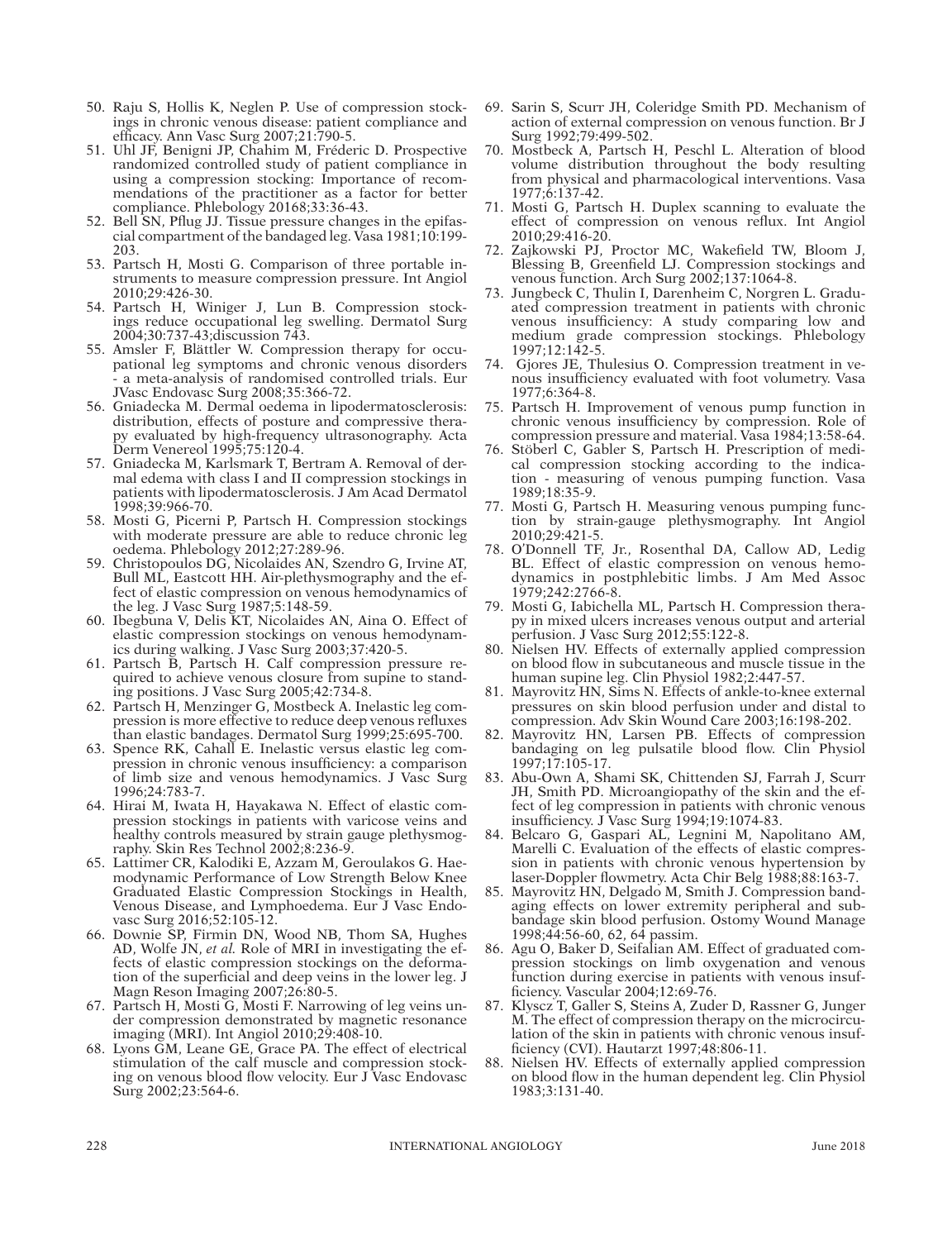50. Raju S, Hollis K, Neglen P. Use of compression stockings in chronic venous disease: patient compliance and efficacy. Ann Vasc Surg 2007;21:790-5.
51. Uhl JF, Benigni JP, Chahim M, Fréderic D. Prospective randomized controlled study of patient compliance in using a compression stocking: Importance of recommendations of the practitioner as a factor for better compliance. Phlebology 20168;33:36-43.
52. Bell SN, Pflug JJ. Tissue pressure changes in the epifascial compartment of the bandaged leg. Vasa 1981;10:199-203.
53. Partsch H, Mosti G. Comparison of three portable instruments to measure compression pressure. Int Angiol 2010;29:426-30.
54. Partsch H, Winiger J, Lun B. Compression stockings reduce occupational leg swelling. Dermatol Surg 2004;30:737-43;discussion 743.
55. Amsler F, Blättler W. Compression therapy for occupational leg symptoms and chronic venous disorders - a meta-analysis of randomised controlled trials. Eur JVasc Endovasc Surg 2008;35:366-72.
56. Gniadecka M. Dermal oedema in lipodermatosclerosis: distribution, effects of posture and compressive therapy evaluated by high-frequency ultrasonography. Acta Derm Venereol 1995;75:120-4.
57. Gniadecka M, Karlsmark T, Bertram A. Removal of dermal edema with class I and II compression stockings in patients with lipodermatosclerosis. J Am Acad Dermatol 1998;39:966-70.
58. Mosti G, Picerni P, Partsch H. Compression stockings with moderate pressure are able to reduce chronic leg oedema. Phlebology 2012;27:289-96.
59. Christopoulos DG, Nicolaides AN, Szendro G, Irvine AT, Bull ML, Eastcott HH. Air-plethysmography and the effect of elastic compression on venous hemodynamics of the leg. J Vasc Surg 1987;5:148-59.
60. Ibegbuna V, Delis KT, Nicolaides AN, Aina O. Effect of elastic compression stockings on venous hemodynamics during walking. J Vasc Surg 2003;37:420-5.
61. Partsch B, Partsch H. Calf compression pressure required to achieve venous closure from supine to standing positions. J Vasc Surg 2005;42:734-8.
62. Partsch H, Menzinger G, Mostbeck A. Inelastic leg compression is more effective to reduce deep venous refluxes than elastic bandages. Dermatol Surg 1999;25:695-700.
63. Spence RK, Cahall E. Inelastic versus elastic leg compression in chronic venous insufficiency: a comparison of limb size and venous hemodynamics. J Vasc Surg 1996;24:783-7.
64. Hirai M, Iwata H, Hayakawa N. Effect of elastic compression stockings in patients with varicose veins and healthy controls measured by strain gauge plethysmography. Skin Res Technol 2002;8:236-9.
65. Lattimer CR, Kalodiki E, Azzam M, Geroulakos G. Haemodynamic Performance of Low Strength Below Knee Graduated Elastic Compression Stockings in Health, Venous Disease, and Lymphoedema. Eur J Vasc Endovasc Surg 2016;52:105-12.
66. Downie SP, Firmin DN, Wood NB, Thom SA, Hughes AD, Wolfe JN, *et al*. Role of MRI in investigating the effects of elastic compression stockings on the deformation of the superficial and deep veins in the lower leg. J Magn Reson Imaging 2007;26:80-5.
67. Partsch H, Mosti G, Mosti F. Narrowing of leg veins under compression demonstrated by magnetic resonance imaging (MRI). Int Angiol 2010;29:408-10.
68. Lyons GM, Leane GE, Grace PA. The effect of electrical stimulation of the calf muscle and compression stocking on venous blood flow velocity. Eur J Vasc Endovasc Surg 2002;23:564-6.
69. Sarin S, Scurr JH, Coleridge Smith PD. Mechanism of action of external compression on venous function. Br J Surg 1992;79:499-502.
70. Mostbeck A, Partsch H, Peschl L. Alteration of blood volume distribution throughout the body resulting from physical and pharmacological interventions. Vasa 1977;6:137-42.
71. Mosti G, Partsch H. Duplex scanning to evaluate the effect of compression on venous reflux. Int Angiol 2010;29:416-20.
72. Zajkowski PJ, Proctor MC, Wakefield TW, Bloom J, Blessing B, Greenfield LJ. Compression stockings and venous function. Arch Surg 2002;137:1064-8.
73. Jungbeck C, Thulin I, Darenheim C, Norgren L. Graduated compression treatment in patients with chronic venous insufficiency: A study comparing low and medium grade compression stockings. Phlebology 1997;12:142-5.
74. Gjores JE, Thulesius O. Compression treatment in venous insufficiency evaluated with foot volumetry. Vasa 1977;6:364-8.
75. Partsch H. Improvement of venous pump function in chronic venous insufficiency by compression. Role of compression pressure and material. Vasa 1984;13:58-64.
76. Stöberl C, Gabler S, Partsch H. Prescription of medical compression stocking according to the indication - measuring of venous pumping function. Vasa 1989;18:35-9.
77. Mosti G, Partsch H. Measuring venous pumping function by strain-gauge plethysmography. Int Angiol 2010;29:421-5.
78. O'Donnell TF, Jr., Rosenthal DA, Callow AD, Ledig BL. Effect of elastic compression on venous hemodynamics in postphlebitic limbs. J Am Med Assoc 1979;242:2766-8.
79. Mosti G, Iabichella ML, Partsch H. Compression therapy in mixed ulcers increases venous output and arterial perfusion. J Vasc Surg 2012;55:122-8.
80. Nielsen HV. Effects of externally applied compression on blood flow in subcutaneous and muscle tissue in the human supine leg. Clin Physiol 1982;2:447-57.
81. Mayrovitz HN, Sims N. Effects of ankle-to-knee external pressures on skin blood perfusion under and distal to compression. Adv Skin Wound Care 2003;16:198-202.
82. Mayrovitz HN, Larsen PB. Effects of compression bandaging on leg pulsatile blood flow. Clin Physiol 1997;17:105-17.
83. Abu-Own A, Shami SK, Chittenden SJ, Farrah J, Scurr JH, Smith PD. Microangiopathy of the skin and the effect of leg compression in patients with chronic venous insufficiency. J Vasc Surg 1994;19:1074-83.
84. Belcaro G, Gaspari AL, Legnini M, Napolitano AM, Marelli C. Evaluation of the effects of elastic compression in patients with chronic venous hypertension by laser-Doppler flowmetry. Acta Chir Belg 1988;88:163-7.
85. Mayrovitz HN, Delgado M, Smith J. Compression bandaging effects on lower extremity peripheral and subbandage skin blood perfusion. Ostomy Wound Manage 1998;44:56-60, 62, 64 passim.
86. Agu O, Baker D, Seifalian AM. Effect of graduated compression stockings on limb oxygenation and venous function during exercise in patients with venous insufficiency. Vascular 2004;12:69-76.
87. Klyscz T, Galler S, Steins A, Zuder D, Rassner G, Junger M. The effect of compression therapy on the microcirculation of the skin in patients with chronic venous insufficiency (CVI). Hautarzt 1997;48:806-11.
88. Nielsen HV. Effects of externally applied compression on blood flow in the human dependent leg. Clin Physiol 1983;3:131-40.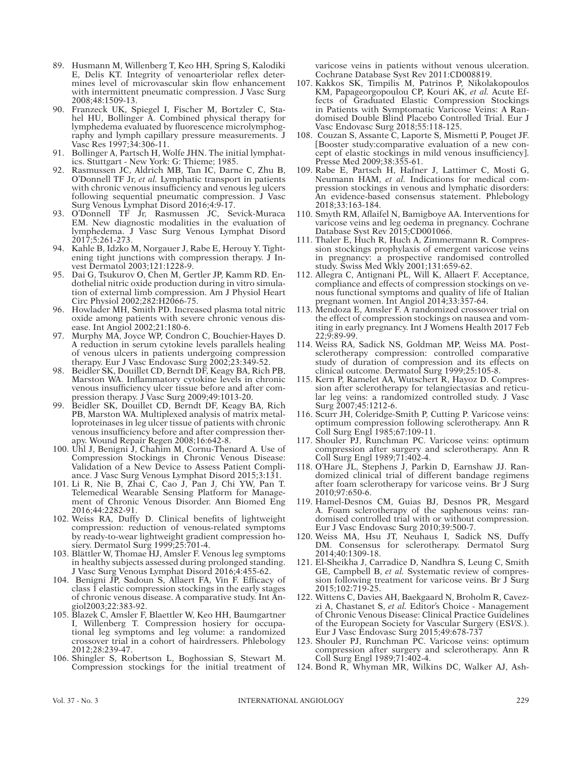89. Husmann M, Willenberg T, Keo HH, Spring S, Kalodiki E, Delis KT. Integrity of venoarteriolar reflex determines level of microvascular skin flow enhancement with intermittent pneumatic compression. J Vasc Surg 2008;48:1509-13.
90. Franzeck UK, Spiegel I, Fischer M, Bortzler C, Stahel HU, Bollinger A. Combined physical therapy for lymphedema evaluated by fluorescence microlymphography and lymph capillary pressure measurements. J Vasc Res 1997;34:306-11.
91. Bollinger A, Partsch H, Wolfe JHN. The initial lymphatics. Stuttgart - New York: G: Thieme; 1985.
92. Rasmussen JC, Aldrich MB, Tan IC, Darne C, Zhu B, O'Donnell TF Jr, *et al.* Lymphatic transport in patients with chronic venous insufficiency and venous leg ulcers following sequential pneumatic compression. J Vasc Surg Venous Lymphat Disord 2016;4:9-17.
93. O'Donnell TF Jr, Rasmussen JC, Sevick-Muraca EM. New diagnostic modalities in the evaluation of lymphedema. J Vasc Surg Venous Lymphat Disord 2017;5:261-273.
94. Kahle B, Idzko M, Norgauer J, Rabe E, Herouy Y. Tightening tight junctions with compression therapy. J Invest Dermatol 2003;121:1228-9.
95. Dai G, Tsukurov O, Chen M, Gertler JP, Kamm RD. Endothelial nitric oxide production during in vitro simulation of external limb compression. Am J Physiol Heart Circ Physiol 2002;282:H2066-75.
96. Howlader MH, Smith PD. Increased plasma total nitric oxide among patients with severe chronic venous disease. Int Angiol 2002;21:180-6.
97. Murphy MA, Joyce WP, Condron C, Bouchier-Hayes D. A reduction in serum cytokine levels parallels healing of venous ulcers in patients undergoing compression therapy. Eur J Vasc Endovasc Surg 2002;23:349-52.
98. Beidler SK, Douillet CD, Berndt DF, Keagy BA, Rich PB, Marston WA. Inflammatory cytokine levels in chronic venous insufficiency ulcer tissue before and after compression therapy. J Vasc Surg 2009;49:1013-20.
99. Beidler SK, Douillet CD, Berndt DF, Keagy BA, Rich PB, Marston WA. Multiplexed analysis of matrix metalloproteinases in leg ulcer tissue of patients with chronic venous insufficiency before and after compression therapy. Wound Repair Regen 2008;16:642-8.
100. Uhl J, Benigni J, Chahim M, Cornu-Thenard A. Use of Compression Stockings in Chronic Venous Disease: Validation of a New Device to Assess Patient Compliance. J Vasc Surg Venous Lymphat Disord 2015;3:131.
101. Li R, Nie B, Zhai C, Cao J, Pan J, Chi YW, Pan T. Telemedical Wearable Sensing Platform for Management of Chronic Venous Disorder. Ann Biomed Eng 2016;44:2282-91.
102. Weiss RA, Duffy D. Clinical benefits of lightweight compression: reduction of venous-related symptoms by ready-to-wear lightweight gradient compression hosiery. Dermatol Surg 1999;25:701-4.
103. Blättler W, Thomae HJ, Amsler F. Venous leg symptoms in healthy subjects assessed during prolonged standing. J Vasc Surg Venous Lymphat Disord 2016;4:455-62.
104. Benigni JP, Sadoun S, Allaert FA, Vin F. Efficacy of class 1 elastic compression stockings in the early stages of chronic venous disease. A comparative study. Int Angiol2003;22:383-92.
105. Blazek C, Amsler F, Blaettler W, Keo HH, Baumgartner I, Willenberg T. Compression hosiery for occupational leg symptoms and leg volume: a randomized crossover trial in a cohort of hairdressers. Phlebology 2012;28:239-47.
106. Shingler S, Robertson L, Boghossian S, Stewart M. Compression stockings for the initial treatment of varicose veins in patients without venous ulceration. Cochrane Database Syst Rev 2011:CD008819.
107. Kakkos SK, Timpilis M, Patrinos P, Nikolakopoulos KM, Papageorgopoulou CP, Kouri AK, *et al.* Acute Effects of Graduated Elastic Compression Stockings in Patients with Symptomatic Varicose Veins: A Randomised Double Blind Placebo Controlled Trial. Eur J Vasc Endovasc Surg 2018;55:118-125.
108. Couzan S, Assante C, Laporte S, Mismetti P, Pouget JF. [Booster study:comparative evaluation of a new concept of elastic stockings in mild venous insufficiency]. Presse Med 2009;38:355-61.
109. Rabe E, Partsch H, Hafner J, Lattimer C, Mosti G, Neumann HAM, *et al.* Indications for medical compression stockings in venous and lymphatic disorders: An evidence-based consensus statement. Phlebology 2018;33:163-184.
110. Smyth RM, Aflaifel N, Bamigboye AA. Interventions for varicose veins and leg oedema in pregnancy. Cochrane Database Syst Rev 2015;CD001066.
111. Thaler E, Huch R, Huch A, Zimmermann R. Compression stockings prophylaxis of emergent varicose veins in pregnancy: a prospective randomised controlled study. Swiss Med Wkly 2001;131:659-62.
112. Allegra C, Antignani PL, Will K, Allaert F. Acceptance, compliance and effects of compression stockings on venous functional symptoms and quality of life of Italian pregnant women. Int Angiol 2014;33:357-64.
113. Mendoza E, Amsler F. A randomized crossover trial on the effect of compression stockings on nausea and vomiting in early pregnancy. Int J Womens Health 2017 Feb 22;9:89-99.
114. Weiss RA, Sadick NS, Goldman MP, Weiss MA. Postsclerotherapy compression: controlled comparative study of duration of compression and its effects on clinical outcome. Dermatol Surg 1999;25:105-8.
115. Kern P, Ramelet AA, Wutschert R, Hayoz D. Compression after sclerotherapy for telangiectasias and reticular leg veins: a randomized controlled study. J Vasc Surg 2007;45:1212-6.
116. Scurr JH, Coleridge-Smith P, Cutting P. Varicose veins: optimum compression following sclerotherapy. Ann R Coll Surg Engl 1985;67:109-11.
117. Shouler PJ, Runchman PC. Varicose veins: optimum compression after surgery and sclerotherapy. Ann R Coll Surg Engl 1989;71:402-4.
118. O'Hare JL, Stephens J, Parkin D, Earnshaw JJ. Randomized clinical trial of different bandage regimens after foam sclerotherapy for varicose veins. Br J Surg 2010;97:650-6.
119. Hamel-Desnos CM, Guias BJ, Desnos PR, Mesgard A. Foam sclerotherapy of the saphenous veins: randomised controlled trial with or without compression. Eur J Vasc Endovasc Surg 2010;39:500-7.
120. Weiss MA, Hsu JT, Neuhaus I, Sadick NS, Duffy DM. Consensus for sclerotherapy. Dermatol Surg 2014;40:1309-18.
121. El-Sheikha J, Carradice D, Nandhra S, Leung C, Smith GE, Campbell B, *et al.* Systematic review of compression following treatment for varicose veins. Br J Surg 2015;102:719-25.
122. Wittens C, Davies AH, Baekgaard N, Broholm R, Cavezzi A, Chastanet S, *et al.* Editor's Choice - Management of Chronic Venous Disease: Clinical Practice Guidelines of the European Society for Vascular Surgery (ES*VS*.). Eur J Vasc Endovasc Surg 2015;49:678-737
123. Shouler PJ, Runchman PC. Varicose veins: optimum compression after surgery and sclerotherapy. Ann R Coll Surg Engl 1989;71:402-4.
124. Bond R, Whyman MR, Wilkins DC, Walker AJ, Ash-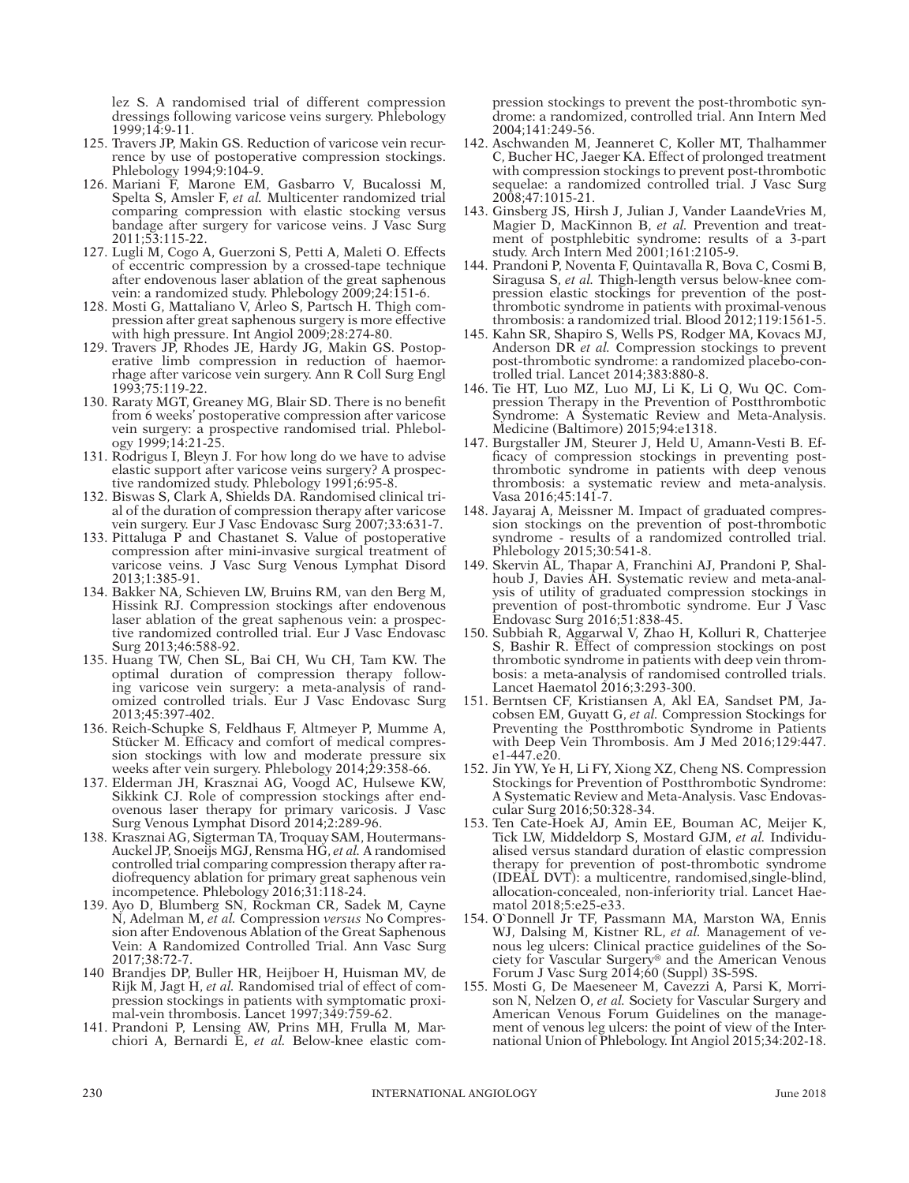lez S. A randomised trial of different compression dressings following varicose veins surgery. Phlebology 1999;14:9-11.

125. Travers JP, Makin GS. Reduction of varicose vein recurrence by use of postoperative compression stockings. Phlebology 1994;9:104-9.
126. Mariani F, Marone EM, Gasbarro V, Bucalossi M, Spelta S, Amsler F, *et al.* Multicenter randomized trial comparing compression with elastic stocking versus bandage after surgery for varicose veins. J Vasc Surg 2011;53:115-22.
127. Lugli M, Cogo A, Guerzoni S, Petti A, Maleti O. Effects of eccentric compression by a crossed-tape technique after endovenous laser ablation of the great saphenous vein: a randomized study. Phlebology 2009;24:151-6.
128. Mosti G, Mattaliano V, Arleo S, Partsch H. Thigh compression after great saphenous surgery is more effective with high pressure. Int Angiol 2009;28:274-80.
129. Travers JP, Rhodes JE, Hardy JG, Makin GS. Postoperative limb compression in reduction of haemorrhage after varicose vein surgery. Ann R Coll Surg Engl 1993;75:119-22.
130. Raraty MGT, Greaney MG, Blair SD. There is no benefit from 6 weeks' postoperative compression after varicose vein surgery: a prospective randomised trial. Phlebology 1999;14:21-25.
131. Rodrigus I, Bleyn J. For how long do we have to advise elastic support after varicose veins surgery? A prospective randomized study. Phlebology 1991;6:95-8.
132. Biswas S, Clark A, Shields DA. Randomised clinical trial of the duration of compression therapy after varicose vein surgery. Eur J Vasc Endovasc Surg 2007;33:631-7.
133. Pittaluga P and Chastanet S. Value of postoperative compression after mini-invasive surgical treatment of varicose veins. J Vasc Surg Venous Lymphat Disord 2013;1:385-91.
134. Bakker NA, Schieven LW, Bruins RM, van den Berg M, Hissink RJ. Compression stockings after endovenous laser ablation of the great saphenous vein: a prospective randomized controlled trial. Eur J Vasc Endovasc Surg 2013;46:588-92.
135. Huang TW, Chen SL, Bai CH, Wu CH, Tam KW. The optimal duration of compression therapy following varicose vein surgery: a meta-analysis of randomized controlled trials. Eur J Vasc Endovasc Surg 2013;45:397-402.
136. Reich-Schupke S, Feldhaus F, Altmeyer P, Mumme A, Stücker M. Efficacy and comfort of medical compression stockings with low and moderate pressure six weeks after vein surgery. Phlebology 2014;29:358-66.
137. Elderman JH, Krasznai AG, Voogd AC, Hulsewe KW, Sikkink CJ. Role of compression stockings after endovenous laser therapy for primary varicosis. J Vasc Surg Venous Lymphat Disord 2014;2:289-96.
138. Krasznai AG, Sigterman TA, Troquay SAM, Houtermans-Auckel JP, Snoeijs MGJ, Rensma HG, *et al.* A randomised controlled trial comparing compression therapy after radiofrequency ablation for primary great saphenous vein incompetence. Phlebology 2016;31:118-24.
139. Ayo D, Blumberg SN, Rockman CR, Sadek M, Cayne N, Adelman M, *et al.* Compression *versus* No Compression after Endovenous Ablation of the Great Saphenous Vein: A Randomized Controlled Trial. Ann Vasc Surg 2017;38:72-7.
140 Brandjes DP, Buller HR, Heijboer H, Huisman MV, de Rijk M, Jagt H, *et al.* Randomised trial of effect of compression stockings in patients with symptomatic proximal-vein thrombosis. Lancet 1997;349:759-62.
141. Prandoni P, Lensing AW, Prins MH, Frulla M, Marchiori A, Bernardi E, *et al.* Below-knee elastic compression stockings to prevent the post-thrombotic syndrome: a randomized, controlled trial. Ann Intern Med 2004;141:249-56.
142. Aschwanden M, Jeanneret C, Koller MT, Thalhammer C, Bucher HC, Jaeger KA. Effect of prolonged treatment with compression stockings to prevent post-thrombotic sequelae: a randomized controlled trial. J Vasc Surg 2008;47:1015-21.
143. Ginsberg JS, Hirsh J, Julian J, Vander LaandeVries M, Magier D, MacKinnon B, *et al.* Prevention and treatment of postphlebitic syndrome: results of a 3-part study. Arch Intern Med 2001;161:2105-9.
144. Prandoni P, Noventa F, Quintavalla R, Bova C, Cosmi B, Siragusa S, *et al.* Thigh-length versus below-knee compression elastic stockings for prevention of the postthrombotic syndrome in patients with proximal-venous thrombosis: a randomized trial. Blood 2012;119:1561-5.
145. Kahn SR, Shapiro S, Wells PS, Rodger MA, Kovacs MJ, Anderson DR *et al.* Compression stockings to prevent post-thrombotic syndrome: a randomized placebo-controlled trial. Lancet 2014;383:880-8.
146. Tie HT, Luo MZ, Luo MJ, Li K, Li Q, Wu QC. Compression Therapy in the Prevention of Postthrombotic Syndrome: A Systematic Review and Meta-Analysis. Medicine (Baltimore) 2015;94:e1318.
147. Burgstaller JM, Steurer J, Held U, Amann-Vesti B. Efficacy of compression stockings in preventing postthrombotic syndrome in patients with deep venous thrombosis: a systematic review and meta-analysis. Vasa 2016;45:141-7.
148. Jayaraj A, Meissner M. Impact of graduated compression stockings on the prevention of post-thrombotic syndrome - results of a randomized controlled trial. Phlebology 2015;30:541-8.
149. Skervin AL, Thapar A, Franchini AJ, Prandoni P, Shalhoub J, Davies AH. Systematic review and meta-analysis of utility of graduated compression stockings in prevention of post-thrombotic syndrome. Eur J Vasc Endovasc Surg 2016;51:838-45.
150. Subbiah R, Aggarwal V, Zhao H, Kolluri R, Chatterjee S, Bashir R. Effect of compression stockings on post thrombotic syndrome in patients with deep vein thrombosis: a meta-analysis of randomised controlled trials. Lancet Haematol 2016;3:293-300.
151. Berntsen CF, Kristiansen A, Akl EA, Sandset PM, Jacobsen EM, Guyatt G, *et al.* Compression Stockings for Preventing the Postthrombotic Syndrome in Patients with Deep Vein Thrombosis. Am J Med 2016;129:447.e1-447.e20.
152. Jin YW, Ye H, Li FY, Xiong XZ, Cheng NS. Compression Stockings for Prevention of Postthrombotic Syndrome: A Systematic Review and Meta-Analysis. Vasc Endovascular Surg 2016;50:328-34.
153. Ten Cate-Hoek AJ, Amin EE, Bouman AC, Meijer K, Tick LW, Middeldorp S, Mostard GJM, *et al.* Individualised versus standard duration of elastic compression therapy for prevention of post-thrombotic syndrome (IDEAL DVT): a multicentre, randomised,single-blind, allocation-concealed, non-inferiority trial. Lancet Haematol 2018;5:e25-e33.
154. O`Donnell Jr TF, Passmann MA, Marston WA, Ennis WJ, Dalsing M, Kistner RL, *et al.* Management of venous leg ulcers: Clinical practice guidelines of the Society for Vascular Surgery® and the American Venous Forum J Vasc Surg 2014;60 (Suppl) 3S-59S.
155. Mosti G, De Maeseneer M, Cavezzi A, Parsi K, Morrison N, Nelzen O, *et al.* Society for Vascular Surgery and American Venous Forum Guidelines on the management of venous leg ulcers: the point of view of the International Union of Phlebology. Int Angiol 2015;34:202-18.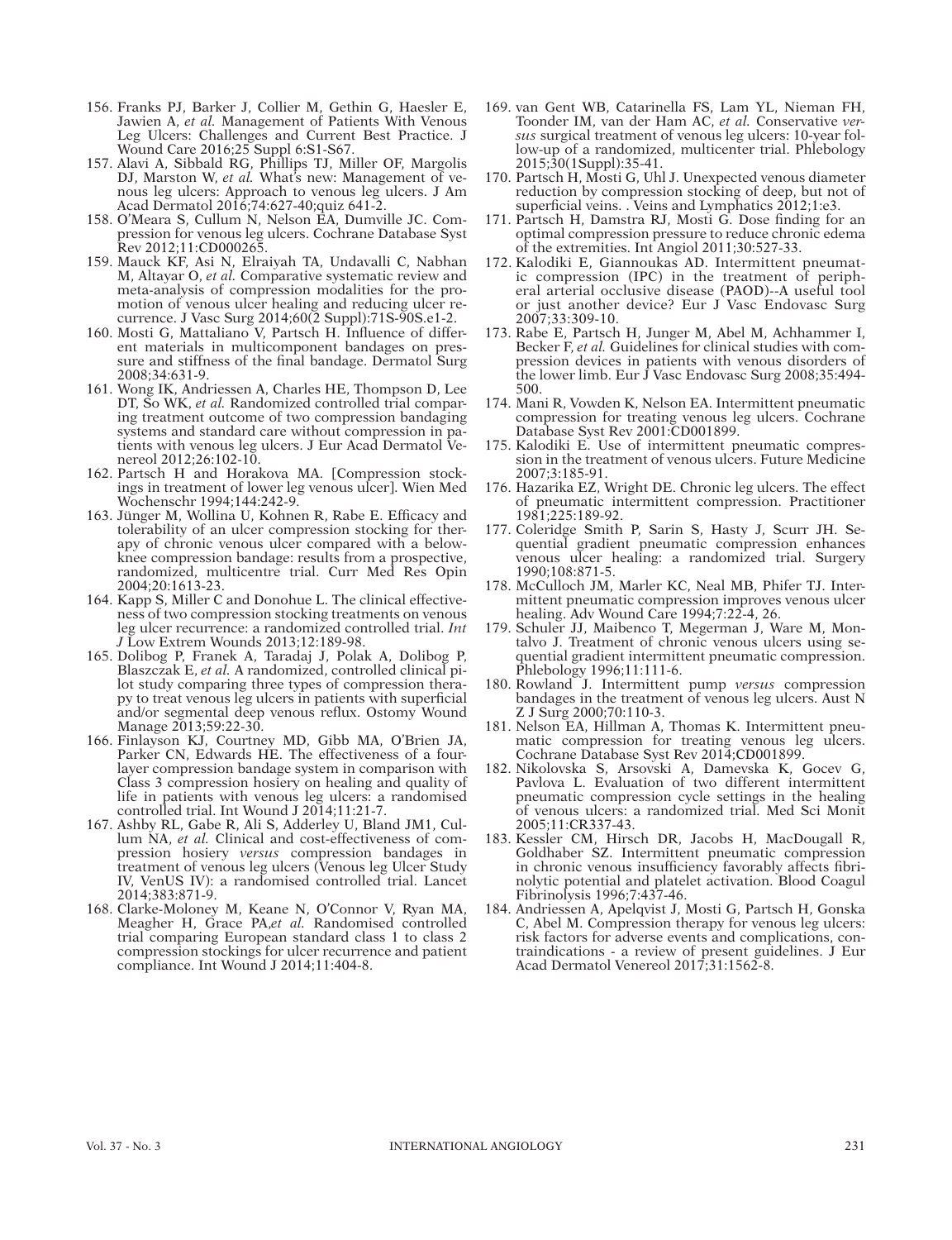156. Franks PJ, Barker J, Collier M, Gethin G, Haesler E, Jawien A, *et al.* Management of Patients With Venous Leg Ulcers: Challenges and Current Best Practice. J Wound Care 2016;25 Suppl 6:S1-S67.
157. Alavi A, Sibbald RG, Phillips TJ, Miller OF, Margolis DJ, Marston W, *et al.* What's new: Management of venous leg ulcers: Approach to venous leg ulcers. J Am Acad Dermatol 2016;74:627-40;quiz 641-2.
158. O'Meara S, Cullum N, Nelson EA, Dumville JC. Compression for venous leg ulcers. Cochrane Database Syst Rev 2012;11:CD000265.
159. Mauck KF, Asi N, Elraiyah TA, Undavalli C, Nabhan M, Altayar O, *et al.* Comparative systematic review and meta-analysis of compression modalities for the promotion of venous ulcer healing and reducing ulcer recurrence. J Vasc Surg 2014;60(2 Suppl):71S-90S.e1-2.
160. Mosti G, Mattaliano V, Partsch H. Influence of different materials in multicomponent bandages on pressure and stiffness of the final bandage. Dermatol Surg 2008;34:631-9.
161. Wong IK, Andriessen A, Charles HE, Thompson D, Lee DT, So WK, *et al.* Randomized controlled trial comparing treatment outcome of two compression bandaging systems and standard care without compression in patients with venous leg ulcers. J Eur Acad Dermatol Venereol 2012;26:102-10.
162. Partsch H and Horakova MA. [Compression stockings in treatment of lower leg venous ulcer]. Wien Med Wochenschr 1994;144:242-9.
163. Jünger M, Wollina U, Kohnen R, Rabe E. Efficacy and tolerability of an ulcer compression stocking for therapy of chronic venous ulcer compared with a below-knee compression bandage: results from a prospective, randomized, multicentre trial. Curr Med Res Opin 2004;20:1613-23.
164. Kapp S, Miller C and Donohue L. The clinical effectiveness of two compression stocking treatments on venous leg ulcer recurrence: a randomized controlled trial. *Int J* Low Extrem Wounds 2013;12:189-98.
165. Dolibog P, Franek A, Taradaj J, Polak A, Dolibog P, Blaszczak E, *et al.* A randomized, controlled clinical pilot study comparing three types of compression therapy to treat venous leg ulcers in patients with superficial and/or segmental deep venous reflux. Ostomy Wound Manage 2013;59:22-30.
166. Finlayson KJ, Courtney MD, Gibb MA, O'Brien JA, Parker CN, Edwards HE. The effectiveness of a four-layer compression bandage system in comparison with Class 3 compression hosiery on healing and quality of life in patients with venous leg ulcers: a randomised controlled trial. Int Wound J 2014;11:21-7.
167. Ashby RL, Gabe R, Ali S, Adderley U, Bland JM1, Cullum NA, *et al.* Clinical and cost-effectiveness of compression hosiery *versus* compression bandages in treatment of venous leg ulcers (Venous leg Ulcer Study IV, VenUS IV): a randomised controlled trial. Lancet 2014;383:871-9.
168. Clarke-Moloney M, Keane N, O'Connor V, Ryan MA, Meagher H, Grace PA,*et al.* Randomised controlled trial comparing European standard class 1 to class 2 compression stockings for ulcer recurrence and patient compliance. Int Wound J 2014;11:404-8.
169. van Gent WB, Catarinella FS, Lam YL, Nieman FH, Toonder IM, van der Ham AC, *et al.* Conservative *versus* surgical treatment of venous leg ulcers: 10-year follow-up of a randomized, multicenter trial. Phlebology 2015;30(1Suppl):35-41.
170. Partsch H, Mosti G, Uhl J. Unexpected venous diameter reduction by compression stocking of deep, but not of superficial veins. . Veins and Lymphatics 2012;1:e3.
171. Partsch H, Damstra RJ, Mosti G. Dose finding for an optimal compression pressure to reduce chronic edema of the extremities. Int Angiol 2011;30:527-33.
172. Kalodiki E, Giannoukas AD. Intermittent pneumatic compression (IPC) in the treatment of peripheral arterial occlusive disease (PAOD)--A useful tool or just another device? Eur J Vasc Endovasc Surg 2007;33:309-10.
173. Rabe E, Partsch H, Junger M, Abel M, Achhammer I, Becker F, *et al.* Guidelines for clinical studies with compression devices in patients with venous disorders of the lower limb. Eur J Vasc Endovasc Surg 2008;35:494-500.
174. Mani R, Vowden K, Nelson EA. Intermittent pneumatic compression for treating venous leg ulcers. Cochrane Database Syst Rev 2001:CD001899.
175. Kalodiki E. Use of intermittent pneumatic compression in the treatment of venous ulcers. Future Medicine 2007;3:185-91.
176. Hazarika EZ, Wright DE. Chronic leg ulcers. The effect of pneumatic intermittent compression. Practitioner 1981;225:189-92.
177. Coleridge Smith P, Sarin S, Hasty J, Scurr JH. Sequential gradient pneumatic compression enhances venous ulcer healing: a randomized trial. Surgery 1990;108:871-5.
178. McCulloch JM, Marler KC, Neal MB, Phifer TJ. Intermittent pneumatic compression improves venous ulcer healing. Adv Wound Care 1994;7:22-4, 26.
179. Schuler JJ, Maibenco T, Megerman J, Ware M, Montalvo J. Treatment of chronic venous ulcers using sequential gradient intermittent pneumatic compression. Phlebology 1996;11:111-6.
180. Rowland J. Intermittent pump *versus* compression bandages in the treatment of venous leg ulcers. Aust N Z J Surg 2000;70:110-3.
181. Nelson EA, Hillman A, Thomas K. Intermittent pneumatic compression for treating venous leg ulcers. Cochrane Database Syst Rev 2014;CD001899.
182. Nikolovska S, Arsovski A, Damevska K, Gocev G, Pavlova L. Evaluation of two different intermittent pneumatic compression cycle settings in the healing of venous ulcers: a randomized trial. Med Sci Monit 2005;11:CR337-43.
183. Kessler CM, Hirsch DR, Jacobs H, MacDougall R, Goldhaber SZ. Intermittent pneumatic compression in chronic venous insufficiency favorably affects fibrinolytic potential and platelet activation. Blood Coagul Fibrinolysis 1996;7:437-46.
184. Andriessen A, Apelqvist J, Mosti G, Partsch H, Gonska C, Abel M. Compression therapy for venous leg ulcers: risk factors for adverse events and complications, contraindications - a review of present guidelines. J Eur Acad Dermatol Venereol 2017;31:1562-8.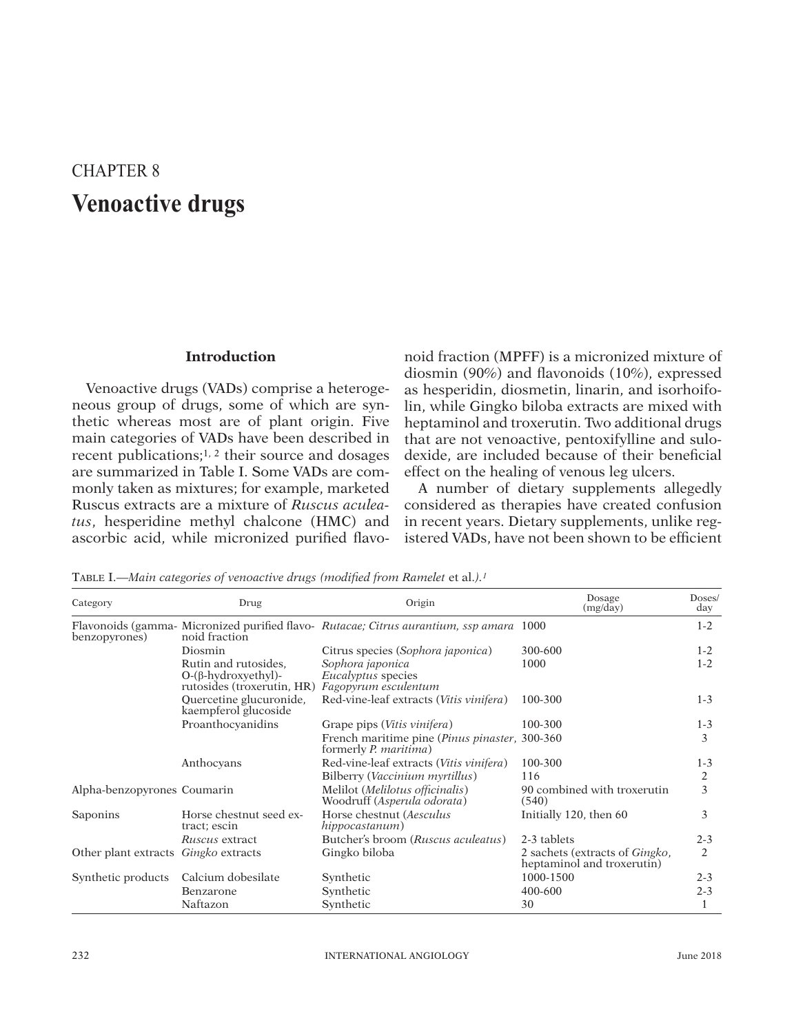# CHAPTER 8

# Venoactive drugs

## Introduction

Venoactive drugs (VADs) comprise a heterogeneous group of drugs, some of which are synthetic whereas most are of plant origin. Five main categories of VADs have been described in recent publications;[1, 2] their source and dosages are summarized in Table I. Some VADs are commonly taken as mixtures; for example, marketed Ruscus extracts are a mixture of *Ruscus aculeatus*, hesperidine methyl chalcone (HMC) and ascorbic acid, while micronized purified flavonoid fraction (MPFF) is a micronized mixture of diosmin (90%) and flavonoids (10%), expressed as hesperidin, diosmetin, linarin, and isorhoifolin, while Gingko biloba extracts are mixed with heptaminol and troxerutin. Two additional drugs that are not venoactive, pentoxifylline and sulodexide, are included because of their beneficial effect on the healing of venous leg ulcers.

A number of dietary supplements allegedly considered as therapies have created confusion in recent years. Dietary supplements, unlike registered VADs, have not been shown to be efficient

Table I.—*Main categories of venoactive drugs (modified from Ramelet* et al.*).[1]*

| Category | Drug | Origin | Dosage (mg/day) | Doses/ day |
|---|---|---|---|---|
| Flavonoids (gamma-benzopyrones) | Micronized purified flavonoid fraction | *Rutacae; Citrus aurantium, ssp amara* | 1000 | 1-2 |
| | Diosmin | Citrus species (*Sophora japonica*) | 300-600 | 1-2 |
| | Rutin and rutosides, O-(β-hydroxyethyl)-rutosides (troxerutin, HR) | *Sophora japonica* *Eucalyptus* species *Fagopyrum esculentum* | 1000 | 1-2 |
| | Quercetine glucuronide, kaempferol glucoside | Red-vine-leaf extracts (*Vitis vinifera*) | 100-300 | 1-3 |
| | Proanthocyanidins | Grape pips (*Vitis vinifera*) | 100-300 | 1-3 |
| | | French maritime pine (*Pinus pinaster*, formerly *P. maritima*) | 300-360 | 3 |
| | Anthocyans | Red-vine-leaf extracts (*Vitis vinifera*) | 100-300 | 1-3 |
| | | Bilberry (*Vaccinium myrtillus*) | 116 | 2 |
| Alpha-benzopyrones | Coumarin | Melilot (*Melilotus officinalis*) Woodruff (*Asperula odorata*) | 90 combined with troxerutin (540) | 3 |
| Saponins | Horse chestnut seed extract; escin | Horse chestnut (*Aesculus hippocastanum*) | Initially 120, then 60 | 3 |
| | *Ruscus* extract | Butcher's broom (*Ruscus aculeatus*) | 2-3 tablets | 2-3 |
| Other plant extracts | *Gingko* extracts | Gingko biloba | 2 sachets (extracts of *Gingko*, heptaminol and troxerutin) | 2 |
| Synthetic products | Calcium dobesilate | Synthetic | 1000-1500 | 2-3 |
| | Benzarone | Synthetic | 400-600 | 2-3 |
| | Naftazon | Synthetic | 30 | 1 |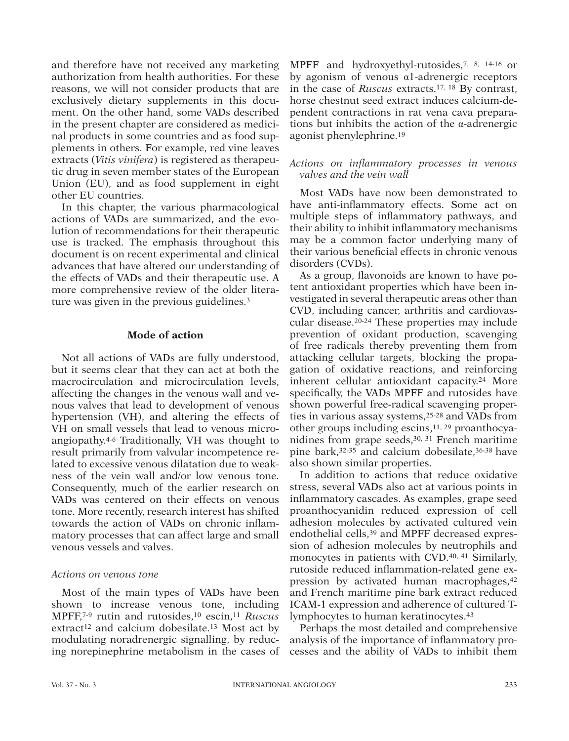and therefore have not received any marketing authorization from health authorities. For these reasons, we will not consider products that are exclusively dietary supplements in this document. On the other hand, some VADs described in the present chapter are considered as medicinal products in some countries and as food supplements in others. For example, red vine leaves extracts (*Vitis vinifera*) is registered as therapeutic drug in seven member states of the European Union (EU), and as food supplement in eight other EU countries.

In this chapter, the various pharmacological actions of VADs are summarized, and the evolution of recommendations for their therapeutic use is tracked. The emphasis throughout this document is on recent experimental and clinical advances that have altered our understanding of the effects of VADs and their therapeutic use. A more comprehensive review of the older literature was given in the previous guidelines.[3]

## Mode of action

Not all actions of VADs are fully understood, but it seems clear that they can act at both the macrocirculation and microcirculation levels, affecting the changes in the venous wall and venous valves that lead to development of venous hypertension (VH), and altering the effects of VH on small vessels that lead to venous microangiopathy.[4-6] Traditionally, VH was thought to result primarily from valvular incompetence related to excessive venous dilatation due to weakness of the vein wall and/or low venous tone. Consequently, much of the earlier research on VADs was centered on their effects on venous tone. More recently, research interest has shifted towards the action of VADs on chronic inflammatory processes that can affect large and small venous vessels and valves.

### *Actions on venous tone*

Most of the main types of VADs have been shown to increase venous tone, including MPFF,[7-9] rutin and rutosides,[10] escin,[11] *Ruscus* extract[12] and calcium dobesilate.[13] Most act by modulating noradrenergic signalling, by reducing norepinephrine metabolism in the cases of MPFF and hydroxyethyl-rutosides,[7, 8, 14-16] or by agonism of venous α1-adrenergic receptors in the case of *Ruscus* extracts.[17, 18] By contrast, horse chestnut seed extract induces calcium-dependent contractions in rat vena cava preparations but inhibits the action of the α-adrenergic agonist phenylephrine.[19]

### *Actions on inflammatory processes in venous valves and the vein wall*

Most VADs have now been demonstrated to have anti-inflammatory effects. Some act on multiple steps of inflammatory pathways, and their ability to inhibit inflammatory mechanisms may be a common factor underlying many of their various beneficial effects in chronic venous disorders (CVDs).

As a group, flavonoids are known to have potent antioxidant properties which have been investigated in several therapeutic areas other than CVD, including cancer, arthritis and cardiovascular disease.[20-24] These properties may include prevention of oxidant production, scavenging of free radicals thereby preventing them from attacking cellular targets, blocking the propagation of oxidative reactions, and reinforcing inherent cellular antioxidant capacity.[24] More specifically, the VADs MPFF and rutosides have shown powerful free-radical scavenging properties in various assay systems,[25-28] and VADs from other groups including escins,[11, 29] proanthocyanidines from grape seeds,[30, 31] French maritime pine bark,[32-35] and calcium dobesilate,[36-38] have also shown similar properties.

In addition to actions that reduce oxidative stress, several VADs also act at various points in inflammatory cascades. As examples, grape seed proanthocyanidin reduced expression of cell adhesion molecules by activated cultured vein endothelial cells,[39] and MPFF decreased expression of adhesion molecules by neutrophils and monocytes in patients with CVD.[40, 41] Similarly, rutoside reduced inflammation-related gene expression by activated human macrophages,[42] and French maritime pine bark extract reduced ICAM-1 expression and adherence of cultured T-lymphocytes to human keratinocytes.[43]

Perhaps the most detailed and comprehensive analysis of the importance of inflammatory processes and the ability of VADs to inhibit them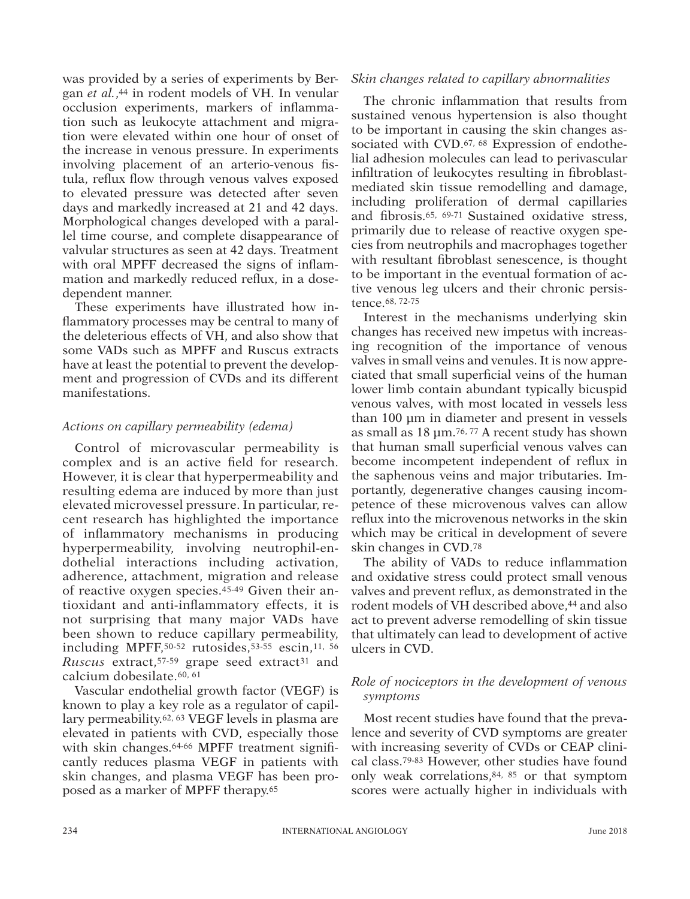was provided by a series of experiments by Bergan *et al.*,[44] in rodent models of VH. In venular occlusion experiments, markers of inflammation such as leukocyte attachment and migration were elevated within one hour of onset of the increase in venous pressure. In experiments involving placement of an arterio-venous fistula, reflux flow through venous valves exposed to elevated pressure was detected after seven days and markedly increased at 21 and 42 days. Morphological changes developed with a parallel time course, and complete disappearance of valvular structures as seen at 42 days. Treatment with oral MPFF decreased the signs of inflammation and markedly reduced reflux, in a dose-dependent manner.

These experiments have illustrated how inflammatory processes may be central to many of the deleterious effects of VH, and also show that some VADs such as MPFF and Ruscus extracts have at least the potential to prevent the development and progression of CVDs and its different manifestations.

### *Actions on capillary permeability (edema)*

Control of microvascular permeability is complex and is an active field for research. However, it is clear that hyperpermeability and resulting edema are induced by more than just elevated microvessel pressure. In particular, recent research has highlighted the importance of inflammatory mechanisms in producing hyperpermeability, involving neutrophil-endothelial interactions including activation, adherence, attachment, migration and release of reactive oxygen species.[45-49] Given their antioxidant and anti-inflammatory effects, it is not surprising that many major VADs have been shown to reduce capillary permeability, including MPFF,[50-52] rutosides,[53-55] escin,[11, 56] *Ruscus* extract,[57-59] grape seed extract[31] and calcium dobesilate.[60, 61]

Vascular endothelial growth factor (VEGF) is known to play a key role as a regulator of capillary permeability.[62, 63] VEGF levels in plasma are elevated in patients with CVD, especially those with skin changes.[64-66] MPFF treatment significantly reduces plasma VEGF in patients with skin changes, and plasma VEGF has been proposed as a marker of MPFF therapy.[65]

### *Skin changes related to capillary abnormalities*

The chronic inflammation that results from sustained venous hypertension is also thought to be important in causing the skin changes associated with CVD.[67, 68] Expression of endothelial adhesion molecules can lead to perivascular infiltration of leukocytes resulting in fibroblast-mediated skin tissue remodelling and damage, including proliferation of dermal capillaries and fibrosis.[65, 69-71] Sustained oxidative stress, primarily due to release of reactive oxygen species from neutrophils and macrophages together with resultant fibroblast senescence, is thought to be important in the eventual formation of active venous leg ulcers and their chronic persistence.[68, 72-75]

Interest in the mechanisms underlying skin changes has received new impetus with increasing recognition of the importance of venous valves in small veins and venules. It is now appreciated that small superficial veins of the human lower limb contain abundant typically bicuspid venous valves, with most located in vessels less than 100 µm in diameter and present in vessels as small as 18 µm.[76, 77] A recent study has shown that human small superficial venous valves can become incompetent independent of reflux in the saphenous veins and major tributaries. Importantly, degenerative changes causing incompetence of these microvenous valves can allow reflux into the microvenous networks in the skin which may be critical in development of severe skin changes in CVD.[78]

The ability of VADs to reduce inflammation and oxidative stress could protect small venous valves and prevent reflux, as demonstrated in the rodent models of VH described above,[44] and also act to prevent adverse remodelling of skin tissue that ultimately can lead to development of active ulcers in CVD.

### *Role of nociceptors in the development of venous symptoms*

Most recent studies have found that the prevalence and severity of CVD symptoms are greater with increasing severity of CVDs or CEAP clinical class.[79-83] However, other studies have found only weak correlations,[84, 85] or that symptom scores were actually higher in individuals with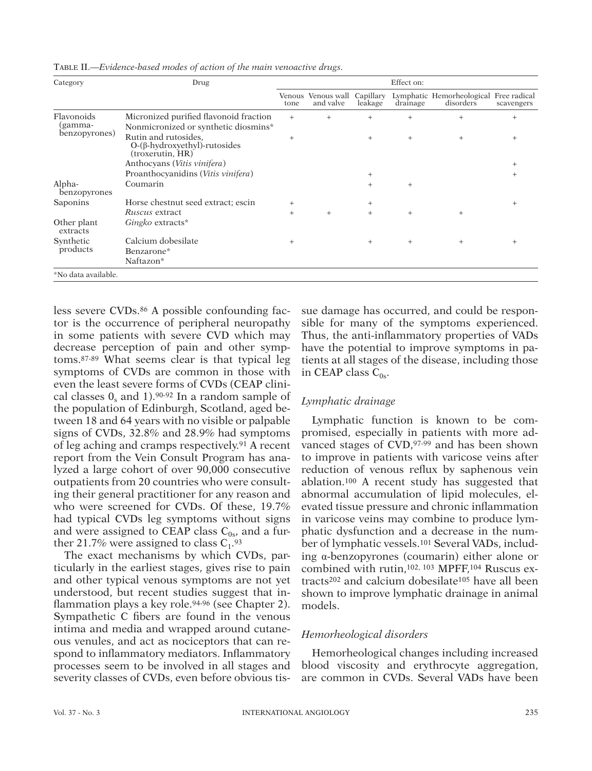TABLE II.—*Evidence-based modes of action of the main venoactive drugs.*

| Category | Drug | Effect on: | | | | | |
|---|---|---|---|---|---|---|---|
| | | Venous tone | Venous wall and valve | Capillary leakage | Lymphatic drainage | Hemorheological disorders | Free radical scavengers |
| Flavonoids (gamma-benzopyrones) | Micronized purified flavonoid fraction | + | + | + | + | + | + |
| | Nonmicronized or synthetic diosmins* | | | | | | |
| | Rutin and rutosides, O-(β-hydroxyethyl)-rutosides (troxerutin, HR) | + | | + | + | + | + |
| | Anthocyans (*Vitis vinifera*) | | | | | | + |
| | Proanthocyanidins (*Vitis vinifera*) | | | + | | | + |
| Alpha-benzopyrones | Coumarin | | | + | + | | |
| Saponins | Horse chestnut seed extract; escin | + | | + | | | + |
| | *Ruscus* extract | + | + | + | + | + | |
| Other plant extracts | *Gingko* extracts* | | | | | | |
| Synthetic products | Calcium dobesilate | + | | + | + | + | + |
| | Benzarone* | | | | | | |
| | Naftazon* | | | | | | |

*No data available.

less severe CVDs.[86] A possible confounding factor is the occurrence of peripheral neuropathy in some patients with severe CVD which may decrease perception of pain and other symptoms.[87-89] What seems clear is that typical leg symptoms of CVDs are common in those with even the least severe forms of CVDs (CEAP clinical classes $0_s$ and 1).[90-92] In a random sample of the population of Edinburgh, Scotland, aged between 18 and 64 years with no visible or palpable signs of CVDs, 32.8% and 28.9% had symptoms of leg aching and cramps respectively.[91] A recent report from the Vein Consult Program has analyzed a large cohort of over 90,000 consecutive outpatients from 20 countries who were consulting their general practitioner for any reason and who were screened for CVDs. Of these, 19.7% had typical CVDs leg symptoms without signs and were assigned to CEAP class $C_{0s}$, and a further 21.7% were assigned to class $C_1$.[93]

The exact mechanisms by which CVDs, particularly in the earliest stages, gives rise to pain and other typical venous symptoms are not yet understood, but recent studies suggest that inflammation plays a key role.[94-96] (see Chapter 2). Sympathetic C fibers are found in the venous intima and media and wrapped around cutaneous venules, and act as nociceptors that can respond to inflammatory mediators. Inflammatory processes seem to be involved in all stages and severity classes of CVDs, even before obvious tissue damage has occurred, and could be responsible for many of the symptoms experienced. Thus, the anti-inflammatory properties of VADs have the potential to improve symptoms in patients at all stages of the disease, including those in CEAP class $C_{0s}$.

### *Lymphatic drainage*

Lymphatic function is known to be compromised, especially in patients with more advanced stages of CVD,[97-99] and has been shown to improve in patients with varicose veins after reduction of venous reflux by saphenous vein ablation.[100] A recent study has suggested that abnormal accumulation of lipid molecules, elevated tissue pressure and chronic inflammation in varicose veins may combine to produce lymphatic dysfunction and a decrease in the number of lymphatic vessels.[101] Several VADs, including α-benzopyrones (coumarin) either alone or combined with rutin,[102, 103] MPFF,[104] Ruscus extracts[202] and calcium dobesilate[105] have all been shown to improve lymphatic drainage in animal models.

### *Hemorheological disorders*

Hemorheological changes including increased blood viscosity and erythrocyte aggregation, are common in CVDs. Several VADs have been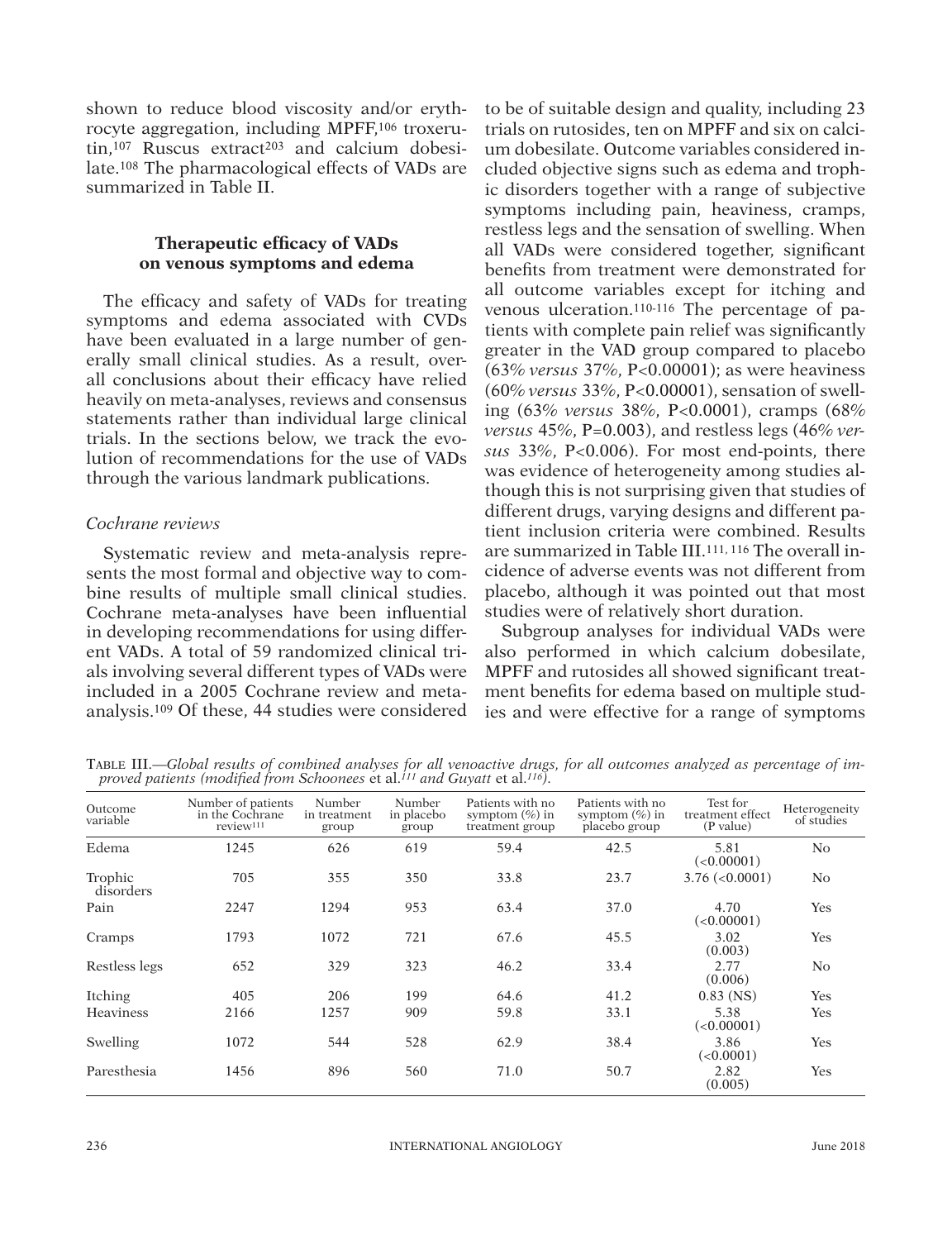shown to reduce blood viscosity and/or erythrocyte aggregation, including MPFF,[106] troxerutin,[107] Ruscus extract[203] and calcium dobesilate.[108] The pharmacological effects of VADs are summarized in Table II.

### Therapeutic efficacy of VADs on venous symptoms and edema

The efficacy and safety of VADs for treating symptoms and edema associated with CVDs have been evaluated in a large number of generally small clinical studies. As a result, overall conclusions about their efficacy have relied heavily on meta-analyses, reviews and consensus statements rather than individual large clinical trials. In the sections below, we track the evolution of recommendations for the use of VADs through the various landmark publications.

#### *Cochrane reviews*

Systematic review and meta-analysis represents the most formal and objective way to combine results of multiple small clinical studies. Cochrane meta-analyses have been influential in developing recommendations for using different VADs. A total of 59 randomized clinical trials involving several different types of VADs were included in a 2005 Cochrane review and meta-analysis.[109] Of these, 44 studies were considered to be of suitable design and quality, including 23 trials on rutosides, ten on MPFF and six on calcium dobesilate. Outcome variables considered included objective signs such as edema and trophic disorders together with a range of subjective symptoms including pain, heaviness, cramps, restless legs and the sensation of swelling. When all VADs were considered together, significant benefits from treatment were demonstrated for all outcome variables except for itching and venous ulceration.[110-116] The percentage of patients with complete pain relief was significantly greater in the VAD group compared to placebo (63% *versus* 37%, P<0.00001); as were heaviness (60% *versus* 33%, P<0.00001), sensation of swelling (63% *versus* 38%, P<0.0001), cramps (68% *versus* 45%, P=0.003), and restless legs (46% *versus* 33%, P<0.006). For most end-points, there was evidence of heterogeneity among studies although this is not surprising given that studies of different drugs, varying designs and different patient inclusion criteria were combined. Results are summarized in Table III.[111, 116] The overall incidence of adverse events was not different from placebo, although it was pointed out that most studies were of relatively short duration.

Subgroup analyses for individual VADs were also performed in which calcium dobesilate, MPFF and rutosides all showed significant treatment benefits for edema based on multiple studies and were effective for a range of symptoms

Table III.—*Global results of combined analyses for all venoactive drugs, for all outcomes analyzed as percentage of improved patients (modified from Schoonees* et al.*[111] and Guyatt* et al.*[116]).*

| Outcome variable | Number of patients in the Cochrane review[111] | Number in treatment group | Number in placebo group | Patients with no symptom (%) in treatment group | Patients with no symptom (%) in placebo group | Test for treatment effect (P value) | Heterogeneity of studies |
|---|---|---|---|---|---|---|---|
| Edema | 1245 | 626 | 619 | 59.4 | 42.5 | 5.81 (<0.00001) | No |
| Trophic disorders | 705 | 355 | 350 | 33.8 | 23.7 | 3.76 (<0.0001) | No |
| Pain | 2247 | 1294 | 953 | 63.4 | 37.0 | 4.70 (<0.00001) | Yes |
| Cramps | 1793 | 1072 | 721 | 67.6 | 45.5 | 3.02 (0.003) | Yes |
| Restless legs | 652 | 329 | 323 | 46.2 | 33.4 | 2.77 (0.006) | No |
| Itching | 405 | 206 | 199 | 64.6 | 41.2 | 0.83 (NS) | Yes |
| Heaviness | 2166 | 1257 | 909 | 59.8 | 33.1 | 5.38 (<0.00001) | Yes |
| Swelling | 1072 | 544 | 528 | 62.9 | 38.4 | 3.86 (<0.0001) | Yes |
| Paresthesia | 1456 | 896 | 560 | 71.0 | 50.7 | 2.82 (0.005) | Yes |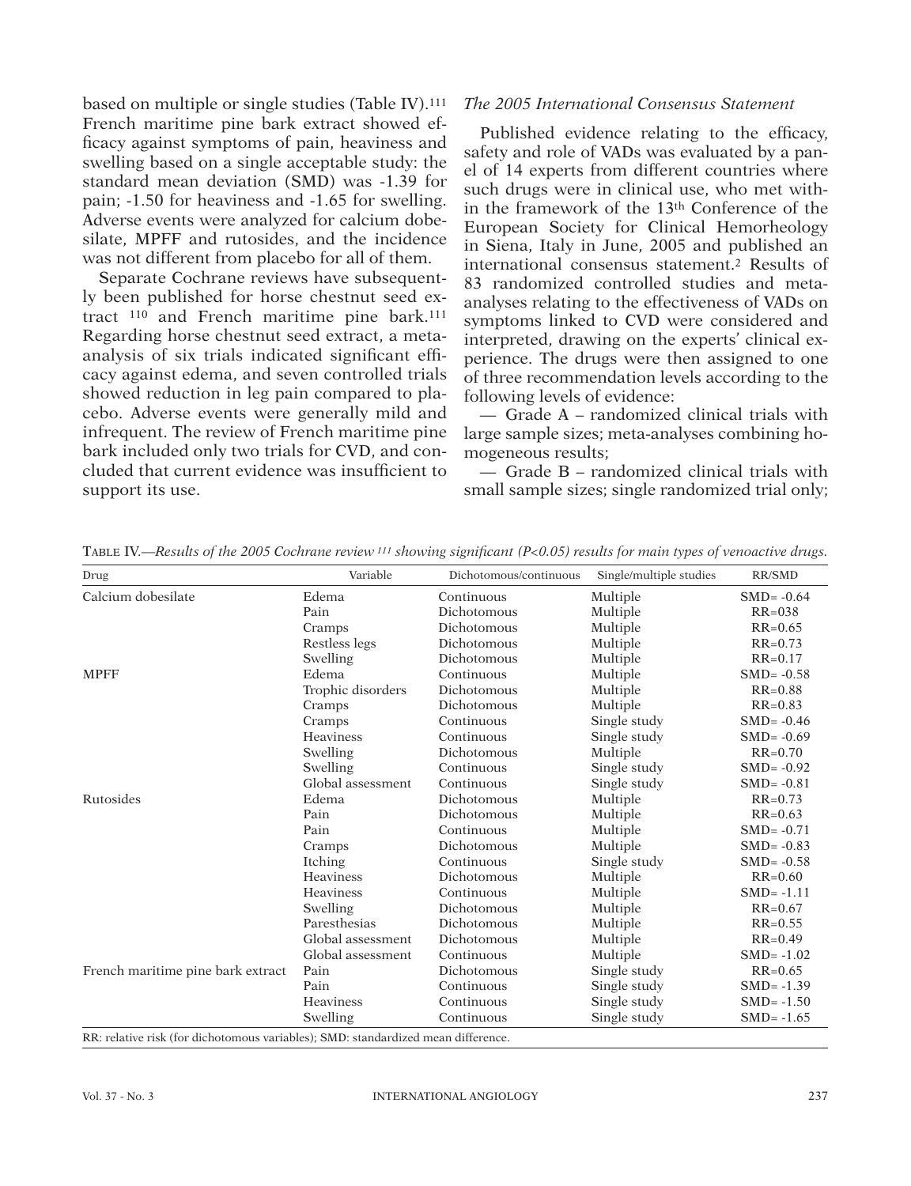based on multiple or single studies (Table IV).[111] French maritime pine bark extract showed efficacy against symptoms of pain, heaviness and swelling based on a single acceptable study: the standard mean deviation (SMD) was -1.39 for pain; -1.50 for heaviness and -1.65 for swelling. Adverse events were analyzed for calcium dobesilate, MPFF and rutosides, and the incidence was not different from placebo for all of them.

Separate Cochrane reviews have subsequently been published for horse chestnut seed extract [110] and French maritime pine bark.[111] Regarding horse chestnut seed extract, a meta-analysis of six trials indicated significant efficacy against edema, and seven controlled trials showed reduction in leg pain compared to placebo. Adverse events were generally mild and infrequent. The review of French maritime pine bark included only two trials for CVD, and concluded that current evidence was insufficient to support its use.

*The 2005 International Consensus Statement*

Published evidence relating to the efficacy, safety and role of VADs was evaluated by a panel of 14 experts from different countries where such drugs were in clinical use, who met within the framework of the 13th Conference of the European Society for Clinical Hemorheology in Siena, Italy in June, 2005 and published an international consensus statement.[2] Results of 83 randomized controlled studies and meta-analyses relating to the effectiveness of VADs on symptoms linked to CVD were considered and interpreted, drawing on the experts' clinical experience. The drugs were then assigned to one of three recommendation levels according to the following levels of evidence:

— Grade A – randomized clinical trials with large sample sizes; meta-analyses combining homogeneous results;

— Grade B – randomized clinical trials with small sample sizes; single randomized trial only;

TABLE IV.—*Results of the 2005 Cochrane review [111] showing significant (P<0.05) results for main types of venoactive drugs.*

| Drug | Variable | Dichotomous/continuous | Single/multiple studies | RR/SMD |
|---|---|---|---|---|
| Calcium dobesilate | Edema | Continuous | Multiple | SMD= -0.64 |
| | Pain | Dichotomous | Multiple | RR=038 |
| | Cramps | Dichotomous | Multiple | RR=0.65 |
| | Restless legs | Dichotomous | Multiple | RR=0.73 |
| | Swelling | Dichotomous | Multiple | RR=0.17 |
| MPFF | Edema | Continuous | Multiple | SMD= -0.58 |
| | Trophic disorders | Dichotomous | Multiple | RR=0.88 |
| | Cramps | Dichotomous | Multiple | RR=0.83 |
| | Cramps | Continuous | Single study | SMD= -0.46 |
| | Heaviness | Continuous | Single study | SMD= -0.69 |
| | Swelling | Dichotomous | Multiple | RR=0.70 |
| | Swelling | Continuous | Single study | SMD= -0.92 |
| | Global assessment | Continuous | Single study | SMD= -0.81 |
| Rutosides | Edema | Dichotomous | Multiple | RR=0.73 |
| | Pain | Dichotomous | Multiple | RR=0.63 |
| | Pain | Continuous | Multiple | SMD= -0.71 |
| | Cramps | Dichotomous | Multiple | SMD= -0.83 |
| | Itching | Continuous | Single study | SMD= -0.58 |
| | Heaviness | Dichotomous | Multiple | RR=0.60 |
| | Heaviness | Continuous | Multiple | SMD= -1.11 |
| | Swelling | Dichotomous | Multiple | RR=0.67 |
| | Paresthesias | Dichotomous | Multiple | RR=0.55 |
| | Global assessment | Dichotomous | Multiple | RR=0.49 |
| | Global assessment | Continuous | Multiple | SMD= -1.02 |
| French maritime pine bark extract | Pain | Dichotomous | Single study | RR=0.65 |
| | Pain | Continuous | Single study | SMD= -1.39 |
| | Heaviness | Continuous | Single study | SMD= -1.50 |
| | Swelling | Continuous | Single study | SMD= -1.65 |

RR: relative risk (for dichotomous variables); SMD: standardized mean difference.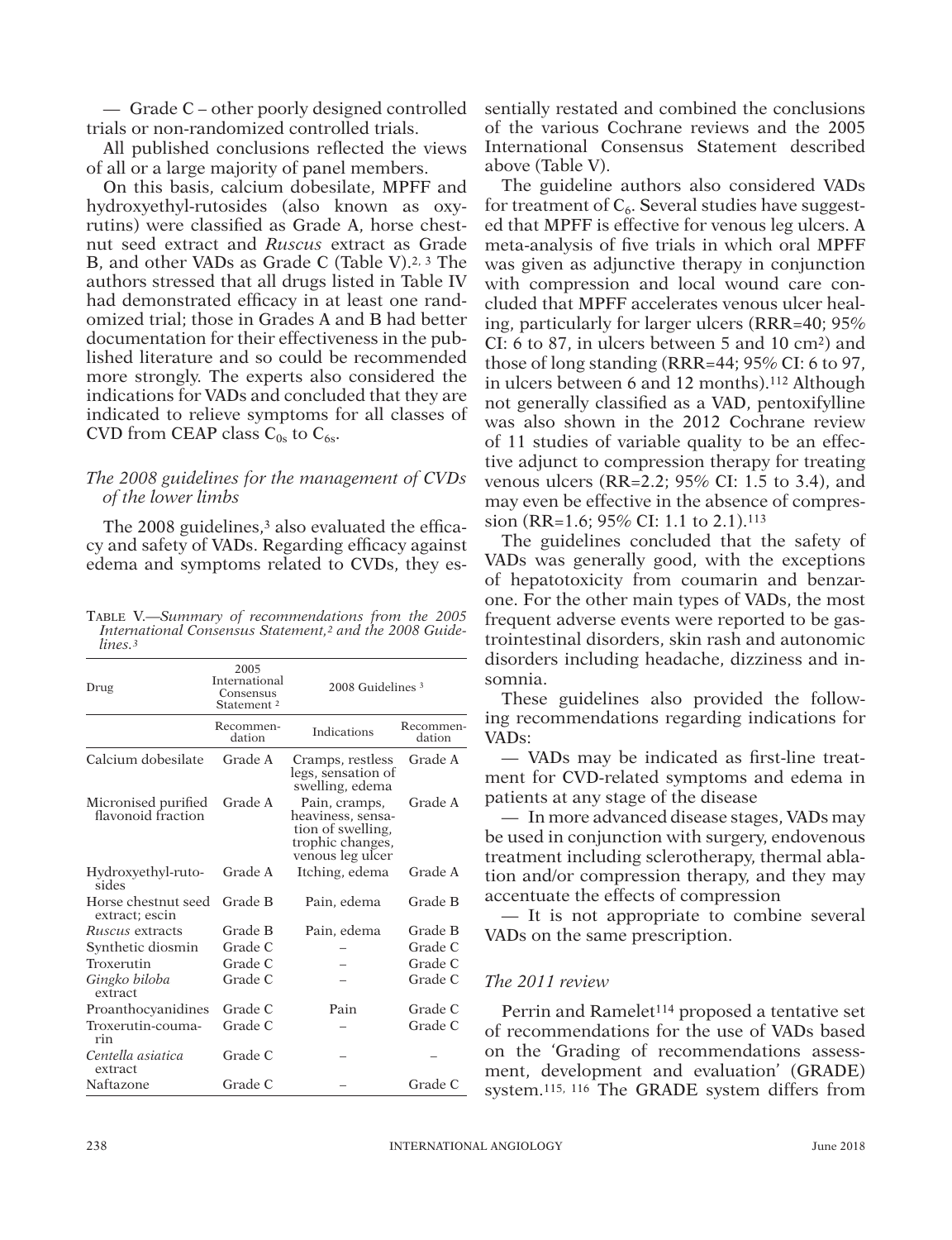— Grade C – other poorly designed controlled trials or non-randomized controlled trials.

All published conclusions reflected the views of all or a large majority of panel members.

On this basis, calcium dobesilate, MPFF and hydroxyethyl-rutosides (also known as oxyrutins) were classified as Grade A, horse chestnut seed extract and *Ruscus* extract as Grade B, and other VADs as Grade C (Table V).[2, 3] The authors stressed that all drugs listed in Table IV had demonstrated efficacy in at least one randomized trial; those in Grades A and B had better documentation for their effectiveness in the published literature and so could be recommended more strongly. The experts also considered the indications for VADs and concluded that they are indicated to relieve symptoms for all classes of CVD from CEAP class $C_{0s}$ to $C_{6s}$.

### *The 2008 guidelines for the management of CVDs of the lower limbs*

The 2008 guidelines,[3] also evaluated the efficacy and safety of VADs. Regarding efficacy against edema and symptoms related to CVDs, they essentially restated and combined the conclusions of the various Cochrane reviews and the 2005 International Consensus Statement described above (Table V).

Table V.—*Summary of recommendations from the 2005 International Consensus Statement,[2] and the 2008 Guidelines.[3]*

| Drug | 2005 International Consensus Statement [2] | 2008 Guidelines [3] | |
|---|---|---|---|
| | Recommendation | Indications | Recommendation |
| Calcium dobesilate | Grade A | Cramps, restless legs, sensation of swelling, edema | Grade A |
| Micronised purified flavonoid fraction | Grade A | Pain, cramps, heaviness, sensation of swelling, trophic changes, venous leg ulcer | Grade A |
| Hydroxyethyl-rutosides | Grade A | Itching, edema | Grade A |
| Horse chestnut seed extract; escin | Grade B | Pain, edema | Grade B |
| *Ruscus* extracts | Grade B | Pain, edema | Grade B |
| Synthetic diosmin | Grade C | – | Grade C |
| Troxerutin | Grade C | – | Grade C |
| *Gingko biloba* extract | Grade C | – | Grade C |
| Proanthocyanidines | Grade C | Pain | Grade C |
| Troxerutin-coumarin | Grade C | – | Grade C |
| *Centella asiatica* extract | Grade C | – | – |
| Naftazone | Grade C | – | Grade C |

The guideline authors also considered VADs for treatment of $C_6$. Several studies have suggested that MPFF is effective for venous leg ulcers. A meta-analysis of five trials in which oral MPFF was given as adjunctive therapy in conjunction with compression and local wound care concluded that MPFF accelerates venous ulcer healing, particularly for larger ulcers (RRR=40; 95% CI: 6 to 87, in ulcers between 5 and 10 $cm^2$) and those of long standing (RRR=44; 95% CI: 6 to 97, in ulcers between 6 and 12 months).[112] Although not generally classified as a VAD, pentoxifylline was also shown in the 2012 Cochrane review of 11 studies of variable quality to be an effective adjunct to compression therapy for treating venous ulcers (RR=2.2; 95% CI: 1.5 to 3.4), and may even be effective in the absence of compression (RR=1.6; 95% CI: 1.1 to 2.1).[113]

The guidelines concluded that the safety of VADs was generally good, with the exceptions of hepatotoxicity from coumarin and benzarone. For the other main types of VADs, the most frequent adverse events were reported to be gastrointestinal disorders, skin rash and autonomic disorders including headache, dizziness and insomnia.

These guidelines also provided the following recommendations regarding indications for VADs:

— VADs may be indicated as first-line treatment for CVD-related symptoms and edema in patients at any stage of the disease

— In more advanced disease stages, VADs may be used in conjunction with surgery, endovenous treatment including sclerotherapy, thermal ablation and/or compression therapy, and they may accentuate the effects of compression

— It is not appropriate to combine several VADs on the same prescription.

### *The 2011 review*

Perrin and Ramelet[114] proposed a tentative set of recommendations for the use of VADs based on the 'Grading of recommendations assessment, development and evaluation' (GRADE) system.[115, 116] The GRADE system differs from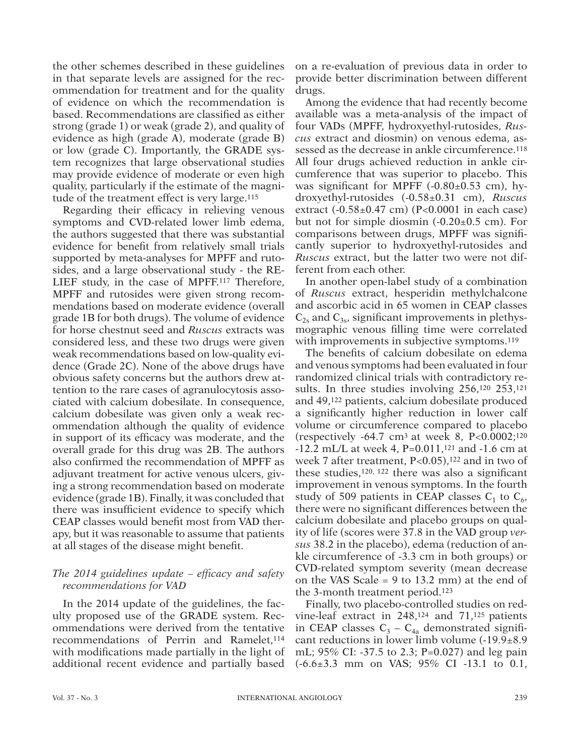the other schemes described in these guidelines in that separate levels are assigned for the recommendation for treatment and for the quality of evidence on which the recommendation is based. Recommendations are classified as either strong (grade 1) or weak (grade 2), and quality of evidence as high (grade A), moderate (grade B) or low (grade C). Importantly, the GRADE system recognizes that large observational studies may provide evidence of moderate or even high quality, particularly if the estimate of the magnitude of the treatment effect is very large.[115]

Regarding their efficacy in relieving venous symptoms and CVD-related lower limb edema, the authors suggested that there was substantial evidence for benefit from relatively small trials supported by meta-analyses for MPFF and rutosides, and a large observational study - the RELIEF study, in the case of MPFF.[117] Therefore, MPFF and rutosides were given strong recommendations based on moderate evidence (overall grade 1B for both drugs). The volume of evidence for horse chestnut seed and *Ruscus* extracts was considered less, and these two drugs were given weak recommendations based on low-quality evidence (Grade 2C). None of the above drugs have obvious safety concerns but the authors drew attention to the rare cases of agranulocytosis associated with calcium dobesilate. In consequence, calcium dobesilate was given only a weak recommendation although the quality of evidence in support of its efficacy was moderate, and the overall grade for this drug was 2B. The authors also confirmed the recommendation of MPFF as adjuvant treatment for active venous ulcers, giving a strong recommendation based on moderate evidence (grade 1B). Finally, it was concluded that there was insufficient evidence to specify which CEAP classes would benefit most from VAD therapy, but it was reasonable to assume that patients at all stages of the disease might benefit.

### *The 2014 guidelines update – efficacy and safety recommendations for VAD*

In the 2014 update of the guidelines, the faculty proposed use of the GRADE system. Recommendations were derived from the tentative recommendations of Perrin and Ramelet,[114] with modifications made partially in the light of additional recent evidence and partially based on a re-evaluation of previous data in order to provide better discrimination between different drugs.

Among the evidence that had recently become available was a meta-analysis of the impact of four VADs (MPFF, hydroxyethyl-rutosides, *Ruscus* extract and diosmin) on venous edema, assessed as the decrease in ankle circumference.[118] All four drugs achieved reduction in ankle circumference that was superior to placebo. This was significant for MPFF (-0.80±0.53 cm), hydroxyethyl-rutosides (-0.58±0.31 cm), *Ruscus* extract (-0.58±0.47 cm) ($P<0.0001$ in each case) but not for simple diosmin (-0.20±0.5 cm). For comparisons between drugs, MPFF was significantly superior to hydroxyethyl-rutosides and *Ruscus* extract, but the latter two were not different from each other.

In another open-label study of a combination of *Ruscus* extract, hesperidin methylchalcone and ascorbic acid in 65 women in CEAP classes $C_{2s}$ and $C_{3s}$, significant improvements in plethysmographic venous filling time were correlated with improvements in subjective symptoms.[119]

The benefits of calcium dobesilate on edema and venous symptoms had been evaluated in four randomized clinical trials with contradictory results. In three studies involving 256,[120] 253,[121] and 49,[122] patients, calcium dobesilate produced a significantly higher reduction in lower calf volume or circumference compared to placebo (respectively -64.7 $cm^3$ at week 8, $P<0.0002$;[120] -12.2 mL/L at week 4, $P=0.011$,[121] and -1.6 cm at week 7 after treatment, $P<0.05$),[122] and in two of these studies,[120, 122] there was also a significant improvement in venous symptoms. In the fourth study of 509 patients in CEAP classes $C_1$ to $C_6$, there were no significant differences between the calcium dobesilate and placebo groups on quality of life (scores were 37.8 in the VAD group *versus* 38.2 in the placebo), edema (reduction of ankle circumference of -3.3 cm in both groups) or CVD-related symptom severity (mean decrease on the VAS Scale = 9 to 13.2 mm) at the end of the 3-month treatment period.[123]

Finally, two placebo-controlled studies on red-vine-leaf extract in 248,[124] and 71,[125] patients in CEAP classes $C_3$ – $C_{4a}$ demonstrated significant reductions in lower limb volume (-19.9±8.9 mL; 95% CI: -37.5 to 2.3; $P=0.027$) and leg pain (-6.6±3.3 mm on VAS; 95% CI -13.1 to 0.1,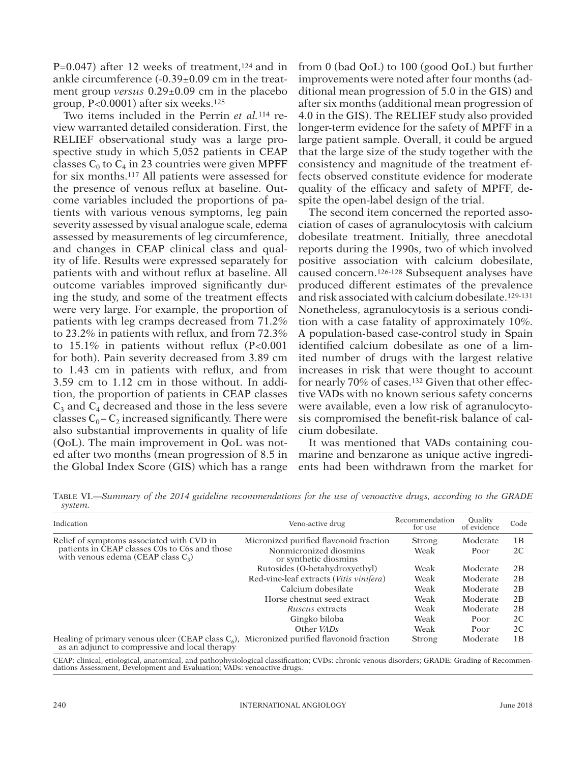P=0.047) after 12 weeks of treatment,[124] and in ankle circumference (-0.39±0.09 cm in the treatment group *versus* 0.29±0.09 cm in the placebo group, P<0.0001) after six weeks.[125]

Two items included in the Perrin *et al.*[114] review warranted detailed consideration. First, the RELIEF observational study was a large prospective study in which 5,052 patients in CEAP classes $C_0$ to $C_4$ in 23 countries were given MPFF for six months.[117] All patients were assessed for the presence of venous reflux at baseline. Outcome variables included the proportions of patients with various venous symptoms, leg pain severity assessed by visual analogue scale, edema assessed by measurements of leg circumference, and changes in CEAP clinical class and quality of life. Results were expressed separately for patients with and without reflux at baseline. All outcome variables improved significantly during the study, and some of the treatment effects were very large. For example, the proportion of patients with leg cramps decreased from 71.2% to 23.2% in patients with reflux, and from 72.3% to 15.1% in patients without reflux (P<0.001 for both). Pain severity decreased from 3.89 cm to 1.43 cm in patients with reflux, and from 3.59 cm to 1.12 cm in those without. In addition, the proportion of patients in CEAP classes $C_3$ and $C_4$ decreased and those in the less severe classes $C_0 – C_2$ increased significantly. There were also substantial improvements in quality of life (QoL). The main improvement in QoL was noted after two months (mean progression of 8.5 in the Global Index Score (GIS) which has a range from 0 (bad QoL) to 100 (good QoL) but further improvements were noted after four months (additional mean progression of 5.0 in the GIS) and after six months (additional mean progression of 4.0 in the GIS). The RELIEF study also provided longer-term evidence for the safety of MPFF in a large patient sample. Overall, it could be argued that the large size of the study together with the consistency and magnitude of the treatment effects observed constitute evidence for moderate quality of the efficacy and safety of MPFF, despite the open-label design of the trial.

The second item concerned the reported association of cases of agranulocytosis with calcium dobesilate treatment. Initially, three anecdotal reports during the 1990s, two of which involved positive association with calcium dobesilate, caused concern.[126-128] Subsequent analyses have produced different estimates of the prevalence and risk associated with calcium dobesilate.[129-131] Nonetheless, agranulocytosis is a serious condition with a case fatality of approximately 10%. A population-based case-control study in Spain identified calcium dobesilate as one of a limited number of drugs with the largest relative increases in risk that were thought to account for nearly 70% of cases.[132] Given that other effective VADs with no known serious safety concerns were available, even a low risk of agranulocytosis compromised the benefit-risk balance of calcium dobesilate.

It was mentioned that VADs containing coumarine and benzarone as unique active ingredients had been withdrawn from the market for

Table VI.—*Summary of the 2014 guideline recommendations for the use of venoactive drugs, according to the GRADE system.*

| Indication | Veno-active drug | Recommendation for use | Quality of evidence | Code |
|---|---|---|---|---|
| Relief of symptoms associated with CVD in patients in CEAP classes C0s to C6s and those with venous edema (CEAP class $C_3$) | Micronized purified flavonoid fraction | Strong | Moderate | 1B |
| | Nonmicronized diosmins or synthetic diosmins | Weak | Poor | 2C |
| | Rutosides (O-betahydroxyethyl) | Weak | Moderate | 2B |
| | Red-vine-leaf extracts (*Vitis vinifera*) | Weak | Moderate | 2B |
| | Calcium dobesilate | Weak | Moderate | 2B |
| | Horse chestnut seed extract | Weak | Moderate | 2B |
| | *Ruscus* extracts | Weak | Moderate | 2B |
| | Gingko biloba | Weak | Poor | 2C |
| | Other *VADs* | Weak | Poor | 2C |
| Healing of primary venous ulcer (CEAP class $C_6$), as an adjunct to compressive and local therapy | Micronized purified flavonoid fraction | Strong | Moderate | 1B |

CEAP: clinical, etiological, anatomical, and pathophysiological classification; CVDs: chronic venous disorders; GRADE: Grading of Recommendations Assessment, Development and Evaluation; VADs: venoactive drugs.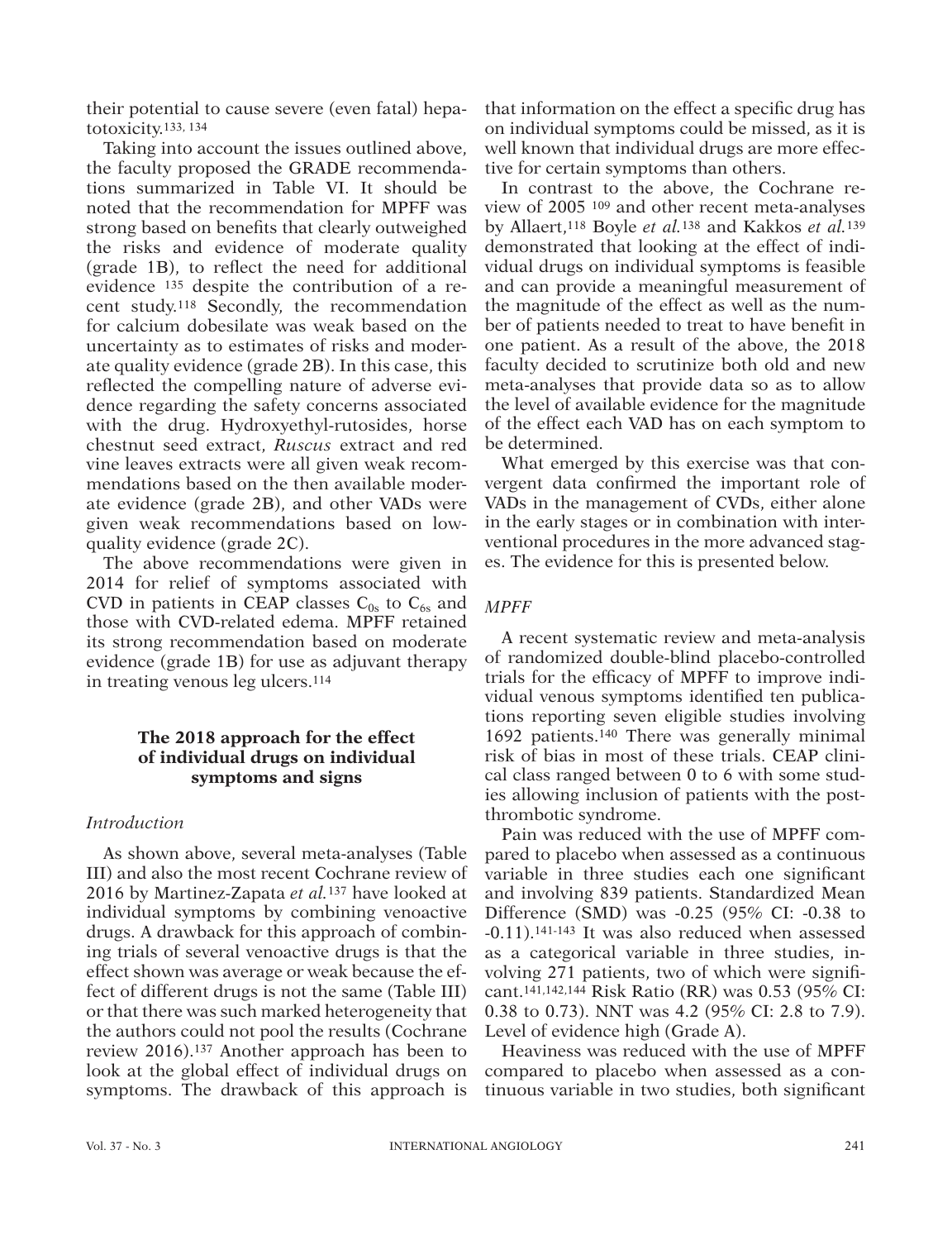their potential to cause severe (even fatal) hepatotoxicity.[133, 134]

Taking into account the issues outlined above, the faculty proposed the GRADE recommendations summarized in Table VI. It should be noted that the recommendation for MPFF was strong based on benefits that clearly outweighed the risks and evidence of moderate quality (grade 1B), to reflect the need for additional evidence [135] despite the contribution of a recent study.[118] Secondly, the recommendation for calcium dobesilate was weak based on the uncertainty as to estimates of risks and moderate quality evidence (grade 2B). In this case, this reflected the compelling nature of adverse evidence regarding the safety concerns associated with the drug. Hydroxyethyl-rutosides, horse chestnut seed extract, *Ruscus* extract and red vine leaves extracts were all given weak recommendations based on the then available moderate evidence (grade 2B), and other VADs were given weak recommendations based on low-quality evidence (grade 2C).

The above recommendations were given in 2014 for relief of symptoms associated with CVD in patients in CEAP classes $C_{0s}$ to $C_{6s}$ and those with CVD-related edema. MPFF retained its strong recommendation based on moderate evidence (grade 1B) for use as adjuvant therapy in treating venous leg ulcers.[114]

## The 2018 approach for the effect of individual drugs on individual symptoms and signs

### *Introduction*

As shown above, several meta-analyses (Table III) and also the most recent Cochrane review of 2016 by Martinez-Zapata *et al.*[137] have looked at individual symptoms by combining venoactive drugs. A drawback for this approach of combining trials of several venoactive drugs is that the effect shown was average or weak because the effect of different drugs is not the same (Table III) or that there was such marked heterogeneity that the authors could not pool the results (Cochrane review 2016).[137] Another approach has been to look at the global effect of individual drugs on symptoms. The drawback of this approach is that information on the effect a specific drug has on individual symptoms could be missed, as it is well known that individual drugs are more effective for certain symptoms than others.

In contrast to the above, the Cochrane review of 2005 [109] and other recent meta-analyses by Allaert,[118] Boyle *et al.*[138] and Kakkos *et al.*[139] demonstrated that looking at the effect of individual drugs on individual symptoms is feasible and can provide a meaningful measurement of the magnitude of the effect as well as the number of patients needed to treat to have benefit in one patient. As a result of the above, the 2018 faculty decided to scrutinize both old and new meta-analyses that provide data so as to allow the level of available evidence for the magnitude of the effect each VAD has on each symptom to be determined.

What emerged by this exercise was that convergent data confirmed the important role of VADs in the management of CVDs, either alone in the early stages or in combination with interventional procedures in the more advanced stages. The evidence for this is presented below.

### *MPFF*

A recent systematic review and meta-analysis of randomized double-blind placebo-controlled trials for the efficacy of MPFF to improve individual venous symptoms identified ten publications reporting seven eligible studies involving 1692 patients.[140] There was generally minimal risk of bias in most of these trials. CEAP clinical class ranged between 0 to 6 with some studies allowing inclusion of patients with the post-thrombotic syndrome.

Pain was reduced with the use of MPFF compared to placebo when assessed as a continuous variable in three studies each one significant and involving 839 patients. Standardized Mean Difference (SMD) was -0.25 (95% CI: -0.38 to -0.11).[141-143] It was also reduced when assessed as a categorical variable in three studies, involving 271 patients, two of which were significant.[141,142,144] Risk Ratio (RR) was 0.53 (95% CI: 0.38 to 0.73). NNT was 4.2 (95% CI: 2.8 to 7.9). Level of evidence high (Grade A).

Heaviness was reduced with the use of MPFF compared to placebo when assessed as a continuous variable in two studies, both significant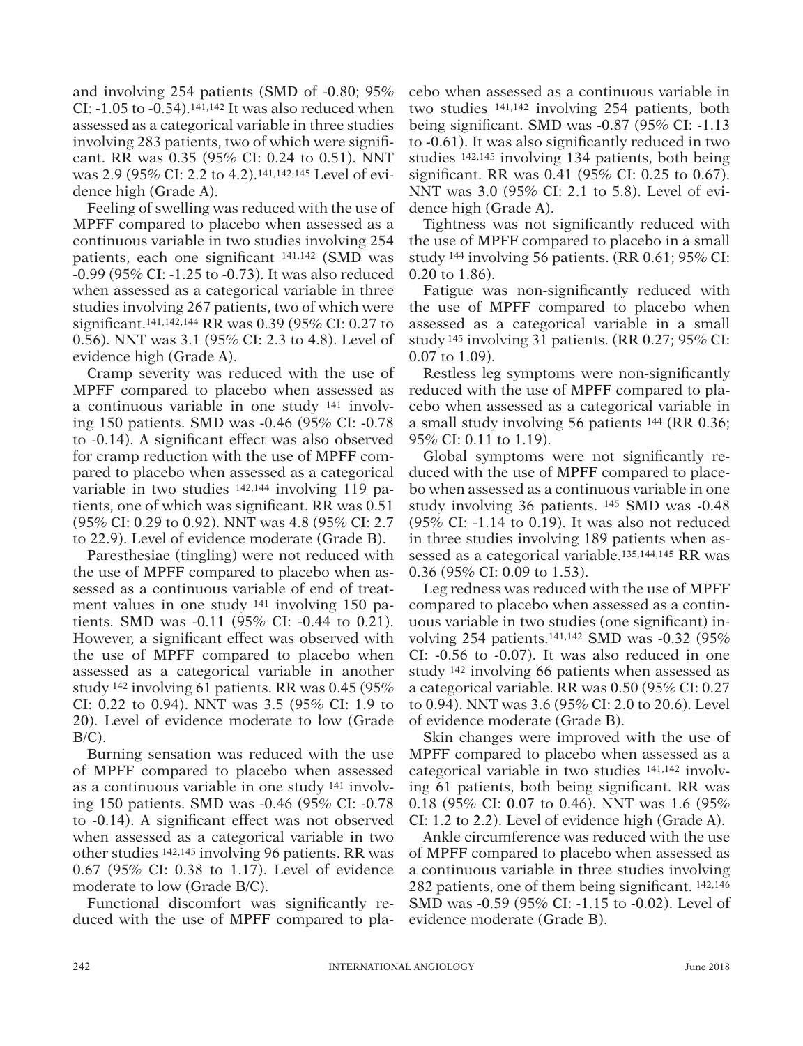and involving 254 patients (SMD of -0.80; 95% CI: -1.05 to -0.54).[141,142] It was also reduced when assessed as a categorical variable in three studies involving 283 patients, two of which were significant. RR was 0.35 (95% CI: 0.24 to 0.51). NNT was 2.9 (95% CI: 2.2 to 4.2).[141,142,145] Level of evidence high (Grade A).

Feeling of swelling was reduced with the use of MPFF compared to placebo when assessed as a continuous variable in two studies involving 254 patients, each one significant [141,142] (SMD was -0.99 (95% CI: -1.25 to -0.73). It was also reduced when assessed as a categorical variable in three studies involving 267 patients, two of which were significant.[141,142,144] RR was 0.39 (95% CI: 0.27 to 0.56). NNT was 3.1 (95% CI: 2.3 to 4.8). Level of evidence high (Grade A).

Cramp severity was reduced with the use of MPFF compared to placebo when assessed as a continuous variable in one study [141] involving 150 patients. SMD was -0.46 (95% CI: -0.78 to -0.14). A significant effect was also observed for cramp reduction with the use of MPFF compared to placebo when assessed as a categorical variable in two studies [142,144] involving 119 patients, one of which was significant. RR was 0.51 (95% CI: 0.29 to 0.92). NNT was 4.8 (95% CI: 2.7 to 22.9). Level of evidence moderate (Grade B).

Paresthesiae (tingling) were not reduced with the use of MPFF compared to placebo when assessed as a continuous variable of end of treatment values in one study [141] involving 150 patients. SMD was -0.11 (95% CI: -0.44 to 0.21). However, a significant effect was observed with the use of MPFF compared to placebo when assessed as a categorical variable in another study [142] involving 61 patients. RR was 0.45 (95% CI: 0.22 to 0.94). NNT was 3.5 (95% CI: 1.9 to 20). Level of evidence moderate to low (Grade B/C).

Burning sensation was reduced with the use of MPFF compared to placebo when assessed as a continuous variable in one study [141] involving 150 patients. SMD was -0.46 (95% CI: -0.78 to -0.14). A significant effect was not observed when assessed as a categorical variable in two other studies [142,145] involving 96 patients. RR was 0.67 (95% CI: 0.38 to 1.17). Level of evidence moderate to low (Grade B/C).

Functional discomfort was significantly reduced with the use of MPFF compared to placebo when assessed as a continuous variable in two studies [141,142] involving 254 patients, both being significant. SMD was -0.87 (95% CI: -1.13 to -0.61). It was also significantly reduced in two studies [142,145] involving 134 patients, both being significant. RR was 0.41 (95% CI: 0.25 to 0.67). NNT was 3.0 (95% CI: 2.1 to 5.8). Level of evidence high (Grade A).

Tightness was not significantly reduced with the use of MPFF compared to placebo in a small study [144] involving 56 patients. (RR 0.61; 95% CI: 0.20 to 1.86).

Fatigue was non-significantly reduced with the use of MPFF compared to placebo when assessed as a categorical variable in a small study [145] involving 31 patients. (RR 0.27; 95% CI: 0.07 to 1.09).

Restless leg symptoms were non-significantly reduced with the use of MPFF compared to placebo when assessed as a categorical variable in a small study involving 56 patients [144] (RR 0.36; 95% CI: 0.11 to 1.19).

Global symptoms were not significantly reduced with the use of MPFF compared to placebo when assessed as a continuous variable in one study involving 36 patients. [145] SMD was -0.48 (95% CI: -1.14 to 0.19). It was also not reduced in three studies involving 189 patients when assessed as a categorical variable.[135,144,145] RR was 0.36 (95% CI: 0.09 to 1.53).

Leg redness was reduced with the use of MPFF compared to placebo when assessed as a continuous variable in two studies (one significant) involving 254 patients.[141,142] SMD was -0.32 (95% CI: -0.56 to -0.07). It was also reduced in one study [142] involving 66 patients when assessed as a categorical variable. RR was 0.50 (95% CI: 0.27 to 0.94). NNT was 3.6 (95% CI: 2.0 to 20.6). Level of evidence moderate (Grade B).

Skin changes were improved with the use of MPFF compared to placebo when assessed as a categorical variable in two studies [141,142] involving 61 patients, both being significant. RR was 0.18 (95% CI: 0.07 to 0.46). NNT was 1.6 (95% CI: 1.2 to 2.2). Level of evidence high (Grade A).

Ankle circumference was reduced with the use of MPFF compared to placebo when assessed as a continuous variable in three studies involving 282 patients, one of them being significant. [142,146] SMD was -0.59 (95% CI: -1.15 to -0.02). Level of evidence moderate (Grade B).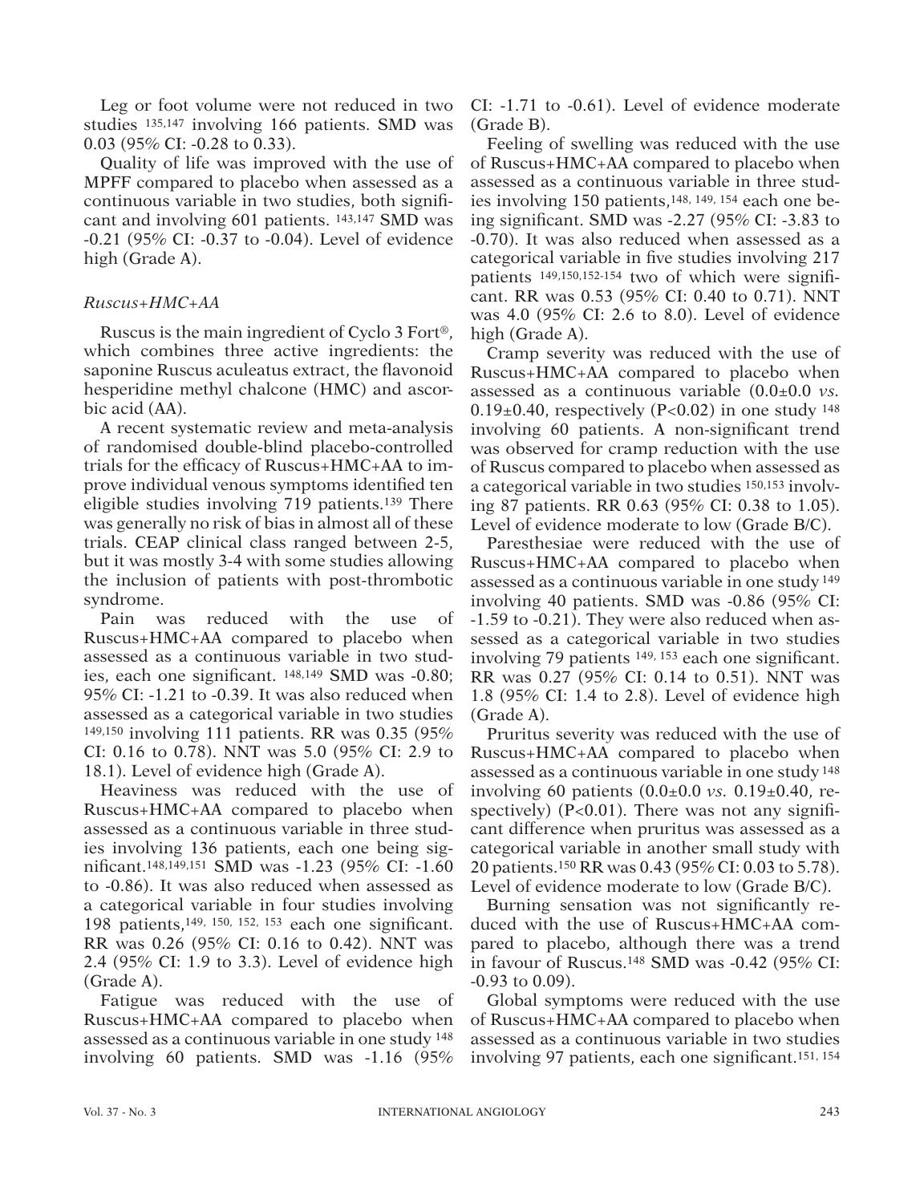Leg or foot volume were not reduced in two studies [135,147] involving 166 patients. SMD was 0.03 (95% CI: -0.28 to 0.33).

Quality of life was improved with the use of MPFF compared to placebo when assessed as a continuous variable in two studies, both significant and involving 601 patients. [143,147] SMD was -0.21 (95% CI: -0.37 to -0.04). Level of evidence high (Grade A).

### *Ruscus+HMC+AA*

Ruscus is the main ingredient of Cyclo 3 Fort®, which combines three active ingredients: the saponine Ruscus aculeatus extract, the flavonoid hesperidine methyl chalcone (HMC) and ascorbic acid (AA).

A recent systematic review and meta-analysis of randomised double-blind placebo-controlled trials for the efficacy of Ruscus+HMC+AA to improve individual venous symptoms identified ten eligible studies involving 719 patients.[139] There was generally no risk of bias in almost all of these trials. CEAP clinical class ranged between 2-5, but it was mostly 3-4 with some studies allowing the inclusion of patients with post-thrombotic syndrome.

Pain was reduced with the use of Ruscus+HMC+AA compared to placebo when assessed as a continuous variable in two studies, each one significant. [148,149] SMD was -0.80; 95% CI: -1.21 to -0.39. It was also reduced when assessed as a categorical variable in two studies [149,150] involving 111 patients. RR was 0.35 (95% CI: 0.16 to 0.78). NNT was 5.0 (95% CI: 2.9 to 18.1). Level of evidence high (Grade A).

Heaviness was reduced with the use of Ruscus+HMC+AA compared to placebo when assessed as a continuous variable in three studies involving 136 patients, each one being significant.[148,149,151] SMD was -1.23 (95% CI: -1.60 to -0.86). It was also reduced when assessed as a categorical variable in four studies involving 198 patients,[149, 150, 152, 153] each one significant. RR was 0.26 (95% CI: 0.16 to 0.42). NNT was 2.4 (95% CI: 1.9 to 3.3). Level of evidence high (Grade A).

Fatigue was reduced with the use of Ruscus+HMC+AA compared to placebo when assessed as a continuous variable in one study [148] involving 60 patients. SMD was -1.16 (95% CI: -1.71 to -0.61). Level of evidence moderate (Grade B).

Feeling of swelling was reduced with the use of Ruscus+HMC+AA compared to placebo when assessed as a continuous variable in three studies involving 150 patients,[148, 149, 154] each one being significant. SMD was -2.27 (95% CI: -3.83 to -0.70). It was also reduced when assessed as a categorical variable in five studies involving 217 patients [149,150,152-154] two of which were significant. RR was 0.53 (95% CI: 0.40 to 0.71). NNT was 4.0 (95% CI: 2.6 to 8.0). Level of evidence high (Grade A).

Cramp severity was reduced with the use of Ruscus+HMC+AA compared to placebo when assessed as a continuous variable ($0.0\pm0.0$ *vs.* $0.19\pm0.40$, respectively ($P<0.02$) in one study [148] involving 60 patients. A non-significant trend was observed for cramp reduction with the use of Ruscus compared to placebo when assessed as a categorical variable in two studies [150,153] involving 87 patients. RR 0.63 (95% CI: 0.38 to 1.05). Level of evidence moderate to low (Grade B/C).

Paresthesiae were reduced with the use of Ruscus+HMC+AA compared to placebo when assessed as a continuous variable in one study [149] involving 40 patients. SMD was -0.86 (95% CI: -1.59 to -0.21). They were also reduced when assessed as a categorical variable in two studies involving 79 patients [149, 153] each one significant. RR was 0.27 (95% CI: 0.14 to 0.51). NNT was 1.8 (95% CI: 1.4 to 2.8). Level of evidence high (Grade A).

Pruritus severity was reduced with the use of Ruscus+HMC+AA compared to placebo when assessed as a continuous variable in one study [148] involving 60 patients ($0.0\pm0.0$ *vs.* $0.19\pm0.40$, respectively) ($P<0.01$). There was not any significant difference when pruritus was assessed as a categorical variable in another small study with 20 patients.[150] RR was 0.43 (95% CI: 0.03 to 5.78). Level of evidence moderate to low (Grade B/C).

Burning sensation was not significantly reduced with the use of Ruscus+HMC+AA compared to placebo, although there was a trend in favour of Ruscus.[148] SMD was -0.42 (95% CI: -0.93 to 0.09).

Global symptoms were reduced with the use of Ruscus+HMC+AA compared to placebo when assessed as a continuous variable in two studies involving 97 patients, each one significant.[151, 154]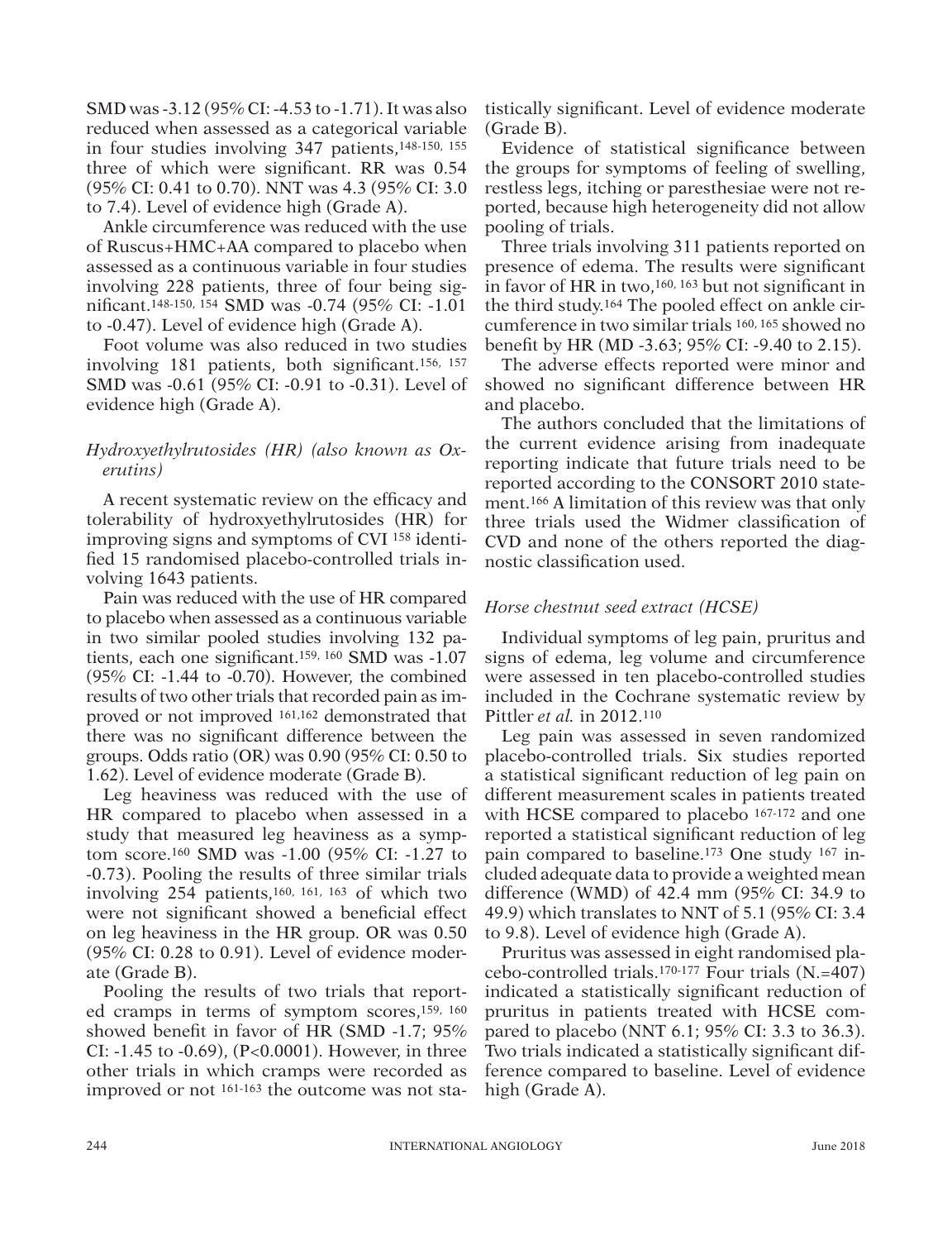SMD was -3.12 (95% CI: -4.53 to -1.71). It was also reduced when assessed as a categorical variable in four studies involving 347 patients,[148-150, 155] three of which were significant. RR was 0.54 (95% CI: 0.41 to 0.70). NNT was 4.3 (95% CI: 3.0 to 7.4). Level of evidence high (Grade A).

Ankle circumference was reduced with the use of Ruscus+HMC+AA compared to placebo when assessed as a continuous variable in four studies involving 228 patients, three of four being significant.[148-150, 154] SMD was -0.74 (95% CI: -1.01 to -0.47). Level of evidence high (Grade A).

Foot volume was also reduced in two studies involving 181 patients, both significant.[156, 157] SMD was -0.61 (95% CI: -0.91 to -0.31). Level of evidence high (Grade A).

### *Hydroxyethylrutosides (HR) (also known as Oxerutins)*

A recent systematic review on the efficacy and tolerability of hydroxyethylrutosides (HR) for improving signs and symptoms of CVI [158] identified 15 randomised placebo-controlled trials involving 1643 patients.

Pain was reduced with the use of HR compared to placebo when assessed as a continuous variable in two similar pooled studies involving 132 patients, each one significant.[159, 160] SMD was -1.07 (95% CI: -1.44 to -0.70). However, the combined results of two other trials that recorded pain as improved or not improved [161,162] demonstrated that there was no significant difference between the groups. Odds ratio (OR) was 0.90 (95% CI: 0.50 to 1.62). Level of evidence moderate (Grade B).

Leg heaviness was reduced with the use of HR compared to placebo when assessed in a study that measured leg heaviness as a symptom score.[160] SMD was -1.00 (95% CI: -1.27 to -0.73). Pooling the results of three similar trials involving 254 patients,[160, 161, 163] of which two were not significant showed a beneficial effect on leg heaviness in the HR group. OR was 0.50 (95% CI: 0.28 to 0.91). Level of evidence moderate (Grade B).

Pooling the results of two trials that reported cramps in terms of symptom scores,[159, 160] showed benefit in favor of HR (SMD -1.7; 95% CI: -1.45 to -0.69), ($P<0.0001$). However, in three other trials in which cramps were recorded as improved or not [161-163] the outcome was not statistically significant. Level of evidence moderate (Grade B).

Evidence of statistical significance between the groups for symptoms of feeling of swelling, restless legs, itching or paresthesiae were not reported, because high heterogeneity did not allow pooling of trials.

Three trials involving 311 patients reported on presence of edema. The results were significant in favor of HR in two,[160, 163] but not significant in the third study.[164] The pooled effect on ankle circumference in two similar trials [160, 165] showed no benefit by HR (MD -3.63; 95% CI: -9.40 to 2.15).

The adverse effects reported were minor and showed no significant difference between HR and placebo.

The authors concluded that the limitations of the current evidence arising from inadequate reporting indicate that future trials need to be reported according to the CONSORT 2010 statement.[166] A limitation of this review was that only three trials used the Widmer classification of CVD and none of the others reported the diagnostic classification used.

### *Horse chestnut seed extract (HCSE)*

Individual symptoms of leg pain, pruritus and signs of edema, leg volume and circumference were assessed in ten placebo-controlled studies included in the Cochrane systematic review by Pittler *et al.* in 2012.[110]

Leg pain was assessed in seven randomized placebo-controlled trials. Six studies reported a statistical significant reduction of leg pain on different measurement scales in patients treated with HCSE compared to placebo [167-172] and one reported a statistical significant reduction of leg pain compared to baseline.[173] One study [167] included adequate data to provide a weighted mean difference (WMD) of 42.4 mm (95% CI: 34.9 to 49.9) which translates to NNT of 5.1 (95% CI: 3.4 to 9.8). Level of evidence high (Grade A).

Pruritus was assessed in eight randomised placebo-controlled trials.[170-177] Four trials (N.=407) indicated a statistically significant reduction of pruritus in patients treated with HCSE compared to placebo (NNT 6.1; 95% CI: 3.3 to 36.3). Two trials indicated a statistically significant difference compared to baseline. Level of evidence high (Grade A).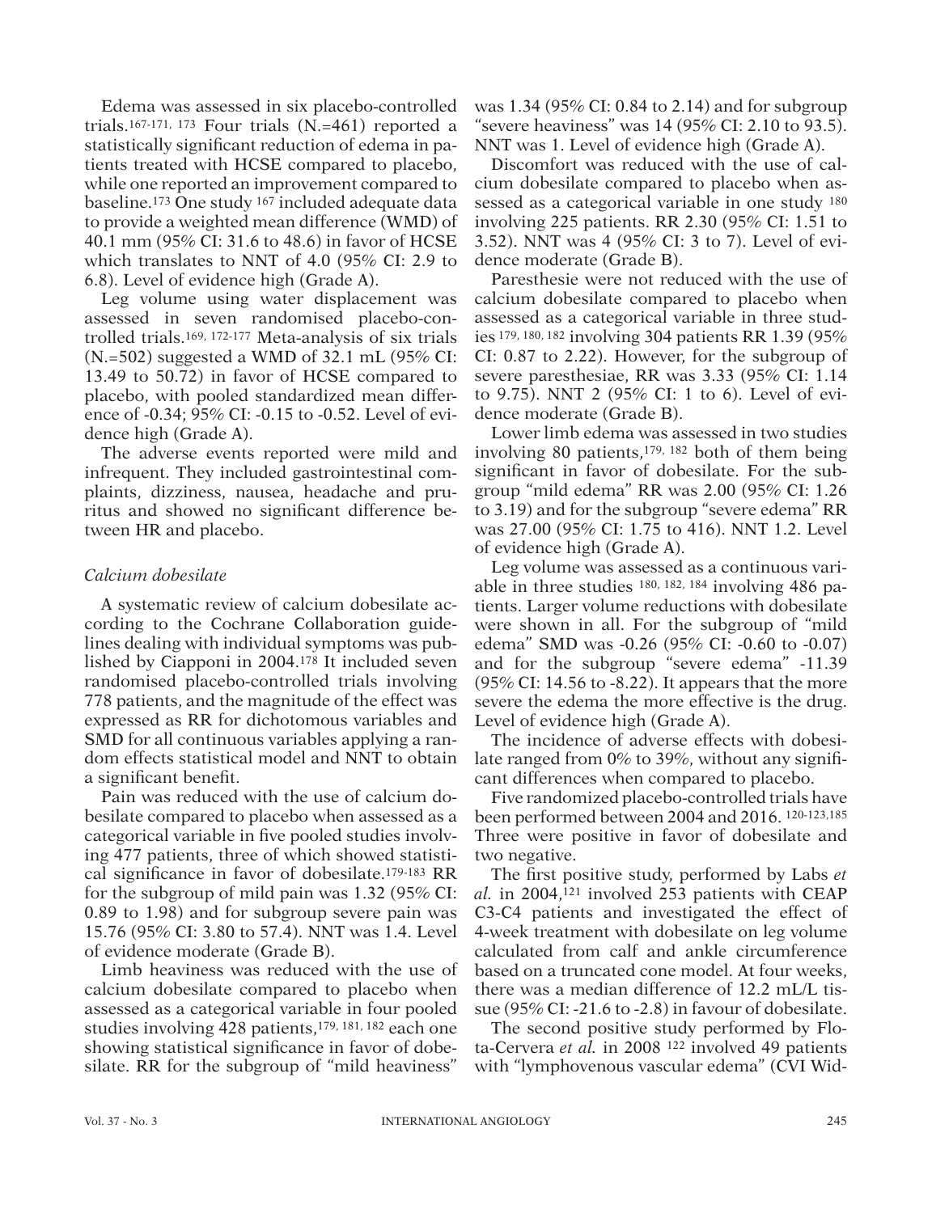Edema was assessed in six placebo-controlled trials.[167-171, 173] Four trials (N.=461) reported a statistically significant reduction of edema in patients treated with HCSE compared to placebo, while one reported an improvement compared to baseline.[173] One study [167] included adequate data to provide a weighted mean difference (WMD) of 40.1 mm (95% CI: 31.6 to 48.6) in favor of HCSE which translates to NNT of 4.0 (95% CI: 2.9 to 6.8). Level of evidence high (Grade A).

Leg volume using water displacement was assessed in seven randomised placebo-controlled trials.[169, 172-177] Meta-analysis of six trials (N.=502) suggested a WMD of 32.1 mL (95% CI: 13.49 to 50.72) in favor of HCSE compared to placebo, with pooled standardized mean difference of -0.34; 95% CI: -0.15 to -0.52. Level of evidence high (Grade A).

The adverse events reported were mild and infrequent. They included gastrointestinal complaints, dizziness, nausea, headache and pruritus and showed no significant difference between HR and placebo.

### *Calcium dobesilate*

A systematic review of calcium dobesilate according to the Cochrane Collaboration guidelines dealing with individual symptoms was published by Ciapponi in 2004.[178] It included seven randomised placebo-controlled trials involving 778 patients, and the magnitude of the effect was expressed as RR for dichotomous variables and SMD for all continuous variables applying a random effects statistical model and NNT to obtain a significant benefit.

Pain was reduced with the use of calcium dobesilate compared to placebo when assessed as a categorical variable in five pooled studies involving 477 patients, three of which showed statistical significance in favor of dobesilate.[179-183] RR for the subgroup of mild pain was 1.32 (95% CI: 0.89 to 1.98) and for subgroup severe pain was 15.76 (95% CI: 3.80 to 57.4). NNT was 1.4. Level of evidence moderate (Grade B).

Limb heaviness was reduced with the use of calcium dobesilate compared to placebo when assessed as a categorical variable in four pooled studies involving 428 patients,[179, 181, 182] each one showing statistical significance in favor of dobesilate. RR for the subgroup of "mild heaviness" was 1.34 (95% CI: 0.84 to 2.14) and for subgroup "severe heaviness" was 14 (95% CI: 2.10 to 93.5). NNT was 1. Level of evidence high (Grade A).

Discomfort was reduced with the use of calcium dobesilate compared to placebo when assessed as a categorical variable in one study [180] involving 225 patients. RR 2.30 (95% CI: 1.51 to 3.52). NNT was 4 (95% CI: 3 to 7). Level of evidence moderate (Grade B).

Paresthesie were not reduced with the use of calcium dobesilate compared to placebo when assessed as a categorical variable in three studies [179, 180, 182] involving 304 patients RR 1.39 (95% CI: 0.87 to 2.22). However, for the subgroup of severe paresthesiae, RR was 3.33 (95% CI: 1.14 to 9.75). NNT 2 (95% CI: 1 to 6). Level of evidence moderate (Grade B).

Lower limb edema was assessed in two studies involving 80 patients,[179, 182] both of them being significant in favor of dobesilate. For the subgroup "mild edema" RR was 2.00 (95% CI: 1.26 to 3.19) and for the subgroup "severe edema" RR was 27.00 (95% CI: 1.75 to 416). NNT 1.2. Level of evidence high (Grade A).

Leg volume was assessed as a continuous variable in three studies [180, 182, 184] involving 486 patients. Larger volume reductions with dobesilate were shown in all. For the subgroup of "mild edema" SMD was -0.26 (95% CI: -0.60 to -0.07) and for the subgroup "severe edema" -11.39 (95% CI: 14.56 to -8.22). It appears that the more severe the edema the more effective is the drug. Level of evidence high (Grade A).

The incidence of adverse effects with dobesilate ranged from 0% to 39%, without any significant differences when compared to placebo.

Five randomized placebo-controlled trials have been performed between 2004 and 2016. [120-123,185] Three were positive in favor of dobesilate and two negative.

The first positive study, performed by Labs *et al.* in 2004,[121] involved 253 patients with CEAP C3-C4 patients and investigated the effect of 4-week treatment with dobesilate on leg volume calculated from calf and ankle circumference based on a truncated cone model. At four weeks, there was a median difference of 12.2 mL/L tissue (95% CI: -21.6 to -2.8) in favour of dobesilate.

The second positive study performed by Flota-Cervera *et al.* in 2008 [122] involved 49 patients with "lymphovenous vascular edema" (CVI Wid-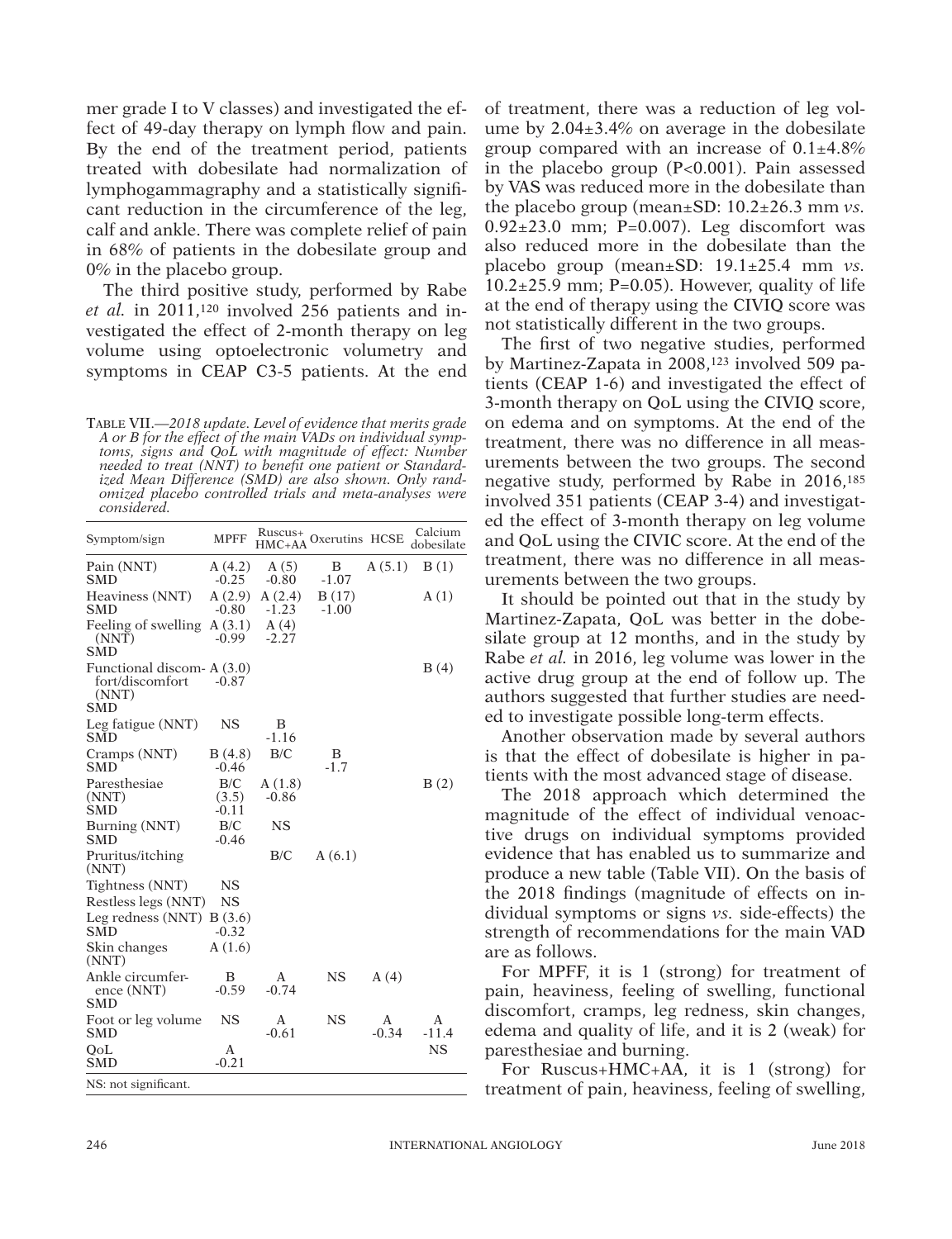mer grade I to V classes) and investigated the effect of 49-day therapy on lymph flow and pain. By the end of the treatment period, patients treated with dobesilate had normalization of lymphogammagraphy and a statistically significant reduction in the circumference of the leg, calf and ankle. There was complete relief of pain in 68% of patients in the dobesilate group and 0% in the placebo group.

The third positive study, performed by Rabe *et al.* in 2011,[120] involved 256 patients and investigated the effect of 2-month therapy on leg volume using optoelectronic volumetry and symptoms in CEAP C3-5 patients. At the end of treatment, there was a reduction of leg volume by 2.04±3.4% on average in the dobesilate group compared with an increase of 0.1±4.8% in the placebo group (P<0.001). Pain assessed by VAS was reduced more in the dobesilate than the placebo group (mean±SD: 10.2±26.3 mm *vs.* 0.92±23.0 mm; P=0.007). Leg discomfort was also reduced more in the dobesilate than the placebo group (mean±SD: 19.1±25.4 mm *vs.* 10.2±25.9 mm; P=0.05). However, quality of life at the end of therapy using the CIVIQ score was not statistically different in the two groups.

Table VII.—*2018 update. Level of evidence that merits grade A or B for the effect of the main VADs on individual symptoms, signs and QoL with magnitude of effect: Number needed to treat (NNT) to benefit one patient or Standardized Mean Difference (SMD) are also shown. Only randomized placebo controlled trials and meta-analyses were considered.*

| Symptom/sign | MPFF | Ruscus+ HMC+AA | Oxerutins | HCSE | Calcium dobesilate |
|---|---|---|---|---|---|
| Pain (NNT) SMD | A (4.2) -0.25 | A (5) -0.80 | B -1.07 | A (5.1) | B (1) |
| Heaviness (NNT) SMD | A (2.9) -0.80 | A (2.4) -1.23 | B (17) -1.00 | | A (1) |
| Feeling of swelling (NNT) SMD | A (3.1) -0.99 | A (4) -2.27 | | | |
| Functional discomfort/discomfort (NNT) SMD | A (3.0) -0.87 | | | | B (4) |
| Leg fatigue (NNT) SMD | NS | B -1.16 | | | |
| Cramps (NNT) SMD | B (4.8) -0.46 | B/C | B -1.7 | | |
| Paresthesiae (NNT) SMD | B/C (3.5) -0.11 | A (1.8) -0.86 | | | B (2) |
| Burning (NNT) SMD | B/C -0.46 | NS | | | |
| Pruritus/itching (NNT) | | B/C | A (6.1) | | |
| Tightness (NNT) | NS | | | | |
| Restless legs (NNT) | NS | | | | |
| Leg redness (NNT) SMD | B (3.6) -0.32 | | | | |
| Skin changes (NNT) | A (1.6) | | | | |
| Ankle circumference (NNT) SMD | B -0.59 | A -0.74 | NS | A (4) | |
| Foot or leg volume SMD | NS | A -0.61 | NS | A -0.34 | A -11.4 |
| QoL SMD | A -0.21 | | | | NS |

NS: not significant.

The first of two negative studies, performed by Martinez-Zapata in 2008,[123] involved 509 patients (CEAP 1-6) and investigated the effect of 3-month therapy on QoL using the CIVIQ score, on edema and on symptoms. At the end of the treatment, there was no difference in all measurements between the two groups. The second negative study, performed by Rabe in 2016,[185] involved 351 patients (CEAP 3-4) and investigated the effect of 3-month therapy on leg volume and QoL using the CIVIC score. At the end of the treatment, there was no difference in all measurements between the two groups.

It should be pointed out that in the study by Martinez-Zapata, QoL was better in the dobesilate group at 12 months, and in the study by Rabe *et al.* in 2016, leg volume was lower in the active drug group at the end of follow up. The authors suggested that further studies are needed to investigate possible long-term effects.

Another observation made by several authors is that the effect of dobesilate is higher in patients with the most advanced stage of disease.

The 2018 approach which determined the magnitude of the effect of individual venoactive drugs on individual symptoms provided evidence that has enabled us to summarize and produce a new table (Table VII). On the basis of the 2018 findings (magnitude of effects on individual symptoms or signs *vs.* side-effects) the strength of recommendations for the main VAD are as follows.

For MPFF, it is 1 (strong) for treatment of pain, heaviness, feeling of swelling, functional discomfort, cramps, leg redness, skin changes, edema and quality of life, and it is 2 (weak) for paresthesiae and burning.

For Ruscus+HMC+AA, it is 1 (strong) for treatment of pain, heaviness, feeling of swelling,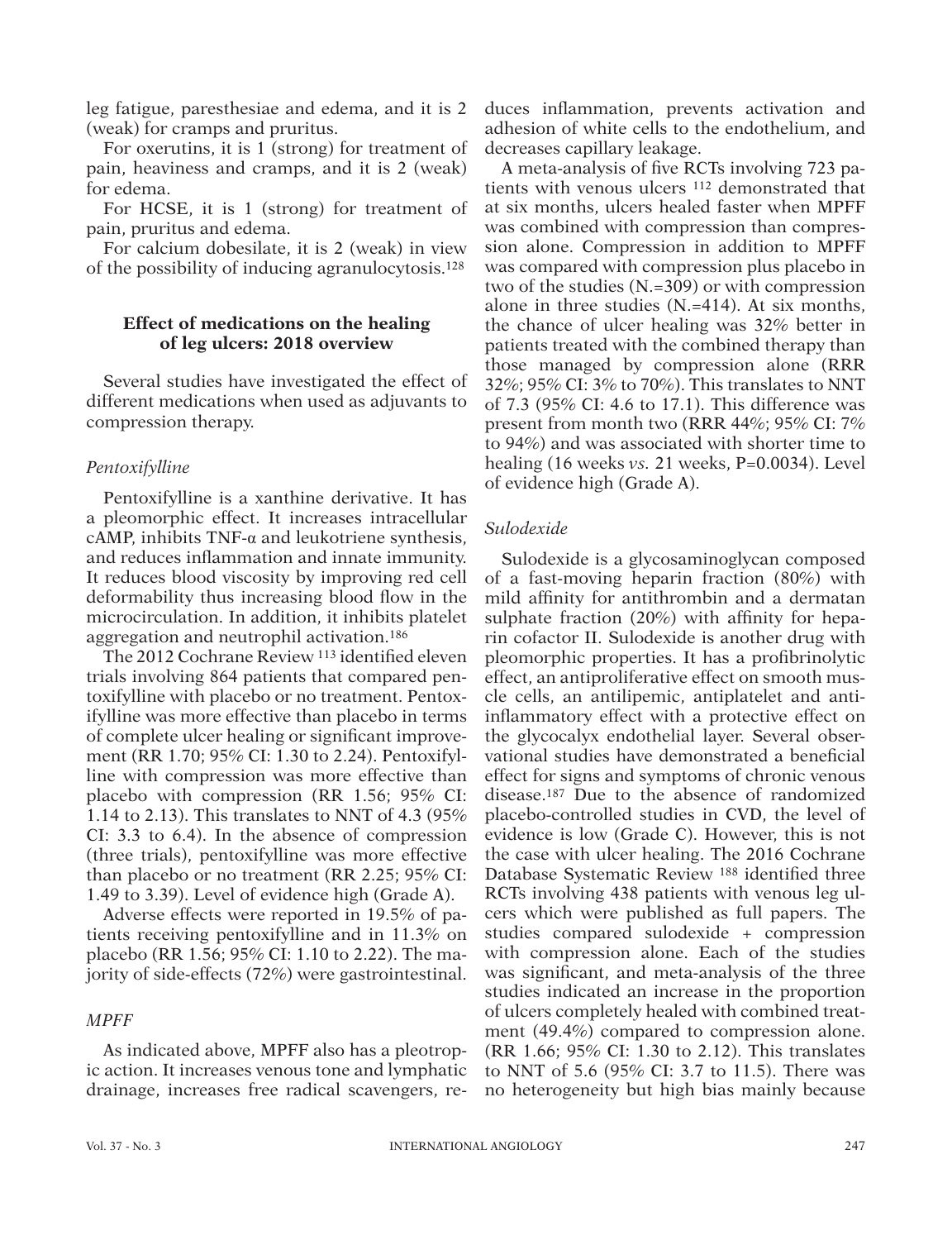leg fatigue, paresthesiae and edema, and it is 2 (weak) for cramps and pruritus.

For oxerutins, it is 1 (strong) for treatment of pain, heaviness and cramps, and it is 2 (weak) for edema.

For HCSE, it is 1 (strong) for treatment of pain, pruritus and edema.

For calcium dobesilate, it is 2 (weak) in view of the possibility of inducing agranulocytosis.[128]

### Effect of medications on the healing of leg ulcers: 2018 overview

Several studies have investigated the effect of different medications when used as adjuvants to compression therapy.

#### *Pentoxifylline*

Pentoxifylline is a xanthine derivative. It has a pleomorphic effect. It increases intracellular cAMP, inhibits TNF-α and leukotriene synthesis, and reduces inflammation and innate immunity. It reduces blood viscosity by improving red cell deformability thus increasing blood flow in the microcirculation. In addition, it inhibits platelet aggregation and neutrophil activation.[186]

The 2012 Cochrane Review [113] identified eleven trials involving 864 patients that compared pentoxifylline with placebo or no treatment. Pentoxifylline was more effective than placebo in terms of complete ulcer healing or significant improvement (RR 1.70; 95% CI: 1.30 to 2.24). Pentoxifylline with compression was more effective than placebo with compression (RR 1.56; 95% CI: 1.14 to 2.13). This translates to NNT of 4.3 (95% CI: 3.3 to 6.4). In the absence of compression (three trials), pentoxifylline was more effective than placebo or no treatment (RR 2.25; 95% CI: 1.49 to 3.39). Level of evidence high (Grade A).

Adverse effects were reported in 19.5% of patients receiving pentoxifylline and in 11.3% on placebo (RR 1.56; 95% CI: 1.10 to 2.22). The majority of side-effects (72%) were gastrointestinal.

#### *MPFF*

As indicated above, MPFF also has a pleotropic action. It increases venous tone and lymphatic drainage, increases free radical scavengers, reduces inflammation, prevents activation and adhesion of white cells to the endothelium, and decreases capillary leakage.

A meta-analysis of five RCTs involving 723 patients with venous ulcers [112] demonstrated that at six months, ulcers healed faster when MPFF was combined with compression than compression alone. Compression in addition to MPFF was compared with compression plus placebo in two of the studies (N.=309) or with compression alone in three studies (N.=414). At six months, the chance of ulcer healing was 32% better in patients treated with the combined therapy than those managed by compression alone (RRR 32%; 95% CI: 3% to 70%). This translates to NNT of 7.3 (95% CI: 4.6 to 17.1). This difference was present from month two (RRR 44%; 95% CI: 7% to 94%) and was associated with shorter time to healing (16 weeks *vs.* 21 weeks, P=0.0034). Level of evidence high (Grade A).

#### *Sulodexide*

Sulodexide is a glycosaminoglycan composed of a fast-moving heparin fraction (80%) with mild affinity for antithrombin and a dermatan sulphate fraction (20%) with affinity for heparin cofactor II. Sulodexide is another drug with pleomorphic properties. It has a profibrinolytic effect, an antiproliferative effect on smooth muscle cells, an antilipemic, antiplatelet and anti-inflammatory effect with a protective effect on the glycocalyx endothelial layer. Several observational studies have demonstrated a beneficial effect for signs and symptoms of chronic venous disease.[187] Due to the absence of randomized placebo-controlled studies in CVD, the level of evidence is low (Grade C). However, this is not the case with ulcer healing. The 2016 Cochrane Database Systematic Review [188] identified three RCTs involving 438 patients with venous leg ulcers which were published as full papers. The studies compared sulodexide + compression with compression alone. Each of the studies was significant, and meta-analysis of the three studies indicated an increase in the proportion of ulcers completely healed with combined treatment (49.4%) compared to compression alone. (RR 1.66; 95% CI: 1.30 to 2.12). This translates to NNT of 5.6 (95% CI: 3.7 to 11.5). There was no heterogeneity but high bias mainly because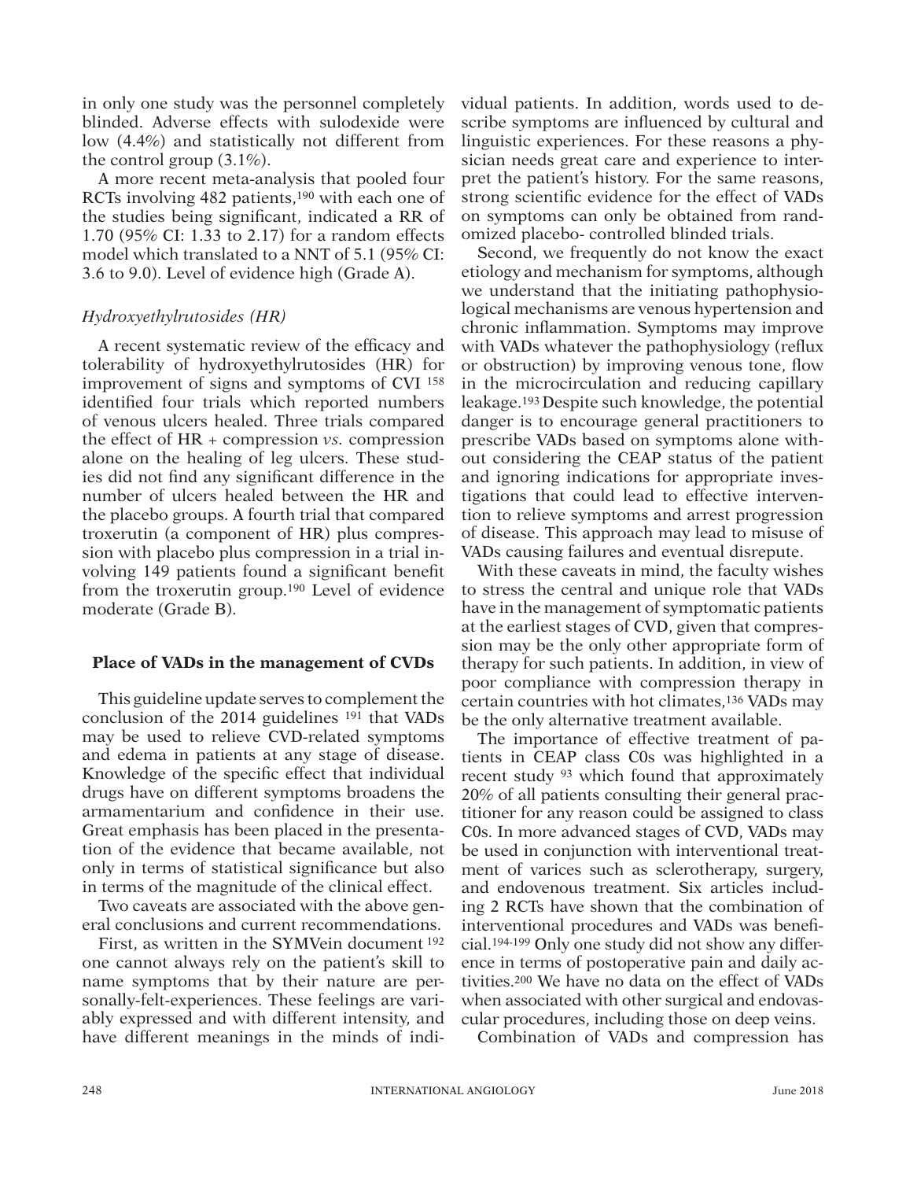in only one study was the personnel completely blinded. Adverse effects with sulodexide were low (4.4%) and statistically not different from the control group (3.1%).

A more recent meta-analysis that pooled four RCTs involving 482 patients,[190] with each one of the studies being significant, indicated a RR of 1.70 (95% CI: 1.33 to 2.17) for a random effects model which translated to a NNT of 5.1 (95% CI: 3.6 to 9.0). Level of evidence high (Grade A).

*Hydroxyethylrutosides (HR)*

A recent systematic review of the efficacy and tolerability of hydroxyethylrutosides (HR) for improvement of signs and symptoms of CVI [158] identified four trials which reported numbers of venous ulcers healed. Three trials compared the effect of HR + compression *vs.* compression alone on the healing of leg ulcers. These studies did not find any significant difference in the number of ulcers healed between the HR and the placebo groups. A fourth trial that compared troxerutin (a component of HR) plus compression with placebo plus compression in a trial involving 149 patients found a significant benefit from the troxerutin group.[190] Level of evidence moderate (Grade B).

## Place of VADs in the management of CVDs

This guideline update serves to complement the conclusion of the 2014 guidelines [191] that VADs may be used to relieve CVD-related symptoms and edema in patients at any stage of disease. Knowledge of the specific effect that individual drugs have on different symptoms broadens the armamentarium and confidence in their use. Great emphasis has been placed in the presentation of the evidence that became available, not only in terms of statistical significance but also in terms of the magnitude of the clinical effect.

Two caveats are associated with the above general conclusions and current recommendations.

First, as written in the SYMVein document [192] one cannot always rely on the patient's skill to name symptoms that by their nature are personally-felt-experiences. These feelings are variably expressed and with different intensity, and have different meanings in the minds of individual patients. In addition, words used to describe symptoms are influenced by cultural and linguistic experiences. For these reasons a physician needs great care and experience to interpret the patient's history. For the same reasons, strong scientific evidence for the effect of VADs on symptoms can only be obtained from randomized placebo- controlled blinded trials.

Second, we frequently do not know the exact etiology and mechanism for symptoms, although we understand that the initiating pathophysiological mechanisms are venous hypertension and chronic inflammation. Symptoms may improve with VADs whatever the pathophysiology (reflux or obstruction) by improving venous tone, flow in the microcirculation and reducing capillary leakage.[193] Despite such knowledge, the potential danger is to encourage general practitioners to prescribe VADs based on symptoms alone without considering the CEAP status of the patient and ignoring indications for appropriate investigations that could lead to effective intervention to relieve symptoms and arrest progression of disease. This approach may lead to misuse of VADs causing failures and eventual disrepute.

With these caveats in mind, the faculty wishes to stress the central and unique role that VADs have in the management of symptomatic patients at the earliest stages of CVD, given that compression may be the only other appropriate form of therapy for such patients. In addition, in view of poor compliance with compression therapy in certain countries with hot climates,[136] VADs may be the only alternative treatment available.

The importance of effective treatment of patients in CEAP class C0s was highlighted in a recent study [93] which found that approximately 20% of all patients consulting their general practitioner for any reason could be assigned to class C0s. In more advanced stages of CVD, VADs may be used in conjunction with interventional treatment of varices such as sclerotherapy, surgery, and endovenous treatment. Six articles including 2 RCTs have shown that the combination of interventional procedures and VADs was beneficial.[194-199] Only one study did not show any difference in terms of postoperative pain and daily activities.[200] We have no data on the effect of VADs when associated with other surgical and endovascular procedures, including those on deep veins.

Combination of VADs and compression has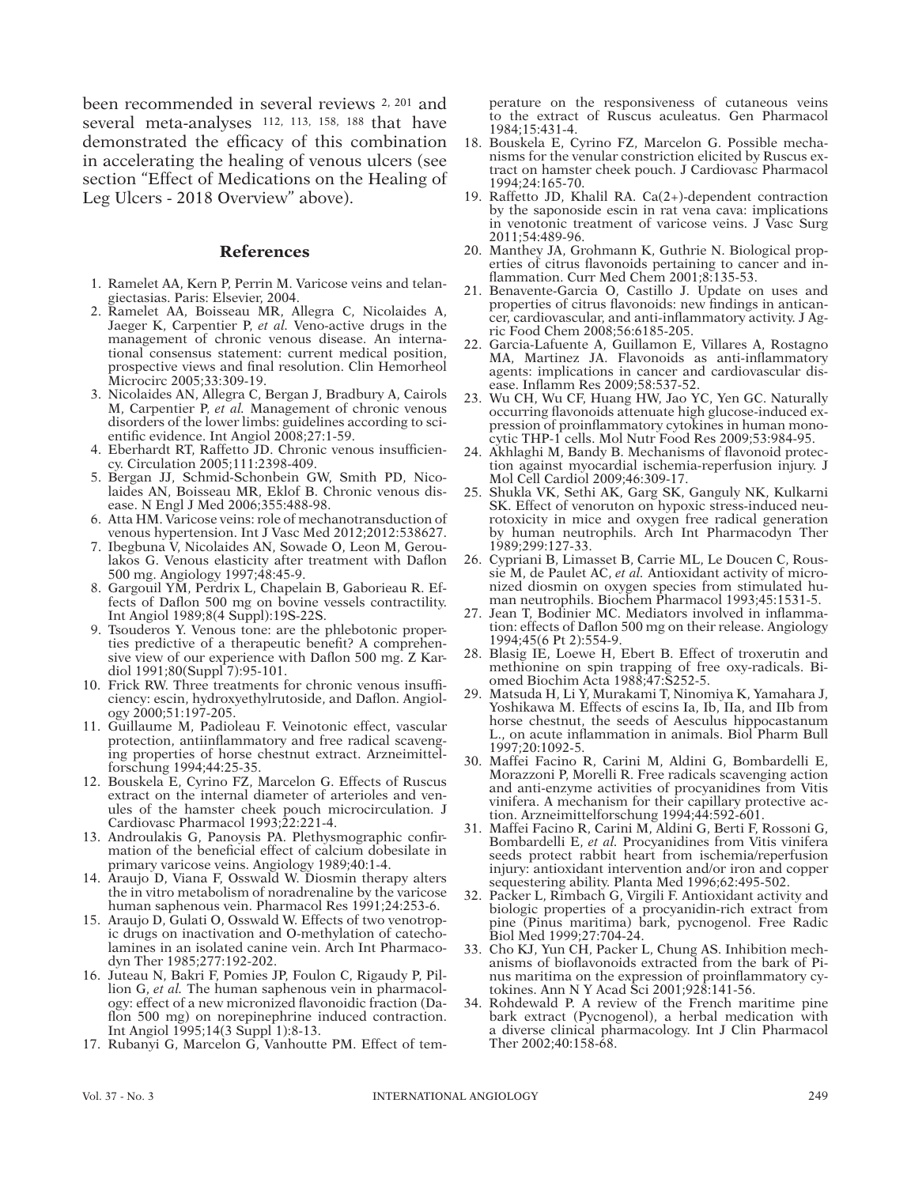been recommended in several reviews [2, 201] and several meta-analyses [112, 113, 158, 188] that have demonstrated the efficacy of this combination in accelerating the healing of venous ulcers (see section "Effect of Medications on the Healing of Leg Ulcers - 2018 Overview" above).

## References

1. Ramelet AA, Kern P, Perrin M. Varicose veins and telangiectasias. Paris: Elsevier, 2004.
2. Ramelet AA, Boisseau MR, Allegra C, Nicolaides A, Jaeger K, Carpentier P, *et al.* Veno-active drugs in the management of chronic venous disease. An international consensus statement: current medical position, prospective views and final resolution. Clin Hemorheol Microcirc 2005;33:309-19.
3. Nicolaides AN, Allegra C, Bergan J, Bradbury A, Cairols M, Carpentier P, *et al.* Management of chronic venous disorders of the lower limbs: guidelines according to scientific evidence. Int Angiol 2008;27:1-59.
4. Eberhardt RT, Raffetto JD. Chronic venous insufficiency. Circulation 2005;111:2398-409.
5. Bergan JJ, Schmid-Schonbein GW, Smith PD, Nicolaides AN, Boisseau MR, Eklof B. Chronic venous disease. N Engl J Med 2006;355:488-98.
6. Atta HM. Varicose veins: role of mechanotransduction of venous hypertension. Int J Vasc Med 2012;2012:538627.
7. Ibegbuna V, Nicolaides AN, Sowade O, Leon M, Geroulakos G. Venous elasticity after treatment with Daflon 500 mg. Angiology 1997;48:45-9.
8. Gargouil YM, Perdrix L, Chapelain B, Gaborieau R. Effects of Daflon 500 mg on bovine vessels contractility. Int Angiol 1989;8(4 Suppl):19S-22S.
9. Tsouderos Y. Venous tone: are the phlebotonic properties predictive of a therapeutic benefit? A comprehensive view of our experience with Daflon 500 mg. Z Kardiol 1991;80(Suppl 7):95-101.
10. Frick RW. Three treatments for chronic venous insufficiency: escin, hydroxyethylrutoside, and Daflon. Angiology 2000;51:197-205.
11. Guillaume M, Padioleau F. Veinotonic effect, vascular protection, antiinflammatory and free radical scavenging properties of horse chestnut extract. Arzneimittelforschung 1994;44:25-35.
12. Bouskela E, Cyrino FZ, Marcelon G. Effects of Ruscus extract on the internal diameter of arterioles and venules of the hamster cheek pouch microcirculation. J Cardiovasc Pharmacol 1993;22:221-4.
13. Androulakis G, Panoysis PA. Plethysmographic confirmation of the beneficial effect of calcium dobesilate in primary varicose veins. Angiology 1989;40:1-4.
14. Araujo D, Viana F, Osswald W. Diosmin therapy alters the in vitro metabolism of noradrenaline by the varicose human saphenous vein. Pharmacol Res 1991;24:253-6.
15. Araujo D, Gulati O, Osswald W. Effects of two venotropic drugs on inactivation and O-methylation of catecholamines in an isolated canine vein. Arch Int Pharmacodyn Ther 1985;277:192-202.
16. Juteau N, Bakri F, Pomies JP, Foulon C, Rigaudy P, Pillion G, *et al.* The human saphenous vein in pharmacology: effect of a new micronized flavonoidic fraction (Daflon 500 mg) on norepinephrine induced contraction. Int Angiol 1995;14(3 Suppl 1):8-13.
17. Rubanyi G, Marcelon G, Vanhoutte PM. Effect of temperature on the responsiveness of cutaneous veins to the extract of Ruscus aculeatus. Gen Pharmacol 1984;15:431-4.
18. Bouskela E, Cyrino FZ, Marcelon G. Possible mechanisms for the venular constriction elicited by Ruscus extract on hamster cheek pouch. J Cardiovasc Pharmacol 1994;24:165-70.
19. Raffetto JD, Khalil RA. Ca(2+)-dependent contraction by the saponoside escin in rat vena cava: implications in venotonic treatment of varicose veins. J Vasc Surg 2011;54:489-96.
20. Manthey JA, Grohmann K, Guthrie N. Biological properties of citrus flavonoids pertaining to cancer and inflammation. Curr Med Chem 2001;8:135-53.
21. Benavente-Garcia O, Castillo J. Update on uses and properties of citrus flavonoids: new findings in anticancer, cardiovascular, and anti-inflammatory activity. J Agric Food Chem 2008;56:6185-205.
22. Garcia-Lafuente A, Guillamon E, Villares A, Rostagno MA, Martinez JA. Flavonoids as anti-inflammatory agents: implications in cancer and cardiovascular disease. Inflamm Res 2009;58:537-52.
23. Wu CH, Wu CF, Huang HW, Jao YC, Yen GC. Naturally occurring flavonoids attenuate high glucose-induced expression of proinflammatory cytokines in human monocytic THP-1 cells. Mol Nutr Food Res 2009;53:984-95.
24. Akhlaghi M, Bandy B. Mechanisms of flavonoid protection against myocardial ischemia-reperfusion injury. J Mol Cell Cardiol 2009;46:309-17.
25. Shukla VK, Sethi AK, Garg SK, Ganguly NK, Kulkarni SK. Effect of venoruton on hypoxic stress-induced neurotoxicity in mice and oxygen free radical generation by human neutrophils. Arch Int Pharmacodyn Ther 1989;299:127-33.
26. Cypriani B, Limasset B, Carrie ML, Le Doucen C, Roussie M, de Paulet AC, *et al.* Antioxidant activity of micronized diosmin on oxygen species from stimulated human neutrophils. Biochem Pharmacol 1993;45:1531-5.
27. Jean T, Bodinier MC. Mediators involved in inflammation: effects of Daflon 500 mg on their release. Angiology 1994;45(6 Pt 2):554-9.
28. Blasig IE, Loewe H, Ebert B. Effect of troxerutin and methionine on spin trapping of free oxy-radicals. Biomed Biochim Acta 1988;47:S252-5.
29. Matsuda H, Li Y, Murakami T, Ninomiya K, Yamahara J, Yoshikawa M. Effects of escins Ia, Ib, IIa, and IIb from horse chestnut, the seeds of Aesculus hippocastanum L., on acute inflammation in animals. Biol Pharm Bull 1997;20:1092-5.
30. Maffei Facino R, Carini M, Aldini G, Bombardelli E, Morazzoni P, Morelli R. Free radicals scavenging action and anti-enzyme activities of procyanidines from Vitis vinifera. A mechanism for their capillary protective action. Arzneimittelforschung 1994;44:592-601.
31. Maffei Facino R, Carini M, Aldini G, Berti F, Rossoni G, Bombardelli E, *et al.* Procyanidines from Vitis vinifera seeds protect rabbit heart from ischemia/reperfusion injury: antioxidant intervention and/or iron and copper sequestering ability. Planta Med 1996;62:495-502.
32. Packer L, Rimbach G, Virgili F. Antioxidant activity and biologic properties of a procyanidin-rich extract from pine (Pinus maritima) bark, pycnogenol. Free Radic Biol Med 1999;27:704-24.
33. Cho KJ, Yun CH, Packer L, Chung AS. Inhibition mechanisms of bioflavonoids extracted from the bark of Pinus maritima on the expression of proinflammatory cytokines. Ann N Y Acad Sci 2001;928:141-56.
34. Rohdewald P. A review of the French maritime pine bark extract (Pycnogenol), a herbal medication with a diverse clinical pharmacology. Int J Clin Pharmacol Ther 2002;40:158-68.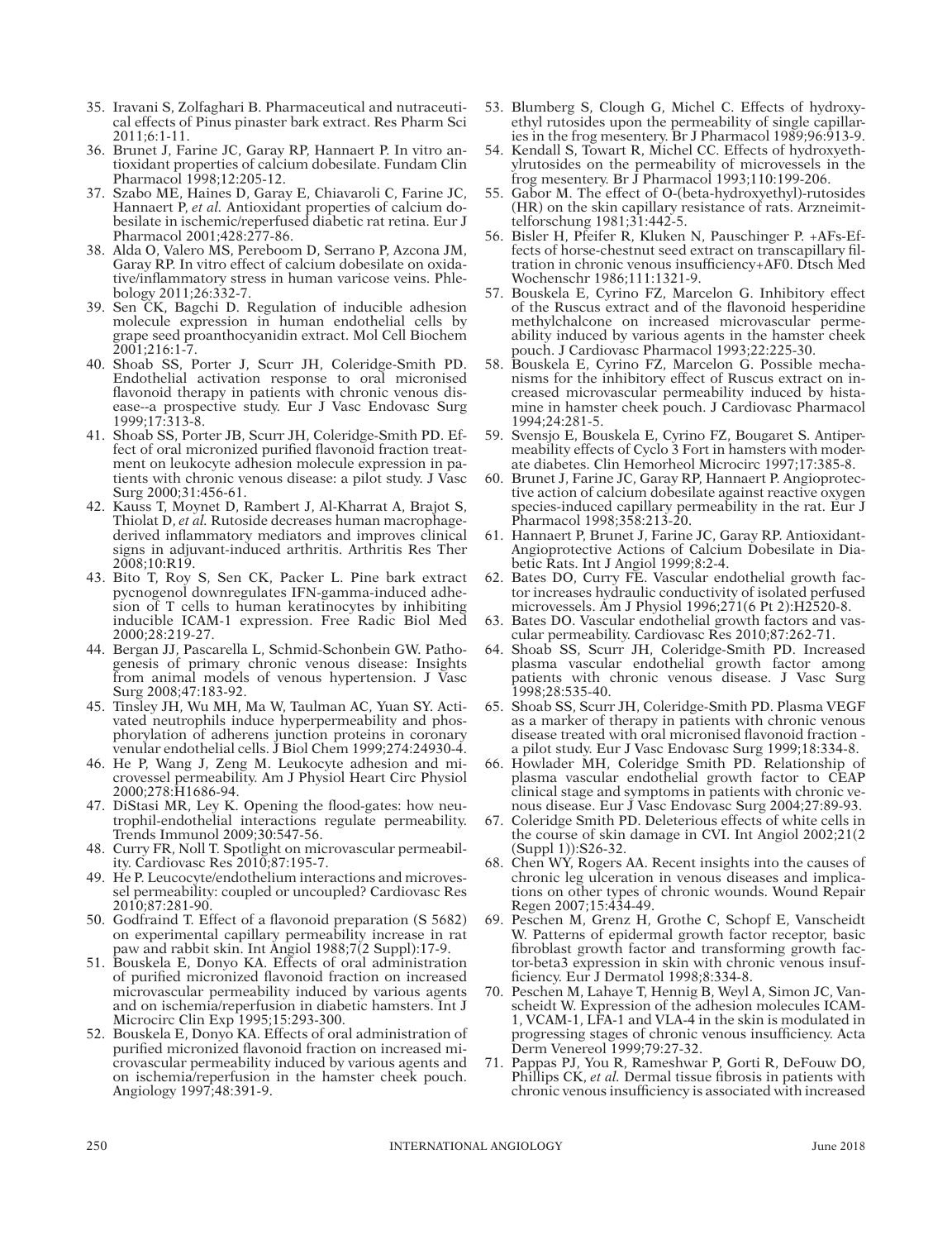35. Iravani S, Zolfaghari B. Pharmaceutical and nutraceutical effects of Pinus pinaster bark extract. Res Pharm Sci 2011;6:1-11.
36. Brunet J, Farine JC, Garay RP, Hannaert P. In vitro antioxidant properties of calcium dobesilate. Fundam Clin Pharmacol 1998;12:205-12.
37. Szabo ME, Haines D, Garay E, Chiavaroli C, Farine JC, Hannaert P, *et al.* Antioxidant properties of calcium dobesilate in ischemic/reperfused diabetic rat retina. Eur J Pharmacol 2001;428:277-86.
38. Alda O, Valero MS, Pereboom D, Serrano P, Azcona JM, Garay RP. In vitro effect of calcium dobesilate on oxidative/inflammatory stress in human varicose veins. Phlebology 2011;26:332-7.
39. Sen CK, Bagchi D. Regulation of inducible adhesion molecule expression in human endothelial cells by grape seed proanthocyanidin extract. Mol Cell Biochem 2001;216:1-7.
40. Shoab SS, Porter J, Scurr JH, Coleridge-Smith PD. Endothelial activation response to oral micronised flavonoid therapy in patients with chronic venous disease--a prospective study. Eur J Vasc Endovasc Surg 1999;17:313-8.
41. Shoab SS, Porter JB, Scurr JH, Coleridge-Smith PD. Effect of oral micronized purified flavonoid fraction treatment on leukocyte adhesion molecule expression in patients with chronic venous disease: a pilot study. J Vasc Surg 2000;31:456-61.
42. Kauss T, Moynet D, Rambert J, Al-Kharrat A, Brajot S, Thiolat D, *et al.* Rutoside decreases human macrophage-derived inflammatory mediators and improves clinical signs in adjuvant-induced arthritis. Arthritis Res Ther 2008;10:R19.
43. Bito T, Roy S, Sen CK, Packer L. Pine bark extract pycnogenol downregulates IFN-gamma-induced adhesion of T cells to human keratinocytes by inhibiting inducible ICAM-1 expression. Free Radic Biol Med 2000;28:219-27.
44. Bergan JJ, Pascarella L, Schmid-Schonbein GW. Pathogenesis of primary chronic venous disease: Insights from animal models of venous hypertension. J Vasc Surg 2008;47:183-92.
45. Tinsley JH, Wu MH, Ma W, Taulman AC, Yuan SY. Activated neutrophils induce hyperpermeability and phosphorylation of adherens junction proteins in coronary venular endothelial cells. J Biol Chem 1999;274:24930-4.
46. He P, Wang J, Zeng M. Leukocyte adhesion and microvessel permeability. Am J Physiol Heart Circ Physiol 2000;278:H1686-94.
47. DiStasi MR, Ley K. Opening the flood-gates: how neutrophil-endothelial interactions regulate permeability. Trends Immunol 2009;30:547-56.
48. Curry FR, Noll T. Spotlight on microvascular permeability. Cardiovasc Res 2010;87:195-7.
49. He P. Leucocyte/endothelium interactions and microvessel permeability: coupled or uncoupled? Cardiovasc Res 2010;87:281-90.
50. Godfraind T. Effect of a flavonoid preparation (S 5682) on experimental capillary permeability increase in rat paw and rabbit skin. Int Angiol 1988;7(2 Suppl):17-9.
51. Bouskela E, Donyo KA. Effects of oral administration of purified micronized flavonoid fraction on increased microvascular permeability induced by various agents and on ischemia/reperfusion in diabetic hamsters. Int J Microcirc Clin Exp 1995;15:293-300.
52. Bouskela E, Donyo KA. Effects of oral administration of purified micronized flavonoid fraction on increased microvascular permeability induced by various agents and on ischemia/reperfusion in the hamster cheek pouch. Angiology 1997;48:391-9.
53. Blumberg S, Clough G, Michel C. Effects of hydroxyethyl rutosides upon the permeability of single capillaries in the frog mesentery. Br J Pharmacol 1989;96:913-9.
54. Kendall S, Towart R, Michel CC. Effects of hydroxyethylrutosides on the permeability of microvessels in the frog mesentery. Br J Pharmacol 1993;110:199-206.
55. Gabor M. The effect of O-(beta-hydroxyethyl)-rutosides (HR) on the skin capillary resistance of rats. Arzneimittelforschung 1981;31:442-5.
56. Bisler H, Pfeifer R, Kluken N, Pauschinger P. +AFs-Effects of horse-chestnut seed extract on transcapillary filtration in chronic venous insufficiency+AF0. Dtsch Med Wochenschr 1986;111:1321-9.
57. Bouskela E, Cyrino FZ, Marcelon G. Inhibitory effect of the Ruscus extract and of the flavonoid hesperidine methylchalcone on increased microvascular permeability induced by various agents in the hamster cheek pouch. J Cardiovasc Pharmacol 1993;22:225-30.
58. Bouskela E, Cyrino FZ, Marcelon G. Possible mechanisms for the inhibitory effect of Ruscus extract on increased microvascular permeability induced by histamine in hamster cheek pouch. J Cardiovasc Pharmacol 1994;24:281-5.
59. Svensjo E, Bouskela E, Cyrino FZ, Bougaret S. Antipermeability effects of Cyclo 3 Fort in hamsters with moderate diabetes. Clin Hemorheol Microcirc 1997;17:385-8.
60. Brunet J, Farine JC, Garay RP, Hannaert P. Angioprotective action of calcium dobesilate against reactive oxygen species-induced capillary permeability in the rat. Eur J Pharmacol 1998;358:213-20.
61. Hannaert P, Brunet J, Farine JC, Garay RP. Antioxidant-Angioprotective Actions of Calcium Dobesilate in Diabetic Rats. Int J Angiol 1999;8:2-4.
62. Bates DO, Curry FE. Vascular endothelial growth factor increases hydraulic conductivity of isolated perfused microvessels. Am J Physiol 1996;271(6 Pt 2):H2520-8.
63. Bates DO. Vascular endothelial growth factors and vascular permeability. Cardiovasc Res 2010;87:262-71.
64. Shoab SS, Scurr JH, Coleridge-Smith PD. Increased plasma vascular endothelial growth factor among patients with chronic venous disease. J Vasc Surg 1998;28:535-40.
65. Shoab SS, Scurr JH, Coleridge-Smith PD. Plasma VEGF as a marker of therapy in patients with chronic venous disease treated with oral micronised flavonoid fraction - a pilot study. Eur J Vasc Endovasc Surg 1999;18:334-8.
66. Howlader MH, Coleridge Smith PD. Relationship of plasma vascular endothelial growth factor to CEAP clinical stage and symptoms in patients with chronic venous disease. Eur J Vasc Endovasc Surg 2004;27:89-93.
67. Coleridge Smith PD. Deleterious effects of white cells in the course of skin damage in CVI. Int Angiol 2002;21(2 (Suppl 1)):S26-32.
68. Chen WY, Rogers AA. Recent insights into the causes of chronic leg ulceration in venous diseases and implications on other types of chronic wounds. Wound Repair Regen 2007;15:434-49.
69. Peschen M, Grenz H, Grothe C, Schopf E, Vanscheidt W. Patterns of epidermal growth factor receptor, basic fibroblast growth factor and transforming growth factor-beta3 expression in skin with chronic venous insufficiency. Eur J Dermatol 1998;8:334-8.
70. Peschen M, Lahaye T, Hennig B, Weyl A, Simon JC, Vanscheidt W. Expression of the adhesion molecules ICAM-1, VCAM-1, LFA-1 and VLA-4 in the skin is modulated in progressing stages of chronic venous insufficiency. Acta Derm Venereol 1999;79:27-32.
71. Pappas PJ, You R, Rameshwar P, Gorti R, DeFouw DO, Phillips CK, *et al.* Dermal tissue fibrosis in patients with chronic venous insufficiency is associated with increased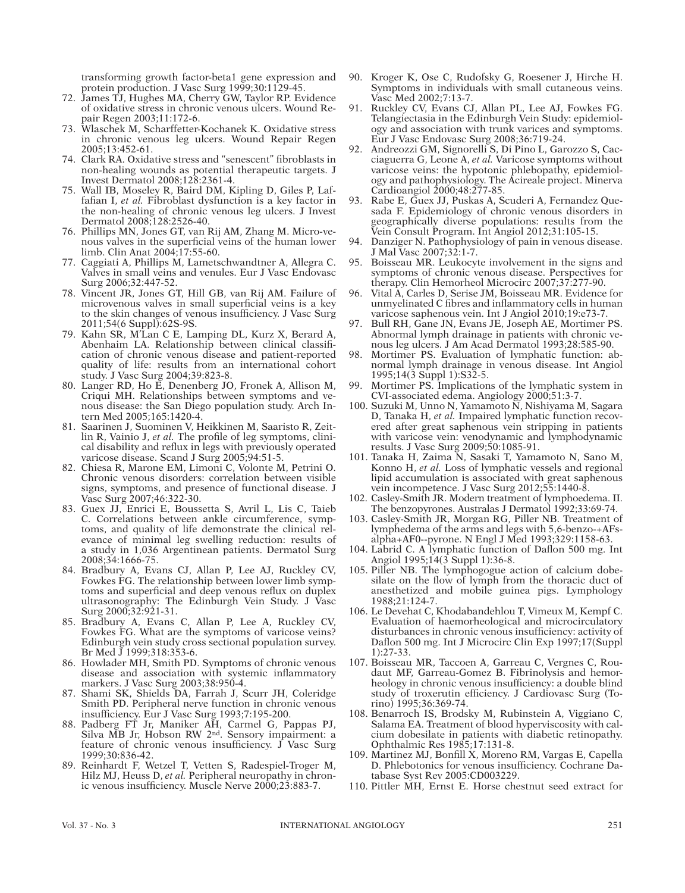transforming growth factor-beta1 gene expression and protein production. J Vasc Surg 1999;30:1129-45.

72. James TJ, Hughes MA, Cherry GW, Taylor RP. Evidence of oxidative stress in chronic venous ulcers. Wound Repair Regen 2003;11:172-6.
73. Wlaschek M, Scharffetter-Kochanek K. Oxidative stress in chronic venous leg ulcers. Wound Repair Regen 2005;13:452-61.
74. Clark RA. Oxidative stress and "senescent" fibroblasts in non-healing wounds as potential therapeutic targets. J Invest Dermatol 2008;128:2361-4.
75. Wall IB, Moseley R, Baird DM, Kipling D, Giles P, Laffafian I, *et al.* Fibroblast dysfunction is a key factor in the non-healing of chronic venous leg ulcers. J Invest Dermatol 2008;128:2526-40.
76. Phillips MN, Jones GT, van Rij AM, Zhang M. Micro-venous valves in the superficial veins of the human lower limb. Clin Anat 2004;17:55-60.
77. Caggiati A, Phillips M, Lametschwandtner A, Allegra C. Valves in small veins and venules. Eur J Vasc Endovasc Surg 2006;32:447-52.
78. Vincent JR, Jones GT, Hill GB, van Rij AM. Failure of microvenous valves in small superficial veins is a key to the skin changes of venous insufficiency. J Vasc Surg 2011;54(6 Suppl):62S-9S.
79. Kahn SR, M'Lan C E, Lamping DL, Kurz X, Berard A, Abenhaim LA. Relationship between clinical classification of chronic venous disease and patient-reported quality of life: results from an international cohort study. J Vasc Surg 2004;39:823-8.
80. Langer RD, Ho E, Denenberg JO, Fronek A, Allison M, Criqui MH. Relationships between symptoms and venous disease: the San Diego population study. Arch Intern Med 2005;165:1420-4.
81. Saarinen J, Suominen V, Heikkinen M, Saaristo R, Zeitlin R, Vainio J, *et al.* The profile of leg symptoms, clinical disability and reflux in legs with previously operated varicose disease. Scand J Surg 2005;94:51-5.
82. Chiesa R, Marone EM, Limoni C, Volonte M, Petrini O. Chronic venous disorders: correlation between visible signs, symptoms, and presence of functional disease. J Vasc Surg 2007;46:322-30.
83. Guex JJ, Enrici E, Boussetta S, Avril L, Lis C, Taieb C. Correlations between ankle circumference, symptoms, and quality of life demonstrate the clinical relevance of minimal leg swelling reduction: results of a study in 1,036 Argentinean patients. Dermatol Surg 2008;34:1666-75.
84. Bradbury A, Evans CJ, Allan P, Lee AJ, Ruckley CV, Fowkes FG. The relationship between lower limb symptoms and superficial and deep venous reflux on duplex ultrasonography: The Edinburgh Vein Study. J Vasc Surg 2000;32:921-31.
85. Bradbury A, Evans C, Allan P, Lee A, Ruckley CV, Fowkes FG. What are the symptoms of varicose veins? Edinburgh vein study cross sectional population survey. Br Med J 1999;318:353-6.
86. Howlader MH, Smith PD. Symptoms of chronic venous disease and association with systemic inflammatory markers. J Vasc Surg 2003;38:950-4.
87. Shami SK, Shields DA, Farrah J, Scurr JH, Coleridge Smith PD. Peripheral nerve function in chronic venous insufficiency. Eur J Vasc Surg 1993;7:195-200.
88. Padberg FT Jr, Maniker AH, Carmel G, Pappas PJ, Silva MB Jr, Hobson RW 2nd. Sensory impairment: a feature of chronic venous insufficiency. J Vasc Surg 1999;30:836-42.
89. Reinhardt F, Wetzel T, Vetten S, Radespiel-Troger M, Hilz MJ, Heuss D, *et al.* Peripheral neuropathy in chronic venous insufficiency. Muscle Nerve 2000;23:883-7.
90. Kroger K, Ose C, Rudofsky G, Roesener J, Hirche H. Symptoms in individuals with small cutaneous veins. Vasc Med 2002;7:13-7.
91. Ruckley CV, Evans CJ, Allan PL, Lee AJ, Fowkes FG. Telangiectasia in the Edinburgh Vein Study: epidemiology and association with trunk varices and symptoms. Eur J Vasc Endovasc Surg 2008;36:719-24.
92. Andreozzi GM, Signorelli S, Di Pino L, Garozzo S, Cacciaguerra G, Leone A, *et al.* Varicose symptoms without varicose veins: the hypotonic phlebopathy, epidemiology and pathophysiology. The Acireale project. Minerva Cardioangiol 2000;48:277-85.
93. Rabe E, Guex JJ, Puskas A, Scuderi A, Fernandez Quesada F. Epidemiology of chronic venous disorders in geographically diverse populations: results from the Vein Consult Program. Int Angiol 2012;31:105-15.
94. Danziger N. Pathophysiology of pain in venous disease. J Mal Vasc 2007;32:1-7.
95. Boisseau MR. Leukocyte involvement in the signs and symptoms of chronic venous disease. Perspectives for therapy. Clin Hemorheol Microcirc 2007;37:277-90.
96. Vital A, Carles D, Serise JM, Boisseau MR. Evidence for unmyelinated C fibres and inflammatory cells in human varicose saphenous vein. Int J Angiol 2010;19:e73-7.
97. Bull RH, Gane JN, Evans JE, Joseph AE, Mortimer PS. Abnormal lymph drainage in patients with chronic venous leg ulcers. J Am Acad Dermatol 1993;28:585-90.
98. Mortimer PS. Evaluation of lymphatic function: abnormal lymph drainage in venous disease. Int Angiol 1995;14(3 Suppl 1):S32-5.
99. Mortimer PS. Implications of the lymphatic system in CVI-associated edema. Angiology 2000;51:3-7.
100. Suzuki M, Unno N, Yamamoto N, Nishiyama M, Sagara D, Tanaka H, *et al.* Impaired lymphatic function recovered after great saphenous vein stripping in patients with varicose vein: venodynamic and lymphodynamic results. J Vasc Surg 2009;50:1085-91.
101. Tanaka H, Zaima N, Sasaki T, Yamamoto N, Sano M, Konno H, *et al.* Loss of lymphatic vessels and regional lipid accumulation is associated with great saphenous vein incompetence. J Vasc Surg 2012;55:1440-8.
102. Casley-Smith JR. Modern treatment of lymphoedema. II. The benzopyrones. Australas J Dermatol 1992;33:69-74.
103. Casley-Smith JR, Morgan RG, Piller NB. Treatment of lymphedema of the arms and legs with 5,6-benzo-+AFs-alpha+AF0--pyrone. N Engl J Med 1993;329:1158-63.
104. Labrid C. A lymphatic function of Daflon 500 mg. Int Angiol 1995;14(3 Suppl 1):36-8.
105. Piller NB. The lymphogogue action of calcium dobesilate on the flow of lymph from the thoracic duct of anesthetized and mobile guinea pigs. Lymphology 1988;21:124-7.
106. Le Devehat C, Khodabandehlou T, Vimeux M, Kempf C. Evaluation of haemorheological and microcirculatory disturbances in chronic venous insufficiency: activity of Daflon 500 mg. Int J Microcirc Clin Exp 1997;17(Suppl 1):27-33.
107. Boisseau MR, Taccoen A, Garreau C, Vergnes C, Roudaut MF, Garreau-Gomez B. Fibrinolysis and hemorheology in chronic venous insufficiency: a double blind study of troxerutin efficiency. J Cardiovasc Surg (Torino) 1995;36:369-74.
108. Benarroch IS, Brodsky M, Rubinstein A, Viggiano C, Salama EA. Treatment of blood hyperviscosity with calcium dobesilate in patients with diabetic retinopathy. Ophthalmic Res 1985;17:131-8.
109. Martinez MJ, Bonfill X, Moreno RM, Vargas E, Capella D. Phlebotonics for venous insufficiency. Cochrane Database Syst Rev 2005:CD003229.
110. Pittler MH, Ernst E. Horse chestnut seed extract for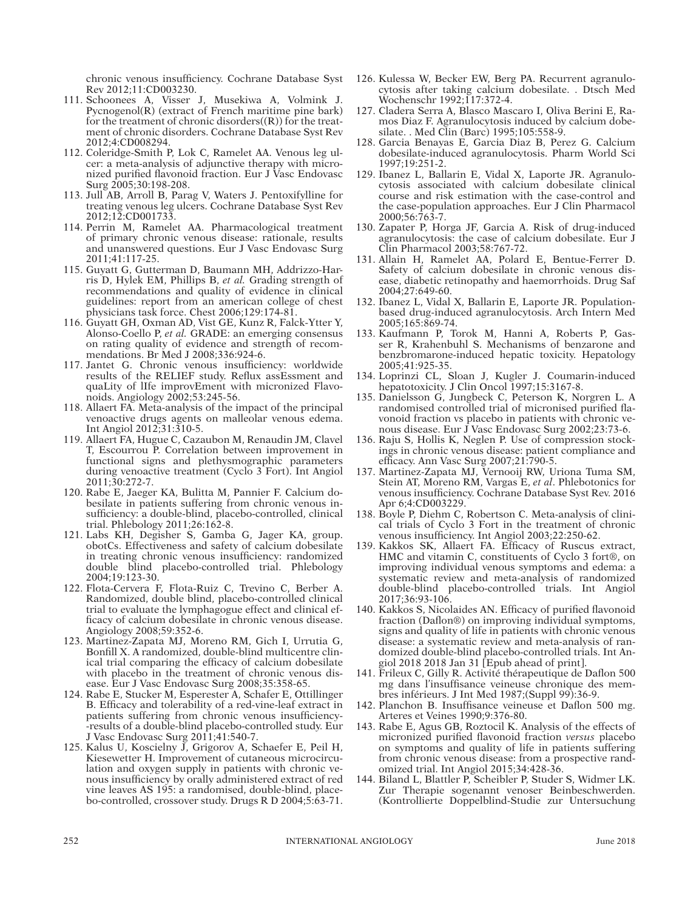chronic venous insufficiency. Cochrane Database Syst Rev 2012;11:CD003230.

111. Schoonees A, Visser J, Musekiwa A, Volmink J. Pycnogenol(R) (extract of French maritime pine bark) for the treatment of chronic disorders((R)) for the treatment of chronic disorders. Cochrane Database Syst Rev 2012;4:CD008294.
112. Coleridge-Smith P, Lok C, Ramelet AA. Venous leg ulcer: a meta-analysis of adjunctive therapy with micronized purified flavonoid fraction. Eur J Vasc Endovasc Surg 2005;30:198-208.
113. Jull AB, Arroll B, Parag V, Waters J. Pentoxifylline for treating venous leg ulcers. Cochrane Database Syst Rev 2012;12:CD001733.
114. Perrin M, Ramelet AA. Pharmacological treatment of primary chronic venous disease: rationale, results and unanswered questions. Eur J Vasc Endovasc Surg 2011;41:117-25.
115. Guyatt G, Gutterman D, Baumann MH, Addrizzo-Harris D, Hylek EM, Phillips B, *et al.* Grading strength of recommendations and quality of evidence in clinical guidelines: report from an american college of chest physicians task force. Chest 2006;129:174-81.
116. Guyatt GH, Oxman AD, Vist GE, Kunz R, Falck-Ytter Y, Alonso-Coello P, *et al.* GRADE: an emerging consensus on rating quality of evidence and strength of recommendations. Br Med J 2008;336:924-6.
117. Jantet G. Chronic venous insufficiency: worldwide results of the RELIEF study. Reflux assEssment and quaLity of lIfe improvEment with micronized Flavonoids. Angiology 2002;53:245-56.
118. Allaert FA. Meta-analysis of the impact of the principal venoactive drugs agents on malleolar venous edema. Int Angiol 2012;31:310-5.
119. Allaert FA, Hugue C, Cazaubon M, Renaudin JM, Clavel T, Escourrou P. Correlation between improvement in functional signs and plethysmographic parameters during venoactive treatment (Cyclo 3 Fort). Int Angiol 2011;30:272-7.
120. Rabe E, Jaeger KA, Bulitta M, Pannier F. Calcium dobesilate in patients suffering from chronic venous insufficiency: a double-blind, placebo-controlled, clinical trial. Phlebology 2011;26:162-8.
121. Labs KH, Degisher S, Gamba G, Jager KA, group. obotCs. Effectiveness and safety of calcium dobesilate in treating chronic venous insufficiency: randomized double blind placebo-controlled trial. Phlebology 2004;19:123-30.
122. Flota-Cervera F, Flota-Ruiz C, Trevino C, Berber A. Randomized, double blind, placebo-controlled clinical trial to evaluate the lymphagogue effect and clinical efficacy of calcium dobesilate in chronic venous disease. Angiology 2008;59:352-6.
123. Martinez-Zapata MJ, Moreno RM, Gich I, Urrutia G, Bonfill X. A randomized, double-blind multicentre clinical trial comparing the efficacy of calcium dobesilate with placebo in the treatment of chronic venous disease. Eur J Vasc Endovasc Surg 2008;35:358-65.
124. Rabe E, Stucker M, Esperester A, Schafer E, Ottillinger B. Efficacy and tolerability of a red-vine-leaf extract in patients suffering from chronic venous insufficiency--results of a double-blind placebo-controlled study. Eur J Vasc Endovasc Surg 2011;41:540-7.
125. Kalus U, Koscielny J, Grigorov A, Schaefer E, Peil H, Kiesewetter H. Improvement of cutaneous microcirculation and oxygen supply in patients with chronic venous insufficiency by orally administered extract of red vine leaves AS 195: a randomised, double-blind, placebo-controlled, crossover study. Drugs R D 2004;5:63-71.
126. Kulessa W, Becker EW, Berg PA. Recurrent agranulocytosis after taking calcium dobesilate. . Dtsch Med Wochenschr 1992;117:372-4.
127. Cladera Serra A, Blasco Mascaro I, Oliva Berini E, Ramos Diaz F. Agranulocytosis induced by calcium dobesilate. . Med Clin (Barc) 1995;105:558-9.
128. Garcia Benayas E, Garcia Diaz B, Perez G. Calcium dobesilate-induced agranulocytosis. Pharm World Sci 1997;19:251-2.
129. Ibanez L, Ballarin E, Vidal X, Laporte JR. Agranulocytosis associated with calcium dobesilate clinical course and risk estimation with the case-control and the case-population approaches. Eur J Clin Pharmacol 2000;56:763-7.
130. Zapater P, Horga JF, Garcia A. Risk of drug-induced agranulocytosis: the case of calcium dobesilate. Eur J Clin Pharmacol 2003;58:767-72.
131. Allain H, Ramelet AA, Polard E, Bentue-Ferrer D. Safety of calcium dobesilate in chronic venous disease, diabetic retinopathy and haemorrhoids. Drug Saf 2004;27:649-60.
132. Ibanez L, Vidal X, Ballarin E, Laporte JR. Population-based drug-induced agranulocytosis. Arch Intern Med 2005;165:869-74.
133. Kaufmann P, Torok M, Hanni A, Roberts P, Gasser R, Krahenbuhl S. Mechanisms of benzarone and benzbromarone-induced hepatic toxicity. Hepatology 2005;41:925-35.
134. Loprinzi CL, Sloan J, Kugler J. Coumarin-induced hepatotoxicity. J Clin Oncol 1997;15:3167-8.
135. Danielsson G, Jungbeck C, Peterson K, Norgren L. A randomised controlled trial of micronised purified flavonoid fraction vs placebo in patients with chronic venous disease. Eur J Vasc Endovasc Surg 2002;23:73-6.
136. Raju S, Hollis K, Neglen P. Use of compression stockings in chronic venous disease: patient compliance and efficacy. Ann Vasc Surg 2007;21:790-5.
137. Martinez-Zapata MJ, Vernooij RW, Uriona Tuma SM, Stein AT, Moreno RM, Vargas E, *et al*. Phlebotonics for venous insufficiency. Cochrane Database Syst Rev. 2016 Apr 6;4:CD003229.
138. Boyle P, Diehm C, Robertson C. Meta-analysis of clinical trials of Cyclo 3 Fort in the treatment of chronic venous insufficiency. Int Angiol 2003;22:250-62.
139. Kakkos SK, Allaert FA. Efficacy of Ruscus extract, HMC and vitamin C, constituents of Cyclo 3 fort®, on improving individual venous symptoms and edema: a systematic review and meta-analysis of randomized double-blind placebo-controlled trials. Int Angiol 2017;36:93-106.
140. Kakkos S, Nicolaides AN. Efficacy of purified flavonoid fraction (Daflon®) on improving individual symptoms, signs and quality of life in patients with chronic venous disease: a systematic review and meta-analysis of randomized double-blind placebo-controlled trials. Int Angiol 2018 2018 Jan 31 [Epub ahead of print].
141. Frileux C, Gilly R. Activité thérapeutique de Daflon 500 mg dans l'insuffisance veineuse chronique des membres inférieurs. J Int Med 1987;(Suppl 99):36-9.
142. Planchon B. Insuffisance veineuse et Daflon 500 mg. Arteres et Veines 1990;9:376-80.
143. Rabe E, Agus GB, Roztocil K. Analysis of the effects of micronized purified flavonoid fraction *versus* placebo on symptoms and quality of life in patients suffering from chronic venous disease: from a prospective randomized trial. Int Angiol 2015;34:428-36.
144. Biland L, Blattler P, Scheibler P, Studer S, Widmer LK. Zur Therapie sogenannt venoser Beinbeschwerden. (Kontrollierte Doppelblind-Studie zur Untersuchung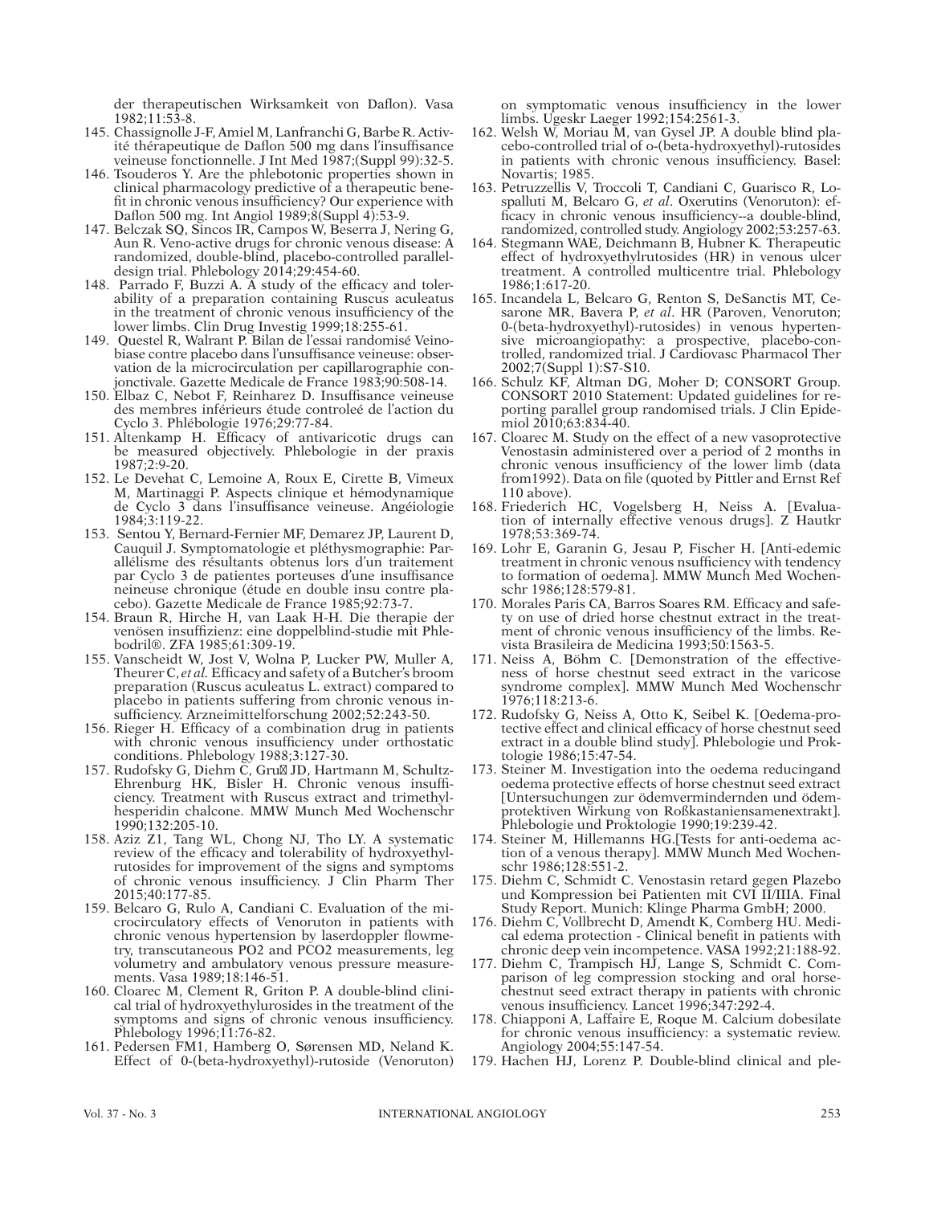der therapeutischen Wirksamkeit von Daflon). Vasa 1982;11:53-8.

145. Chassignolle J-F, Amiel M, Lanfranchi G, Barbe R. Activité thérapeutique de Daflon 500 mg dans l'insuffisance veineuse fonctionnelle. J Int Med 1987;(Suppl 99):32-5.
146. Tsouderos Y. Are the phlebotonic properties shown in clinical pharmacology predictive of a therapeutic benefit in chronic venous insufficiency? Our experience with Daflon 500 mg. Int Angiol 1989;8(Suppl 4):53-9.
147. Belczak SQ, Sincos IR, Campos W, Beserra J, Nering G, Aun R. Veno-active drugs for chronic venous disease: A randomized, double-blind, placebo-controlled parallel-design trial. Phlebology 2014;29:454-60.
148. Parrado F, Buzzi A. A study of the efficacy and tolerability of a preparation containing Ruscus aculeatus in the treatment of chronic venous insufficiency of the lower limbs. Clin Drug Investig 1999;18:255-61.
149. Questel R, Walrant P. Bilan de l'essai randomisé Veinobiase contre placebo dans l'unsuffisance veineuse: observation de la microcirculation per capillarographie conjonctivale. Gazette Medicale de France 1983;90:508-14.
150. Elbaz C, Nebot F, Reinharez D. Insuffisance veineuse des membres inférieurs étude controleé de l'action du Cyclo 3. Phlébologie 1976;29:77-84.
151. Altenkamp H. Efficacy of antivaricotic drugs can be measured objectively. Phlebologie in der praxis 1987;2:9-20.
152. Le Devehat C, Lemoine A, Roux E, Cirette B, Vimeux M, Martinaggi P. Aspects clinique et hémodynamique de Cyclo 3 dans l'insuffisance veineuse. Angéiologie 1984;3:119-22.
153. Sentou Y, Bernard-Fernier MF, Demarez JP, Laurent D, Cauquil J. Symptomatologie et pléthysmographie: Parallélisme des résultants obtenus lors d'un traitement par Cyclo 3 de patientes porteuses d'une insuffisance neineuse chronique (étude en double insu contre placebo). Gazette Medicale de France 1985;92:73-7.
154. Braun R, Hirche H, van Laak H-H. Die therapie der venösen insuffizienz: eine doppelblind-studie mit Phlebodril®. ZFA 1985;61:309-19.
155. Vanscheidt W, Jost V, Wolna P, Lucker PW, Muller A, Theurer C, *et al*. Efficacy and safety of a Butcher's broom preparation (Ruscus aculeatus L. extract) compared to placebo in patients suffering from chronic venous insufficiency. Arzneimittelforschung 2002;52:243-50.
156. Rieger H. Efficacy of a combination drug in patients with chronic venous insufficiency under orthostatic conditions. Phlebology 1988;3:127-30.
157. Rudofsky G, Diehm C, Gru JD, Hartmann M, Schultz-Ehrenburg HK, Bisler H. Chronic venous insufficiency. Treatment with Ruscus extract and trimethylhesperidin chalcone. MMW Munch Med Wochenschr 1990;132:205-10.
158. Aziz Z1, Tang WL, Chong NJ, Tho LY. A systematic review of the efficacy and tolerability of hydroxyethylrutosides for improvement of the signs and symptoms of chronic venous insufficiency. J Clin Pharm Ther 2015;40:177-85.
159. Belcaro G, Rulo A, Candiani C. Evaluation of the microcirculatory effects of Venoruton in patients with chronic venous hypertension by laserdoppler flowmetry, transcutaneous PO2 and PCO2 measurements, leg volumetry and ambulatory venous pressure measurements. Vasa 1989;18:146-51.
160. Cloarec M, Clement R, Griton P. A double-blind clinical trial of hydroxyethylurosides in the treatment of the symptoms and signs of chronic venous insufficiency. Phlebology 1996;11:76-82.
161. Pedersen FM1, Hamberg O, Sørensen MD, Neland K. Effect of 0-(beta-hydroxyethyl)-rutoside (Venoruton) on symptomatic venous insufficiency in the lower limbs. Ugeskr Laeger 1992;154:2561-3.
162. Welsh W, Moriau M, van Gysel JP. A double blind placebo-controlled trial of o-(beta-hydroxyethyl)-rutosides in patients with chronic venous insufficiency. Basel: Novartis; 1985.
163. Petruzzellis V, Troccoli T, Candiani C, Guarisco R, Lospalluti M, Belcaro G, *et al*. Oxerutins (Venoruton): efficacy in chronic venous insufficiency--a double-blind, randomized, controlled study. Angiology 2002;53:257-63.
164. Stegmann WAE, Deichmann B, Hubner K. Therapeutic effect of hydroxyethylrutosides (HR) in venous ulcer treatment. A controlled multicentre trial. Phlebology 1986;1:617-20.
165. Incandela L, Belcaro G, Renton S, DeSanctis MT, Cesarone MR, Bavera P, *et al*. HR (Paroven, Venoruton; 0-(beta-hydroxyethyl)-rutosides) in venous hypertensive microangiopathy: a prospective, placebo-controlled, randomized trial. J Cardiovasc Pharmacol Ther 2002;7(Suppl 1):S7-S10.
166. Schulz KF, Altman DG, Moher D; CONSORT Group. CONSORT 2010 Statement: Updated guidelines for reporting parallel group randomised trials. J Clin Epidemiol 2010;63:834-40.
167. Cloarec M. Study on the effect of a new vasoprotective Venostasin administered over a period of 2 months in chronic venous insufficiency of the lower limb (data from1992). Data on file (quoted by Pittler and Ernst Ref 110 above).
168. Friederich HC, Vogelsberg H, Neiss A. [Evaluation of internally effective venous drugs]. Z Hautkr 1978;53:369-74.
169. Lohr E, Garanin G, Jesau P, Fischer H. [Anti-edemic treatment in chronic venous nsufficiency with tendency to formation of oedema]. MMW Munch Med Wochenschr 1986;128:579-81.
170. Morales Paris CA, Barros Soares RM. Efficacy and safety on use of dried horse chestnut extract in the treatment of chronic venous insufficiency of the limbs. Revista Brasileira de Medicina 1993;50:1563-5.
171. Neiss A, Böhm C. [Demonstration of the effectiveness of horse chestnut seed extract in the varicose syndrome complex]. MMW Munch Med Wochenschr 1976;118:213-6.
172. Rudofsky G, Neiss A, Otto K, Seibel K. [Oedema-protective effect and clinical efficacy of horse chestnut seed extract in a double blind study]. Phlebologie und Proktologie 1986;15:47-54.
173. Steiner M. Investigation into the oedema reducingand oedema protective effects of horse chestnut seed extract [Untersuchungen zur ödemvermindernden und ödemprotektiven Wirkung von Roßkastaniensamenextrakt]. Phlebologie und Proktologie 1990;19:239-42.
174. Steiner M, Hillemanns HG.[Tests for anti-oedema action of a venous therapy]. MMW Munch Med Wochenschr 1986;128:551-2.
175. Diehm C, Schmidt C. Venostasin retard gegen Plazebo und Kompression bei Patienten mit CVI II/IIIA. Final Study Report. Munich: Klinge Pharma GmbH; 2000.
176. Diehm C, Vollbrecht D, Amendt K, Comberg HU. Medical edema protection - Clinical benefit in patients with chronic deep vein incompetence. VASA 1992;21:188-92.
177. Diehm C, Trampisch HJ, Lange S, Schmidt C. Comparison of leg compression stocking and oral horse-chestnut seed extract therapy in patients with chronic venous insufficiency. Lancet 1996;347:292-4.
178. Chiapponi A, Laffaire E, Roque M. Calcium dobesilate for chronic venous insufficiency: a systematic review. Angiology 2004;55:147-54.
179. Hachen HJ, Lorenz P. Double-blind clinical and ple-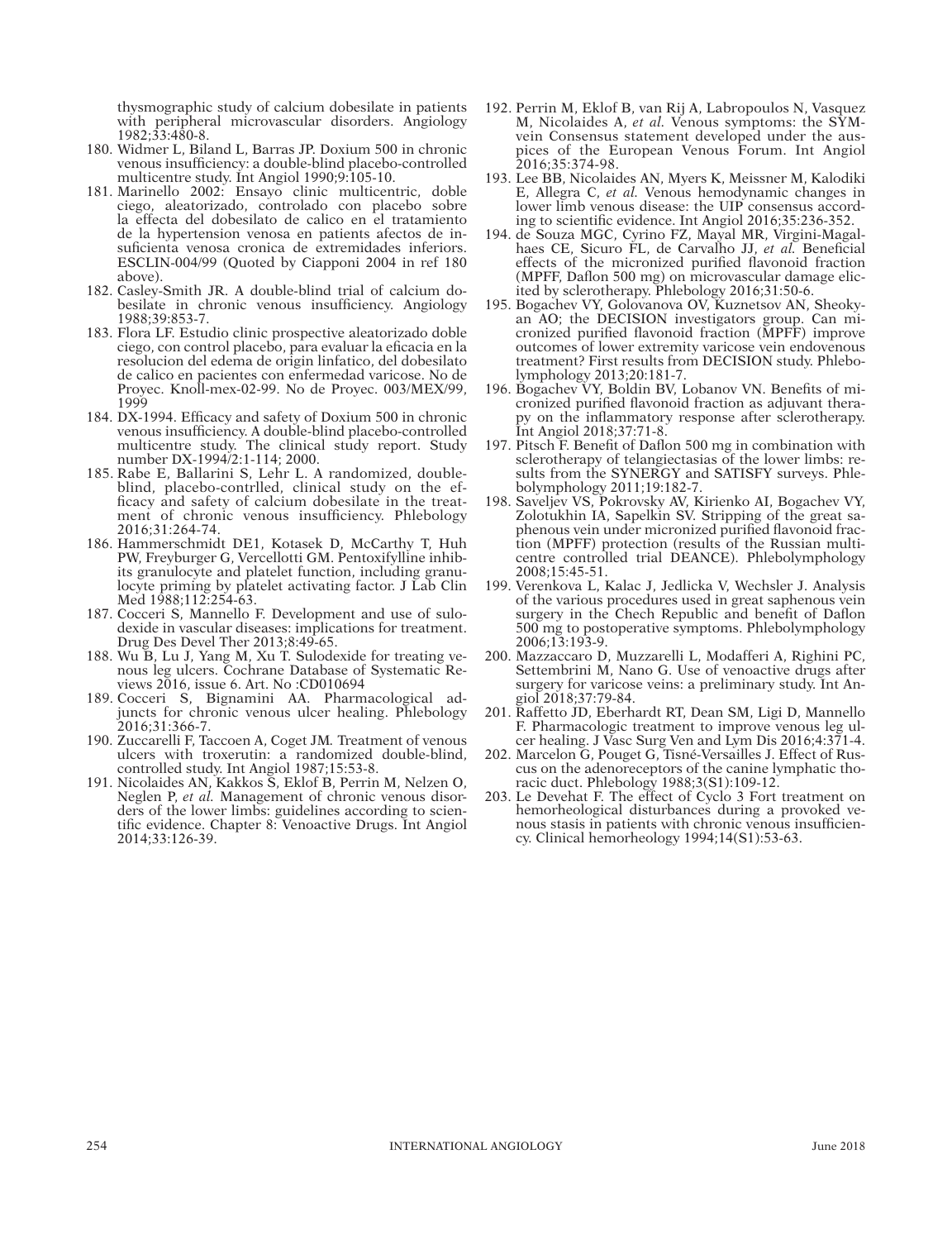thysmographic study of calcium dobesilate in patients with peripheral microvascular disorders. Angiology 1982;33:480-8.

180. Widmer L, Biland L, Barras JP. Doxium 500 in chronic venous insufficiency: a double-blind placebo-controlled multicentre study. Int Angiol 1990;9:105-10.
181. Marinello 2002: Ensayo clinic multicentric, doble ciego, aleatorizado, controlado con placebo sobre la effecta del dobesilato de calico en el tratamiento de la hypertension venosa en patients afectos de insuficienta venosa cronica de extremidades inferiors. ESCLIN-004/99 (Quoted by Ciapponi 2004 in ref 180 above).
182. Casley-Smith JR. A double-blind trial of calcium dobesilate in chronic venous insufficiency. Angiology 1988;39:853-7.
183. Flora LF. Estudio clinic prospective aleatorizado doble ciego, con control placebo, para evaluar la eficacia en la resolucion del edema de origin linfatico, del dobesilato de calico en pacientes con enfermedad varicose. No de Proyec. Knoll-mex-02-99. No de Proyec. 003/MEX/99, 1999
184. DX-1994. Efficacy and safety of Doxium 500 in chronic venous insufficiency. A double-blind placebo-controlled multicentre study. The clinical study report. Study number DX-1994/2:1-114; 2000.
185. Rabe E, Ballarini S, Lehr L. A randomized, double-blind, placebo-contrlled, clinical study on the efficacy and safety of calcium dobesilate in the treatment of chronic venous insufficiency. Phlebology 2016;31:264-74.
186. Hammerschmidt DE1, Kotasek D, McCarthy T, Huh PW, Freyburger G, Vercellotti GM. Pentoxifylline inhibits granulocyte and platelet function, including granulocyte priming by platelet activating factor. J Lab Clin Med 1988;112:254-63.
187. Cocceri S, Mannello F. Development and use of sulodexide in vascular diseases: implications for treatment. Drug Des Devel Ther 2013;8:49-65.
188. Wu B, Lu J, Yang M, Xu T. Sulodexide for treating venous leg ulcers. Cochrane Database of Systematic Reviews 2016, issue 6. Art. No :CD010694
189. Cocceri S, Bignamini AA. Pharmacological adjuncts for chronic venous ulcer healing. Phlebology 2016;31:366-7.
190. Zuccarelli F, Taccoen A, Coget JM. Treatment of venous ulcers with troxerutin: a randomized double-blind, controlled study. Int Angiol 1987;15:53-8.
191. Nicolaides AN, Kakkos S, Eklof B, Perrin M, Nelzen O, Neglen P, *et al.* Management of chronic venous disorders of the lower limbs: guidelines according to scientific evidence. Chapter 8: Venoactive Drugs. Int Angiol 2014;33:126-39.
192. Perrin M, Eklof B, van Rij A, Labropoulos N, Vasquez M, Nicolaides A, *et al.* Venous symptoms: the SYM-vein Consensus statement developed under the auspices of the European Venous Forum. Int Angiol 2016;35:374-98.
193. Lee BB, Nicolaides AN, Myers K, Meissner M, Kalodiki E, Allegra C, *et al.* Venous hemodynamic changes in lower limb venous disease: the UIP consensus according to scientific evidence. Int Angiol 2016;35:236-352.
194. de Souza MGC, Cyrino FZ, Mayal MR, Virgini-Magalhaes CE, Sicuro FL, de Carvalho JJ, *et al.* Beneficial effects of the micronized purified flavonoid fraction (MPFF, Daflon 500 mg) on microvascular damage elicited by sclerotherapy. Phlebology 2016;31:50-6.
195. Bogachev VY, Golovanova OV, Kuznetsov AN, Sheokyan AO; the DECISION investigators group. Can micronized purified flavonoid fraction (MPFF) improve outcomes of lower extremity varicose vein endovenous treatment? First results from DECISION study. Phlebolymphology 2013;20:181-7.
196. Bogachev VY, Boldin BV, Lobanov VN. Benefits of micronized purified flavonoid fraction as adjuvant therapy on the inflammatory response after sclerotherapy. Int Angiol 2018;37:71-8.
197. Pitsch F. Benefit of Daflon 500 mg in combination with sclerotherapy of telangiectasias of the lower limbs: results from the SYNERGY and SATISFY surveys. Phlebolymphology 2011;19:182-7.
198. Saveljev VS, Pokrovsky AV, Kirienko AI, Bogachev VY, Zolotukhin IA, Sapelkin SV. Stripping of the great saphenous vein under micronized purified flavonoid fraction (MPFF) protection (results of the Russian multicentre controlled trial DEANCE). Phlebolymphology 2008;15:45-51.
199. Verenkova L, Kalac J, Jedlicka V, Wechsler J. Analysis of the various procedures used in great saphenous vein surgery in the Chech Republic and benefit of Daflon 500 mg to postoperative symptoms. Phlebolymphology 2006;13:193-9.
200. Mazzaccaro D, Muzzarelli L, Modafferi A, Righini PC, Settembrini M, Nano G. Use of venoactive drugs after surgery for varicose veins: a preliminary study. Int Angiol 2018;37:79-84.
201. Raffetto JD, Eberhardt RT, Dean SM, Ligi D, Mannello F. Pharmacologic treatment to improve venous leg ulcer healing. J Vasc Surg Ven and Lym Dis 2016;4:371-4.
202. Marcelon G, Pouget G, Tisné-Versailles J. Effect of Ruscus on the adenoreceptors of the canine lymphatic thoracic duct. Phlebology 1988;3(S1):109-12.
203. Le Devehat F. The effect of Cyclo 3 Fort treatment on hemorheological disturbances during a provoked venous stasis in patients with chronic venous insufficiency. Clinical hemorheology 1994;14(S1):53-63.